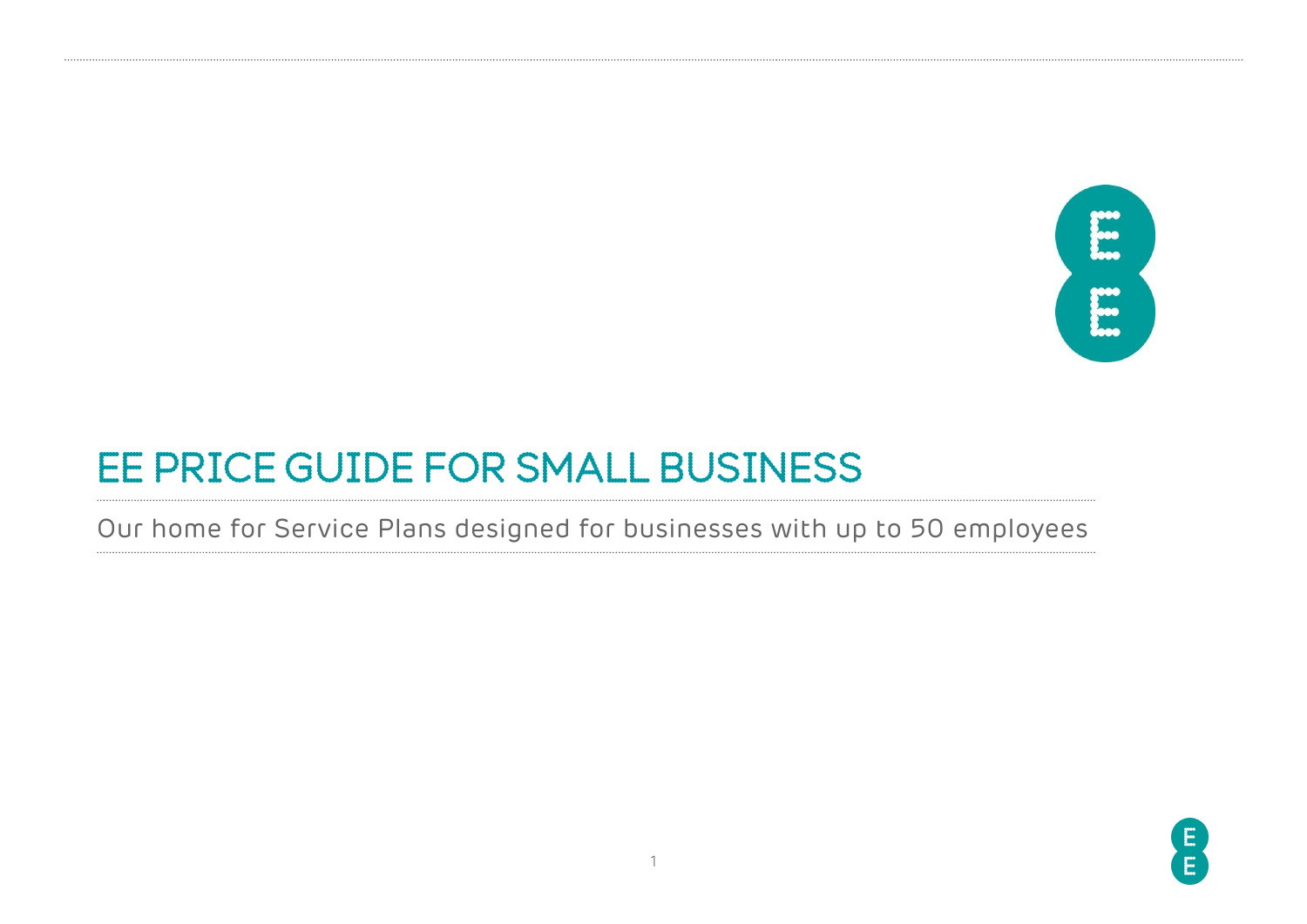# EE PRICE GUIDE FOR SMALL BUSINESS

Our home for Service Plans designed for businesses with up to 50 employees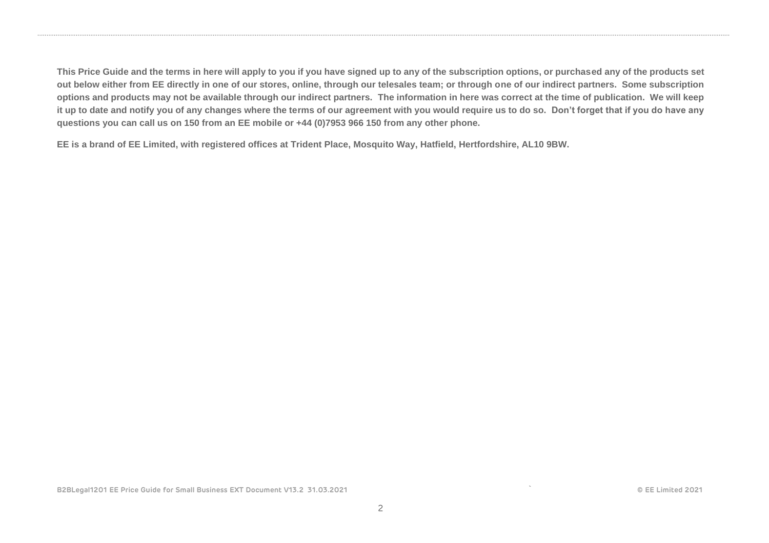**This Price Guide and the terms in here will apply to you if you have signed up to any of the subscription options, or purchased any of the products set out below either from EE directly in one of our stores, online, through our telesales team; or through one of our indirect partners. Some subscription options and products may not be available through our indirect partners. The information in here was correct at the time of publication. We will keep it up to date and notify you of any changes where the terms of our agreement with you would require us to do so. Don't forget that if you do have any questions you can call us on 150 from an EE mobile or +44 (0)7953 966 150 from any other phone.**

**EE is a brand of EE Limited, with registered offices at Trident Place, Mosquito Way, Hatfield, Hertfordshire, AL10 9BW.**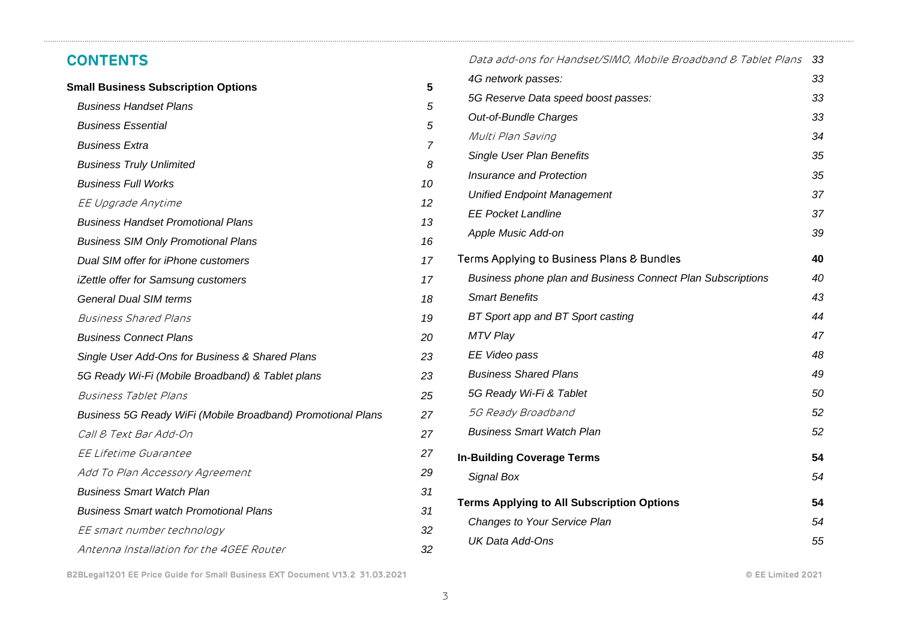## CONTENTS

| | |
|---|---|
| **Small Business Subscription Options** | **5** |
| *Business Handset Plans* | *5* |
| *Business Essential* | *5* |
| *Business Extra* | *7* |
| *Business Truly Unlimited* | *8* |
| *Business Full Works* | *10* |
| *EE Upgrade Anytime* | *12* |
| *Business Handset Promotional Plans* | *13* |
| *Business SIM Only Promotional Plans* | *16* |
| *Dual SIM offer for iPhone customers* | *17* |
| *iZettle offer for Samsung customers* | *17* |
| *General Dual SIM terms* | *18* |
| *Business Shared Plans* | *19* |
| *Business Connect Plans* | *20* |
| *Single User Add-Ons for Business & Shared Plans* | *23* |
| *5G Ready Wi-Fi (Mobile Broadband) & Tablet plans* | *23* |
| *Business Tablet Plans* | *25* |
| *Business 5G Ready WiFi (Mobile Broadband) Promotional Plans* | *27* |
| *Call & Text Bar Add-On* | *27* |
| *EE Lifetime Guarantee* | *27* |
| *Add To Plan Accessory Agreement* | *29* |
| *Business Smart Watch Plan* | *31* |
| *Business Smart watch Promotional Plans* | *31* |
| *EE smart number technology* | *32* |
| *Antenna Installation for the 4GEE Router* | *32* |
| *Data add-ons for Handset/SIMO, Mobile Broadband & Tablet Plans* | *33* |
| *4G network passes:* | *33* |
| *5G Reserve Data speed boost passes:* | *33* |
| *Out-of-Bundle Charges* | *33* |
| *Multi Plan Saving* | *34* |
| *Single User Plan Benefits* | *35* |
| *Insurance and Protection* | *35* |
| *Unified Endpoint Management* | *37* |
| *EE Pocket Landline* | *37* |
| *Apple Music Add-on* | *39* |
| Terms Applying to Business Plans & Bundles | **40** |
| *Business phone plan and Business Connect Plan Subscriptions* | *40* |
| *Smart Benefits* | *43* |
| *BT Sport app and BT Sport casting* | *44* |
| *MTV Play* | *47* |
| *EE Video pass* | *48* |
| *Business Shared Plans* | *49* |
| *5G Ready Wi-Fi & Tablet* | *50* |
| *5G Ready Broadband* | *52* |
| *Business Smart Watch Plan* | *52* |
| **In-Building Coverage Terms** | **54** |
| *Signal Box* | *54* |
| **Terms Applying to All Subscription Options** | **54** |
| *Changes to Your Service Plan* | *54* |
| *UK Data Add-Ons* | *55* |

B2BLegal1201 EE Price Guide for Small Business EXT Document V13.2 31.03.2021

© EE Limited 2021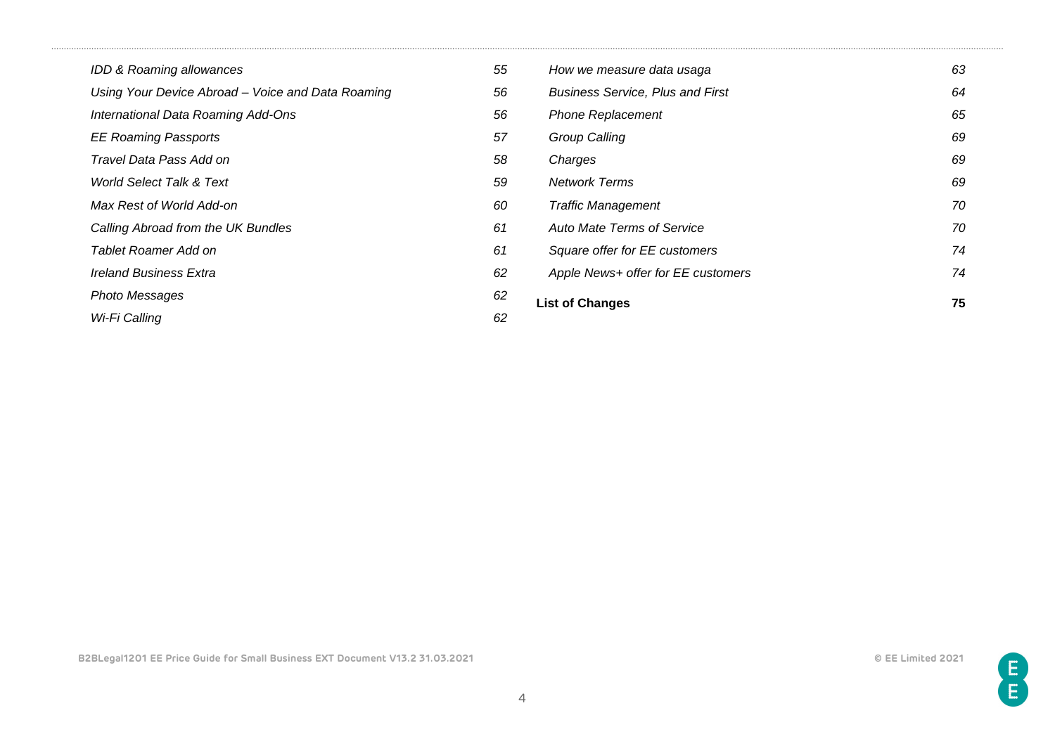*IDD & Roaming allowances* 55

*Using Your Device Abroad – Voice and Data Roaming* 56

*International Data Roaming Add-Ons* 56

*EE Roaming Passports* 57

*Travel Data Pass Add on* 58

*World Select Talk & Text* 59

*Max Rest of World Add-on* 60

*Calling Abroad from the UK Bundles* 61

*Tablet Roamer Add on* 61

*Ireland Business Extra* 62

*Photo Messages* 62

*Wi-Fi Calling* 62

*How we measure data usaga* 63

*Business Service, Plus and First* 64

*Phone Replacement* 65

*Group Calling* 69

*Charges* 69

*Network Terms* 69

*Traffic Management* 70

*Auto Mate Terms of Service* 70

*Square offer for EE customers* 74

*Apple News+ offer for EE customers* 74

**List of Changes** **75**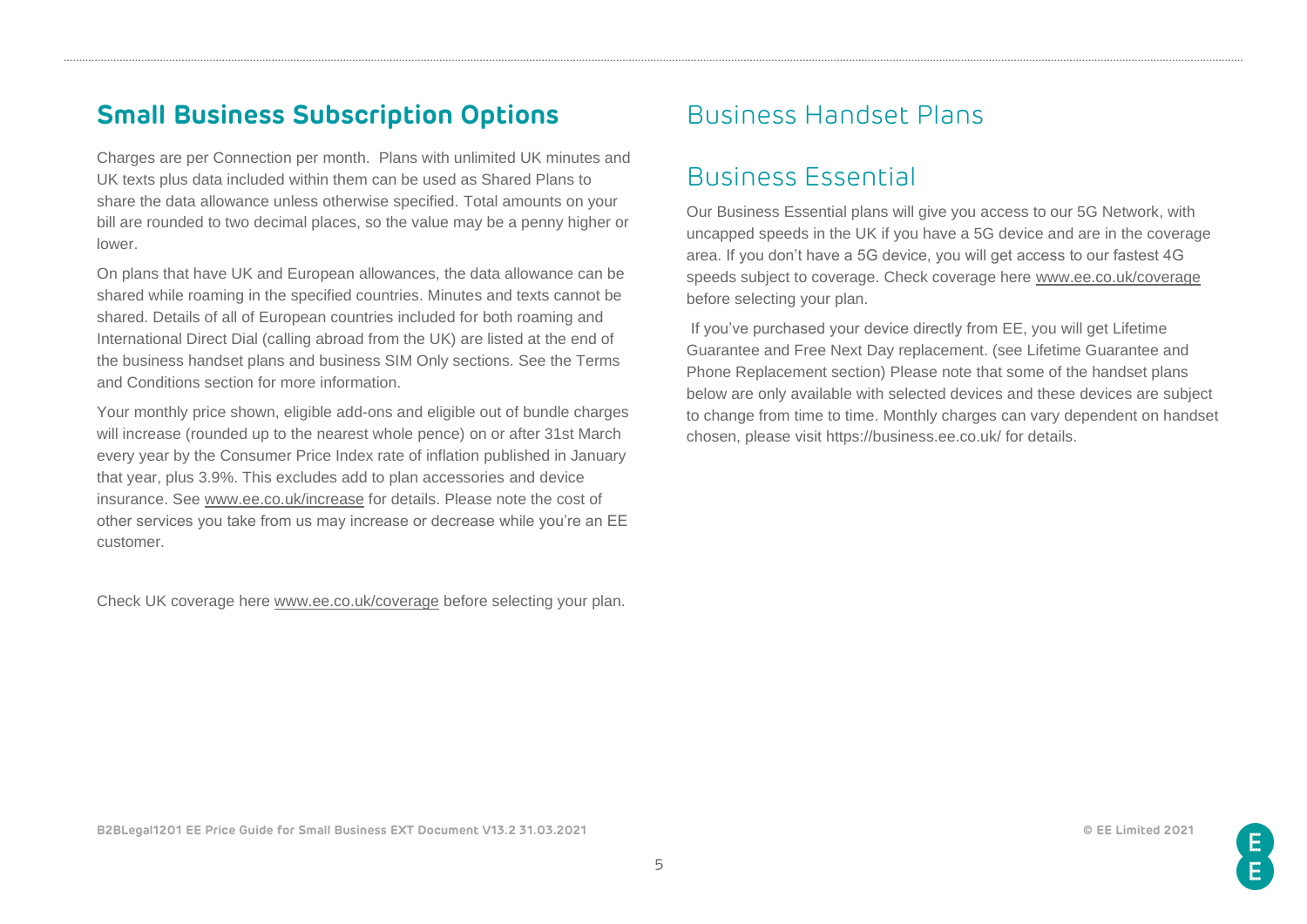## Small Business Subscription Options

Charges are per Connection per month. Plans with unlimited UK minutes and UK texts plus data included within them can be used as Shared Plans to share the data allowance unless otherwise specified. Total amounts on your bill are rounded to two decimal places, so the value may be a penny higher or lower.

On plans that have UK and European allowances, the data allowance can be shared while roaming in the specified countries. Minutes and texts cannot be shared. Details of all of European countries included for both roaming and International Direct Dial (calling abroad from the UK) are listed at the end of the business handset plans and business SIM Only sections. See the Terms and Conditions section for more information.

Your monthly price shown, eligible add-ons and eligible out of bundle charges will increase (rounded up to the nearest whole pence) on or after 31st March every year by the Consumer Price Index rate of inflation published in January that year, plus 3.9%. This excludes add to plan accessories and device insurance. See www.ee.co.uk/increase for details. Please note the cost of other services you take from us may increase or decrease while you're an EE customer.

Check UK coverage here www.ee.co.uk/coverage before selecting your plan.

## Business Handset Plans

## Business Essential

Our Business Essential plans will give you access to our 5G Network, with uncapped speeds in the UK if you have a 5G device and are in the coverage area. If you don't have a 5G device, you will get access to our fastest 4G speeds subject to coverage. Check coverage here www.ee.co.uk/coverage before selecting your plan.

If you've purchased your device directly from EE, you will get Lifetime Guarantee and Free Next Day replacement. (see Lifetime Guarantee and Phone Replacement section) Please note that some of the handset plans below are only available with selected devices and these devices are subject to change from time to time. Monthly charges can vary dependent on handset chosen, please visit https://business.ee.co.uk/ for details.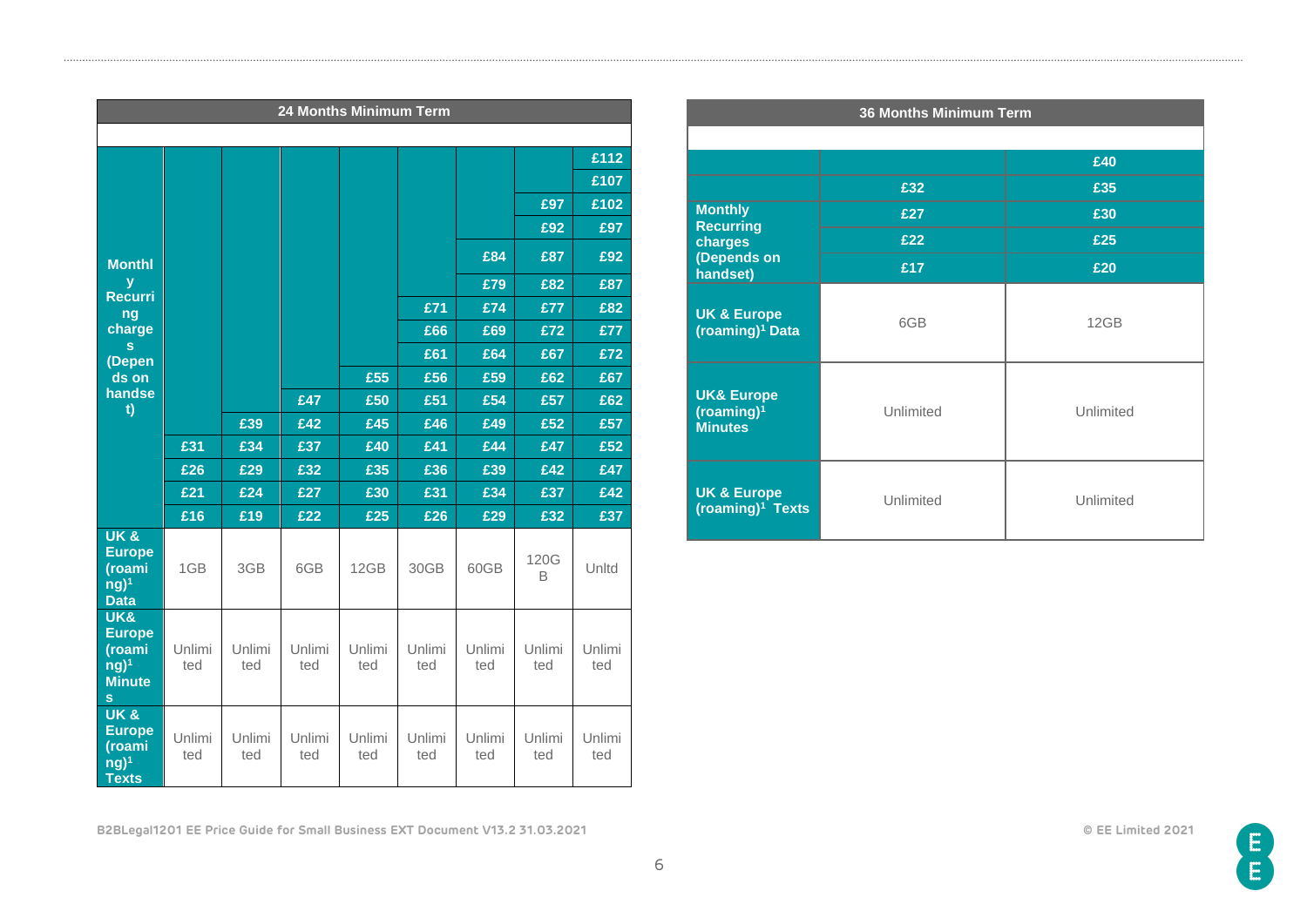## 24 Months Minimum Term

| | | | | | | | | |
|---|---|---|---|---|---|---|---|---|
| Monthly Recurring charges (Depends on handset) | | | | | | | | £112 |
| | | | | | | | | £107 |
| | | | | | | | £97 | £102 |
| | | | | | | | £92 | £97 |
| | | | | | | £84 | £87 | £92 |
| | | | | | | £79 | £82 | £87 |
| | | | | | £71 | £74 | £77 | £82 |
| | | | | | £66 | £69 | £72 | £77 |
| | | | | | £61 | £64 | £67 | £72 |
| | | | | £55 | £56 | £59 | £62 | £67 |
| | | | £47 | £50 | £51 | £54 | £57 | £62 |
| | | £39 | £42 | £45 | £46 | £49 | £52 | £57 |
| | £31 | £34 | £37 | £40 | £41 | £44 | £47 | £52 |
| | £26 | £29 | £32 | £35 | £36 | £39 | £42 | £47 |
| | £21 | £24 | £27 | £30 | £31 | £34 | £37 | £42 |
| | £16 | £19 | £22 | £25 | £26 | £29 | £32 | £37 |
| UK & Europe (roaming)[1] Data | 1GB | 3GB | 6GB | 12GB | 30GB | 60GB | 120GB | Unltd |
| UK& Europe (roaming)[1] Minutes | Unlimited | Unlimited | Unlimited | Unlimited | Unlimited | Unlimited | Unlimited | Unlimited |
| UK & Europe (roaming)[1] Texts | Unlimited | Unlimited | Unlimited | Unlimited | Unlimited | Unlimited | Unlimited | Unlimited |

## 36 Months Minimum Term

| | | |
|---|---|---|
| Monthly Recurring charges (Depends on handset) | | £40 |
| | £32 | £35 |
| | £27 | £30 |
| | £22 | £25 |
| | £17 | £20 |
| UK & Europe (roaming)[1] Data | 6GB | 12GB |
| UK& Europe (roaming)[1] Minutes | Unlimited | Unlimited |
| UK & Europe (roaming)[1] Texts | Unlimited | Unlimited |

B2BLegal1201 EE Price Guide for Small Business EXT Document V13.2 31.03.2021

© EE Limited 2021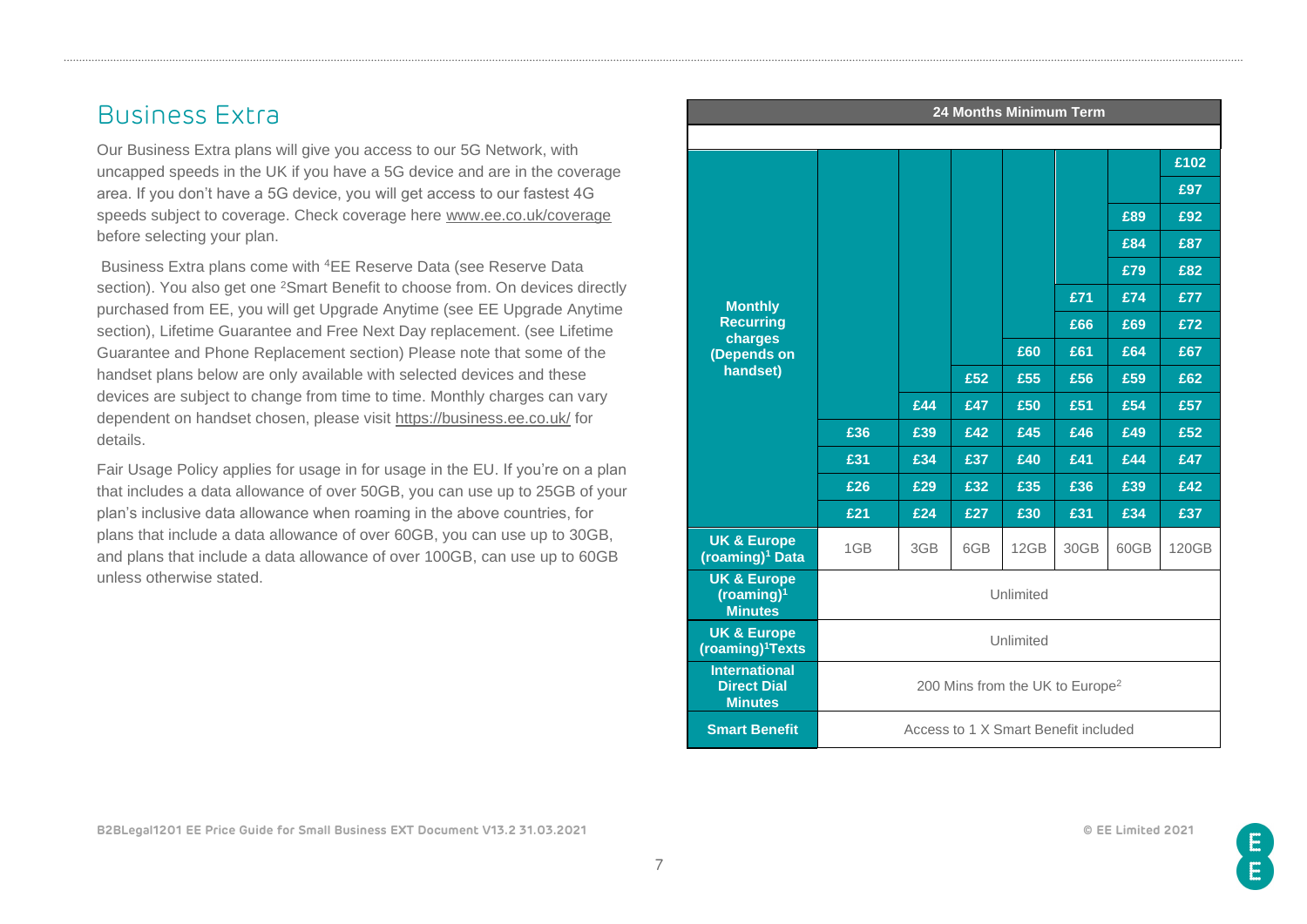# Business Extra

Our Business Extra plans will give you access to our 5G Network, with uncapped speeds in the UK if you have a 5G device and are in the coverage area. If you don't have a 5G device, you will get access to our fastest 4G speeds subject to coverage. Check coverage here www.ee.co.uk/coverage before selecting your plan.

Business Extra plans come with [4]EE Reserve Data (see Reserve Data section). You also get one [2]Smart Benefit to choose from. On devices directly purchased from EE, you will get Upgrade Anytime (see EE Upgrade Anytime section), Lifetime Guarantee and Free Next Day replacement. (see Lifetime Guarantee and Phone Replacement section) Please note that some of the handset plans below are only available with selected devices and these devices are subject to change from time to time. Monthly charges can vary dependent on handset chosen, please visit https://business.ee.co.uk/ for details.

Fair Usage Policy applies for usage in for usage in the EU. If you're on a plan that includes a data allowance of over 50GB, you can use up to 25GB of your plan's inclusive data allowance when roaming in the above countries, for plans that include a data allowance of over 60GB, you can use up to 30GB, and plans that include a data allowance of over 100GB, can use up to 60GB unless otherwise stated.

| 24 Months Minimum Term | | | | | | | |
|---|---|---|---|---|---|---|---|
| Monthly Recurring charges (Depends on handset) | | | | | | | £102 |
| | | | | | | | £97 |
| | | | | | | £89 | £92 |
| | | | | | | £84 | £87 |
| | | | | | | £79 | £82 |
| | | | | | £71 | £74 | £77 |
| | | | | | £66 | £69 | £72 |
| | | | | £60 | £61 | £64 | £67 |
| | | | £52 | £55 | £56 | £59 | £62 |
| | | £44 | £47 | £50 | £51 | £54 | £57 |
| | £36 | £39 | £42 | £45 | £46 | £49 | £52 |
| | £31 | £34 | £37 | £40 | £41 | £44 | £47 |
| | £26 | £29 | £32 | £35 | £36 | £39 | £42 |
| | £21 | £24 | £27 | £30 | £31 | £34 | £37 |
| UK & Europe (roaming)[1] Data | 1GB | 3GB | 6GB | 12GB | 30GB | 60GB | 120GB |
| UK & Europe (roaming)[1] Minutes | Unlimited | | | | | | |
| UK & Europe (roaming)[1] Texts | Unlimited | | | | | | |
| International Direct Dial Minutes | 200 Mins from the UK to Europe[2] | | | | | | |
| Smart Benefit | Access to 1 X Smart Benefit included | | | | | | |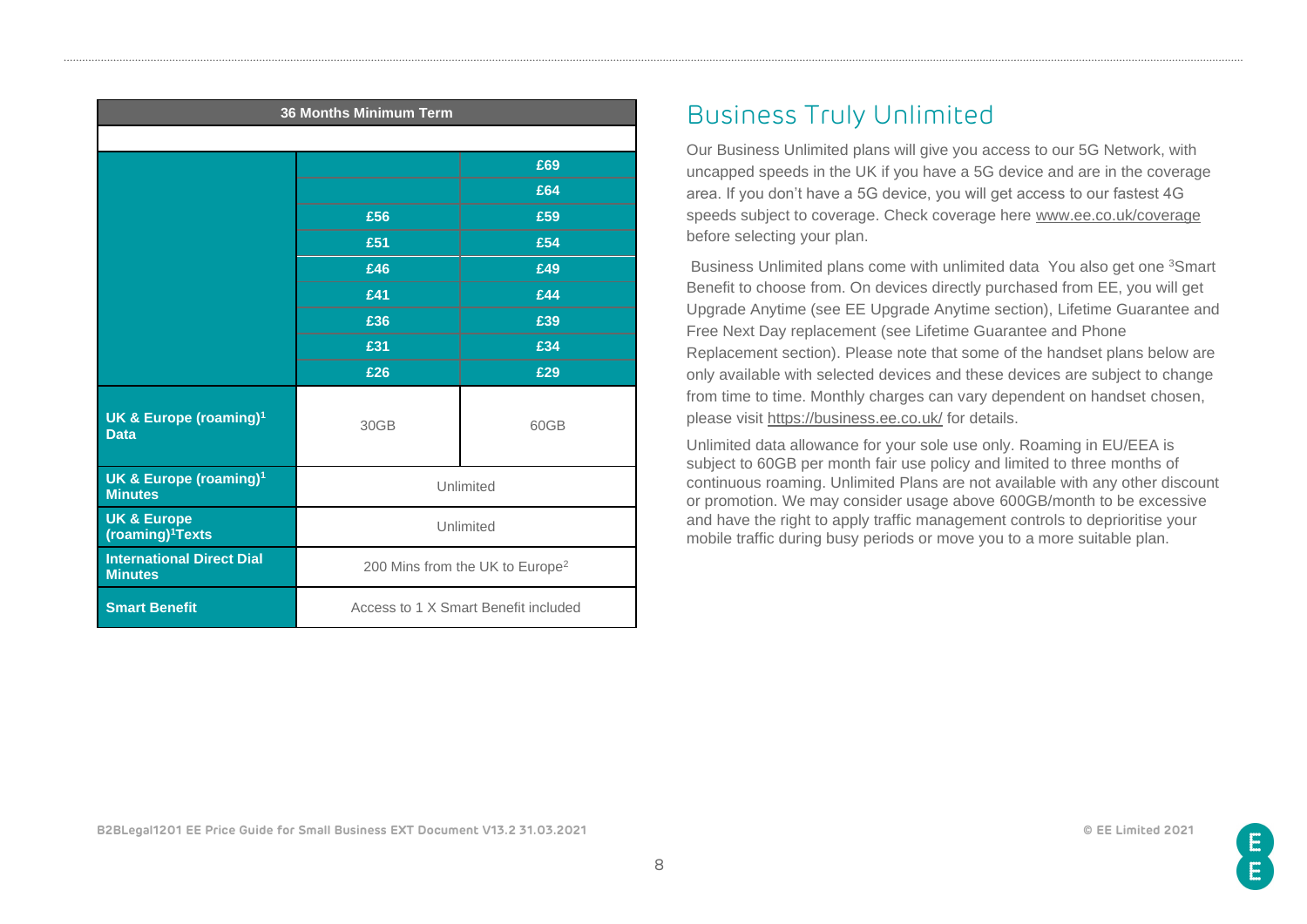| 36 Months Minimum Term | | |
|---|---|---|
| | | |
| | | £69 |
| | | £64 |
| | £56 | £59 |
| | £51 | £54 |
| | £46 | £49 |
| | £41 | £44 |
| | £36 | £39 |
| | £31 | £34 |
| | £26 | £29 |
| **UK & Europe (roaming)[1] Data** | 30GB | 60GB |
| **UK & Europe (roaming)[1] Minutes** | Unlimited | |
| **UK & Europe (roaming)[1] Texts** | Unlimited | |
| **International Direct Dial Minutes** | 200 Mins from the UK to Europe[2] | |
| **Smart Benefit** | Access to 1 X Smart Benefit included | |

## Business Truly Unlimited

Our Business Unlimited plans will give you access to our 5G Network, with uncapped speeds in the UK if you have a 5G device and are in the coverage area. If you don't have a 5G device, you will get access to our fastest 4G speeds subject to coverage. Check coverage here www.ee.co.uk/coverage before selecting your plan.

Business Unlimited plans come with unlimited data You also get one [3]Smart Benefit to choose from. On devices directly purchased from EE, you will get Upgrade Anytime (see EE Upgrade Anytime section), Lifetime Guarantee and Free Next Day replacement (see Lifetime Guarantee and Phone Replacement section). Please note that some of the handset plans below are only available with selected devices and these devices are subject to change from time to time. Monthly charges can vary dependent on handset chosen, please visit https://business.ee.co.uk/ for details.

Unlimited data allowance for your sole use only. Roaming in EU/EEA is subject to 60GB per month fair use policy and limited to three months of continuous roaming. Unlimited Plans are not available with any other discount or promotion. We may consider usage above 600GB/month to be excessive and have the right to apply traffic management controls to deprioritise your mobile traffic during busy periods or move you to a more suitable plan.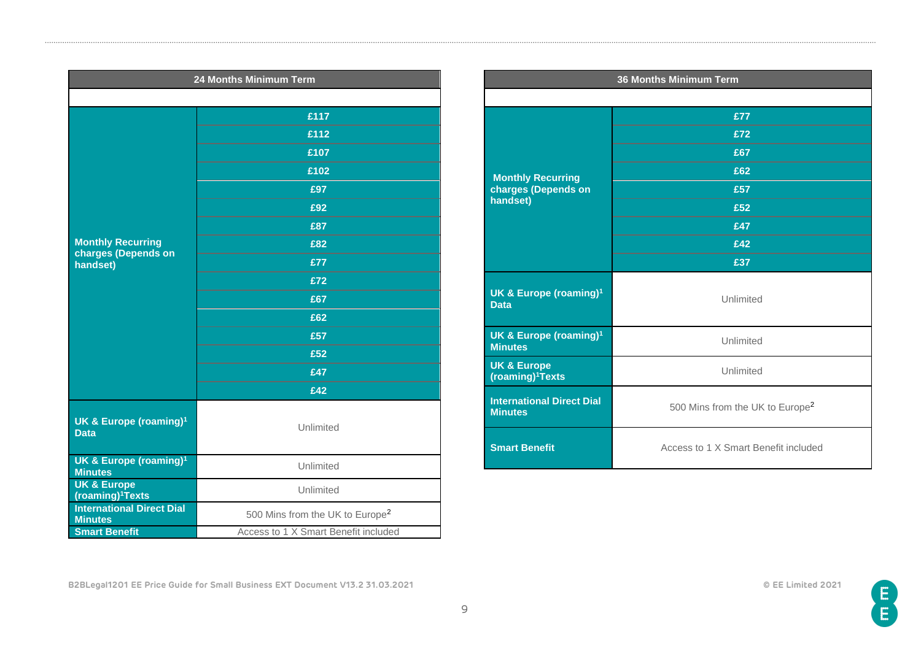| 24 Months Minimum Term | |
|---|---|
| | |
| Monthly Recurring charges (Depends on handset) | £117 |
| | £112 |
| | £107 |
| | £102 |
| | £97 |
| | £92 |
| | £87 |
| | £82 |
| | £77 |
| | £72 |
| | £67 |
| | £62 |
| | £57 |
| | £52 |
| | £47 |
| | £42 |
| UK & Europe (roaming)[1] Data | Unlimited |
| UK & Europe (roaming)[1] Minutes | Unlimited |
| UK & Europe (roaming)[1]Texts | Unlimited |
| International Direct Dial Minutes | 500 Mins from the UK to Europe[2] |
| Smart Benefit | Access to 1 X Smart Benefit included |

| 36 Months Minimum Term | |
|---|---|
| | |
| Monthly Recurring charges (Depends on handset) | £77 |
| | £72 |
| | £67 |
| | £62 |
| | £57 |
| | £52 |
| | £47 |
| | £42 |
| | £37 |
| UK & Europe (roaming)[1] Data | Unlimited |
| UK & Europe (roaming)[1] Minutes | Unlimited |
| UK & Europe (roaming)[1]Texts | Unlimited |
| International Direct Dial Minutes | 500 Mins from the UK to Europe[2] |
| Smart Benefit | Access to 1 X Smart Benefit included |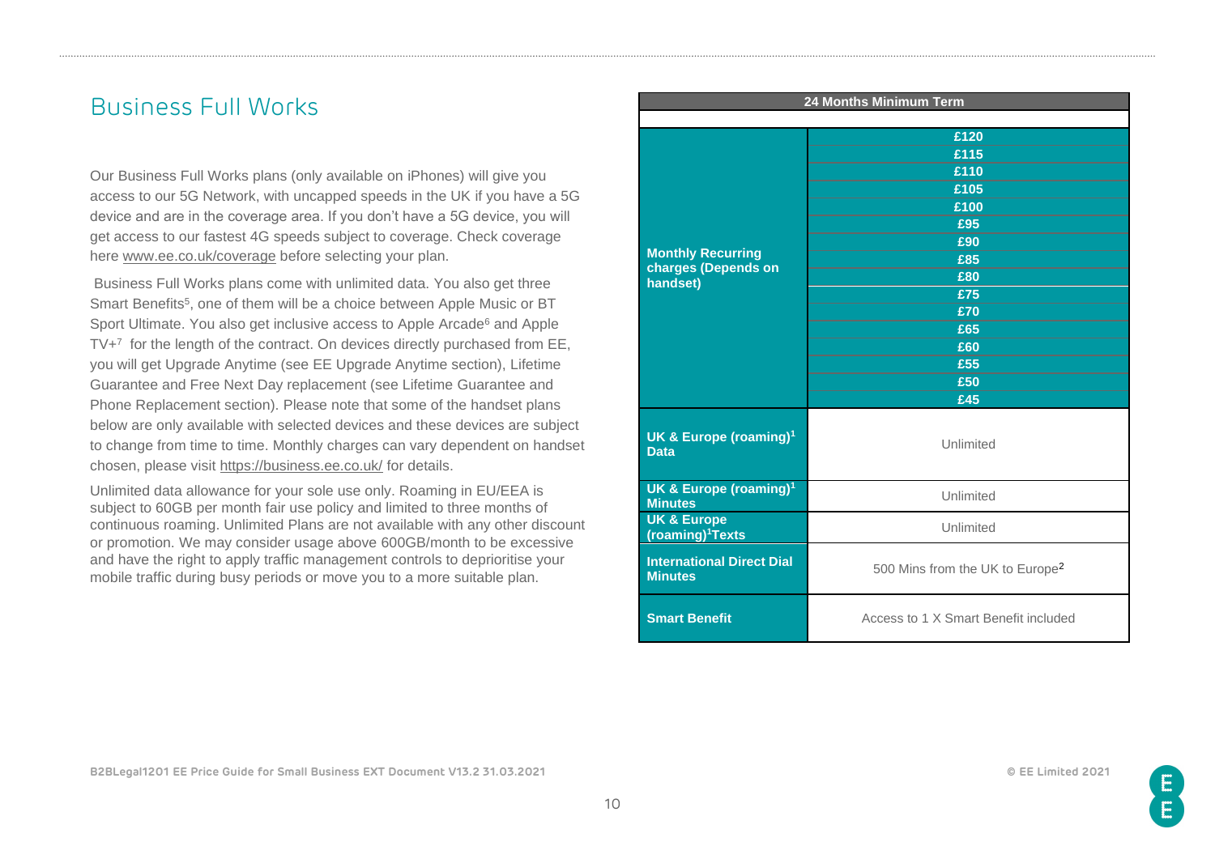# Business Full Works

Our Business Full Works plans (only available on iPhones) will give you access to our 5G Network, with uncapped speeds in the UK if you have a 5G device and are in the coverage area. If you don't have a 5G device, you will get access to our fastest 4G speeds subject to coverage. Check coverage here www.ee.co.uk/coverage before selecting your plan.

Business Full Works plans come with unlimited data. You also get three Smart Benefits[5], one of them will be a choice between Apple Music or BT Sport Ultimate. You also get inclusive access to Apple Arcade[6] and Apple TV+[7] for the length of the contract. On devices directly purchased from EE, you will get Upgrade Anytime (see EE Upgrade Anytime section), Lifetime Guarantee and Free Next Day replacement (see Lifetime Guarantee and Phone Replacement section). Please note that some of the handset plans below are only available with selected devices and these devices are subject to change from time to time. Monthly charges can vary dependent on handset chosen, please visit https://business.ee.co.uk/ for details.

Unlimited data allowance for your sole use only. Roaming in EU/EEA is subject to 60GB per month fair use policy and limited to three months of continuous roaming. Unlimited Plans are not available with any other discount or promotion. We may consider usage above 600GB/month to be excessive and have the right to apply traffic management controls to deprioritise your mobile traffic during busy periods or move you to a more suitable plan.

| | 24 Months Minimum Term |
|---|---|
| **Monthly Recurring charges (Depends on handset)** | £120 |
| | £115 |
| | £110 |
| | £105 |
| | £100 |
| | £95 |
| | £90 |
| | £85 |
| | £80 |
| | £75 |
| | £70 |
| | £65 |
| | £60 |
| | £55 |
| | £50 |
| | £45 |
| **UK & Europe (roaming)[1] Data** | Unlimited |
| **UK & Europe (roaming)[1] Minutes** | Unlimited |
| **UK & Europe (roaming)[1] Texts** | Unlimited |
| **International Direct Dial Minutes** | 500 Mins from the UK to Europe[2] |
| **Smart Benefit** | Access to 1 X Smart Benefit included |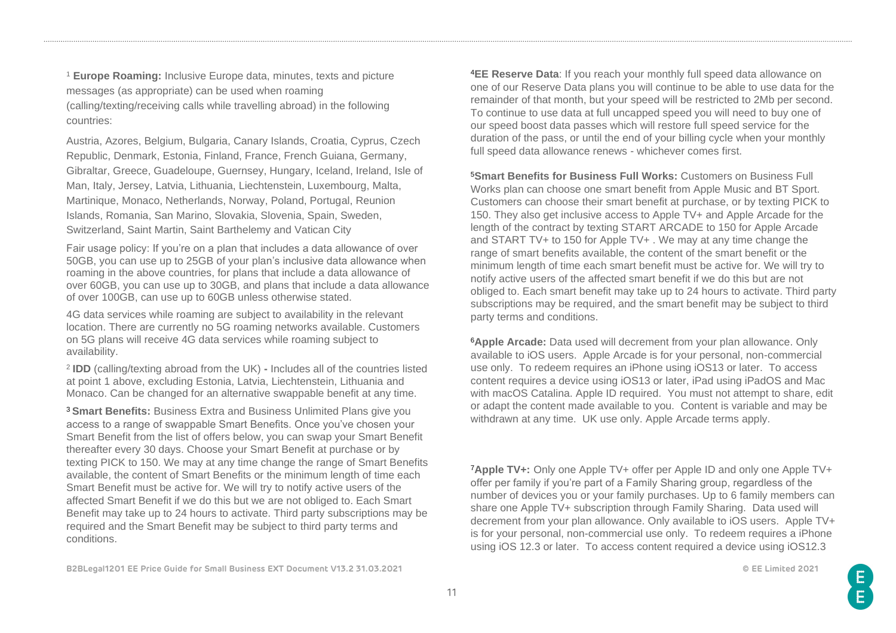[1] **Europe Roaming:** Inclusive Europe data, minutes, texts and picture messages (as appropriate) can be used when roaming (calling/texting/receiving calls while travelling abroad) in the following countries:

Austria, Azores, Belgium, Bulgaria, Canary Islands, Croatia, Cyprus, Czech Republic, Denmark, Estonia, Finland, France, French Guiana, Germany, Gibraltar, Greece, Guadeloupe, Guernsey, Hungary, Iceland, Ireland, Isle of Man, Italy, Jersey, Latvia, Lithuania, Liechtenstein, Luxembourg, Malta, Martinique, Monaco, Netherlands, Norway, Poland, Portugal, Reunion Islands, Romania, San Marino, Slovakia, Slovenia, Spain, Sweden, Switzerland, Saint Martin, Saint Barthelemy and Vatican City

Fair usage policy: If you're on a plan that includes a data allowance of over 50GB, you can use up to 25GB of your plan's inclusive data allowance when roaming in the above countries, for plans that include a data allowance of over 60GB, you can use up to 30GB, and plans that include a data allowance of over 100GB, can use up to 60GB unless otherwise stated.

4G data services while roaming are subject to availability in the relevant location. There are currently no 5G roaming networks available. Customers on 5G plans will receive 4G data services while roaming subject to availability.

[2] **IDD** (calling/texting abroad from the UK) **-** Includes all of the countries listed at point 1 above, excluding Estonia, Latvia, Liechtenstein, Lithuania and Monaco. Can be changed for an alternative swappable benefit at any time.

[3] **Smart Benefits:** Business Extra and Business Unlimited Plans give you access to a range of swappable Smart Benefits. Once you've chosen your Smart Benefit from the list of offers below, you can swap your Smart Benefit thereafter every 30 days. Choose your Smart Benefit at purchase or by texting PICK to 150. We may at any time change the range of Smart Benefits available, the content of Smart Benefits or the minimum length of time each Smart Benefit must be active for. We will try to notify active users of the affected Smart Benefit if we do this but we are not obliged to. Each Smart Benefit may take up to 24 hours to activate. Third party subscriptions may be required and the Smart Benefit may be subject to third party terms and conditions.

[4] **EE Reserve Data**: If you reach your monthly full speed data allowance on one of our Reserve Data plans you will continue to be able to use data for the remainder of that month, but your speed will be restricted to 2Mb per second. To continue to use data at full uncapped speed you will need to buy one of our speed boost data passes which will restore full speed service for the duration of the pass, or until the end of your billing cycle when your monthly full speed data allowance renews - whichever comes first.

[5] **Smart Benefits for Business Full Works:** Customers on Business Full Works plan can choose one smart benefit from Apple Music and BT Sport. Customers can choose their smart benefit at purchase, or by texting PICK to 150. They also get inclusive access to Apple TV+ and Apple Arcade for the length of the contract by texting START ARCADE to 150 for Apple Arcade and START TV+ to 150 for Apple TV+ . We may at any time change the range of smart benefits available, the content of the smart benefit or the minimum length of time each smart benefit must be active for. We will try to notify active users of the affected smart benefit if we do this but are not obliged to. Each smart benefit may take up to 24 hours to activate. Third party subscriptions may be required, and the smart benefit may be subject to third party terms and conditions.

[6] **Apple Arcade:** Data used will decrement from your plan allowance. Only available to iOS users. Apple Arcade is for your personal, non-commercial use only. To redeem requires an iPhone using iOS13 or later. To access content requires a device using iOS13 or later, iPad using iPadOS and Mac with macOS Catalina. Apple ID required. You must not attempt to share, edit or adapt the content made available to you. Content is variable and may be withdrawn at any time. UK use only. Apple Arcade terms apply.

[7] **Apple TV+:** Only one Apple TV+ offer per Apple ID and only one Apple TV+ offer per family if you're part of a Family Sharing group, regardless of the number of devices you or your family purchases. Up to 6 family members can share one Apple TV+ subscription through Family Sharing. Data used will decrement from your plan allowance. Only available to iOS users. Apple TV+ is for your personal, non-commercial use only. To redeem requires a iPhone using iOS 12.3 or later. To access content required a device using iOS12.3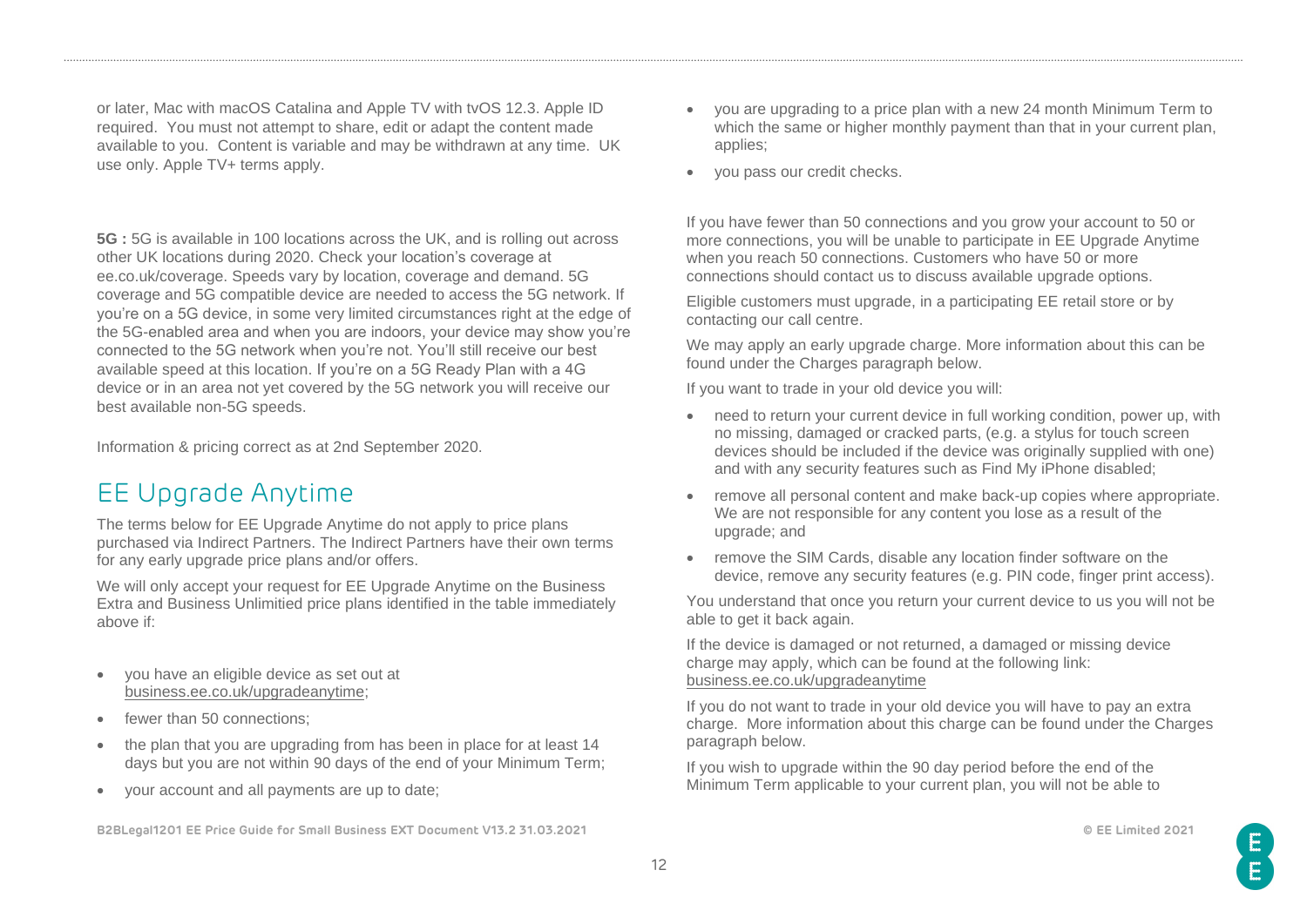or later, Mac with macOS Catalina and Apple TV with tvOS 12.3. Apple ID required. You must not attempt to share, edit or adapt the content made available to you. Content is variable and may be withdrawn at any time. UK use only. Apple TV+ terms apply.

**5G :** 5G is available in 100 locations across the UK, and is rolling out across other UK locations during 2020. Check your location's coverage at ee.co.uk/coverage. Speeds vary by location, coverage and demand. 5G coverage and 5G compatible device are needed to access the 5G network. If you're on a 5G device, in some very limited circumstances right at the edge of the 5G-enabled area and when you are indoors, your device may show you're connected to the 5G network when you're not. You'll still receive our best available speed at this location. If you're on a 5G Ready Plan with a 4G device or in an area not yet covered by the 5G network you will receive our best available non-5G speeds.

Information & pricing correct as at 2nd September 2020.

## EE Upgrade Anytime

The terms below for EE Upgrade Anytime do not apply to price plans purchased via Indirect Partners. The Indirect Partners have their own terms for any early upgrade price plans and/or offers.

We will only accept your request for EE Upgrade Anytime on the Business Extra and Business Unlimitied price plans identified in the table immediately above if:

- you have an eligible device as set out at business.ee.co.uk/upgradeanytime;
- fewer than 50 connections;
- the plan that you are upgrading from has been in place for at least 14 days but you are not within 90 days of the end of your Minimum Term;
- your account and all payments are up to date;
- you are upgrading to a price plan with a new 24 month Minimum Term to which the same or higher monthly payment than that in your current plan, applies;
- you pass our credit checks.

If you have fewer than 50 connections and you grow your account to 50 or more connections, you will be unable to participate in EE Upgrade Anytime when you reach 50 connections. Customers who have 50 or more connections should contact us to discuss available upgrade options.

Eligible customers must upgrade, in a participating EE retail store or by contacting our call centre.

We may apply an early upgrade charge. More information about this can be found under the Charges paragraph below.

If you want to trade in your old device you will:

- need to return your current device in full working condition, power up, with no missing, damaged or cracked parts, (e.g. a stylus for touch screen devices should be included if the device was originally supplied with one) and with any security features such as Find My iPhone disabled;
- remove all personal content and make back-up copies where appropriate. We are not responsible for any content you lose as a result of the upgrade; and
- remove the SIM Cards, disable any location finder software on the device, remove any security features (e.g. PIN code, finger print access).

You understand that once you return your current device to us you will not be able to get it back again.

If the device is damaged or not returned, a damaged or missing device charge may apply, which can be found at the following link: business.ee.co.uk/upgradeanytime

If you do not want to trade in your old device you will have to pay an extra charge. More information about this charge can be found under the Charges paragraph below.

If you wish to upgrade within the 90 day period before the end of the Minimum Term applicable to your current plan, you will not be able to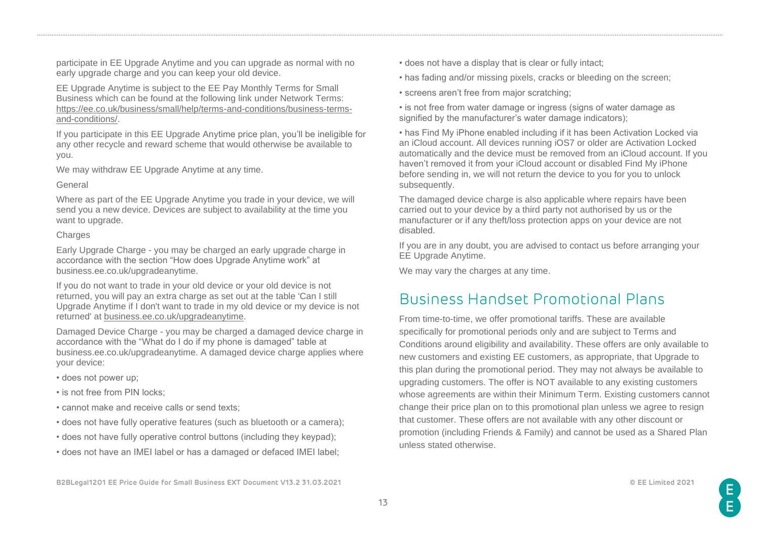participate in EE Upgrade Anytime and you can upgrade as normal with no early upgrade charge and you can keep your old device.

EE Upgrade Anytime is subject to the EE Pay Monthly Terms for Small Business which can be found at the following link under Network Terms: https://ee.co.uk/business/small/help/terms-and-conditions/business-terms-and-conditions/.

If you participate in this EE Upgrade Anytime price plan, you'll be ineligible for any other recycle and reward scheme that would otherwise be available to you.

We may withdraw EE Upgrade Anytime at any time.

General

Where as part of the EE Upgrade Anytime you trade in your device, we will send you a new device. Devices are subject to availability at the time you want to upgrade.

Charges

Early Upgrade Charge - you may be charged an early upgrade charge in accordance with the section "How does Upgrade Anytime work" at business.ee.co.uk/upgradeanytime.

If you do not want to trade in your old device or your old device is not returned, you will pay an extra charge as set out at the table 'Can I still Upgrade Anytime if I don't want to trade in my old device or my device is not returned' at business.ee.co.uk/upgradeanytime.

Damaged Device Charge - you may be charged a damaged device charge in accordance with the "What do I do if my phone is damaged" table at business.ee.co.uk/upgradeanytime. A damaged device charge applies where your device:

- does not power up;
- is not free from PIN locks;
- cannot make and receive calls or send texts;
- does not have fully operative features (such as bluetooth or a camera);
- does not have fully operative control buttons (including they keypad);
- does not have an IMEI label or has a damaged or defaced IMEI label;
- does not have a display that is clear or fully intact;
- has fading and/or missing pixels, cracks or bleeding on the screen;
- screens aren't free from major scratching;
- is not free from water damage or ingress (signs of water damage as signified by the manufacturer's water damage indicators);
- has Find My iPhone enabled including if it has been Activation Locked via an iCloud account. All devices running iOS7 or older are Activation Locked automatically and the device must be removed from an iCloud account. If you haven't removed it from your iCloud account or disabled Find My iPhone before sending in, we will not return the device to you for you to unlock subsequently.

The damaged device charge is also applicable where repairs have been carried out to your device by a third party not authorised by us or the manufacturer or if any theft/loss protection apps on your device are not disabled.

If you are in any doubt, you are advised to contact us before arranging your EE Upgrade Anytime.

We may vary the charges at any time.

## Business Handset Promotional Plans

From time-to-time, we offer promotional tariffs. These are available specifically for promotional periods only and are subject to Terms and Conditions around eligibility and availability. These offers are only available to new customers and existing EE customers, as appropriate, that Upgrade to this plan during the promotional period. They may not always be available to upgrading customers. The offer is NOT available to any existing customers whose agreements are within their Minimum Term. Existing customers cannot change their price plan on to this promotional plan unless we agree to resign that customer. These offers are not available with any other discount or promotion (including Friends & Family) and cannot be used as a Shared Plan unless stated otherwise.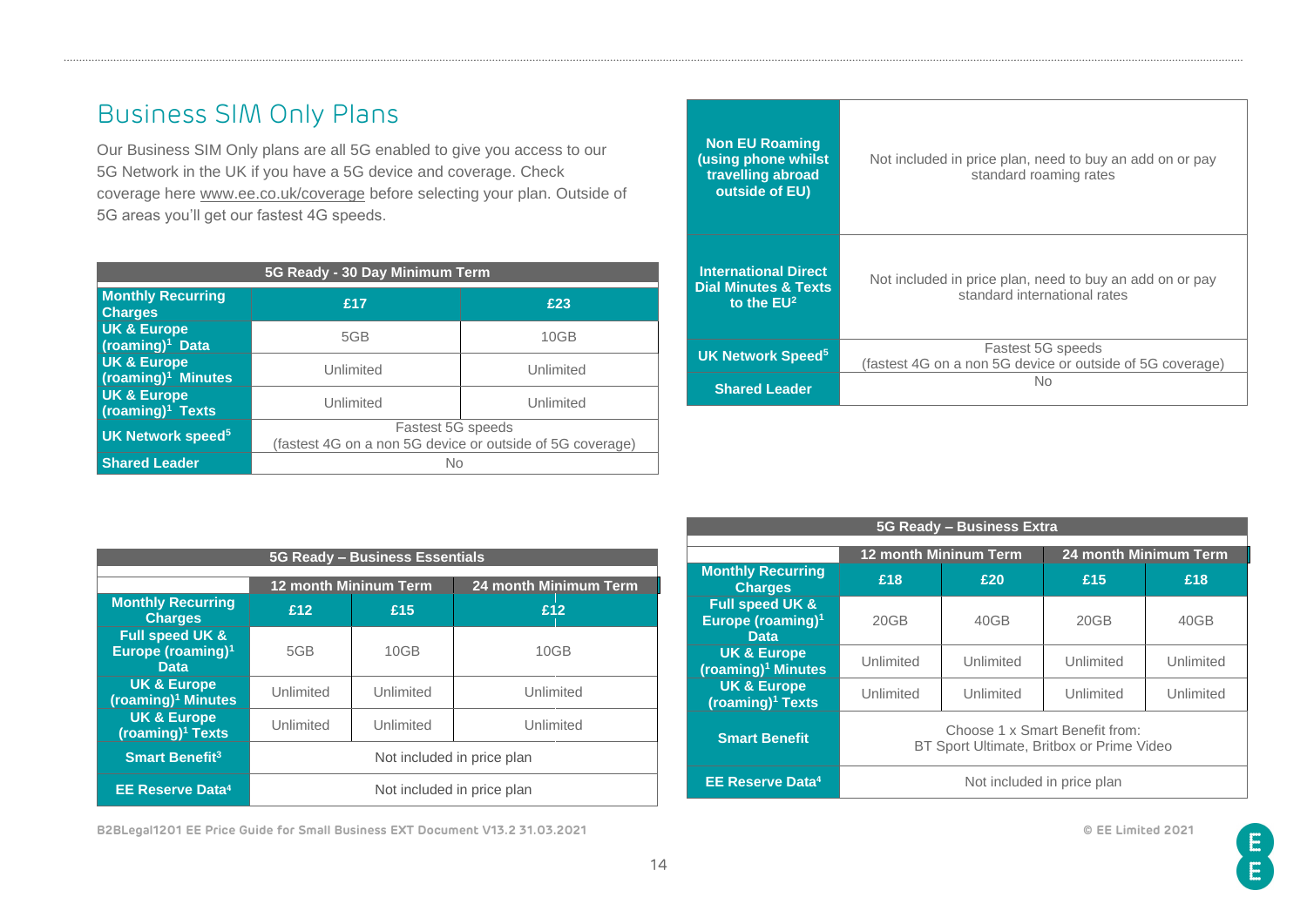# Business SIM Only Plans

Our Business SIM Only plans are all 5G enabled to give you access to our 5G Network in the UK if you have a 5G device and coverage. Check coverage here www.ee.co.uk/coverage before selecting your plan. Outside of 5G areas you'll get our fastest 4G speeds.

| 5G Ready - 30 Day Minimum Term | | |
|---|---|---|
| **Monthly Recurring Charges** | **£17** | **£23** |
| **UK & Europe (roaming)[1] Data** | 5GB | 10GB |
| **UK & Europe (roaming)[1] Minutes** | Unlimited | Unlimited |
| **UK & Europe (roaming)[1] Texts** | Unlimited | Unlimited |
| **UK Network speed[5]** | Fastest 5G speeds (fastest 4G on a non 5G device or outside of 5G coverage) | |
| **Shared Leader** | No | |

| | |
|---|---|
| **Non EU Roaming (using phone whilst travelling abroad outside of EU)** | Not included in price plan, need to buy an add on or pay standard roaming rates |
| **International Direct Dial Minutes & Texts to the EU[2]** | Not included in price plan, need to buy an add on or pay standard international rates |
| **UK Network Speed[5]** | Fastest 5G speeds (fastest 4G on a non 5G device or outside of 5G coverage) |
| **Shared Leader** | No |

| 5G Ready – Business Essentials | | | |
|---|---|---|---|
| | **12 month Minimum Term** | | **24 month Minimum Term** |
| **Monthly Recurring Charges** | **£12** | **£15** | **£12** |
| **Full speed UK & Europe (roaming)[1] Data** | 5GB | 10GB | 10GB |
| **UK & Europe (roaming)[1] Minutes** | Unlimited | Unlimited | Unlimited |
| **UK & Europe (roaming)[1] Texts** | Unlimited | Unlimited | Unlimited |
| **Smart Benefit[3]** | Not included in price plan | | |
| **EE Reserve Data[4]** | Not included in price plan | | |

| 5G Ready – Business Extra | | | | |
|---|---|---|---|---|
| | **12 month Minimum Term** | | **24 month Minimum Term** | |
| **Monthly Recurring Charges** | **£18** | **£20** | **£15** | **£18** |
| **Full speed UK & Europe (roaming)[1] Data** | 20GB | 40GB | 20GB | 40GB |
| **UK & Europe (roaming)[1] Minutes** | Unlimited | Unlimited | Unlimited | Unlimited |
| **UK & Europe (roaming)[1] Texts** | Unlimited | Unlimited | Unlimited | Unlimited |
| **Smart Benefit** | Choose 1 x Smart Benefit from: BT Sport Ultimate, Britbox or Prime Video | | | |
| **EE Reserve Data[4]** | Not included in price plan | | | |

B2BLegal1201 EE Price Guide for Small Business EXT Document V13.2 31.03.2021

© EE Limited 2021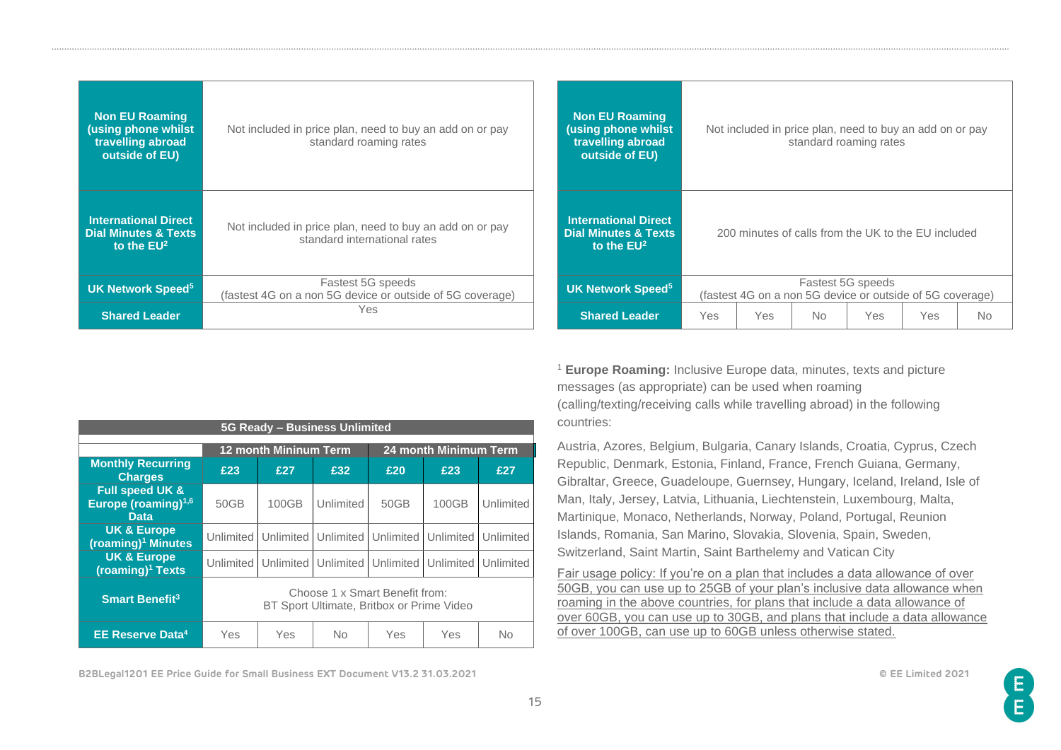| Non EU Roaming (using phone whilst travelling abroad outside of EU) | Not included in price plan, need to buy an add on or pay standard roaming rates |
|---|---|
| International Direct Dial Minutes & Texts to the EU[2] | Not included in price plan, need to buy an add on or pay standard international rates |
| UK Network Speed[5] | Fastest 5G speeds (fastest 4G on a non 5G device or outside of 5G coverage) |
| Shared Leader | Yes |

| 5G Ready – Business Unlimited | | | | | | |
|---|---|---|---|---|---|---|
| | 12 month Mininum Term | | | 24 month Minimum Term | | |
| Monthly Recurring Charges | £23 | £27 | £32 | £20 | £23 | £27 |
| Full speed UK & Europe (roaming)[1,6] Data | 50GB | 100GB | Unlimited | 50GB | 100GB | Unlimited |
| UK & Europe (roaming)[1] Minutes | Unlimited | Unlimited | Unlimited | Unlimited | Unlimited | Unlimited |
| UK & Europe (roaming)[1] Texts | Unlimited | Unlimited | Unlimited | Unlimited | Unlimited | Unlimited |
| Smart Benefit[3] | Choose 1 x Smart Benefit from: BT Sport Ultimate, Britbox or Prime Video | | | | | |
| EE Reserve Data[4] | Yes | Yes | No | Yes | Yes | No |
| Non EU Roaming (using phone whilst travelling abroad outside of EU) | Not included in price plan, need to buy an add on or pay standard roaming rates | | | | | |
| International Direct Dial Minutes & Texts to the EU[2] | 200 minutes of calls from the UK to the EU included | | | | | |
| UK Network Speed[5] | Fastest 5G speeds (fastest 4G on a non 5G device or outside of 5G coverage) | | | | | |
| Shared Leader | Yes | Yes | No | Yes | Yes | No |

[1] **Europe Roaming:** Inclusive Europe data, minutes, texts and picture messages (as appropriate) can be used when roaming (calling/texting/receiving calls while travelling abroad) in the following countries:

Austria, Azores, Belgium, Bulgaria, Canary Islands, Croatia, Cyprus, Czech Republic, Denmark, Estonia, Finland, France, French Guiana, Germany, Gibraltar, Greece, Guadeloupe, Guernsey, Hungary, Iceland, Ireland, Isle of Man, Italy, Jersey, Latvia, Lithuania, Liechtenstein, Luxembourg, Malta, Martinique, Monaco, Netherlands, Norway, Poland, Portugal, Reunion Islands, Romania, San Marino, Slovakia, Slovenia, Spain, Sweden, Switzerland, Saint Martin, Saint Barthelemy and Vatican City

Fair usage policy: If you're on a plan that includes a data allowance of over 50GB, you can use up to 25GB of your plan's inclusive data allowance when roaming in the above countries, for plans that include a data allowance of over 60GB, you can use up to 30GB, and plans that include a data allowance of over 100GB, can use up to 60GB unless otherwise stated.

B2BLegal1201 EE Price Guide for Small Business EXT Document V13.2 31.03.2021

© EE Limited 2021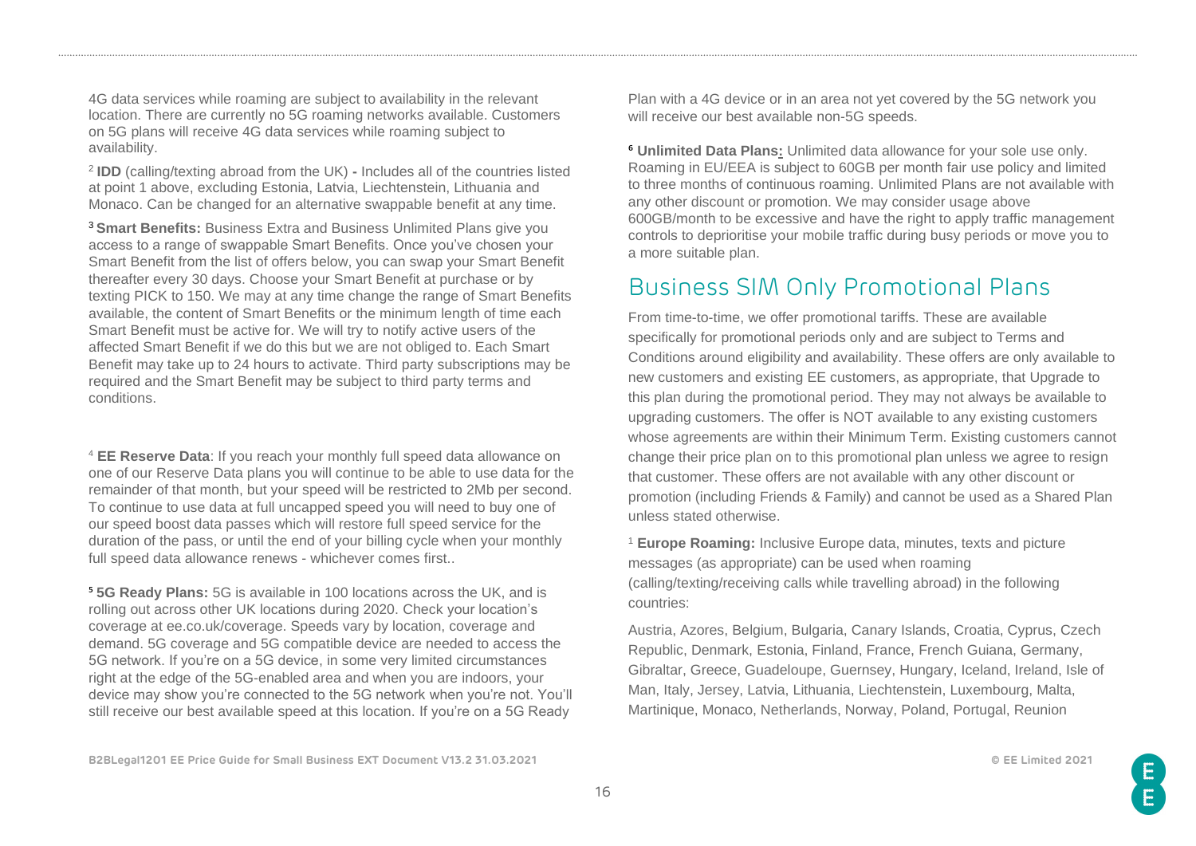4G data services while roaming are subject to availability in the relevant location. There are currently no 5G roaming networks available. Customers on 5G plans will receive 4G data services while roaming subject to availability.

[2] **IDD** (calling/texting abroad from the UK) **-** Includes all of the countries listed at point 1 above, excluding Estonia, Latvia, Liechtenstein, Lithuania and Monaco. Can be changed for an alternative swappable benefit at any time.

[3] **Smart Benefits:** Business Extra and Business Unlimited Plans give you access to a range of swappable Smart Benefits. Once you've chosen your Smart Benefit from the list of offers below, you can swap your Smart Benefit thereafter every 30 days. Choose your Smart Benefit at purchase or by texting PICK to 150. We may at any time change the range of Smart Benefits available, the content of Smart Benefits or the minimum length of time each Smart Benefit must be active for. We will try to notify active users of the affected Smart Benefit if we do this but we are not obliged to. Each Smart Benefit may take up to 24 hours to activate. Third party subscriptions may be required and the Smart Benefit may be subject to third party terms and conditions.

[4] **EE Reserve Data**: If you reach your monthly full speed data allowance on one of our Reserve Data plans you will continue to be able to use data for the remainder of that month, but your speed will be restricted to 2Mb per second. To continue to use data at full uncapped speed you will need to buy one of our speed boost data passes which will restore full speed service for the duration of the pass, or until the end of your billing cycle when your monthly full speed data allowance renews - whichever comes first..

[5] **5G Ready Plans:** 5G is available in 100 locations across the UK, and is rolling out across other UK locations during 2020. Check your location's coverage at ee.co.uk/coverage. Speeds vary by location, coverage and demand. 5G coverage and 5G compatible device are needed to access the 5G network. If you're on a 5G device, in some very limited circumstances right at the edge of the 5G-enabled area and when you are indoors, your device may show you're connected to the 5G network when you're not. You'll still receive our best available speed at this location. If you're on a 5G Ready Plan with a 4G device or in an area not yet covered by the 5G network you will receive our best available non-5G speeds.

[6] **Unlimited Data Plans:** Unlimited data allowance for your sole use only. Roaming in EU/EEA is subject to 60GB per month fair use policy and limited to three months of continuous roaming. Unlimited Plans are not available with any other discount or promotion. We may consider usage above 600GB/month to be excessive and have the right to apply traffic management controls to deprioritise your mobile traffic during busy periods or move you to a more suitable plan.

## Business SIM Only Promotional Plans

From time-to-time, we offer promotional tariffs. These are available specifically for promotional periods only and are subject to Terms and Conditions around eligibility and availability. These offers are only available to new customers and existing EE customers, as appropriate, that Upgrade to this plan during the promotional period. They may not always be available to upgrading customers. The offer is NOT available to any existing customers whose agreements are within their Minimum Term. Existing customers cannot change their price plan on to this promotional plan unless we agree to resign that customer. These offers are not available with any other discount or promotion (including Friends & Family) and cannot be used as a Shared Plan unless stated otherwise.

[1] **Europe Roaming:** Inclusive Europe data, minutes, texts and picture messages (as appropriate) can be used when roaming (calling/texting/receiving calls while travelling abroad) in the following countries:

Austria, Azores, Belgium, Bulgaria, Canary Islands, Croatia, Cyprus, Czech Republic, Denmark, Estonia, Finland, France, French Guiana, Germany, Gibraltar, Greece, Guadeloupe, Guernsey, Hungary, Iceland, Ireland, Isle of Man, Italy, Jersey, Latvia, Lithuania, Liechtenstein, Luxembourg, Malta, Martinique, Monaco, Netherlands, Norway, Poland, Portugal, Reunion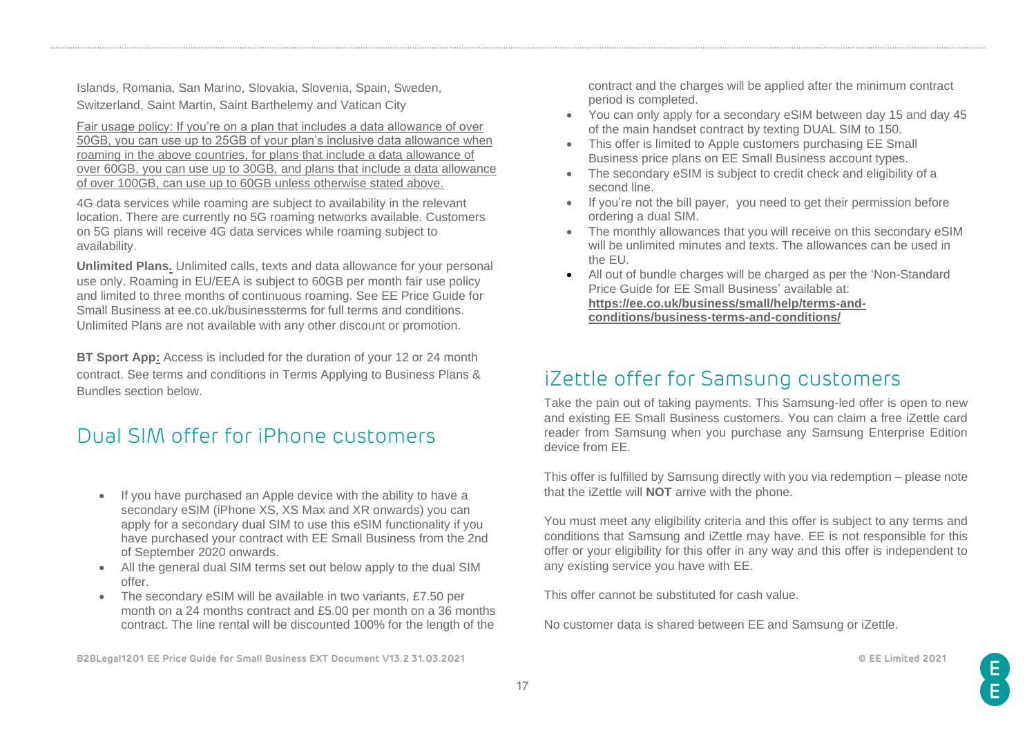Islands, Romania, San Marino, Slovakia, Slovenia, Spain, Sweden, Switzerland, Saint Martin, Saint Barthelemy and Vatican City

Fair usage policy: If you're on a plan that includes a data allowance of over 50GB, you can use up to 25GB of your plan's inclusive data allowance when roaming in the above countries, for plans that include a data allowance of over 60GB, you can use up to 30GB, and plans that include a data allowance of over 100GB, can use up to 60GB unless otherwise stated above.

4G data services while roaming are subject to availability in the relevant location. There are currently no 5G roaming networks available. Customers on 5G plans will receive 4G data services while roaming subject to availability.

**Unlimited Plans.** Unlimited calls, texts and data allowance for your personal use only. Roaming in EU/EEA is subject to 60GB per month fair use policy and limited to three months of continuous roaming. See EE Price Guide for Small Business at ee.co.uk/businessterms for full terms and conditions. Unlimited Plans are not available with any other discount or promotion.

**BT Sport App:** Access is included for the duration of your 12 or 24 month contract. See terms and conditions in Terms Applying to Business Plans & Bundles section below.

## Dual SIM offer for iPhone customers

- If you have purchased an Apple device with the ability to have a secondary eSIM (iPhone XS, XS Max and XR onwards) you can apply for a secondary dual SIM to use this eSIM functionality if you have purchased your contract with EE Small Business from the 2nd of September 2020 onwards.
- All the general dual SIM terms set out below apply to the dual SIM offer.
- The secondary eSIM will be available in two variants, £7.50 per month on a 24 months contract and £5.00 per month on a 36 months contract. The line rental will be discounted 100% for the length of the contract and the charges will be applied after the minimum contract period is completed.
- You can only apply for a secondary eSIM between day 15 and day 45 of the main handset contract by texting DUAL SIM to 150.
- This offer is limited to Apple customers purchasing EE Small Business price plans on EE Small Business account types.
- The secondary eSIM is subject to credit check and eligibility of a second line.
- If you're not the bill payer, you need to get their permission before ordering a dual SIM.
- The monthly allowances that you will receive on this secondary eSIM will be unlimited minutes and texts. The allowances can be used in the EU.
- All out of bundle charges will be charged as per the 'Non-Standard Price Guide for EE Small Business' available at: **https://ee.co.uk/business/small/help/terms-and-conditions/business-terms-and-conditions/**

## iZettle offer for Samsung customers

Take the pain out of taking payments. This Samsung-led offer is open to new and existing EE Small Business customers. You can claim a free iZettle card reader from Samsung when you purchase any Samsung Enterprise Edition device from EE.

This offer is fulfilled by Samsung directly with you via redemption – please note that the iZettle will **NOT** arrive with the phone.

You must meet any eligibility criteria and this offer is subject to any terms and conditions that Samsung and iZettle may have. EE is not responsible for this offer or your eligibility for this offer in any way and this offer is independent to any existing service you have with EE.

This offer cannot be substituted for cash value.

No customer data is shared between EE and Samsung or iZettle.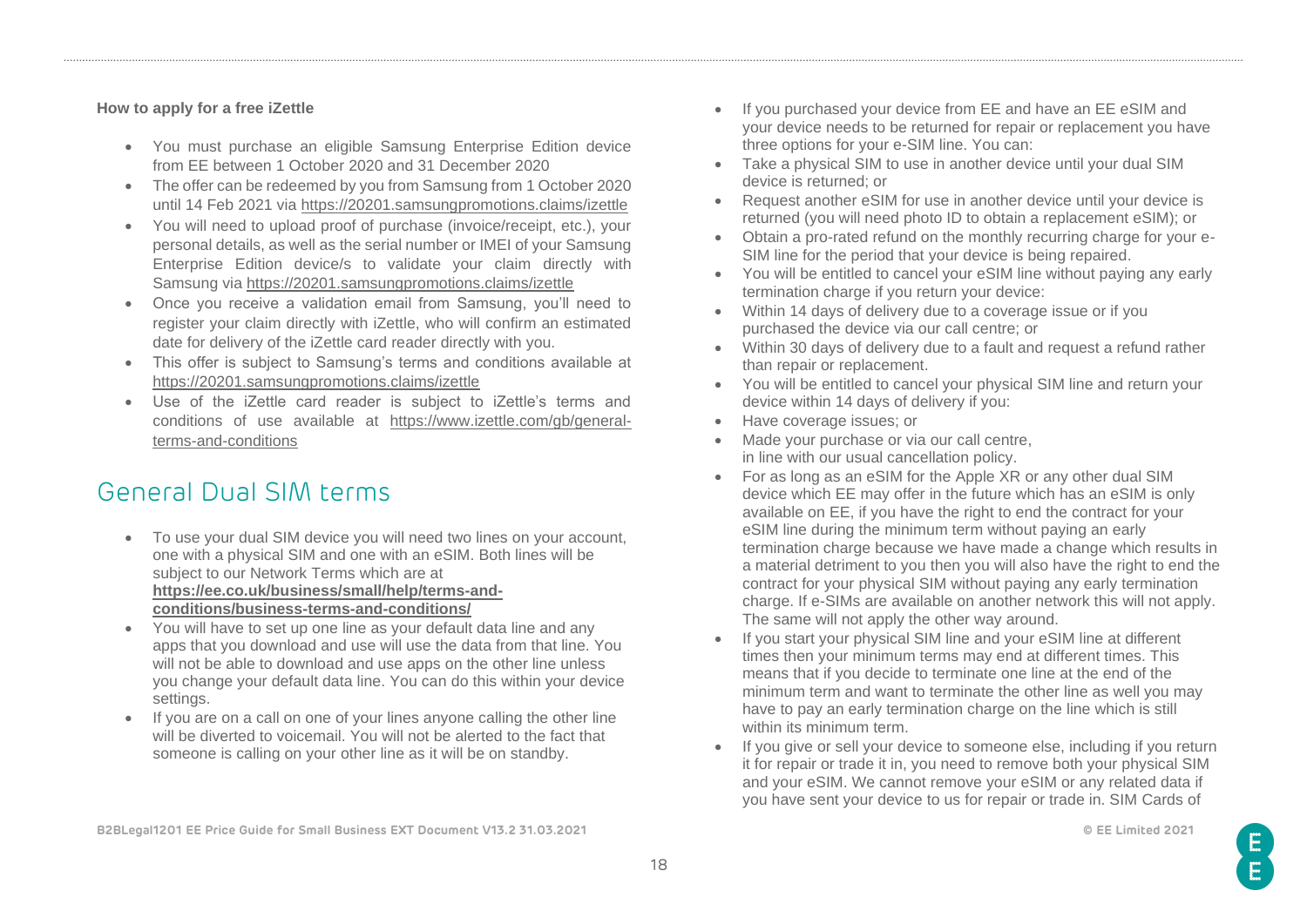**How to apply for a free iZettle**

- You must purchase an eligible Samsung Enterprise Edition device from EE between 1 October 2020 and 31 December 2020
- The offer can be redeemed by you from Samsung from 1 October 2020 until 14 Feb 2021 via https://20201.samsungpromotions.claims/izettle
- You will need to upload proof of purchase (invoice/receipt, etc.), your personal details, as well as the serial number or IMEI of your Samsung Enterprise Edition device/s to validate your claim directly with Samsung via https://20201.samsungpromotions.claims/izettle
- Once you receive a validation email from Samsung, you'll need to register your claim directly with iZettle, who will confirm an estimated date for delivery of the iZettle card reader directly with you.
- This offer is subject to Samsung's terms and conditions available at https://20201.samsungpromotions.claims/izettle
- Use of the iZettle card reader is subject to iZettle's terms and conditions of use available at https://www.izettle.com/gb/general-terms-and-conditions

## General Dual SIM terms

- To use your dual SIM device you will need two lines on your account, one with a physical SIM and one with an eSIM. Both lines will be subject to our Network Terms which are at **https://ee.co.uk/business/small/help/terms-and-conditions/business-terms-and-conditions/**
- You will have to set up one line as your default data line and any apps that you download and use will use the data from that line. You will not be able to download and use apps on the other line unless you change your default data line. You can do this within your device settings.
- If you are on a call on one of your lines anyone calling the other line will be diverted to voicemail. You will not be alerted to the fact that someone is calling on your other line as it will be on standby.
- If you purchased your device from EE and have an EE eSIM and your device needs to be returned for repair or replacement you have three options for your e-SIM line. You can:
- Take a physical SIM to use in another device until your dual SIM device is returned; or
- Request another eSIM for use in another device until your device is returned (you will need photo ID to obtain a replacement eSIM); or
- Obtain a pro-rated refund on the monthly recurring charge for your e-SIM line for the period that your device is being repaired.
- You will be entitled to cancel your eSIM line without paying any early termination charge if you return your device:
- Within 14 days of delivery due to a coverage issue or if you purchased the device via our call centre; or
- Within 30 days of delivery due to a fault and request a refund rather than repair or replacement.
- You will be entitled to cancel your physical SIM line and return your device within 14 days of delivery if you:
- Have coverage issues; or
- Made your purchase or via our call centre, in line with our usual cancellation policy.
- For as long as an eSIM for the Apple XR or any other dual SIM device which EE may offer in the future which has an eSIM is only available on EE, if you have the right to end the contract for your eSIM line during the minimum term without paying an early termination charge because we have made a change which results in a material detriment to you then you will also have the right to end the contract for your physical SIM without paying any early termination charge. If e-SIMs are available on another network this will not apply. The same will not apply the other way around.
- If you start your physical SIM line and your eSIM line at different times then your minimum terms may end at different times. This means that if you decide to terminate one line at the end of the minimum term and want to terminate the other line as well you may have to pay an early termination charge on the line which is still within its minimum term.
- If you give or sell your device to someone else, including if you return it for repair or trade it in, you need to remove both your physical SIM and your eSIM. We cannot remove your eSIM or any related data if you have sent your device to us for repair or trade in. SIM Cards of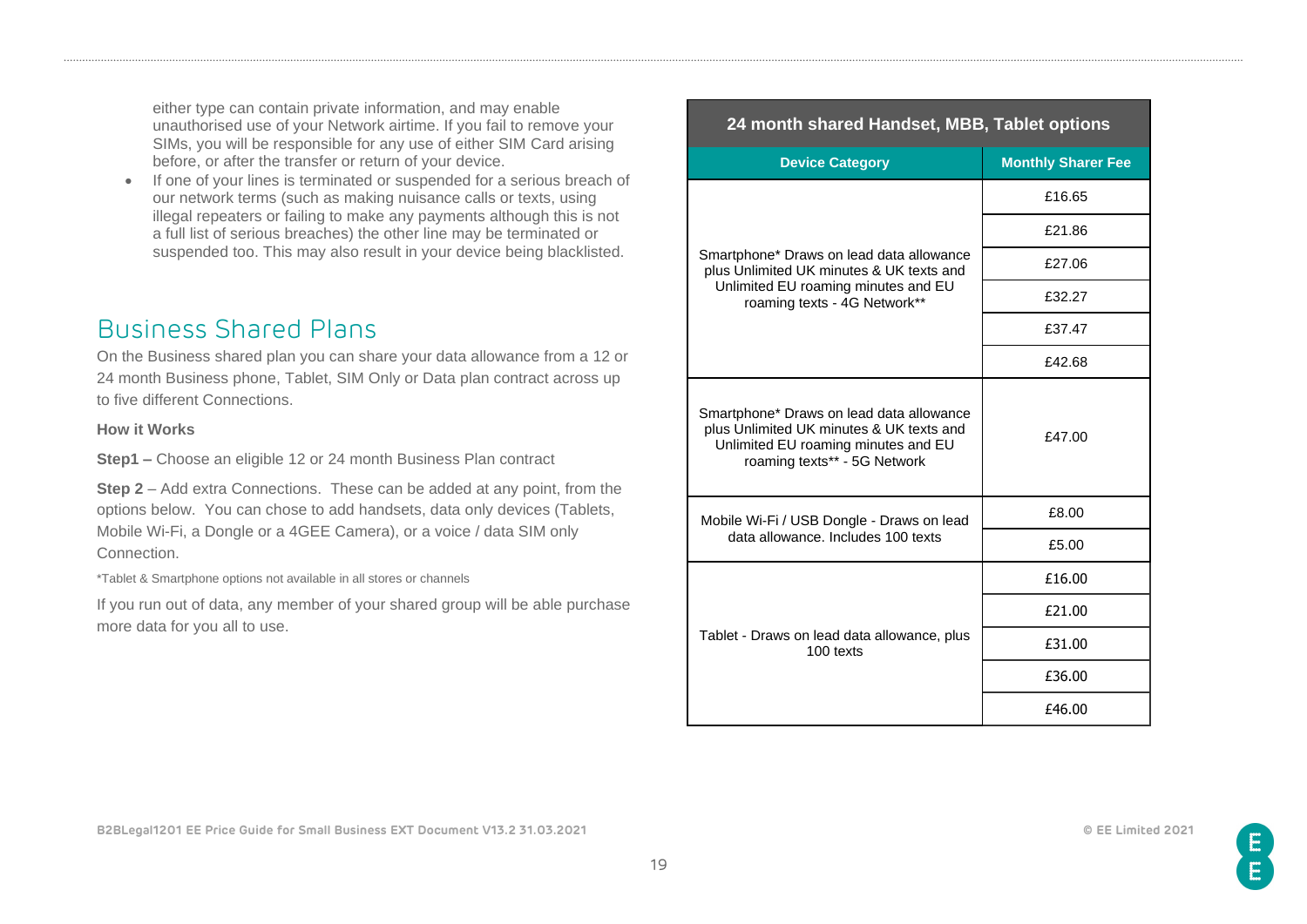either type can contain private information, and may enable unauthorised use of your Network airtime. If you fail to remove your SIMs, you will be responsible for any use of either SIM Card arising before, or after the transfer or return of your device.

- If one of your lines is terminated or suspended for a serious breach of our network terms (such as making nuisance calls or texts, using illegal repeaters or failing to make any payments although this is not a full list of serious breaches) the other line may be terminated or suspended too. This may also result in your device being blacklisted.

## Business Shared Plans

On the Business shared plan you can share your data allowance from a 12 or 24 month Business phone, Tablet, SIM Only or Data plan contract across up to five different Connections.

**How it Works**

**Step1 –** Choose an eligible 12 or 24 month Business Plan contract

**Step 2** – Add extra Connections. These can be added at any point, from the options below. You can chose to add handsets, data only devices (Tablets, Mobile Wi-Fi, a Dongle or a 4GEE Camera), or a voice / data SIM only Connection.

*Tablet & Smartphone options not available in all stores or channels

If you run out of data, any member of your shared group will be able purchase more data for you all to use.

**24 month shared Handset, MBB, Tablet options**

| Device Category | Monthly Sharer Fee |
|---|---|
| Smartphone* Draws on lead data allowance plus Unlimited UK minutes & UK texts and Unlimited EU roaming minutes and EU roaming texts - 4G Network** | £16.65 |
| | £21.86 |
| | £27.06 |
| | £32.27 |
| | £37.47 |
| | £42.68 |
| Smartphone* Draws on lead data allowance plus Unlimited UK minutes & UK texts and Unlimited EU roaming minutes and EU roaming texts** - 5G Network | £47.00 |
| Mobile Wi-Fi / USB Dongle - Draws on lead data allowance. Includes 100 texts | £8.00 |
| | £5.00 |
| Tablet - Draws on lead data allowance, plus 100 texts | £16.00 |
| | £21.00 |
| | £31.00 |
| | £36.00 |
| | £46.00 |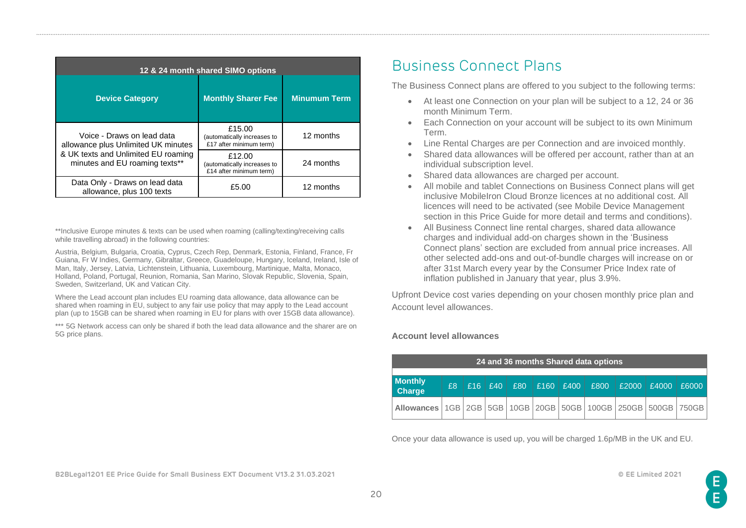| 12 & 24 month shared SIMO options | | |
|---|---|---|
| **Device Category** | **Monthly Sharer Fee** | **Minumum Term** |
| Voice - Draws on lead data allowance plus Unlimited UK minutes & UK texts and Unlimited EU roaming minutes and EU roaming texts** | £15.00 (automatically increases to £17 after minimum term) | 12 months |
| | £12.00 (automatically increases to £14 after minimum term) | 24 months |
| Data Only - Draws on lead data allowance, plus 100 texts | £5.00 | 12 months |

**Inclusive Europe minutes & texts can be used when roaming (calling/texting/receiving calls while travelling abroad) in the following countries:

Austria, Belgium, Bulgaria, Croatia, Cyprus, Czech Rep, Denmark, Estonia, Finland, France, Fr Guiana, Fr W Indies, Germany, Gibraltar, Greece, Guadeloupe, Hungary, Iceland, Ireland, Isle of Man, Italy, Jersey, Latvia, Lichtenstein, Lithuania, Luxembourg, Martinique, Malta, Monaco, Holland, Poland, Portugal, Reunion, Romania, San Marino, Slovak Republic, Slovenia, Spain, Sweden, Switzerland, UK and Vatican City.

Where the Lead account plan includes EU roaming data allowance, data allowance can be shared when roaming in EU, subject to any fair use policy that may apply to the Lead account plan (up to 15GB can be shared when roaming in EU for plans with over 15GB data allowance).

*** 5G Network access can only be shared if both the lead data allowance and the sharer are on 5G price plans.

# Business Connect Plans

The Business Connect plans are offered to you subject to the following terms:

- At least one Connection on your plan will be subject to a 12, 24 or 36 month Minimum Term.
- Each Connection on your account will be subject to its own Minimum Term.
- Line Rental Charges are per Connection and are invoiced monthly.
- Shared data allowances will be offered per account, rather than at an individual subscription level.
- Shared data allowances are charged per account.
- All mobile and tablet Connections on Business Connect plans will get inclusive MobileIron Cloud Bronze licences at no additional cost. All licences will need to be activated (see Mobile Device Management section in this Price Guide for more detail and terms and conditions).
- All Business Connect line rental charges, shared data allowance charges and individual add-on charges shown in the 'Business Connect plans' section are excluded from annual price increases. All other selected add-ons and out-of-bundle charges will increase on or after 31st March every year by the Consumer Price Index rate of inflation published in January that year, plus 3.9%.

Upfront Device cost varies depending on your chosen monthly price plan and Account level allowances.

**Account level allowances**

| 24 and 36 months Shared data options | | | | | | | | | | |
|---|---|---|---|---|---|---|---|---|---|---|
| **Monthly Charge** | £8 | £16 | £40 | £80 | £160 | £400 | £800 | £2000 | £4000 | £6000 |
| **Allowances** | 1GB | 2GB | 5GB | 10GB | 20GB | 50GB | 100GB | 250GB | 500GB | 750GB |

Once your data allowance is used up, you will be charged 1.6p/MB in the UK and EU.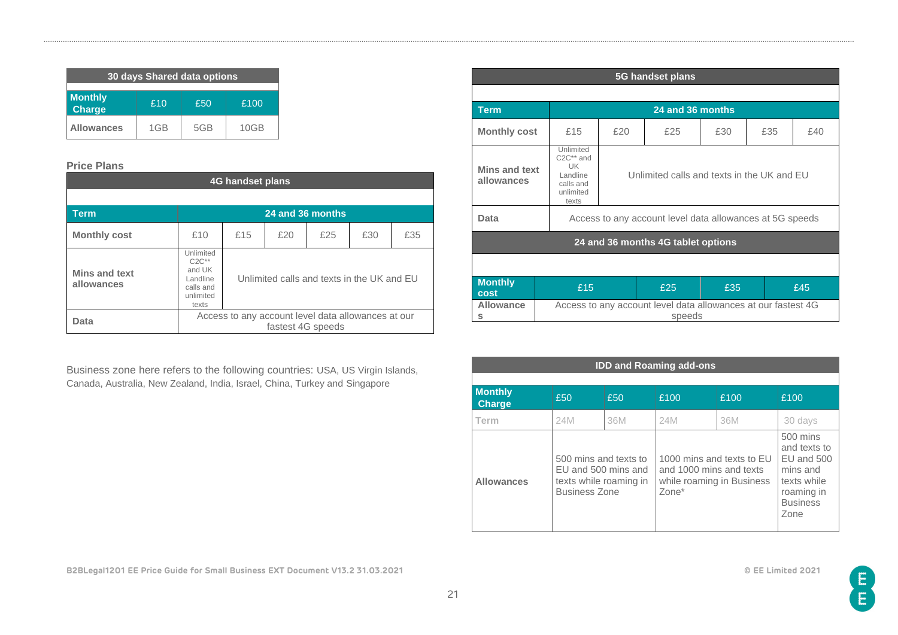| 30 days Shared data options | | | |
|---|---|---|---|
| **Monthly Charge** | £10 | £50 | £100 |
| **Allowances** | 1GB | 5GB | 10GB |

**Price Plans**

| 4G handset plans | | | | | | |
|---|---|---|---|---|---|---|
| **Term** | 24 and 36 months | | | | | |
| **Monthly cost** | £10 | £15 | £20 | £25 | £30 | £35 |
| **Mins and text allowances** | Unlimited C2C** and UK Landline calls and unlimited texts | Unlimited calls and texts in the UK and EU | | | | |
| **Data** | Access to any account level data allowances at our fastest 4G speeds | | | | | |

Business zone here refers to the following countries: USA, US Virgin Islands, Canada, Australia, New Zealand, India, Israel, China, Turkey and Singapore

| 5G handset plans | | | | | | |
|---|---|---|---|---|---|---|
| **Term** | 24 and 36 months | | | | | |
| **Monthly cost** | £15 | £20 | £25 | £30 | £35 | £40 |
| **Mins and text allowances** | Unlimited C2C** and UK Landline calls and unlimited texts | Unlimited calls and texts in the UK and EU | | | | |
| **Data** | Access to any account level data allowances at 5G speeds | | | | | |

| 24 and 36 months 4G tablet options | | | | |
|---|---|---|---|---|
| **Monthly cost** | £15 | £25 | £35 | £45 |
| **Allowances** | Access to any account level data allowances at our fastest 4G speeds | | | |

| IDD and Roaming add-ons | | | | | |
|---|---|---|---|---|---|
| **Monthly Charge** | £50 | £50 | £100 | £100 | £100 |
| **Term** | 24M | 36M | 24M | 36M | 30 days |
| **Allowances** | 500 mins and texts to EU and 500 mins and texts while roaming in Business Zone | | 1000 mins and texts to EU and 1000 mins and texts while roaming in Business Zone* | | 500 mins and texts to EU and 500 mins and texts while roaming in Business Zone |

B2BLegal1201 EE Price Guide for Small Business EXT Document V13.2 31.03.2021

© EE Limited 2021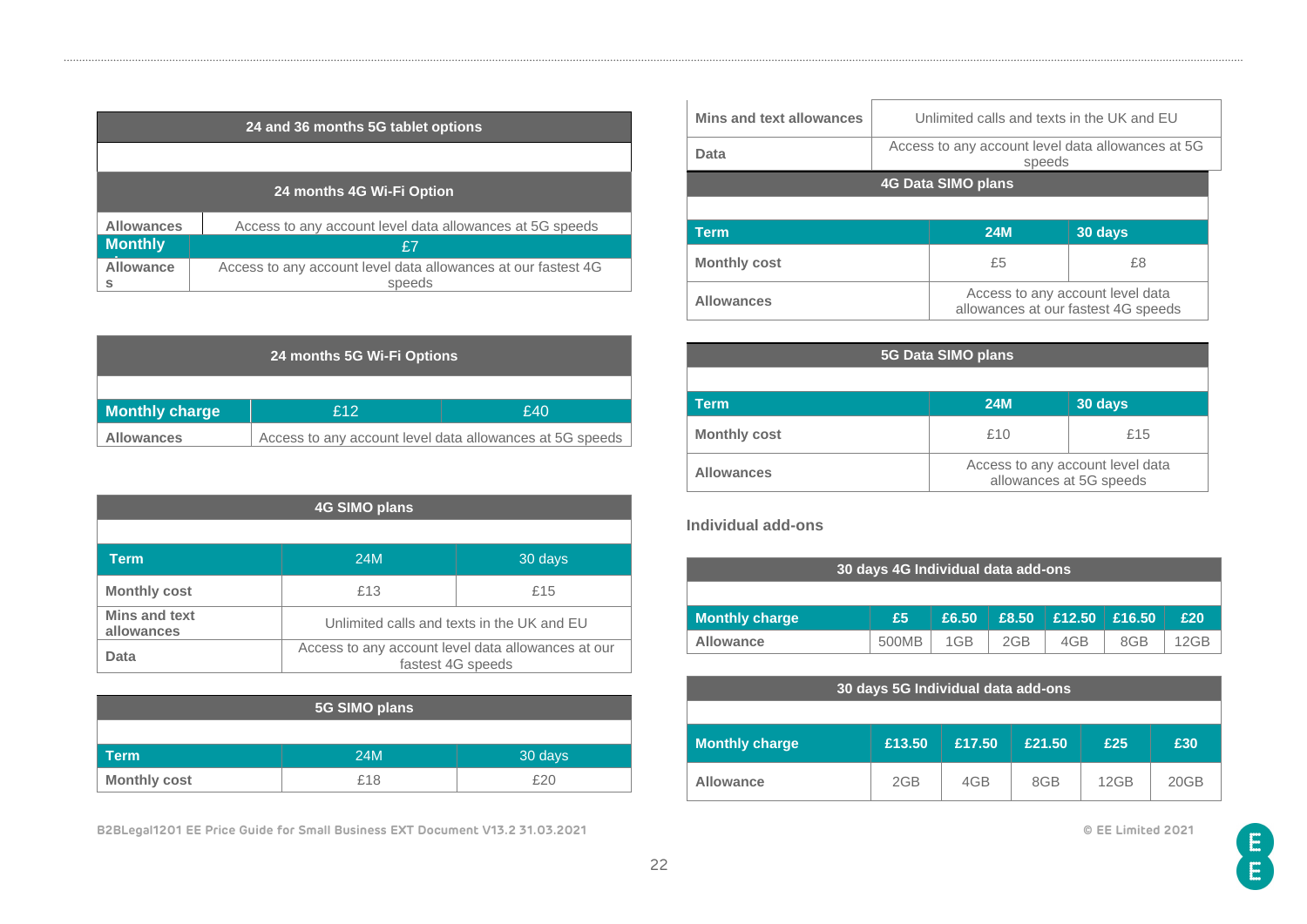| 24 and 36 months 5G tablet options |
|---|
| |

| 24 months 4G Wi-Fi Option | |
|---|---|
| Allowances | Access to any account level data allowances at 5G speeds |
| Monthly | £7 |
| Allowances | Access to any account level data allowances at our fastest 4G speeds |

| 24 months 5G Wi-Fi Options | | |
|---|---|---|
| | | |
| Monthly charge | £12 | £40 |
| Allowances | Access to any account level data allowances at 5G speeds | |

| 4G SIMO plans | | |
|---|---|---|
| | | |
| Term | 24M | 30 days |
| Monthly cost | £13 | £15 |
| Mins and text allowances | Unlimited calls and texts in the UK and EU | |
| Data | Access to any account level data allowances at our fastest 4G speeds | |

| 5G SIMO plans | | |
|---|---|---|
| | | |
| Term | 24M | 30 days |
| Monthly cost | £18 | £20 |
| Mins and text allowances | Unlimited calls and texts in the UK and EU | |
| Data | Access to any account level data allowances at 5G speeds | |

| 4G Data SIMO plans | | |
|---|---|---|
| | | |
| Term | 24M | 30 days |
| Monthly cost | £5 | £8 |
| Allowances | Access to any account level data allowances at our fastest 4G speeds | |

| 5G Data SIMO plans | | |
|---|---|---|
| | | |
| Term | 24M | 30 days |
| Monthly cost | £10 | £15 |
| Allowances | Access to any account level data allowances at 5G speeds | |

Individual add-ons

| 30 days 4G Individual data add-ons | | | | | | |
|---|---|---|---|---|---|---|
| | | | | | | |
| Monthly charge | £5 | £6.50 | £8.50 | £12.50 | £16.50 | £20 |
| Allowance | 500MB | 1GB | 2GB | 4GB | 8GB | 12GB |

| 30 days 5G Individual data add-ons | | | | | |
|---|---|---|---|---|---|
| | | | | | |
| Monthly charge | £13.50 | £17.50 | £21.50 | £25 | £30 |
| Allowance | 2GB | 4GB | 8GB | 12GB | 20GB |

B2BLegal1201 EE Price Guide for Small Business EXT Document V13.2 31.03.2021

© EE Limited 2021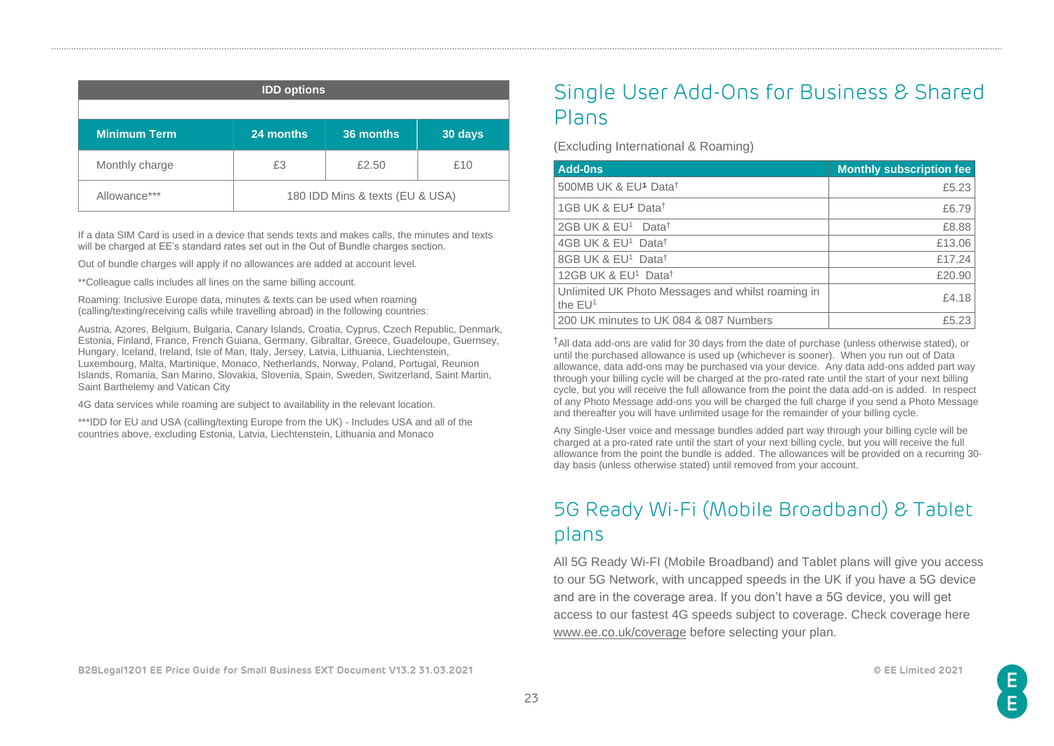| IDD options | | | |
|---|---|---|---|
| **Minimum Term** | **24 months** | **36 months** | **30 days** |
| Monthly charge | £3 | £2.50 | £10 |
| Allowance*** | 180 IDD Mins & texts (EU & USA) | | |

If a data SIM Card is used in a device that sends texts and makes calls, the minutes and texts will be charged at EE's standard rates set out in the Out of Bundle charges section.

Out of bundle charges will apply if no allowances are added at account level.

**Colleague calls includes all lines on the same billing account.

Roaming: Inclusive Europe data, minutes & texts can be used when roaming (calling/texting/receiving calls while travelling abroad) in the following countries:

Austria, Azores, Belgium, Bulgaria, Canary Islands, Croatia, Cyprus, Czech Republic, Denmark, Estonia, Finland, France, French Guiana, Germany, Gibraltar, Greece, Guadeloupe, Guernsey, Hungary, Iceland, Ireland, Isle of Man, Italy, Jersey, Latvia, Lithuania, Liechtenstein, Luxembourg, Malta, Martinique, Monaco, Netherlands, Norway, Poland, Portugal, Reunion Islands, Romania, San Marino, Slovakia, Slovenia, Spain, Sweden, Switzerland, Saint Martin, Saint Barthelemy and Vatican City

4G data services while roaming are subject to availability in the relevant location.

***IDD for EU and USA (calling/texting Europe from the UK) - Includes USA and all of the countries above, excluding Estonia, Latvia, Liechtenstein, Lithuania and Monaco

# Single User Add-Ons for Business & Shared Plans

(Excluding International & Roaming)

| Add-0ns | Monthly subscription fee |
|---|---|
| 500MB UK & EU[1] Data† | £5.23 |
| 1GB UK & EU[1] Data† | £6.79 |
| 2GB UK & EU[1] Data† | £8.88 |
| 4GB UK & EU[1] Data† | £13.06 |
| 8GB UK & EU[1] Data† | £17.24 |
| 12GB UK & EU[1] Data† | £20.90 |
| Unlimited UK Photo Messages and whilst roaming in the EU[1] | £4.18 |
| 200 UK minutes to UK 084 & 087 Numbers | £5.23 |

†All data add-ons are valid for 30 days from the date of purchase (unless otherwise stated), or until the purchased allowance is used up (whichever is sooner). When you run out of Data allowance, data add-ons may be purchased via your device. Any data add-ons added part way through your billing cycle will be charged at the pro-rated rate until the start of your next billing cycle, but you will receive the full allowance from the point the data add-on is added. In respect of any Photo Message add-ons you will be charged the full charge if you send a Photo Message and thereafter you will have unlimited usage for the remainder of your billing cycle.

Any Single-User voice and message bundles added part way through your billing cycle will be charged at a pro-rated rate until the start of your next billing cycle, but you will receive the full allowance from the point the bundle is added. The allowances will be provided on a recurring 30-day basis (unless otherwise stated) until removed from your account.

# 5G Ready Wi-Fi (Mobile Broadband) & Tablet plans

All 5G Ready Wi-FI (Mobile Broadband) and Tablet plans will give you access to our 5G Network, with uncapped speeds in the UK if you have a 5G device and are in the coverage area. If you don't have a 5G device, you will get access to our fastest 4G speeds subject to coverage. Check coverage here www.ee.co.uk/coverage before selecting your plan.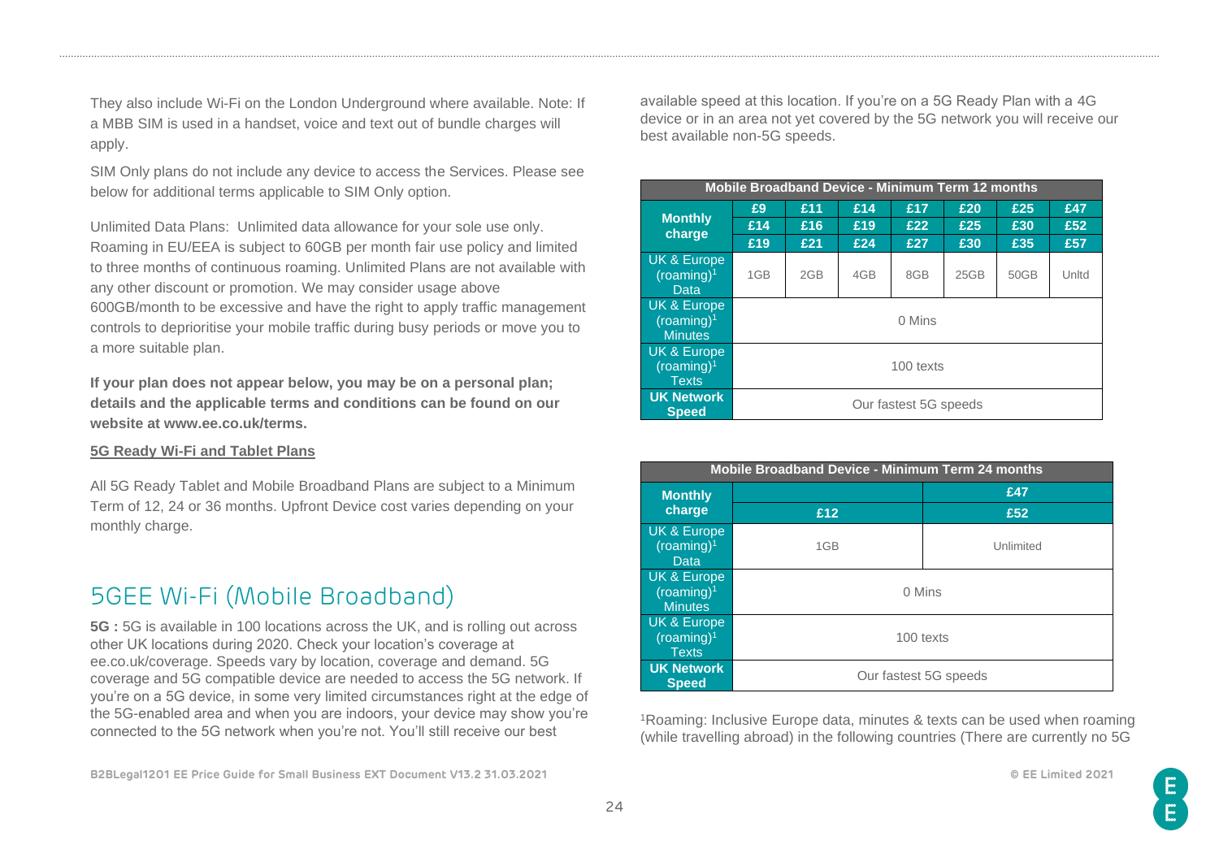They also include Wi-Fi on the London Underground where available. Note: If a MBB SIM is used in a handset, voice and text out of bundle charges will apply.

SIM Only plans do not include any device to access the Services. Please see below for additional terms applicable to SIM Only option.

Unlimited Data Plans: Unlimited data allowance for your sole use only. Roaming in EU/EEA is subject to 60GB per month fair use policy and limited to three months of continuous roaming. Unlimited Plans are not available with any other discount or promotion. We may consider usage above 600GB/month to be excessive and have the right to apply traffic management controls to deprioritise your mobile traffic during busy periods or move you to a more suitable plan.

**If your plan does not appear below, you may be on a personal plan; details and the applicable terms and conditions can be found on our website at www.ee.co.uk/terms.**

**5G Ready Wi-Fi and Tablet Plans**

All 5G Ready Tablet and Mobile Broadband Plans are subject to a Minimum Term of 12, 24 or 36 months. Upfront Device cost varies depending on your monthly charge.

# 5GEE Wi-Fi (Mobile Broadband)

**5G :** 5G is available in 100 locations across the UK, and is rolling out across other UK locations during 2020. Check your location's coverage at ee.co.uk/coverage. Speeds vary by location, coverage and demand. 5G coverage and 5G compatible device are needed to access the 5G network. If you're on a 5G device, in some very limited circumstances right at the edge of the 5G-enabled area and when you are indoors, your device may show you're connected to the 5G network when you're not. You'll still receive our best available speed at this location. If you're on a 5G Ready Plan with a 4G device or in an area not yet covered by the 5G network you will receive our best available non-5G speeds.

| Mobile Broadband Device - Minimum Term 12 months | | | | | | | |
|---|---|---|---|---|---|---|---|
| **Monthly charge** | **£9** | **£11** | **£14** | **£17** | **£20** | **£25** | **£47** |
| | **£14** | **£16** | **£19** | **£22** | **£25** | **£30** | **£52** |
| | **£19** | **£21** | **£24** | **£27** | **£30** | **£35** | **£57** |
| UK & Europe (roaming)[1] Data | 1GB | 2GB | 4GB | 8GB | 25GB | 50GB | Unltd |
| UK & Europe (roaming)[1] Minutes | 0 Mins | | | | | | |
| UK & Europe (roaming)[1] Texts | 100 texts | | | | | | |
| **UK Network Speed** | Our fastest 5G speeds | | | | | | |

| Mobile Broadband Device - Minimum Term 24 months | | |
|---|---|---|
| **Monthly charge** | | **£47** |
| | **£12** | **£52** |
| UK & Europe (roaming)[1] Data | 1GB | Unlimited |
| UK & Europe (roaming)[1] Minutes | 0 Mins | |
| UK & Europe (roaming)[1] Texts | 100 texts | |
| **UK Network Speed** | Our fastest 5G speeds | |

[1]Roaming: Inclusive Europe data, minutes & texts can be used when roaming (while travelling abroad) in the following countries (There are currently no 5G

B2BLegal1201 EE Price Guide for Small Business EXT Document V13.2 31.03.2021

© EE Limited 2021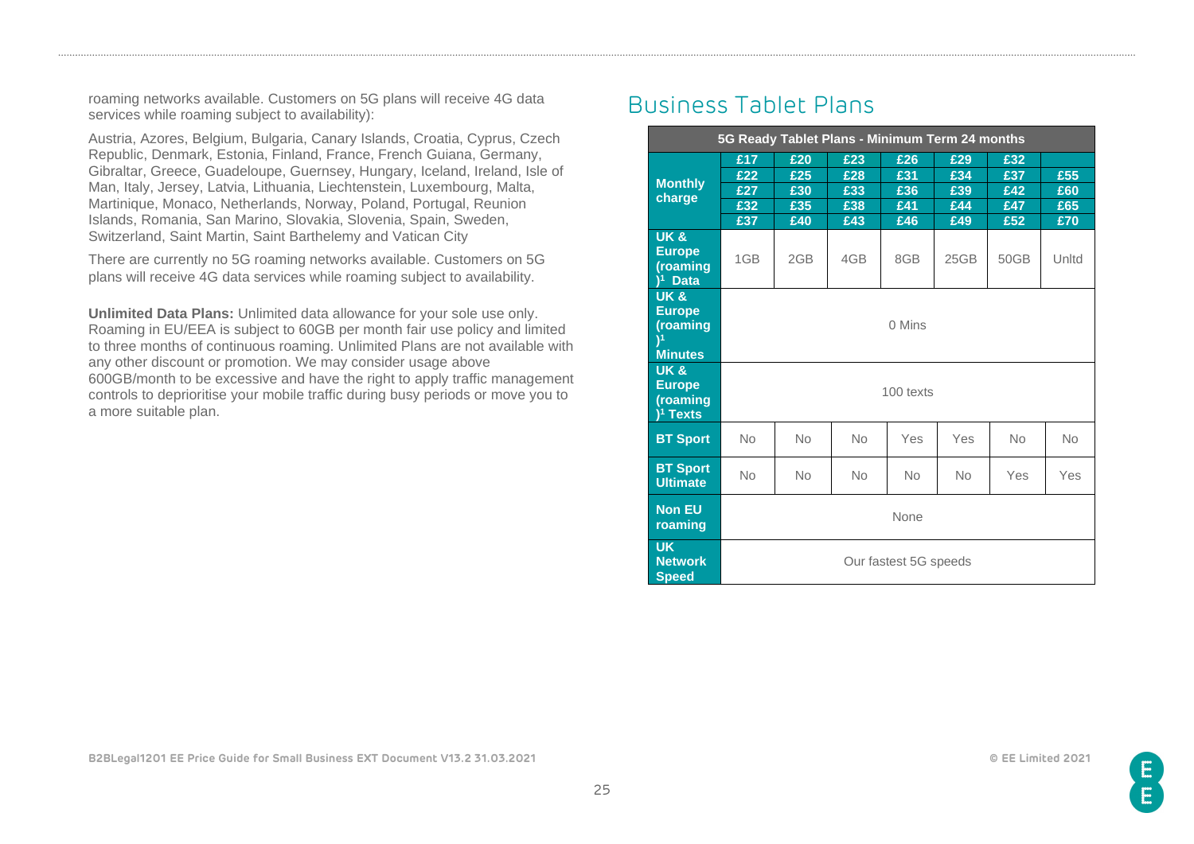roaming networks available. Customers on 5G plans will receive 4G data services while roaming subject to availability):

Austria, Azores, Belgium, Bulgaria, Canary Islands, Croatia, Cyprus, Czech Republic, Denmark, Estonia, Finland, France, French Guiana, Germany, Gibraltar, Greece, Guadeloupe, Guernsey, Hungary, Iceland, Ireland, Isle of Man, Italy, Jersey, Latvia, Lithuania, Liechtenstein, Luxembourg, Malta, Martinique, Monaco, Netherlands, Norway, Poland, Portugal, Reunion Islands, Romania, San Marino, Slovakia, Slovenia, Spain, Sweden, Switzerland, Saint Martin, Saint Barthelemy and Vatican City

There are currently no 5G roaming networks available. Customers on 5G plans will receive 4G data services while roaming subject to availability.

**Unlimited Data Plans:** Unlimited data allowance for your sole use only. Roaming in EU/EEA is subject to 60GB per month fair use policy and limited to three months of continuous roaming. Unlimited Plans are not available with any other discount or promotion. We may consider usage above 600GB/month to be excessive and have the right to apply traffic management controls to deprioritise your mobile traffic during busy periods or move you to a more suitable plan.

# Business Tablet Plans

| 5G Ready Tablet Plans - Minimum Term 24 months | | | | | | | |
|---|---|---|---|---|---|---|---|
| Monthly charge | £17 | £20 | £23 | £26 | £29 | £32 | |
| | £22 | £25 | £28 | £31 | £34 | £37 | £55 |
| | £27 | £30 | £33 | £36 | £39 | £42 | £60 |
| | £32 | £35 | £38 | £41 | £44 | £47 | £65 |
| | £37 | £40 | £43 | £46 | £49 | £52 | £70 |
| UK & Europe (roaming)[1] Data | 1GB | 2GB | 4GB | 8GB | 25GB | 50GB | Unltd |
| UK & Europe (roaming)[1] Minutes | 0 Mins | | | | | | |
| UK & Europe (roaming)[1] Texts | 100 texts | | | | | | |
| BT Sport | No | No | No | Yes | Yes | No | No |
| BT Sport Ultimate | No | No | No | No | No | Yes | Yes |
| Non EU roaming | None | | | | | | |
| UK Network Speed | Our fastest 5G speeds | | | | | | |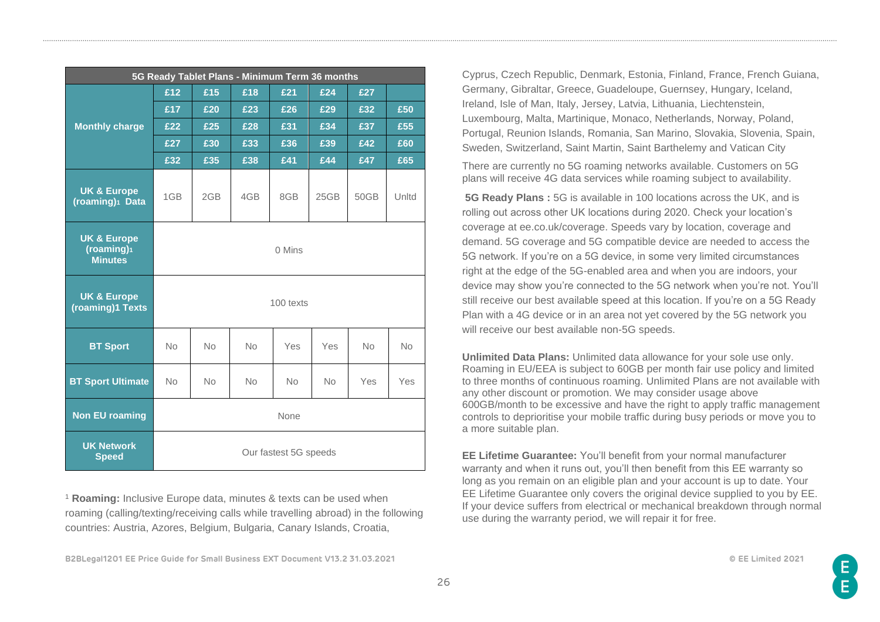| 5G Ready Tablet Plans - Minimum Term 36 months | | | | | | | |
|---|---|---|---|---|---|---|---|
| Monthly charge | £12 | £15 | £18 | £21 | £24 | £27 | |
| | £17 | £20 | £23 | £26 | £29 | £32 | £50 |
| | £22 | £25 | £28 | £31 | £34 | £37 | £55 |
| | £27 | £30 | £33 | £36 | £39 | £42 | £60 |
| | £32 | £35 | £38 | £41 | £44 | £47 | £65 |
| UK & Europe (roaming)[1] Data | 1GB | 2GB | 4GB | 8GB | 25GB | 50GB | Unltd |
| UK & Europe (roaming)[1] Minutes | 0 Mins | | | | | | |
| UK & Europe (roaming)1 Texts | 100 texts | | | | | | |
| BT Sport | No | No | No | Yes | Yes | No | No |
| BT Sport Ultimate | No | No | No | No | No | Yes | Yes |
| Non EU roaming | None | | | | | | |
| UK Network Speed | Our fastest 5G speeds | | | | | | |

[1] **Roaming:** Inclusive Europe data, minutes & texts can be used when roaming (calling/texting/receiving calls while travelling abroad) in the following countries: Austria, Azores, Belgium, Bulgaria, Canary Islands, Croatia, Cyprus, Czech Republic, Denmark, Estonia, Finland, France, French Guiana, Germany, Gibraltar, Greece, Guadeloupe, Guernsey, Hungary, Iceland, Ireland, Isle of Man, Italy, Jersey, Latvia, Lithuania, Liechtenstein, Luxembourg, Malta, Martinique, Monaco, Netherlands, Norway, Poland, Portugal, Reunion Islands, Romania, San Marino, Slovakia, Slovenia, Spain, Sweden, Switzerland, Saint Martin, Saint Barthelemy and Vatican City

There are currently no 5G roaming networks available. Customers on 5G plans will receive 4G data services while roaming subject to availability.

**5G Ready Plans :** 5G is available in 100 locations across the UK, and is rolling out across other UK locations during 2020. Check your location's coverage at ee.co.uk/coverage. Speeds vary by location, coverage and demand. 5G coverage and 5G compatible device are needed to access the 5G network. If you're on a 5G device, in some very limited circumstances right at the edge of the 5G-enabled area and when you are indoors, your device may show you're connected to the 5G network when you're not. You'll still receive our best available speed at this location. If you're on a 5G Ready Plan with a 4G device or in an area not yet covered by the 5G network you will receive our best available non-5G speeds.

**Unlimited Data Plans:** Unlimited data allowance for your sole use only. Roaming in EU/EEA is subject to 60GB per month fair use policy and limited to three months of continuous roaming. Unlimited Plans are not available with any other discount or promotion. We may consider usage above 600GB/month to be excessive and have the right to apply traffic management controls to deprioritise your mobile traffic during busy periods or move you to a more suitable plan.

**EE Lifetime Guarantee:** You'll benefit from your normal manufacturer warranty and when it runs out, you'll then benefit from this EE warranty so long as you remain on an eligible plan and your account is up to date. Your EE Lifetime Guarantee only covers the original device supplied to you by EE. If your device suffers from electrical or mechanical breakdown through normal use during the warranty period, we will repair it for free.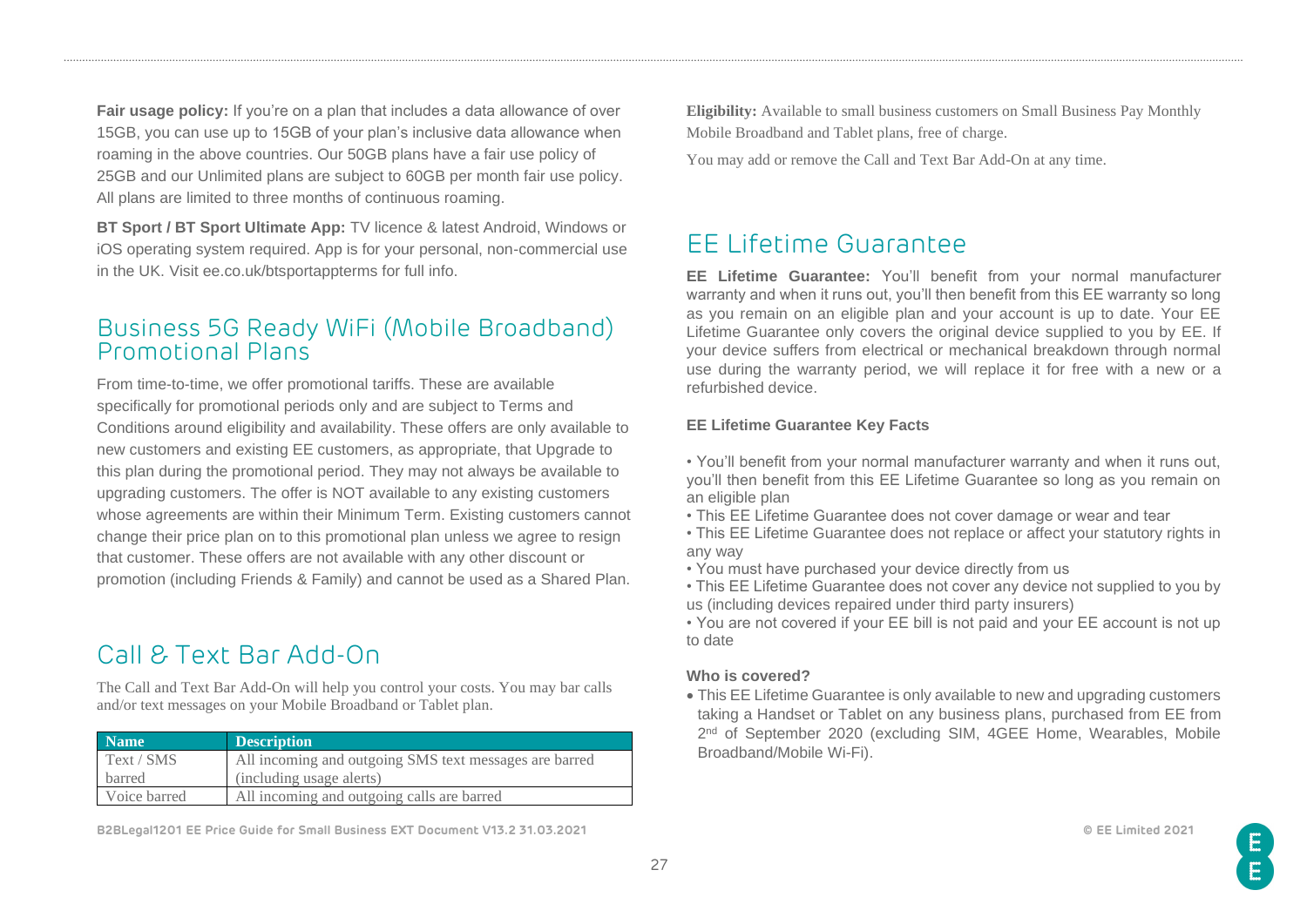**Fair usage policy:** If you're on a plan that includes a data allowance of over 15GB, you can use up to 15GB of your plan's inclusive data allowance when roaming in the above countries. Our 50GB plans have a fair use policy of 25GB and our Unlimited plans are subject to 60GB per month fair use policy. All plans are limited to three months of continuous roaming.

**BT Sport / BT Sport Ultimate App:** TV licence & latest Android, Windows or iOS operating system required. App is for your personal, non-commercial use in the UK. Visit ee.co.uk/btsportappterms for full info.

## Business 5G Ready WiFi (Mobile Broadband) Promotional Plans

From time-to-time, we offer promotional tariffs. These are available specifically for promotional periods only and are subject to Terms and Conditions around eligibility and availability. These offers are only available to new customers and existing EE customers, as appropriate, that Upgrade to this plan during the promotional period. They may not always be available to upgrading customers. The offer is NOT available to any existing customers whose agreements are within their Minimum Term. Existing customers cannot change their price plan on to this promotional plan unless we agree to resign that customer. These offers are not available with any other discount or promotion (including Friends & Family) and cannot be used as a Shared Plan.

## Call & Text Bar Add-On

The Call and Text Bar Add-On will help you control your costs. You may bar calls and/or text messages on your Mobile Broadband or Tablet plan.

| Name | Description |
|---|---|
| Text / SMS barred | All incoming and outgoing SMS text messages are barred (including usage alerts) |
| Voice barred | All incoming and outgoing calls are barred |

**Eligibility:** Available to small business customers on Small Business Pay Monthly Mobile Broadband and Tablet plans, free of charge.

You may add or remove the Call and Text Bar Add-On at any time.

## EE Lifetime Guarantee

**EE Lifetime Guarantee:** You'll benefit from your normal manufacturer warranty and when it runs out, you'll then benefit from this EE warranty so long as you remain on an eligible plan and your account is up to date. Your EE Lifetime Guarantee only covers the original device supplied to you by EE. If your device suffers from electrical or mechanical breakdown through normal use during the warranty period, we will replace it for free with a new or a refurbished device.

**EE Lifetime Guarantee Key Facts**

- You'll benefit from your normal manufacturer warranty and when it runs out, you'll then benefit from this EE Lifetime Guarantee so long as you remain on an eligible plan
- This EE Lifetime Guarantee does not cover damage or wear and tear
- This EE Lifetime Guarantee does not replace or affect your statutory rights in any way
- You must have purchased your device directly from us
- This EE Lifetime Guarantee does not cover any device not supplied to you by us (including devices repaired under third party insurers)
- You are not covered if your EE bill is not paid and your EE account is not up to date

**Who is covered?**

- This EE Lifetime Guarantee is only available to new and upgrading customers taking a Handset or Tablet on any business plans, purchased from EE from 2nd of September 2020 (excluding SIM, 4GEE Home, Wearables, Mobile Broadband/Mobile Wi-Fi).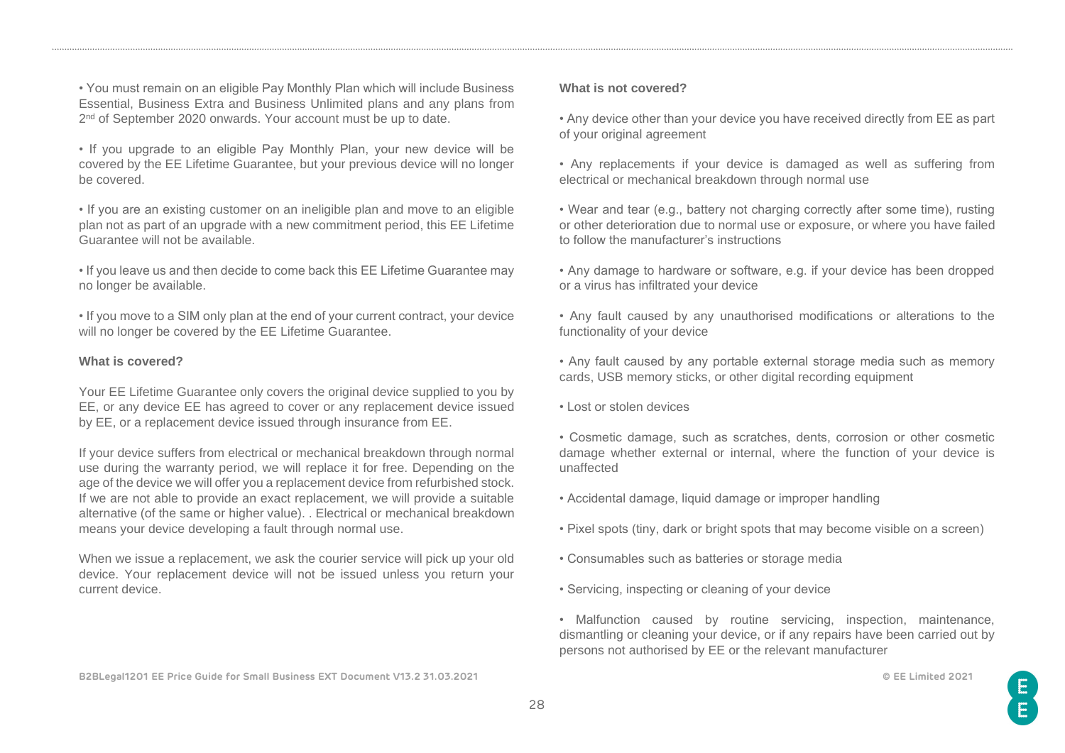- You must remain on an eligible Pay Monthly Plan which will include Business Essential, Business Extra and Business Unlimited plans and any plans from 2nd of September 2020 onwards. Your account must be up to date.

- If you upgrade to an eligible Pay Monthly Plan, your new device will be covered by the EE Lifetime Guarantee, but your previous device will no longer be covered.

- If you are an existing customer on an ineligible plan and move to an eligible plan not as part of an upgrade with a new commitment period, this EE Lifetime Guarantee will not be available.

- If you leave us and then decide to come back this EE Lifetime Guarantee may no longer be available.

- If you move to a SIM only plan at the end of your current contract, your device will no longer be covered by the EE Lifetime Guarantee.

**What is covered?**

Your EE Lifetime Guarantee only covers the original device supplied to you by EE, or any device EE has agreed to cover or any replacement device issued by EE, or a replacement device issued through insurance from EE.

If your device suffers from electrical or mechanical breakdown through normal use during the warranty period, we will replace it for free. Depending on the age of the device we will offer you a replacement device from refurbished stock. If we are not able to provide an exact replacement, we will provide a suitable alternative (of the same or higher value). . Electrical or mechanical breakdown means your device developing a fault through normal use.

When we issue a replacement, we ask the courier service will pick up your old device. Your replacement device will not be issued unless you return your current device.

**What is not covered?**

- Any device other than your device you have received directly from EE as part of your original agreement

- Any replacements if your device is damaged as well as suffering from electrical or mechanical breakdown through normal use

- Wear and tear (e.g., battery not charging correctly after some time), rusting or other deterioration due to normal use or exposure, or where you have failed to follow the manufacturer's instructions

- Any damage to hardware or software, e.g. if your device has been dropped or a virus has infiltrated your device

- Any fault caused by any unauthorised modifications or alterations to the functionality of your device

- Any fault caused by any portable external storage media such as memory cards, USB memory sticks, or other digital recording equipment

- Lost or stolen devices

- Cosmetic damage, such as scratches, dents, corrosion or other cosmetic damage whether external or internal, where the function of your device is unaffected

- Accidental damage, liquid damage or improper handling

- Pixel spots (tiny, dark or bright spots that may become visible on a screen)

- Consumables such as batteries or storage media

- Servicing, inspecting or cleaning of your device

- Malfunction caused by routine servicing, inspection, maintenance, dismantling or cleaning your device, or if any repairs have been carried out by persons not authorised by EE or the relevant manufacturer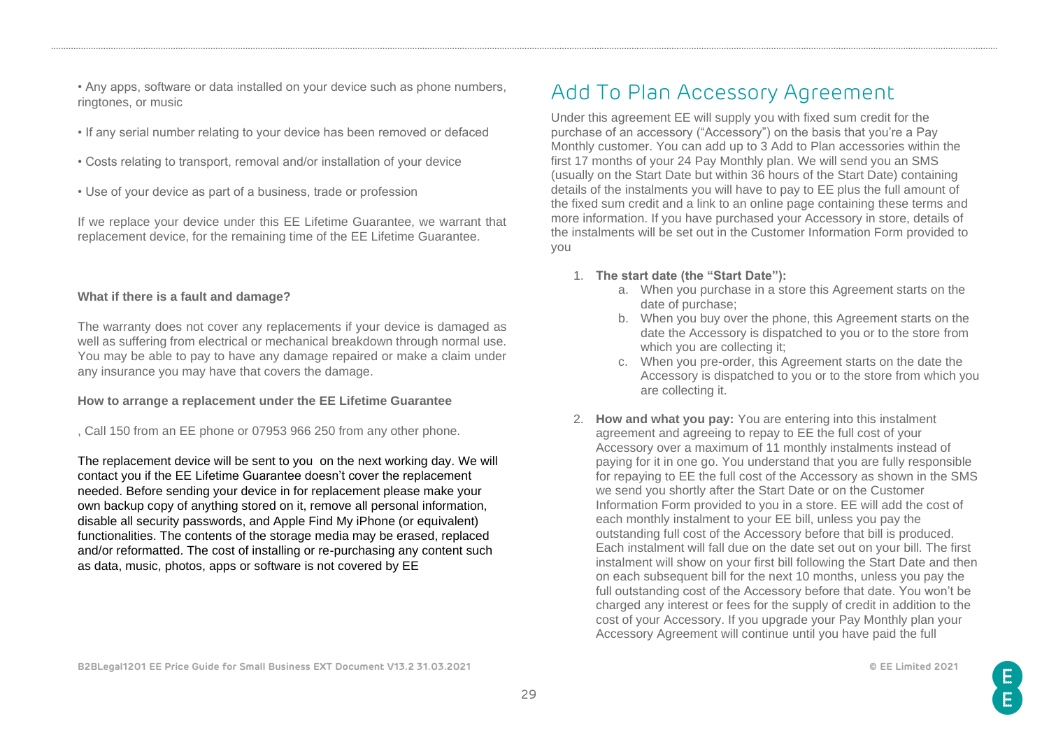- Any apps, software or data installed on your device such as phone numbers, ringtones, or music
- If any serial number relating to your device has been removed or defaced
- Costs relating to transport, removal and/or installation of your device
- Use of your device as part of a business, trade or profession

If we replace your device under this EE Lifetime Guarantee, we warrant that replacement device, for the remaining time of the EE Lifetime Guarantee.

**What if there is a fault and damage?**

The warranty does not cover any replacements if your device is damaged as well as suffering from electrical or mechanical breakdown through normal use. You may be able to pay to have any damage repaired or make a claim under any insurance you may have that covers the damage.

**How to arrange a replacement under the EE Lifetime Guarantee**

, Call 150 from an EE phone or 07953 966 250 from any other phone.

The replacement device will be sent to you on the next working day. We will contact you if the EE Lifetime Guarantee doesn't cover the replacement needed. Before sending your device in for replacement please make your own backup copy of anything stored on it, remove all personal information, disable all security passwords, and Apple Find My iPhone (or equivalent) functionalities. The contents of the storage media may be erased, replaced and/or reformatted. The cost of installing or re-purchasing any content such as data, music, photos, apps or software is not covered by EE

# Add To Plan Accessory Agreement

Under this agreement EE will supply you with fixed sum credit for the purchase of an accessory ("Accessory") on the basis that you're a Pay Monthly customer. You can add up to 3 Add to Plan accessories within the first 17 months of your 24 Pay Monthly plan. We will send you an SMS (usually on the Start Date but within 36 hours of the Start Date) containing details of the instalments you will have to pay to EE plus the full amount of the fixed sum credit and a link to an online page containing these terms and more information. If you have purchased your Accessory in store, details of the instalments will be set out in the Customer Information Form provided to you

1. **The start date (the "Start Date"):**
   a. When you purchase in a store this Agreement starts on the date of purchase;
   b. When you buy over the phone, this Agreement starts on the date the Accessory is dispatched to you or to the store from which you are collecting it;
   c. When you pre-order, this Agreement starts on the date the Accessory is dispatched to you or to the store from which you are collecting it.
2. **How and what you pay:** You are entering into this instalment agreement and agreeing to repay to EE the full cost of your Accessory over a maximum of 11 monthly instalments instead of paying for it in one go. You understand that you are fully responsible for repaying to EE the full cost of the Accessory as shown in the SMS we send you shortly after the Start Date or on the Customer Information Form provided to you in a store. EE will add the cost of each monthly instalment to your EE bill, unless you pay the outstanding full cost of the Accessory before that bill is produced. Each instalment will fall due on the date set out on your bill. The first instalment will show on your first bill following the Start Date and then on each subsequent bill for the next 10 months, unless you pay the full outstanding cost of the Accessory before that date. You won't be charged any interest or fees for the supply of credit in addition to the cost of your Accessory. If you upgrade your Pay Monthly plan your Accessory Agreement will continue until you have paid the full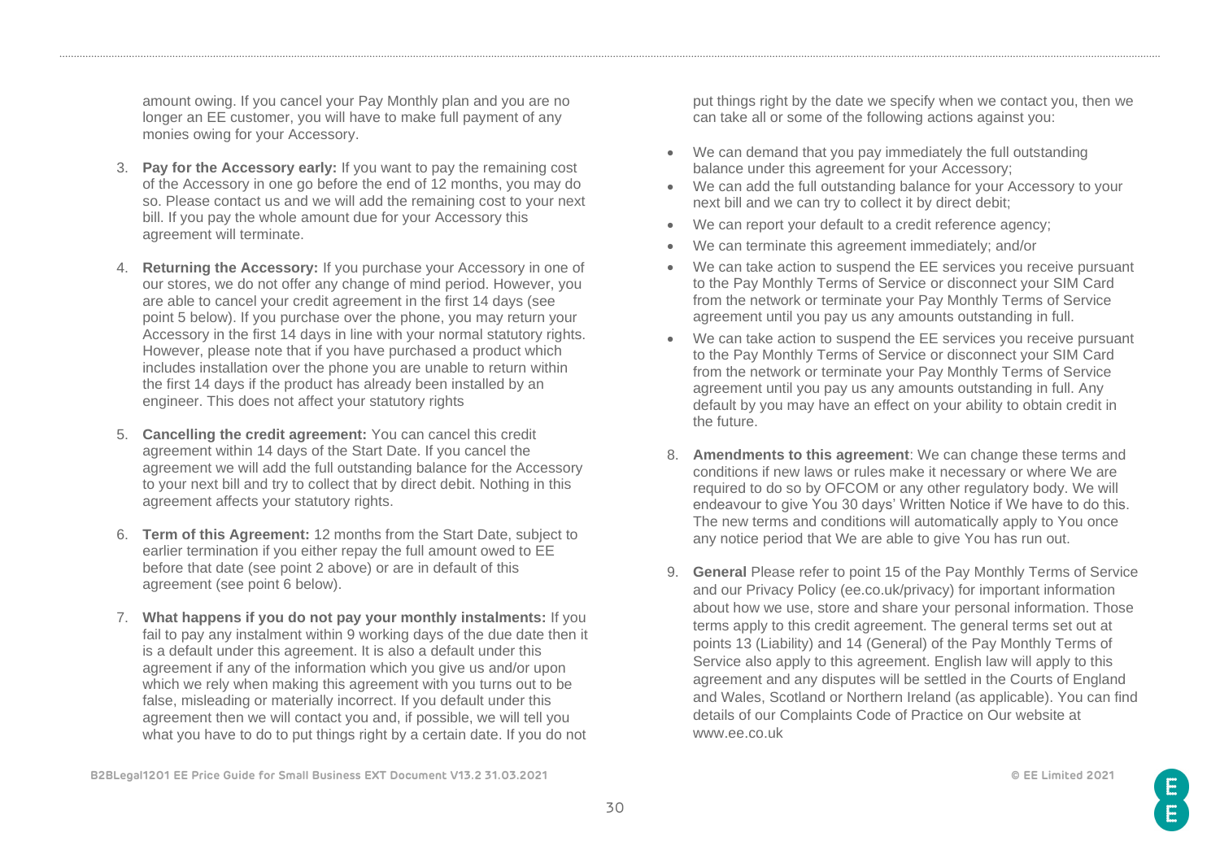amount owing. If you cancel your Pay Monthly plan and you are no longer an EE customer, you will have to make full payment of any monies owing for your Accessory.

3. **Pay for the Accessory early:** If you want to pay the remaining cost of the Accessory in one go before the end of 12 months, you may do so. Please contact us and we will add the remaining cost to your next bill. If you pay the whole amount due for your Accessory this agreement will terminate.

4. **Returning the Accessory:** If you purchase your Accessory in one of our stores, we do not offer any change of mind period. However, you are able to cancel your credit agreement in the first 14 days (see point 5 below). If you purchase over the phone, you may return your Accessory in the first 14 days in line with your normal statutory rights. However, please note that if you have purchased a product which includes installation over the phone you are unable to return within the first 14 days if the product has already been installed by an engineer. This does not affect your statutory rights

5. **Cancelling the credit agreement:** You can cancel this credit agreement within 14 days of the Start Date. If you cancel the agreement we will add the full outstanding balance for the Accessory to your next bill and try to collect that by direct debit. Nothing in this agreement affects your statutory rights.

6. **Term of this Agreement:** 12 months from the Start Date, subject to earlier termination if you either repay the full amount owed to EE before that date (see point 2 above) or are in default of this agreement (see point 6 below).

7. **What happens if you do not pay your monthly instalments:** If you fail to pay any instalment within 9 working days of the due date then it is a default under this agreement. It is also a default under this agreement if any of the information which you give us and/or upon which we rely when making this agreement with you turns out to be false, misleading or materially incorrect. If you default under this agreement then we will contact you and, if possible, we will tell you what you have to do to put things right by a certain date. If you do not put things right by the date we specify when we contact you, then we can take all or some of the following actions against you:

   - We can demand that you pay immediately the full outstanding balance under this agreement for your Accessory;
   - We can add the full outstanding balance for your Accessory to your next bill and we can try to collect it by direct debit;
   - We can report your default to a credit reference agency;
   - We can terminate this agreement immediately; and/or
   - We can take action to suspend the EE services you receive pursuant to the Pay Monthly Terms of Service or disconnect your SIM Card from the network or terminate your Pay Monthly Terms of Service agreement until you pay us any amounts outstanding in full.
   - We can take action to suspend the EE services you receive pursuant to the Pay Monthly Terms of Service or disconnect your SIM Card from the network or terminate your Pay Monthly Terms of Service agreement until you pay us any amounts outstanding in full. Any default by you may have an effect on your ability to obtain credit in the future.

8. **Amendments to this agreement**: We can change these terms and conditions if new laws or rules make it necessary or where We are required to do so by OFCOM or any other regulatory body. We will endeavour to give You 30 days' Written Notice if We have to do this. The new terms and conditions will automatically apply to You once any notice period that We are able to give You has run out.

9. **General** Please refer to point 15 of the Pay Monthly Terms of Service and our Privacy Policy (ee.co.uk/privacy) for important information about how we use, store and share your personal information. Those terms apply to this credit agreement. The general terms set out at points 13 (Liability) and 14 (General) of the Pay Monthly Terms of Service also apply to this agreement. English law will apply to this agreement and any disputes will be settled in the Courts of England and Wales, Scotland or Northern Ireland (as applicable). You can find details of our Complaints Code of Practice on Our website at www.ee.co.uk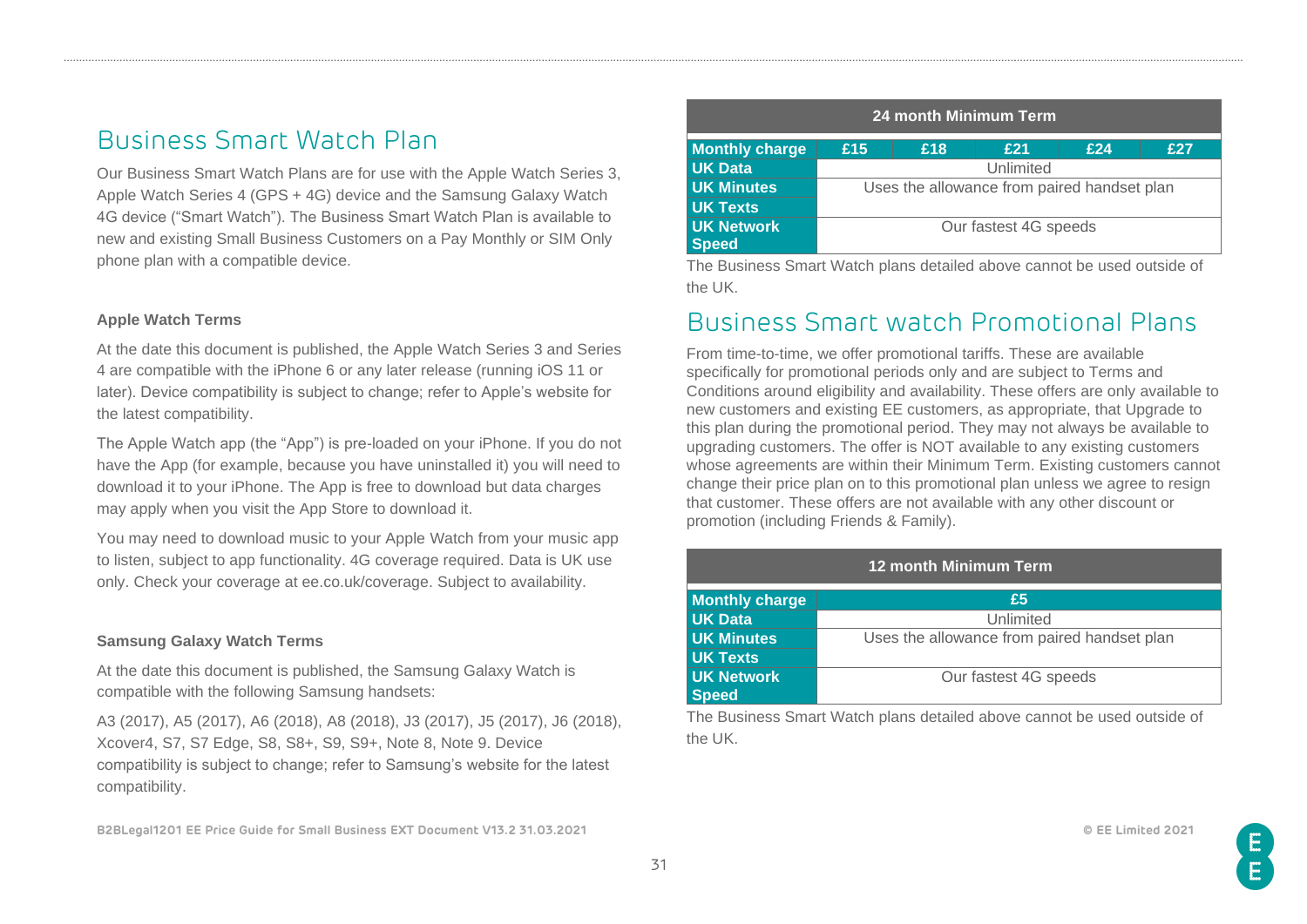## Business Smart Watch Plan

Our Business Smart Watch Plans are for use with the Apple Watch Series 3, Apple Watch Series 4 (GPS + 4G) device and the Samsung Galaxy Watch 4G device ("Smart Watch"). The Business Smart Watch Plan is available to new and existing Small Business Customers on a Pay Monthly or SIM Only phone plan with a compatible device.

### Apple Watch Terms

At the date this document is published, the Apple Watch Series 3 and Series 4 are compatible with the iPhone 6 or any later release (running iOS 11 or later). Device compatibility is subject to change; refer to Apple's website for the latest compatibility.

The Apple Watch app (the "App") is pre-loaded on your iPhone. If you do not have the App (for example, because you have uninstalled it) you will need to download it to your iPhone. The App is free to download but data charges may apply when you visit the App Store to download it.

You may need to download music to your Apple Watch from your music app to listen, subject to app functionality. 4G coverage required. Data is UK use only. Check your coverage at ee.co.uk/coverage. Subject to availability.

### Samsung Galaxy Watch Terms

At the date this document is published, the Samsung Galaxy Watch is compatible with the following Samsung handsets:

A3 (2017), A5 (2017), A6 (2018), A8 (2018), J3 (2017), J5 (2017), J6 (2018), Xcover4, S7, S7 Edge, S8, S8+, S9, S9+, Note 8, Note 9. Device compatibility is subject to change; refer to Samsung's website for the latest compatibility.

| 24 month Minimum Term | | | | | |
|---|---|---|---|---|---|
| **Monthly charge** | **£15** | **£18** | **£21** | **£24** | **£27** |
| **UK Data** | Unlimited | | | | |
| **UK Minutes** | Uses the allowance from paired handset plan | | | | |
| **UK Texts** | | | | | |
| **UK Network Speed** | Our fastest 4G speeds | | | | |

The Business Smart Watch plans detailed above cannot be used outside of the UK.

## Business Smart watch Promotional Plans

From time-to-time, we offer promotional tariffs. These are available specifically for promotional periods only and are subject to Terms and Conditions around eligibility and availability. These offers are only available to new customers and existing EE customers, as appropriate, that Upgrade to this plan during the promotional period. They may not always be available to upgrading customers. The offer is NOT available to any existing customers whose agreements are within their Minimum Term. Existing customers cannot change their price plan on to this promotional plan unless we agree to resign that customer. These offers are not available with any other discount or promotion (including Friends & Family).

| 12 month Minimum Term | |
|---|---|
| **Monthly charge** | **£5** |
| **UK Data** | Unlimited |
| **UK Minutes** | Uses the allowance from paired handset plan |
| **UK Texts** | |
| **UK Network Speed** | Our fastest 4G speeds |

The Business Smart Watch plans detailed above cannot be used outside of the UK.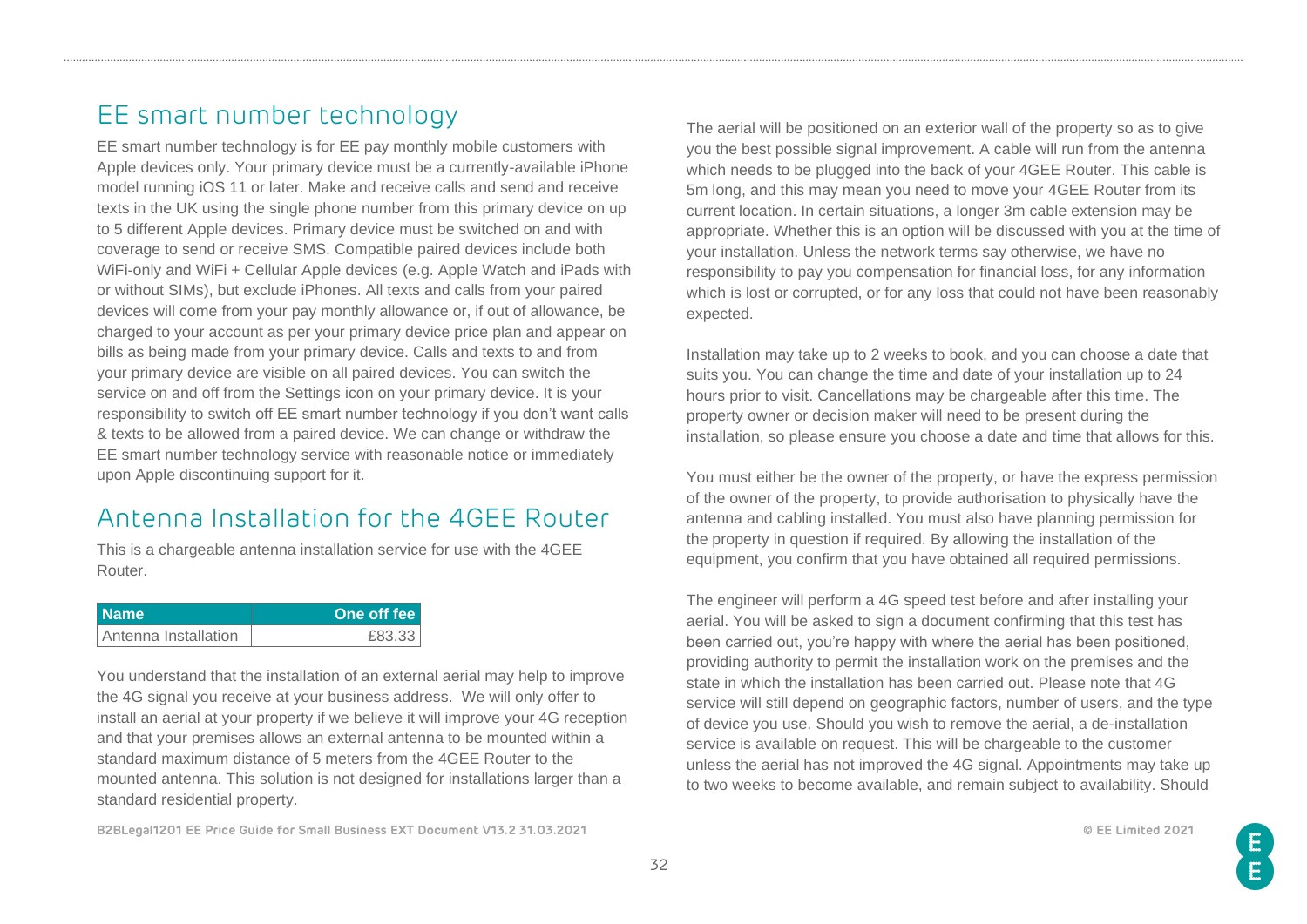## EE smart number technology

EE smart number technology is for EE pay monthly mobile customers with Apple devices only. Your primary device must be a currently-available iPhone model running iOS 11 or later. Make and receive calls and send and receive texts in the UK using the single phone number from this primary device on up to 5 different Apple devices. Primary device must be switched on and with coverage to send or receive SMS. Compatible paired devices include both WiFi-only and WiFi + Cellular Apple devices (e.g. Apple Watch and iPads with or without SIMs), but exclude iPhones. All texts and calls from your paired devices will come from your pay monthly allowance or, if out of allowance, be charged to your account as per your primary device price plan and appear on bills as being made from your primary device. Calls and texts to and from your primary device are visible on all paired devices. You can switch the service on and off from the Settings icon on your primary device. It is your responsibility to switch off EE smart number technology if you don't want calls & texts to be allowed from a paired device. We can change or withdraw the EE smart number technology service with reasonable notice or immediately upon Apple discontinuing support for it.

## Antenna Installation for the 4GEE Router

This is a chargeable antenna installation service for use with the 4GEE Router.

| Name | One off fee |
|---|---:|
| Antenna Installation | £83.33 |

You understand that the installation of an external aerial may help to improve the 4G signal you receive at your business address. We will only offer to install an aerial at your property if we believe it will improve your 4G reception and that your premises allows an external antenna to be mounted within a standard maximum distance of 5 meters from the 4GEE Router to the mounted antenna. This solution is not designed for installations larger than a standard residential property.

The aerial will be positioned on an exterior wall of the property so as to give you the best possible signal improvement. A cable will run from the antenna which needs to be plugged into the back of your 4GEE Router. This cable is 5m long, and this may mean you need to move your 4GEE Router from its current location. In certain situations, a longer 3m cable extension may be appropriate. Whether this is an option will be discussed with you at the time of your installation. Unless the network terms say otherwise, we have no responsibility to pay you compensation for financial loss, for any information which is lost or corrupted, or for any loss that could not have been reasonably expected.

Installation may take up to 2 weeks to book, and you can choose a date that suits you. You can change the time and date of your installation up to 24 hours prior to visit. Cancellations may be chargeable after this time. The property owner or decision maker will need to be present during the installation, so please ensure you choose a date and time that allows for this.

You must either be the owner of the property, or have the express permission of the owner of the property, to provide authorisation to physically have the antenna and cabling installed. You must also have planning permission for the property in question if required. By allowing the installation of the equipment, you confirm that you have obtained all required permissions.

The engineer will perform a 4G speed test before and after installing your aerial. You will be asked to sign a document confirming that this test has been carried out, you're happy with where the aerial has been positioned, providing authority to permit the installation work on the premises and the state in which the installation has been carried out. Please note that 4G service will still depend on geographic factors, number of users, and the type of device you use. Should you wish to remove the aerial, a de-installation service is available on request. This will be chargeable to the customer unless the aerial has not improved the 4G signal. Appointments may take up to two weeks to become available, and remain subject to availability. Should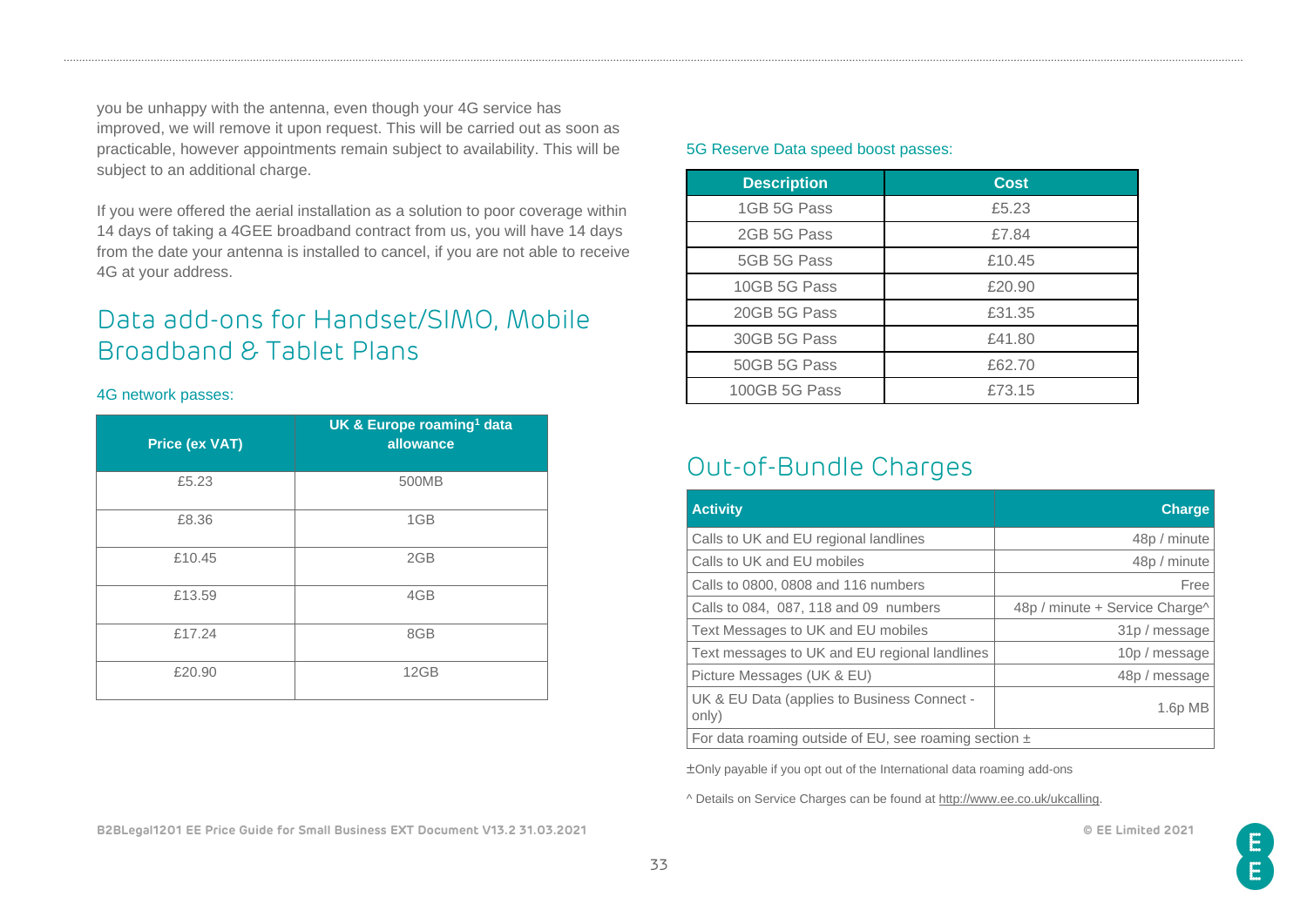you be unhappy with the antenna, even though your 4G service has improved, we will remove it upon request. This will be carried out as soon as practicable, however appointments remain subject to availability. This will be subject to an additional charge.

If you were offered the aerial installation as a solution to poor coverage within 14 days of taking a 4GEE broadband contract from us, you will have 14 days from the date your antenna is installed to cancel, if you are not able to receive 4G at your address.

## Data add-ons for Handset/SIMO, Mobile Broadband & Tablet Plans

4G network passes:

| Price (ex VAT) | UK & Europe roaming[1] data allowance |
|---|---|
| £5.23 | 500MB |
| £8.36 | 1GB |
| £10.45 | 2GB |
| £13.59 | 4GB |
| £17.24 | 8GB |
| £20.90 | 12GB |

5G Reserve Data speed boost passes:

| Description | Cost |
|---|---|
| 1GB 5G Pass | £5.23 |
| 2GB 5G Pass | £7.84 |
| 5GB 5G Pass | £10.45 |
| 10GB 5G Pass | £20.90 |
| 20GB 5G Pass | £31.35 |
| 30GB 5G Pass | £41.80 |
| 50GB 5G Pass | £62.70 |
| 100GB 5G Pass | £73.15 |

## Out-of-Bundle Charges

| Activity | Charge |
|---|---|
| Calls to UK and EU regional landlines | 48p / minute |
| Calls to UK and EU mobiles | 48p / minute |
| Calls to 0800, 0808 and 116 numbers | Free |
| Calls to 084, 087, 118 and 09 numbers | 48p / minute + Service Charge^ |
| Text Messages to UK and EU mobiles | 31p / message |
| Text messages to UK and EU regional landlines | 10p / message |
| Picture Messages (UK & EU) | 48p / message |
| UK & EU Data (applies to Business Connect - only) | 1.6p MB |
| For data roaming outside of EU, see roaming section ± | |

±Only payable if you opt out of the International data roaming add-ons

^ Details on Service Charges can be found at http://www.ee.co.uk/ukcalling.

B2BLegal1201 EE Price Guide for Small Business EXT Document V13.2 31.03.2021

© EE Limited 2021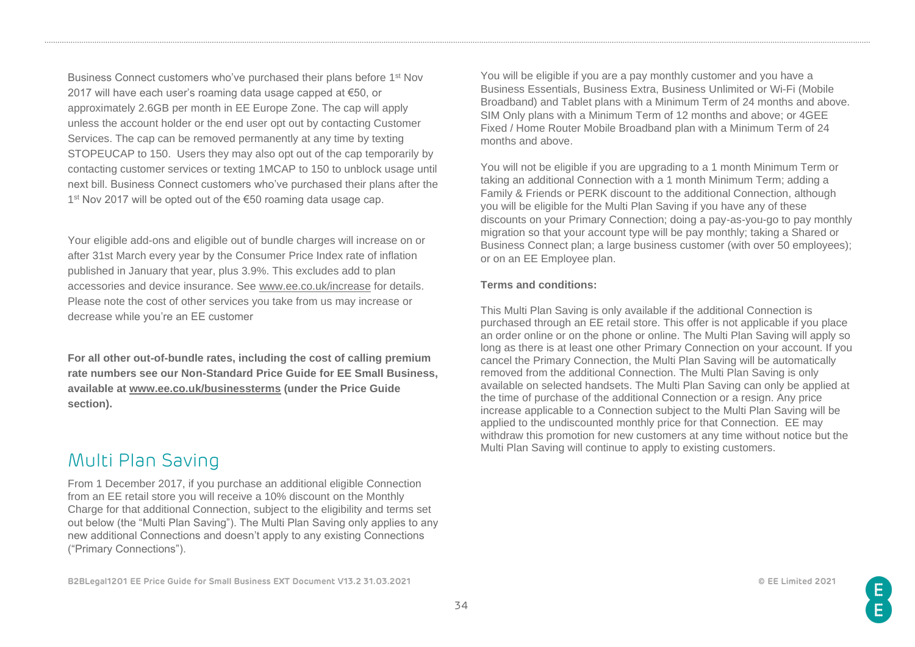Business Connect customers who've purchased their plans before 1st Nov 2017 will have each user's roaming data usage capped at €50, or approximately 2.6GB per month in EE Europe Zone. The cap will apply unless the account holder or the end user opt out by contacting Customer Services. The cap can be removed permanently at any time by texting STOPEUCAP to 150. Users they may also opt out of the cap temporarily by contacting customer services or texting 1MCAP to 150 to unblock usage until next bill. Business Connect customers who've purchased their plans after the 1st Nov 2017 will be opted out of the €50 roaming data usage cap.

Your eligible add-ons and eligible out of bundle charges will increase on or after 31st March every year by the Consumer Price Index rate of inflation published in January that year, plus 3.9%. This excludes add to plan accessories and device insurance. See www.ee.co.uk/increase for details. Please note the cost of other services you take from us may increase or decrease while you're an EE customer

**For all other out-of-bundle rates, including the cost of calling premium rate numbers see our Non-Standard Price Guide for EE Small Business, available at www.ee.co.uk/businessterms (under the Price Guide section).**

## Multi Plan Saving

From 1 December 2017, if you purchase an additional eligible Connection from an EE retail store you will receive a 10% discount on the Monthly Charge for that additional Connection, subject to the eligibility and terms set out below (the "Multi Plan Saving"). The Multi Plan Saving only applies to any new additional Connections and doesn't apply to any existing Connections ("Primary Connections").

You will be eligible if you are a pay monthly customer and you have a Business Essentials, Business Extra, Business Unlimited or Wi-Fi (Mobile Broadband) and Tablet plans with a Minimum Term of 24 months and above. SIM Only plans with a Minimum Term of 12 months and above; or 4GEE Fixed / Home Router Mobile Broadband plan with a Minimum Term of 24 months and above.

You will not be eligible if you are upgrading to a 1 month Minimum Term or taking an additional Connection with a 1 month Minimum Term; adding a Family & Friends or PERK discount to the additional Connection, although you will be eligible for the Multi Plan Saving if you have any of these discounts on your Primary Connection; doing a pay-as-you-go to pay monthly migration so that your account type will be pay monthly; taking a Shared or Business Connect plan; a large business customer (with over 50 employees); or on an EE Employee plan.

**Terms and conditions:**

This Multi Plan Saving is only available if the additional Connection is purchased through an EE retail store. This offer is not applicable if you place an order online or on the phone or online. The Multi Plan Saving will apply so long as there is at least one other Primary Connection on your account. If you cancel the Primary Connection, the Multi Plan Saving will be automatically removed from the additional Connection. The Multi Plan Saving is only available on selected handsets. The Multi Plan Saving can only be applied at the time of purchase of the additional Connection or a resign. Any price increase applicable to a Connection subject to the Multi Plan Saving will be applied to the undiscounted monthly price for that Connection. EE may withdraw this promotion for new customers at any time without notice but the Multi Plan Saving will continue to apply to existing customers.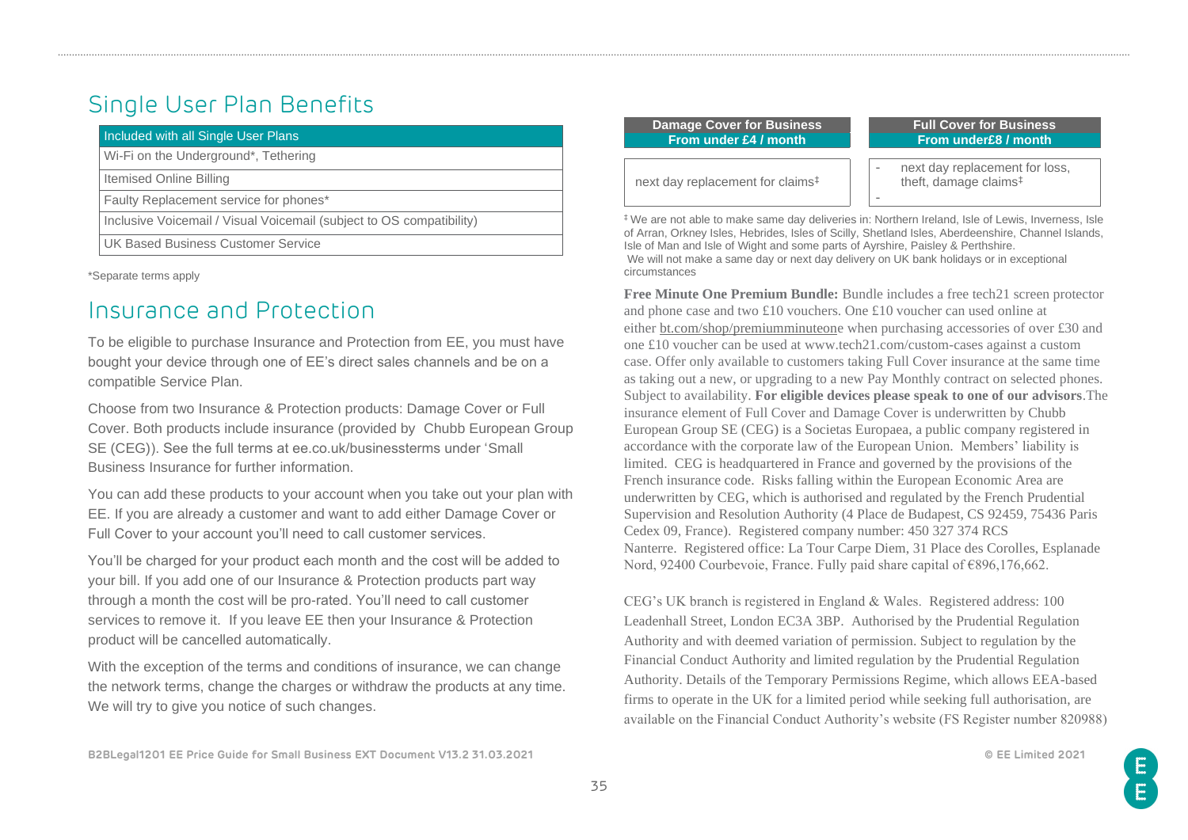## Single User Plan Benefits

| Included with all Single User Plans |
| --- |
| Wi-Fi on the Underground*, Tethering |
| Itemised Online Billing |
| Faulty Replacement service for phones* |
| Inclusive Voicemail / Visual Voicemail (subject to OS compatibility) |
| UK Based Business Customer Service |

*Separate terms apply

## Insurance and Protection

To be eligible to purchase Insurance and Protection from EE, you must have bought your device through one of EE's direct sales channels and be on a compatible Service Plan.

Choose from two Insurance & Protection products: Damage Cover or Full Cover. Both products include insurance (provided by Chubb European Group SE (CEG)). See the full terms at ee.co.uk/businessterms under 'Small Business Insurance for further information.

You can add these products to your account when you take out your plan with EE. If you are already a customer and want to add either Damage Cover or Full Cover to your account you'll need to call customer services.

You'll be charged for your product each month and the cost will be added to your bill. If you add one of our Insurance & Protection products part way through a month the cost will be pro-rated. You'll need to call customer services to remove it. If you leave EE then your Insurance & Protection product will be cancelled automatically.

With the exception of the terms and conditions of insurance, we can change the network terms, change the charges or withdraw the products at any time. We will try to give you notice of such changes.

| Damage Cover for Business From under £4 / month |
| --- |
| next day replacement for claims‡ |

| Full Cover for Business From under£8 / month |
| --- |
| - next day replacement for loss, theft, damage claims‡<br>- |

‡ We are not able to make same day deliveries in: Northern Ireland, Isle of Lewis, Inverness, Isle of Arran, Orkney Isles, Hebrides, Isles of Scilly, Shetland Isles, Aberdeenshire, Channel Islands, Isle of Man and Isle of Wight and some parts of Ayrshire, Paisley & Perthshire.
We will not make a same day or next day delivery on UK bank holidays or in exceptional circumstances

**Free Minute One Premium Bundle:** Bundle includes a free tech21 screen protector and phone case and two £10 vouchers. One £10 voucher can used online at either bt.com/shop/premiumminuteone when purchasing accessories of over £30 and one £10 voucher can be used at www.tech21.com/custom-cases against a custom case. Offer only available to customers taking Full Cover insurance at the same time as taking out a new, or upgrading to a new Pay Monthly contract on selected phones. Subject to availability. **For eligible devices please speak to one of our advisors**.The insurance element of Full Cover and Damage Cover is underwritten by Chubb European Group SE (CEG) is a Societas Europaea, a public company registered in accordance with the corporate law of the European Union. Members' liability is limited. CEG is headquartered in France and governed by the provisions of the French insurance code. Risks falling within the European Economic Area are underwritten by CEG, which is authorised and regulated by the French Prudential Supervision and Resolution Authority (4 Place de Budapest, CS 92459, 75436 Paris Cedex 09, France). Registered company number: 450 327 374 RCS Nanterre. Registered office: La Tour Carpe Diem, 31 Place des Corolles, Esplanade Nord, 92400 Courbevoie, France. Fully paid share capital of €896,176,662.

CEG's UK branch is registered in England & Wales. Registered address: 100 Leadenhall Street, London EC3A 3BP. Authorised by the Prudential Regulation Authority and with deemed variation of permission. Subject to regulation by the Financial Conduct Authority and limited regulation by the Prudential Regulation Authority. Details of the Temporary Permissions Regime, which allows EEA-based firms to operate in the UK for a limited period while seeking full authorisation, are available on the Financial Conduct Authority's website (FS Register number 820988)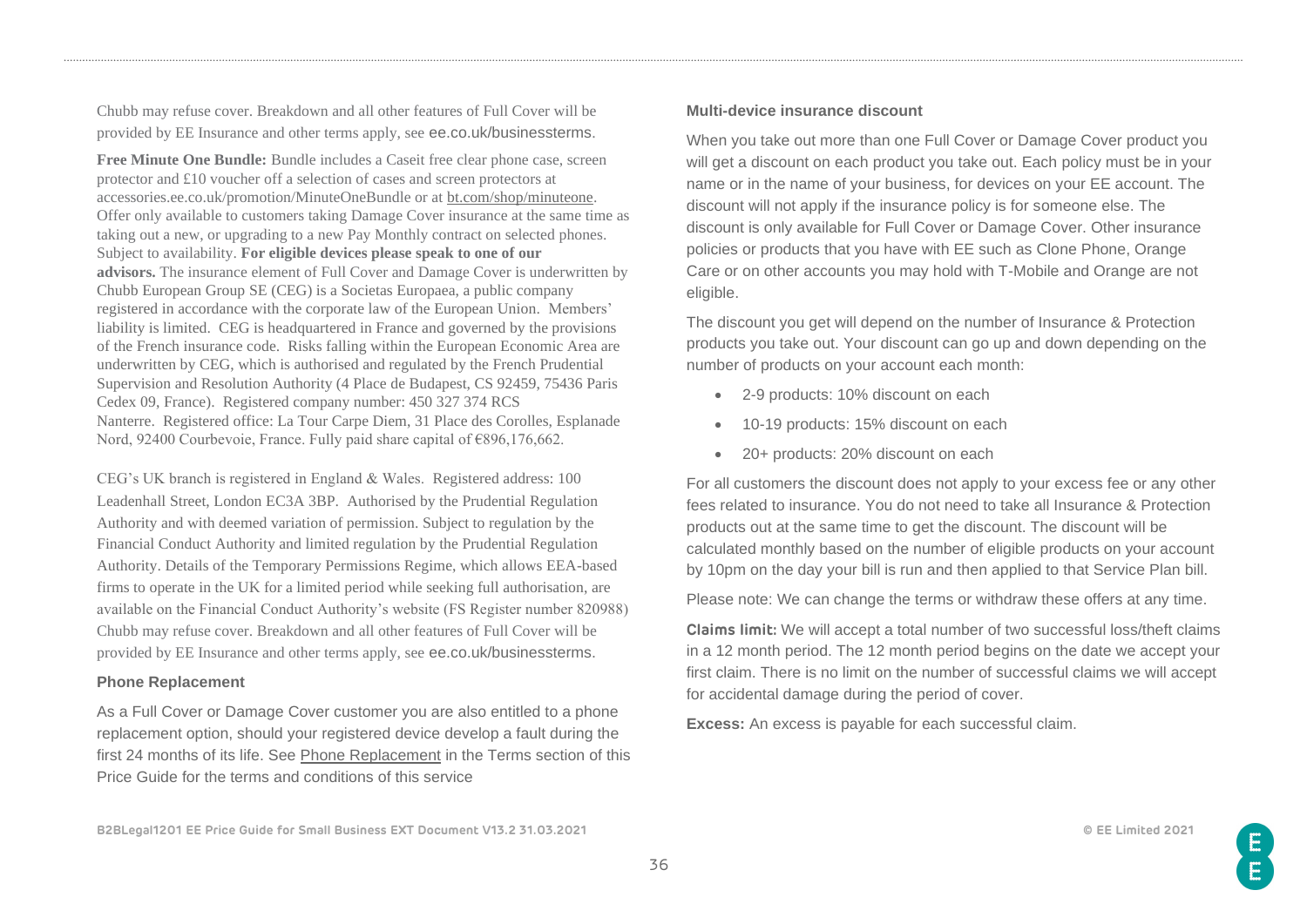Chubb may refuse cover. Breakdown and all other features of Full Cover will be provided by EE Insurance and other terms apply, see ee.co.uk/businessterms.

**Free Minute One Bundle:** Bundle includes a Caseit free clear phone case, screen protector and £10 voucher off a selection of cases and screen protectors at accessories.ee.co.uk/promotion/MinuteOneBundle or at bt.com/shop/minuteone. Offer only available to customers taking Damage Cover insurance at the same time as taking out a new, or upgrading to a new Pay Monthly contract on selected phones. Subject to availability. **For eligible devices please speak to one of our advisors.** The insurance element of Full Cover and Damage Cover is underwritten by Chubb European Group SE (CEG) is a Societas Europaea, a public company registered in accordance with the corporate law of the European Union. Members' liability is limited. CEG is headquartered in France and governed by the provisions of the French insurance code. Risks falling within the European Economic Area are underwritten by CEG, which is authorised and regulated by the French Prudential Supervision and Resolution Authority (4 Place de Budapest, CS 92459, 75436 Paris Cedex 09, France). Registered company number: 450 327 374 RCS Nanterre. Registered office: La Tour Carpe Diem, 31 Place des Corolles, Esplanade Nord, 92400 Courbevoie, France. Fully paid share capital of €896,176,662.

CEG's UK branch is registered in England & Wales. Registered address: 100 Leadenhall Street, London EC3A 3BP. Authorised by the Prudential Regulation Authority and with deemed variation of permission. Subject to regulation by the Financial Conduct Authority and limited regulation by the Prudential Regulation Authority. Details of the Temporary Permissions Regime, which allows EEA-based firms to operate in the UK for a limited period while seeking full authorisation, are available on the Financial Conduct Authority's website (FS Register number 820988) Chubb may refuse cover. Breakdown and all other features of Full Cover will be provided by EE Insurance and other terms apply, see ee.co.uk/businessterms.

### Phone Replacement

As a Full Cover or Damage Cover customer you are also entitled to a phone replacement option, should your registered device develop a fault during the first 24 months of its life. See Phone Replacement in the Terms section of this Price Guide for the terms and conditions of this service

### Multi-device insurance discount

When you take out more than one Full Cover or Damage Cover product you will get a discount on each product you take out. Each policy must be in your name or in the name of your business, for devices on your EE account. The discount will not apply if the insurance policy is for someone else. The discount is only available for Full Cover or Damage Cover. Other insurance policies or products that you have with EE such as Clone Phone, Orange Care or on other accounts you may hold with T-Mobile and Orange are not eligible.

The discount you get will depend on the number of Insurance & Protection products you take out. Your discount can go up and down depending on the number of products on your account each month:

- 2-9 products: 10% discount on each
- 10-19 products: 15% discount on each
- 20+ products: 20% discount on each

For all customers the discount does not apply to your excess fee or any other fees related to insurance. You do not need to take all Insurance & Protection products out at the same time to get the discount. The discount will be calculated monthly based on the number of eligible products on your account by 10pm on the day your bill is run and then applied to that Service Plan bill.

Please note: We can change the terms or withdraw these offers at any time.

**Claims limit:** We will accept a total number of two successful loss/theft claims in a 12 month period. The 12 month period begins on the date we accept your first claim. There is no limit on the number of successful claims we will accept for accidental damage during the period of cover.

**Excess:** An excess is payable for each successful claim.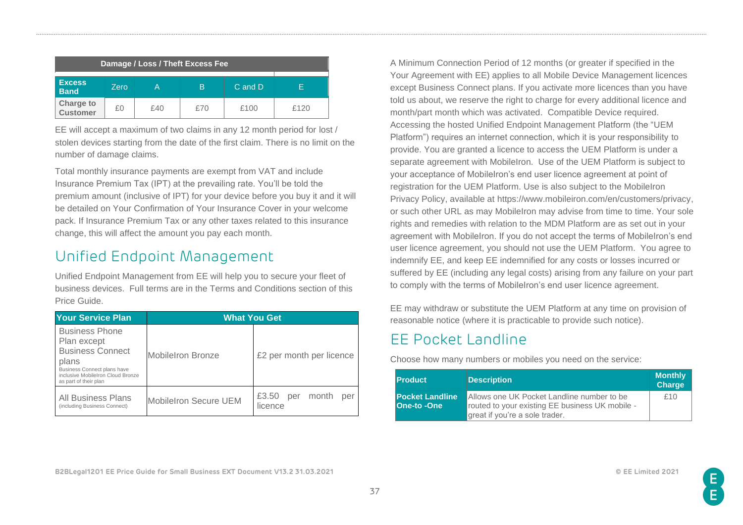| Damage / Loss / Theft Excess Fee | | | | | |
|---|---|---|---|---|---|
| **Excess Band** | Zero | A | B | C and D | E |
| **Charge to Customer** | £0 | £40 | £70 | £100 | £120 |

EE will accept a maximum of two claims in any 12 month period for lost / stolen devices starting from the date of the first claim. There is no limit on the number of damage claims.

Total monthly insurance payments are exempt from VAT and include Insurance Premium Tax (IPT) at the prevailing rate. You'll be told the premium amount (inclusive of IPT) for your device before you buy it and it will be detailed on Your Confirmation of Your Insurance Cover in your welcome pack. If Insurance Premium Tax or any other taxes related to this insurance change, this will affect the amount you pay each month.

## Unified Endpoint Management

Unified Endpoint Management from EE will help you to secure your fleet of business devices. Full terms are in the Terms and Conditions section of this Price Guide.

| Your Service Plan | What You Get | |
|---|---|---|
| Business Phone Plan except Business Connect plans<br>Business Connect plans have inclusive MobileIron Cloud Bronze as part of their plan | MobileIron Bronze | £2 per month per licence |
| All Business Plans<br>(including Business Connect) | MobileIron Secure UEM | £3.50 per month per licence |

A Minimum Connection Period of 12 months (or greater if specified in the Your Agreement with EE) applies to all Mobile Device Management licences except Business Connect plans. If you activate more licences than you have told us about, we reserve the right to charge for every additional licence and month/part month which was activated. Compatible Device required. Accessing the hosted Unified Endpoint Management Platform (the "UEM Platform") requires an internet connection, which it is your responsibility to provide. You are granted a licence to access the UEM Platform is under a separate agreement with MobileIron. Use of the UEM Platform is subject to your acceptance of MobileIron's end user licence agreement at point of registration for the UEM Platform. Use is also subject to the MobileIron Privacy Policy, available at https://www.mobileiron.com/en/customers/privacy, or such other URL as may MobileIron may advise from time to time. Your sole rights and remedies with relation to the MDM Platform are as set out in your agreement with MobileIron. If you do not accept the terms of MobileIron's end user licence agreement, you should not use the UEM Platform. You agree to indemnify EE, and keep EE indemnified for any costs or losses incurred or suffered by EE (including any legal costs) arising from any failure on your part to comply with the terms of MobileIron's end user licence agreement.

EE may withdraw or substitute the UEM Platform at any time on provision of reasonable notice (where it is practicable to provide such notice).

## EE Pocket Landline

Choose how many numbers or mobiles you need on the service:

| Product | Description | Monthly Charge |
|---|---|---|
| **Pocket Landline One-to -One** | Allows one UK Pocket Landline number to be routed to your existing EE business UK mobile - great if you're a sole trader. | £10 |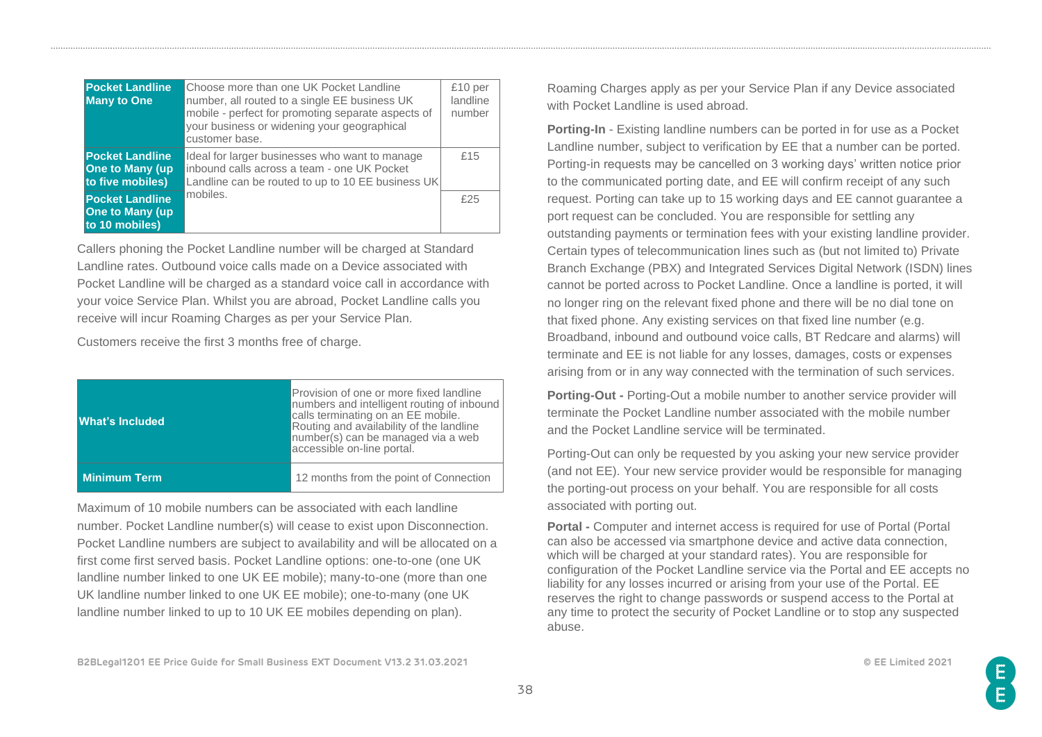| Pocket Landline Many to One | Choose more than one UK Pocket Landline number, all routed to a single EE business UK mobile - perfect for promoting separate aspects of your business or widening your geographical customer base. | £10 per landline number |
|---|---|---|
| Pocket Landline One to Many (up to five mobiles) | Ideal for larger businesses who want to manage inbound calls across a team - one UK Pocket Landline can be routed to up to 10 EE business UK mobiles. | £15 |
| Pocket Landline One to Many (up to 10 mobiles) | | £25 |

Callers phoning the Pocket Landline number will be charged at Standard Landline rates. Outbound voice calls made on a Device associated with Pocket Landline will be charged as a standard voice call in accordance with your voice Service Plan. Whilst you are abroad, Pocket Landline calls you receive will incur Roaming Charges as per your Service Plan.

Customers receive the first 3 months free of charge.

| What's Included | Provision of one or more fixed landline numbers and intelligent routing of inbound calls terminating on an EE mobile. Routing and availability of the landline number(s) can be managed via a web accessible on-line portal. |
|---|---|
| Minimum Term | 12 months from the point of Connection |

Maximum of 10 mobile numbers can be associated with each landline number. Pocket Landline number(s) will cease to exist upon Disconnection. Pocket Landline numbers are subject to availability and will be allocated on a first come first served basis. Pocket Landline options: one-to-one (one UK landline number linked to one UK EE mobile); many-to-one (more than one UK landline number linked to one UK EE mobile); one-to-many (one UK landline number linked to up to 10 UK EE mobiles depending on plan).

Roaming Charges apply as per your Service Plan if any Device associated with Pocket Landline is used abroad.

**Porting-In** - Existing landline numbers can be ported in for use as a Pocket Landline number, subject to verification by EE that a number can be ported. Porting-in requests may be cancelled on 3 working days' written notice prior to the communicated porting date, and EE will confirm receipt of any such request. Porting can take up to 15 working days and EE cannot guarantee a port request can be concluded. You are responsible for settling any outstanding payments or termination fees with your existing landline provider. Certain types of telecommunication lines such as (but not limited to) Private Branch Exchange (PBX) and Integrated Services Digital Network (ISDN) lines cannot be ported across to Pocket Landline. Once a landline is ported, it will no longer ring on the relevant fixed phone and there will be no dial tone on that fixed phone. Any existing services on that fixed line number (e.g. Broadband, inbound and outbound voice calls, BT Redcare and alarms) will terminate and EE is not liable for any losses, damages, costs or expenses arising from or in any way connected with the termination of such services.

**Porting-Out -** Porting-Out a mobile number to another service provider will terminate the Pocket Landline number associated with the mobile number and the Pocket Landline service will be terminated.

Porting-Out can only be requested by you asking your new service provider (and not EE). Your new service provider would be responsible for managing the porting-out process on your behalf. You are responsible for all costs associated with porting out.

**Portal -** Computer and internet access is required for use of Portal (Portal can also be accessed via smartphone device and active data connection, which will be charged at your standard rates). You are responsible for configuration of the Pocket Landline service via the Portal and EE accepts no liability for any losses incurred or arising from your use of the Portal. EE reserves the right to change passwords or suspend access to the Portal at any time to protect the security of Pocket Landline or to stop any suspected abuse.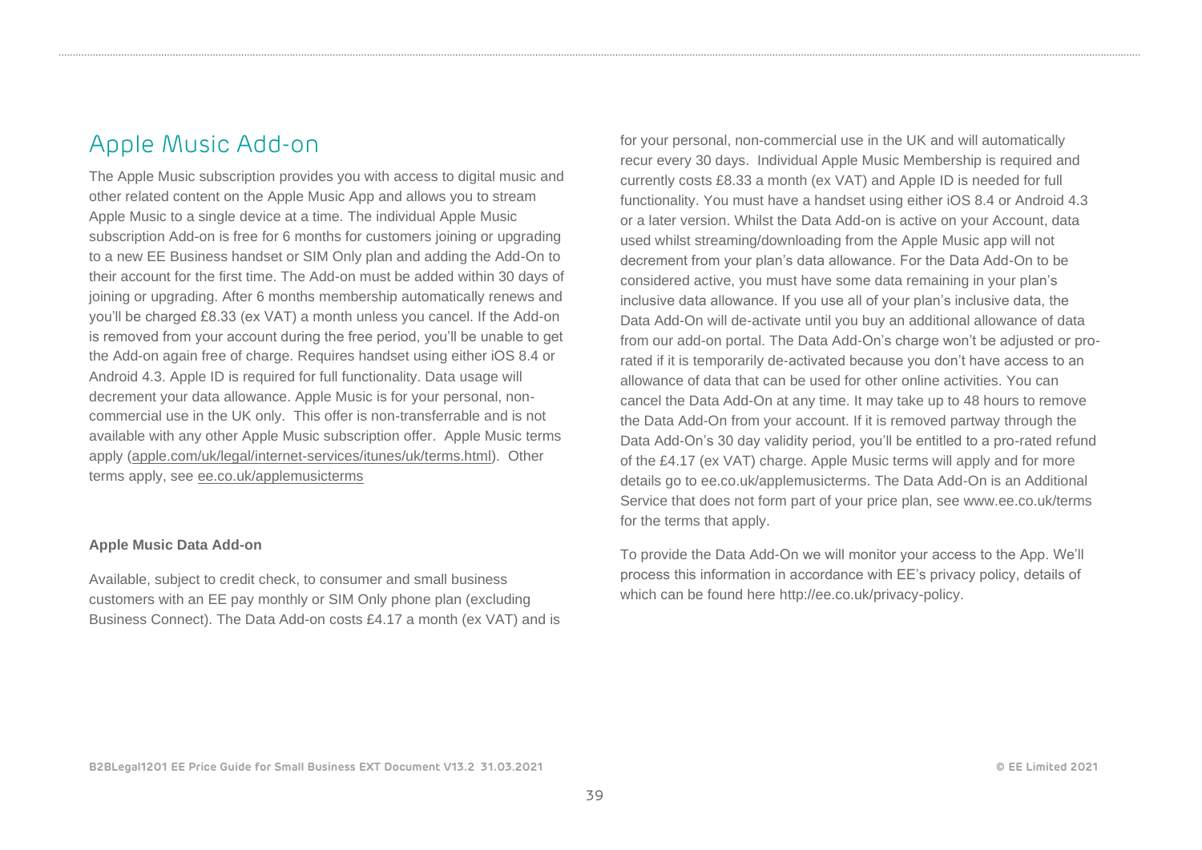## Apple Music Add-on

The Apple Music subscription provides you with access to digital music and other related content on the Apple Music App and allows you to stream Apple Music to a single device at a time. The individual Apple Music subscription Add-on is free for 6 months for customers joining or upgrading to a new EE Business handset or SIM Only plan and adding the Add-On to their account for the first time. The Add-on must be added within 30 days of joining or upgrading. After 6 months membership automatically renews and you'll be charged £8.33 (ex VAT) a month unless you cancel. If the Add-on is removed from your account during the free period, you'll be unable to get the Add-on again free of charge. Requires handset using either iOS 8.4 or Android 4.3. Apple ID is required for full functionality. Data usage will decrement your data allowance. Apple Music is for your personal, non-commercial use in the UK only. This offer is non-transferrable and is not available with any other Apple Music subscription offer. Apple Music terms apply (apple.com/uk/legal/internet-services/itunes/uk/terms.html). Other terms apply, see ee.co.uk/applemusicterms

**Apple Music Data Add-on**

Available, subject to credit check, to consumer and small business customers with an EE pay monthly or SIM Only phone plan (excluding Business Connect). The Data Add-on costs £4.17 a month (ex VAT) and is for your personal, non-commercial use in the UK and will automatically recur every 30 days. Individual Apple Music Membership is required and currently costs £8.33 a month (ex VAT) and Apple ID is needed for full functionality. You must have a handset using either iOS 8.4 or Android 4.3 or a later version. Whilst the Data Add-on is active on your Account, data used whilst streaming/downloading from the Apple Music app will not decrement from your plan's data allowance. For the Data Add-On to be considered active, you must have some data remaining in your plan's inclusive data allowance. If you use all of your plan's inclusive data, the Data Add-On will de-activate until you buy an additional allowance of data from our add-on portal. The Data Add-On's charge won't be adjusted or pro-rated if it is temporarily de-activated because you don't have access to an allowance of data that can be used for other online activities. You can cancel the Data Add-On at any time. It may take up to 48 hours to remove the Data Add-On from your account. If it is removed partway through the Data Add-On's 30 day validity period, you'll be entitled to a pro-rated refund of the £4.17 (ex VAT) charge. Apple Music terms will apply and for more details go to ee.co.uk/applemusicterms. The Data Add-On is an Additional Service that does not form part of your price plan, see www.ee.co.uk/terms for the terms that apply.

To provide the Data Add-On we will monitor your access to the App. We'll process this information in accordance with EE's privacy policy, details of which can be found here http://ee.co.uk/privacy-policy.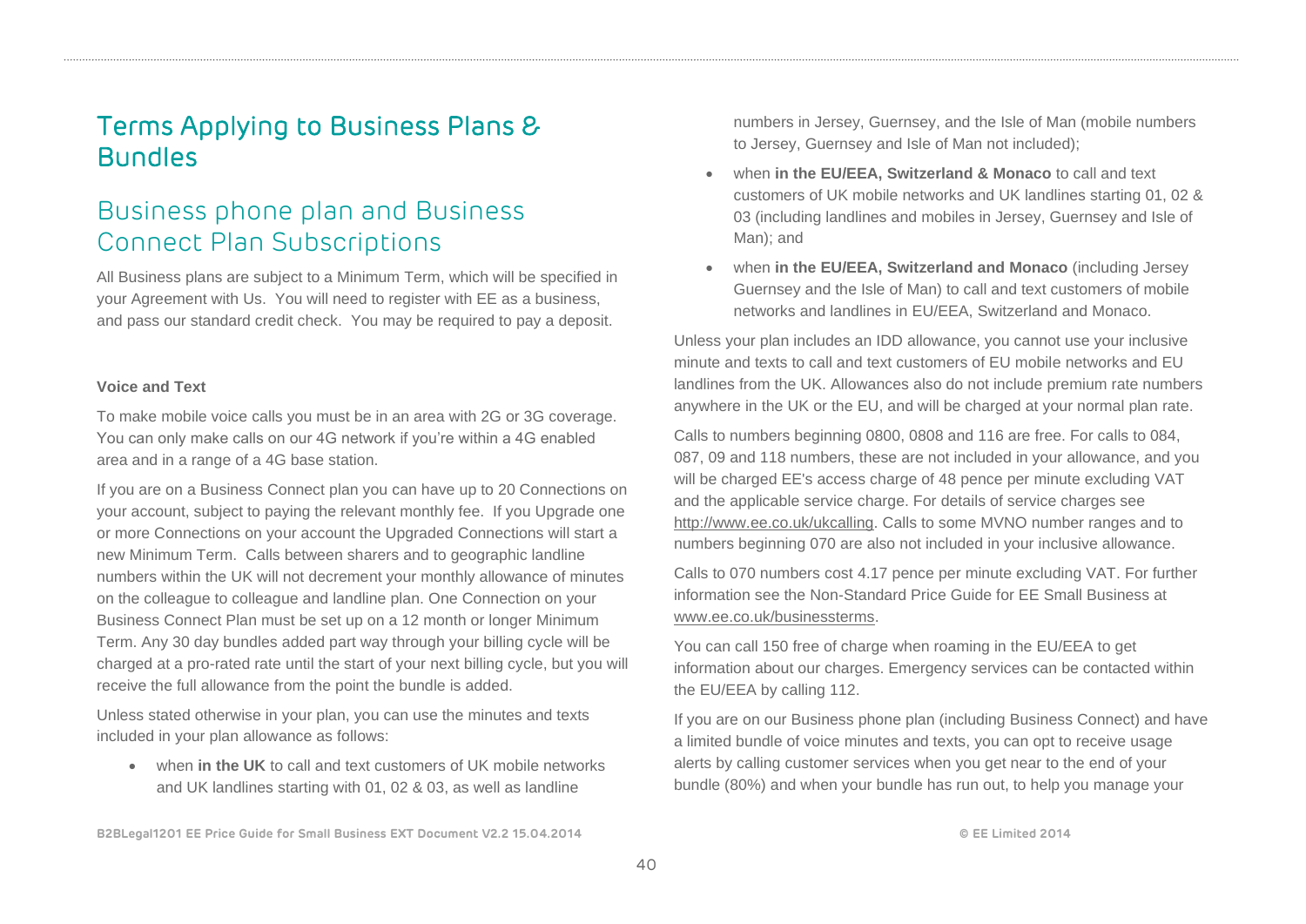# Terms Applying to Business Plans & Bundles

## Business phone plan and Business Connect Plan Subscriptions

All Business plans are subject to a Minimum Term, which will be specified in your Agreement with Us. You will need to register with EE as a business, and pass our standard credit check. You may be required to pay a deposit.

### Voice and Text

To make mobile voice calls you must be in an area with 2G or 3G coverage. You can only make calls on our 4G network if you're within a 4G enabled area and in a range of a 4G base station.

If you are on a Business Connect plan you can have up to 20 Connections on your account, subject to paying the relevant monthly fee. If you Upgrade one or more Connections on your account the Upgraded Connections will start a new Minimum Term. Calls between sharers and to geographic landline numbers within the UK will not decrement your monthly allowance of minutes on the colleague to colleague and landline plan. One Connection on your Business Connect Plan must be set up on a 12 month or longer Minimum Term. Any 30 day bundles added part way through your billing cycle will be charged at a pro-rated rate until the start of your next billing cycle, but you will receive the full allowance from the point the bundle is added.

Unless stated otherwise in your plan, you can use the minutes and texts included in your plan allowance as follows:

- when **in the UK** to call and text customers of UK mobile networks and UK landlines starting with 01, 02 & 03, as well as landline numbers in Jersey, Guernsey, and the Isle of Man (mobile numbers to Jersey, Guernsey and Isle of Man not included);
- when **in the EU/EEA, Switzerland & Monaco** to call and text customers of UK mobile networks and UK landlines starting 01, 02 & 03 (including landlines and mobiles in Jersey, Guernsey and Isle of Man); and
- when **in the EU/EEA, Switzerland and Monaco** (including Jersey Guernsey and the Isle of Man) to call and text customers of mobile networks and landlines in EU/EEA, Switzerland and Monaco.

Unless your plan includes an IDD allowance, you cannot use your inclusive minute and texts to call and text customers of EU mobile networks and EU landlines from the UK. Allowances also do not include premium rate numbers anywhere in the UK or the EU, and will be charged at your normal plan rate.

Calls to numbers beginning 0800, 0808 and 116 are free. For calls to 084, 087, 09 and 118 numbers, these are not included in your allowance, and you will be charged EE's access charge of 48 pence per minute excluding VAT and the applicable service charge. For details of service charges see http://www.ee.co.uk/ukcalling. Calls to some MVNO number ranges and to numbers beginning 070 are also not included in your inclusive allowance.

Calls to 070 numbers cost 4.17 pence per minute excluding VAT. For further information see the Non-Standard Price Guide for EE Small Business at www.ee.co.uk/businessterms.

You can call 150 free of charge when roaming in the EU/EEA to get information about our charges. Emergency services can be contacted within the EU/EEA by calling 112.

If you are on our Business phone plan (including Business Connect) and have a limited bundle of voice minutes and texts, you can opt to receive usage alerts by calling customer services when you get near to the end of your bundle (80%) and when your bundle has run out, to help you manage your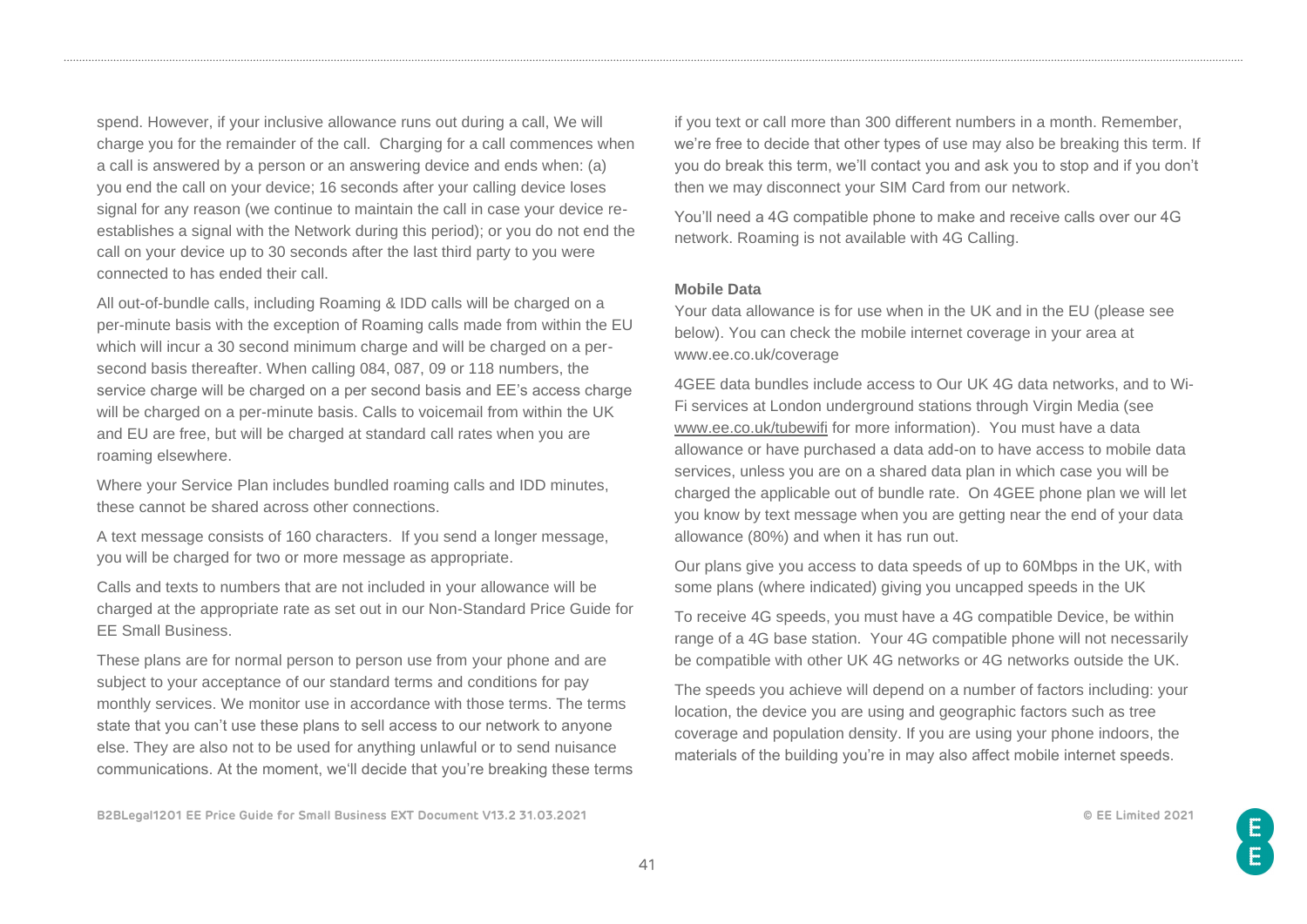spend. However, if your inclusive allowance runs out during a call, We will charge you for the remainder of the call. Charging for a call commences when a call is answered by a person or an answering device and ends when: (a) you end the call on your device; 16 seconds after your calling device loses signal for any reason (we continue to maintain the call in case your device re-establishes a signal with the Network during this period); or you do not end the call on your device up to 30 seconds after the last third party to you were connected to has ended their call.

All out-of-bundle calls, including Roaming & IDD calls will be charged on a per-minute basis with the exception of Roaming calls made from within the EU which will incur a 30 second minimum charge and will be charged on a per-second basis thereafter. When calling 084, 087, 09 or 118 numbers, the service charge will be charged on a per second basis and EE's access charge will be charged on a per-minute basis. Calls to voicemail from within the UK and EU are free, but will be charged at standard call rates when you are roaming elsewhere.

Where your Service Plan includes bundled roaming calls and IDD minutes, these cannot be shared across other connections.

A text message consists of 160 characters. If you send a longer message, you will be charged for two or more message as appropriate.

Calls and texts to numbers that are not included in your allowance will be charged at the appropriate rate as set out in our Non-Standard Price Guide for EE Small Business.

These plans are for normal person to person use from your phone and are subject to your acceptance of our standard terms and conditions for pay monthly services. We monitor use in accordance with those terms. The terms state that you can't use these plans to sell access to our network to anyone else. They are also not to be used for anything unlawful or to send nuisance communications. At the moment, we'll decide that you're breaking these terms if you text or call more than 300 different numbers in a month. Remember, we're free to decide that other types of use may also be breaking this term. If you do break this term, we'll contact you and ask you to stop and if you don't then we may disconnect your SIM Card from our network.

You'll need a 4G compatible phone to make and receive calls over our 4G network. Roaming is not available with 4G Calling.

**Mobile Data**

Your data allowance is for use when in the UK and in the EU (please see below). You can check the mobile internet coverage in your area at www.ee.co.uk/coverage

4GEE data bundles include access to Our UK 4G data networks, and to Wi-Fi services at London underground stations through Virgin Media (see www.ee.co.uk/tubewifi for more information). You must have a data allowance or have purchased a data add-on to have access to mobile data services, unless you are on a shared data plan in which case you will be charged the applicable out of bundle rate. On 4GEE phone plan we will let you know by text message when you are getting near the end of your data allowance (80%) and when it has run out.

Our plans give you access to data speeds of up to 60Mbps in the UK, with some plans (where indicated) giving you uncapped speeds in the UK

To receive 4G speeds, you must have a 4G compatible Device, be within range of a 4G base station. Your 4G compatible phone will not necessarily be compatible with other UK 4G networks or 4G networks outside the UK.

The speeds you achieve will depend on a number of factors including: your location, the device you are using and geographic factors such as tree coverage and population density. If you are using your phone indoors, the materials of the building you're in may also affect mobile internet speeds.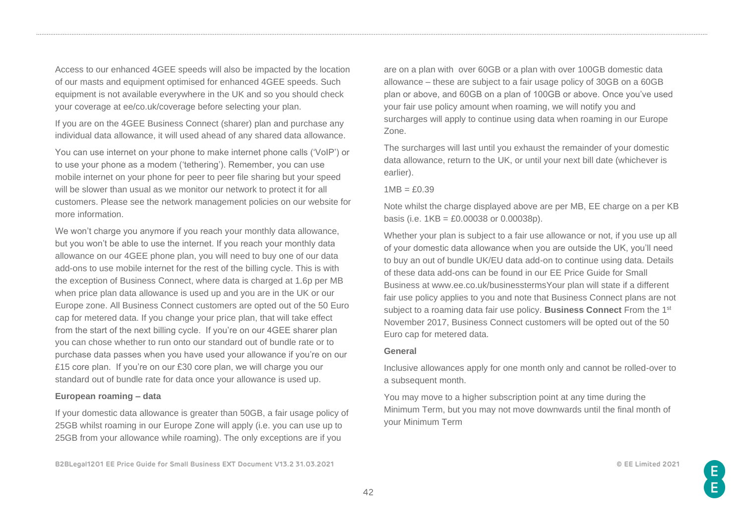Access to our enhanced 4GEE speeds will also be impacted by the location of our masts and equipment optimised for enhanced 4GEE speeds. Such equipment is not available everywhere in the UK and so you should check your coverage at ee/co.uk/coverage before selecting your plan.

If you are on the 4GEE Business Connect (sharer) plan and purchase any individual data allowance, it will used ahead of any shared data allowance.

You can use internet on your phone to make internet phone calls ('VoIP') or to use your phone as a modem ('tethering'). Remember, you can use mobile internet on your phone for peer to peer file sharing but your speed will be slower than usual as we monitor our network to protect it for all customers. Please see the network management policies on our website for more information.

We won't charge you anymore if you reach your monthly data allowance, but you won't be able to use the internet. If you reach your monthly data allowance on our 4GEE phone plan, you will need to buy one of our data add-ons to use mobile internet for the rest of the billing cycle. This is with the exception of Business Connect, where data is charged at 1.6p per MB when price plan data allowance is used up and you are in the UK or our Europe zone. All Business Connect customers are opted out of the 50 Euro cap for metered data. If you change your price plan, that will take effect from the start of the next billing cycle. If you're on our 4GEE sharer plan you can chose whether to run onto our standard out of bundle rate or to purchase data passes when you have used your allowance if you're on our £15 core plan. If you're on our £30 core plan, we will charge you our standard out of bundle rate for data once your allowance is used up.

**European roaming – data**

If your domestic data allowance is greater than 50GB, a fair usage policy of 25GB whilst roaming in our Europe Zone will apply (i.e. you can use up to 25GB from your allowance while roaming). The only exceptions are if you are on a plan with over 60GB or a plan with over 100GB domestic data allowance – these are subject to a fair usage policy of 30GB on a 60GB plan or above, and 60GB on a plan of 100GB or above. Once you've used your fair use policy amount when roaming, we will notify you and surcharges will apply to continue using data when roaming in our Europe Zone.

The surcharges will last until you exhaust the remainder of your domestic data allowance, return to the UK, or until your next bill date (whichever is earlier).

1MB = £0.39

Note whilst the charge displayed above are per MB, EE charge on a per KB basis (i.e. 1KB = £0.00038 or 0.00038p).

Whether your plan is subject to a fair use allowance or not, if you use up all of your domestic data allowance when you are outside the UK, you'll need to buy an out of bundle UK/EU data add-on to continue using data. Details of these data add-ons can be found in our EE Price Guide for Small Business at www.ee.co.uk/businesstermsYour plan will state if a different fair use policy applies to you and note that Business Connect plans are not subject to a roaming data fair use policy. **Business Connect** From the 1st November 2017, Business Connect customers will be opted out of the 50 Euro cap for metered data.

**General**

Inclusive allowances apply for one month only and cannot be rolled-over to a subsequent month.

You may move to a higher subscription point at any time during the Minimum Term, but you may not move downwards until the final month of your Minimum Term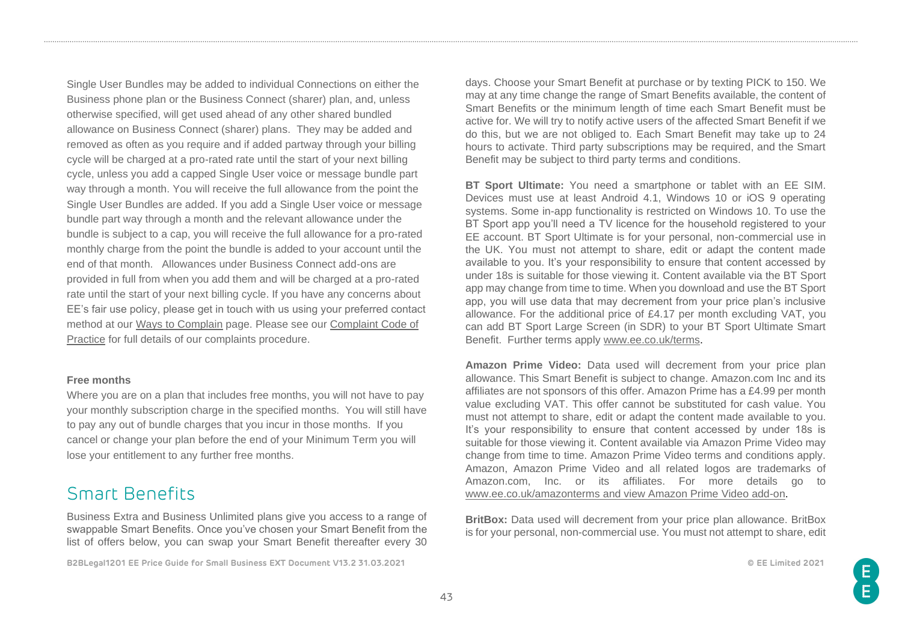Single User Bundles may be added to individual Connections on either the Business phone plan or the Business Connect (sharer) plan, and, unless otherwise specified, will get used ahead of any other shared bundled allowance on Business Connect (sharer) plans. They may be added and removed as often as you require and if added partway through your billing cycle will be charged at a pro-rated rate until the start of your next billing cycle, unless you add a capped Single User voice or message bundle part way through a month. You will receive the full allowance from the point the Single User Bundles are added. If you add a Single User voice or message bundle part way through a month and the relevant allowance under the bundle is subject to a cap, you will receive the full allowance for a pro-rated monthly charge from the point the bundle is added to your account until the end of that month. Allowances under Business Connect add-ons are provided in full from when you add them and will be charged at a pro-rated rate until the start of your next billing cycle. If you have any concerns about EE's fair use policy, please get in touch with us using your preferred contact method at our Ways to Complain page. Please see our Complaint Code of Practice for full details of our complaints procedure.

**Free months**

Where you are on a plan that includes free months, you will not have to pay your monthly subscription charge in the specified months. You will still have to pay any out of bundle charges that you incur in those months. If you cancel or change your plan before the end of your Minimum Term you will lose your entitlement to any further free months.

## Smart Benefits

Business Extra and Business Unlimited plans give you access to a range of swappable Smart Benefits. Once you've chosen your Smart Benefit from the list of offers below, you can swap your Smart Benefit thereafter every 30 days. Choose your Smart Benefit at purchase or by texting PICK to 150. We may at any time change the range of Smart Benefits available, the content of Smart Benefits or the minimum length of time each Smart Benefit must be active for. We will try to notify active users of the affected Smart Benefit if we do this, but we are not obliged to. Each Smart Benefit may take up to 24 hours to activate. Third party subscriptions may be required, and the Smart Benefit may be subject to third party terms and conditions.

**BT Sport Ultimate:** You need a smartphone or tablet with an EE SIM. Devices must use at least Android 4.1, Windows 10 or iOS 9 operating systems. Some in-app functionality is restricted on Windows 10. To use the BT Sport app you'll need a TV licence for the household registered to your EE account. BT Sport Ultimate is for your personal, non-commercial use in the UK. You must not attempt to share, edit or adapt the content made available to you. It's your responsibility to ensure that content accessed by under 18s is suitable for those viewing it. Content available via the BT Sport app may change from time to time. When you download and use the BT Sport app, you will use data that may decrement from your price plan's inclusive allowance. For the additional price of £4.17 per month excluding VAT, you can add BT Sport Large Screen (in SDR) to your BT Sport Ultimate Smart Benefit. Further terms apply www.ee.co.uk/terms.

**Amazon Prime Video:** Data used will decrement from your price plan allowance. This Smart Benefit is subject to change. Amazon.com Inc and its affiliates are not sponsors of this offer. Amazon Prime has a £4.99 per month value excluding VAT. This offer cannot be substituted for cash value. You must not attempt to share, edit or adapt the content made available to you. It's your responsibility to ensure that content accessed by under 18s is suitable for those viewing it. Content available via Amazon Prime Video may change from time to time. Amazon Prime Video terms and conditions apply. Amazon, Amazon Prime Video and all related logos are trademarks of Amazon.com, Inc. or its affiliates. For more details go to www.ee.co.uk/amazonterms and view Amazon Prime Video add-on.

**BritBox:** Data used will decrement from your price plan allowance. BritBox is for your personal, non-commercial use. You must not attempt to share, edit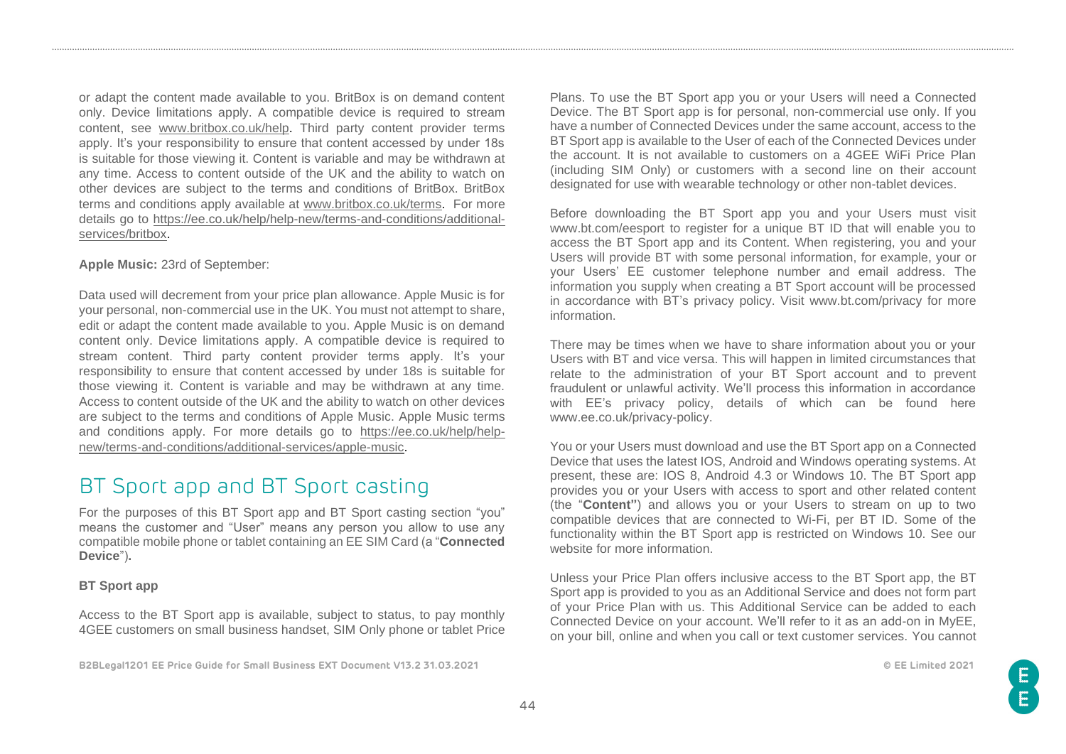or adapt the content made available to you. BritBox is on demand content only. Device limitations apply. A compatible device is required to stream content, see www.britbox.co.uk/help. Third party content provider terms apply. It's your responsibility to ensure that content accessed by under 18s is suitable for those viewing it. Content is variable and may be withdrawn at any time. Access to content outside of the UK and the ability to watch on other devices are subject to the terms and conditions of BritBox. BritBox terms and conditions apply available at www.britbox.co.uk/terms. For more details go to https://ee.co.uk/help/help-new/terms-and-conditions/additional-services/britbox.

**Apple Music:** 23rd of September:

Data used will decrement from your price plan allowance. Apple Music is for your personal, non-commercial use in the UK. You must not attempt to share, edit or adapt the content made available to you. Apple Music is on demand content only. Device limitations apply. A compatible device is required to stream content. Third party content provider terms apply. It's your responsibility to ensure that content accessed by under 18s is suitable for those viewing it. Content is variable and may be withdrawn at any time. Access to content outside of the UK and the ability to watch on other devices are subject to the terms and conditions of Apple Music. Apple Music terms and conditions apply. For more details go to https://ee.co.uk/help/help-new/terms-and-conditions/additional-services/apple-music.

## BT Sport app and BT Sport casting

For the purposes of this BT Sport app and BT Sport casting section "you" means the customer and "User" means any person you allow to use any compatible mobile phone or tablet containing an EE SIM Card (a "**Connected Device**").

**BT Sport app**

Access to the BT Sport app is available, subject to status, to pay monthly 4GEE customers on small business handset, SIM Only phone or tablet Price Plans. To use the BT Sport app you or your Users will need a Connected Device. The BT Sport app is for personal, non-commercial use only. If you have a number of Connected Devices under the same account, access to the BT Sport app is available to the User of each of the Connected Devices under the account. It is not available to customers on a 4GEE WiFi Price Plan (including SIM Only) or customers with a second line on their account designated for use with wearable technology or other non-tablet devices.

Before downloading the BT Sport app you and your Users must visit www.bt.com/eesport to register for a unique BT ID that will enable you to access the BT Sport app and its Content. When registering, you and your Users will provide BT with some personal information, for example, your or your Users' EE customer telephone number and email address. The information you supply when creating a BT Sport account will be processed in accordance with BT's privacy policy. Visit www.bt.com/privacy for more information.

There may be times when we have to share information about you or your Users with BT and vice versa. This will happen in limited circumstances that relate to the administration of your BT Sport account and to prevent fraudulent or unlawful activity. We'll process this information in accordance with EE's privacy policy, details of which can be found here www.ee.co.uk/privacy-policy.

You or your Users must download and use the BT Sport app on a Connected Device that uses the latest IOS, Android and Windows operating systems. At present, these are: IOS 8, Android 4.3 or Windows 10. The BT Sport app provides you or your Users with access to sport and other related content (the "**Content"**) and allows you or your Users to stream on up to two compatible devices that are connected to Wi-Fi, per BT ID. Some of the functionality within the BT Sport app is restricted on Windows 10. See our website for more information.

Unless your Price Plan offers inclusive access to the BT Sport app, the BT Sport app is provided to you as an Additional Service and does not form part of your Price Plan with us. This Additional Service can be added to each Connected Device on your account. We'll refer to it as an add-on in MyEE, on your bill, online and when you call or text customer services. You cannot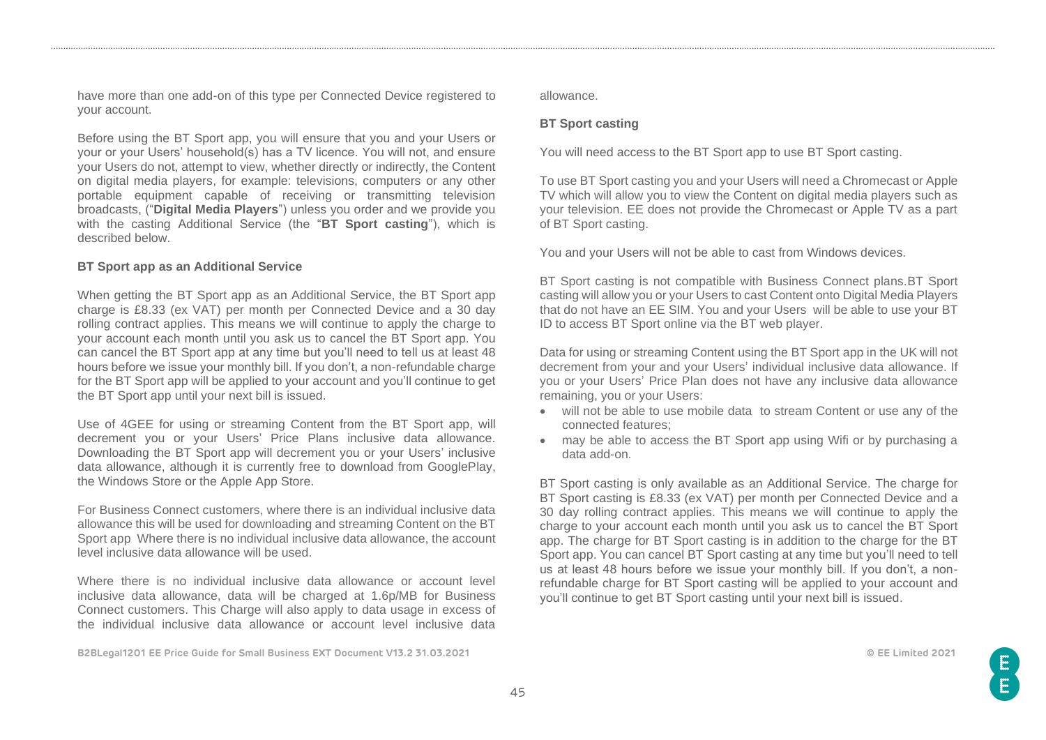have more than one add-on of this type per Connected Device registered to your account.

Before using the BT Sport app, you will ensure that you and your Users or your or your Users' household(s) has a TV licence. You will not, and ensure your Users do not, attempt to view, whether directly or indirectly, the Content on digital media players, for example: televisions, computers or any other portable equipment capable of receiving or transmitting television broadcasts, ("**Digital Media Players**") unless you order and we provide you with the casting Additional Service (the "**BT Sport casting**"), which is described below.

**BT Sport app as an Additional Service**

When getting the BT Sport app as an Additional Service, the BT Sport app charge is £8.33 (ex VAT) per month per Connected Device and a 30 day rolling contract applies. This means we will continue to apply the charge to your account each month until you ask us to cancel the BT Sport app. You can cancel the BT Sport app at any time but you'll need to tell us at least 48 hours before we issue your monthly bill. If you don't, a non-refundable charge for the BT Sport app will be applied to your account and you'll continue to get the BT Sport app until your next bill is issued.

Use of 4GEE for using or streaming Content from the BT Sport app, will decrement you or your Users' Price Plans inclusive data allowance. Downloading the BT Sport app will decrement you or your Users' inclusive data allowance, although it is currently free to download from GooglePlay, the Windows Store or the Apple App Store.

For Business Connect customers, where there is an individual inclusive data allowance this will be used for downloading and streaming Content on the BT Sport app Where there is no individual inclusive data allowance, the account level inclusive data allowance will be used.

Where there is no individual inclusive data allowance or account level inclusive data allowance, data will be charged at 1.6p/MB for Business Connect customers. This Charge will also apply to data usage in excess of the individual inclusive data allowance or account level inclusive data allowance.

**BT Sport casting**

You will need access to the BT Sport app to use BT Sport casting.

To use BT Sport casting you and your Users will need a Chromecast or Apple TV which will allow you to view the Content on digital media players such as your television. EE does not provide the Chromecast or Apple TV as a part of BT Sport casting.

You and your Users will not be able to cast from Windows devices.

BT Sport casting is not compatible with Business Connect plans.BT Sport casting will allow you or your Users to cast Content onto Digital Media Players that do not have an EE SIM. You and your Users will be able to use your BT ID to access BT Sport online via the BT web player.

Data for using or streaming Content using the BT Sport app in the UK will not decrement from your and your Users' individual inclusive data allowance. If you or your Users' Price Plan does not have any inclusive data allowance remaining, you or your Users:

- will not be able to use mobile data to stream Content or use any of the connected features;
- may be able to access the BT Sport app using Wifi or by purchasing a data add-on.

BT Sport casting is only available as an Additional Service. The charge for BT Sport casting is £8.33 (ex VAT) per month per Connected Device and a 30 day rolling contract applies. This means we will continue to apply the charge to your account each month until you ask us to cancel the BT Sport app. The charge for BT Sport casting is in addition to the charge for the BT Sport app. You can cancel BT Sport casting at any time but you'll need to tell us at least 48 hours before we issue your monthly bill. If you don't, a non-refundable charge for BT Sport casting will be applied to your account and you'll continue to get BT Sport casting until your next bill is issued.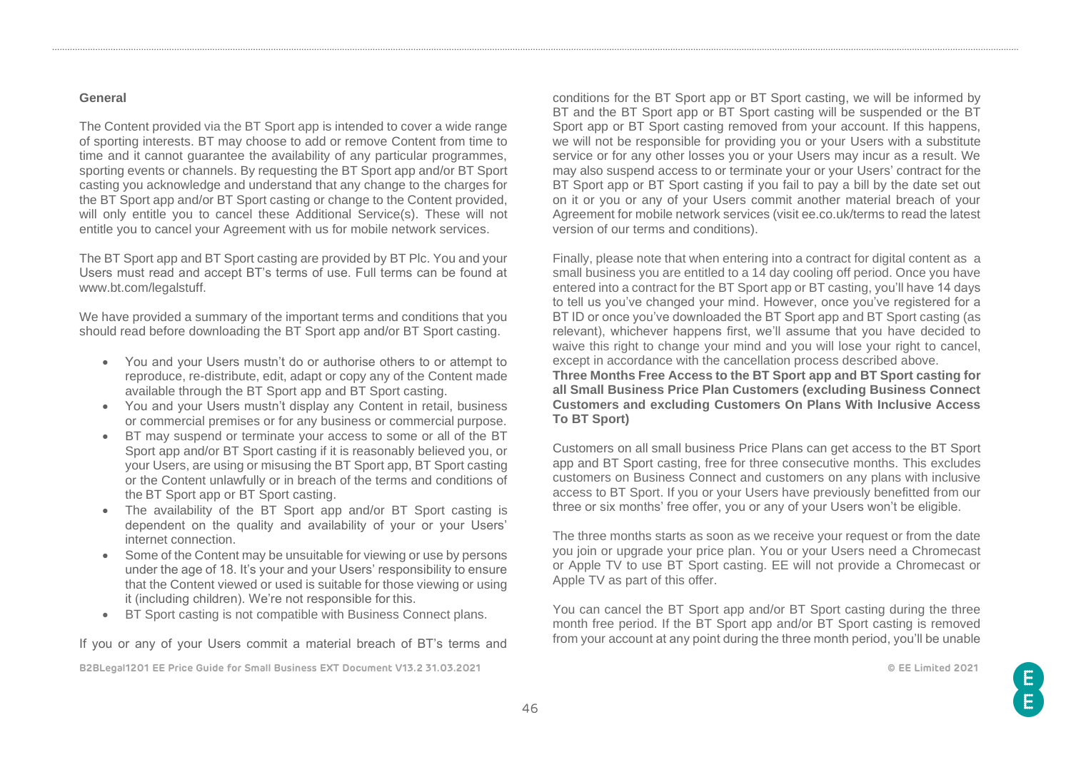**General**

The Content provided via the BT Sport app is intended to cover a wide range of sporting interests. BT may choose to add or remove Content from time to time and it cannot guarantee the availability of any particular programmes, sporting events or channels. By requesting the BT Sport app and/or BT Sport casting you acknowledge and understand that any change to the charges for the BT Sport app and/or BT Sport casting or change to the Content provided, will only entitle you to cancel these Additional Service(s). These will not entitle you to cancel your Agreement with us for mobile network services.

The BT Sport app and BT Sport casting are provided by BT Plc. You and your Users must read and accept BT's terms of use. Full terms can be found at www.bt.com/legalstuff.

We have provided a summary of the important terms and conditions that you should read before downloading the BT Sport app and/or BT Sport casting.

- You and your Users mustn't do or authorise others to or attempt to reproduce, re-distribute, edit, adapt or copy any of the Content made available through the BT Sport app and BT Sport casting.
- You and your Users mustn't display any Content in retail, business or commercial premises or for any business or commercial purpose.
- BT may suspend or terminate your access to some or all of the BT Sport app and/or BT Sport casting if it is reasonably believed you, or your Users, are using or misusing the BT Sport app, BT Sport casting or the Content unlawfully or in breach of the terms and conditions of the BT Sport app or BT Sport casting.
- The availability of the BT Sport app and/or BT Sport casting is dependent on the quality and availability of your or your Users' internet connection.
- Some of the Content may be unsuitable for viewing or use by persons under the age of 18. It's your and your Users' responsibility to ensure that the Content viewed or used is suitable for those viewing or using it (including children). We're not responsible for this.
- BT Sport casting is not compatible with Business Connect plans.

If you or any of your Users commit a material breach of BT's terms and conditions for the BT Sport app or BT Sport casting, we will be informed by BT and the BT Sport app or BT Sport casting will be suspended or the BT Sport app or BT Sport casting removed from your account. If this happens, we will not be responsible for providing you or your Users with a substitute service or for any other losses you or your Users may incur as a result. We may also suspend access to or terminate your or your Users' contract for the BT Sport app or BT Sport casting if you fail to pay a bill by the date set out on it or you or any of your Users commit another material breach of your Agreement for mobile network services (visit ee.co.uk/terms to read the latest version of our terms and conditions).

Finally, please note that when entering into a contract for digital content as a small business you are entitled to a 14 day cooling off period. Once you have entered into a contract for the BT Sport app or BT casting, you'll have 14 days to tell us you've changed your mind. However, once you've registered for a BT ID or once you've downloaded the BT Sport app and BT Sport casting (as relevant), whichever happens first, we'll assume that you have decided to waive this right to change your mind and you will lose your right to cancel, except in accordance with the cancellation process described above.

**Three Months Free Access to the BT Sport app and BT Sport casting for all Small Business Price Plan Customers (excluding Business Connect Customers and excluding Customers On Plans With Inclusive Access To BT Sport)**

Customers on all small business Price Plans can get access to the BT Sport app and BT Sport casting, free for three consecutive months. This excludes customers on Business Connect and customers on any plans with inclusive access to BT Sport. If you or your Users have previously benefitted from our three or six months' free offer, you or any of your Users won't be eligible.

The three months starts as soon as we receive your request or from the date you join or upgrade your price plan. You or your Users need a Chromecast or Apple TV to use BT Sport casting. EE will not provide a Chromecast or Apple TV as part of this offer.

You can cancel the BT Sport app and/or BT Sport casting during the three month free period. If the BT Sport app and/or BT Sport casting is removed from your account at any point during the three month period, you'll be unable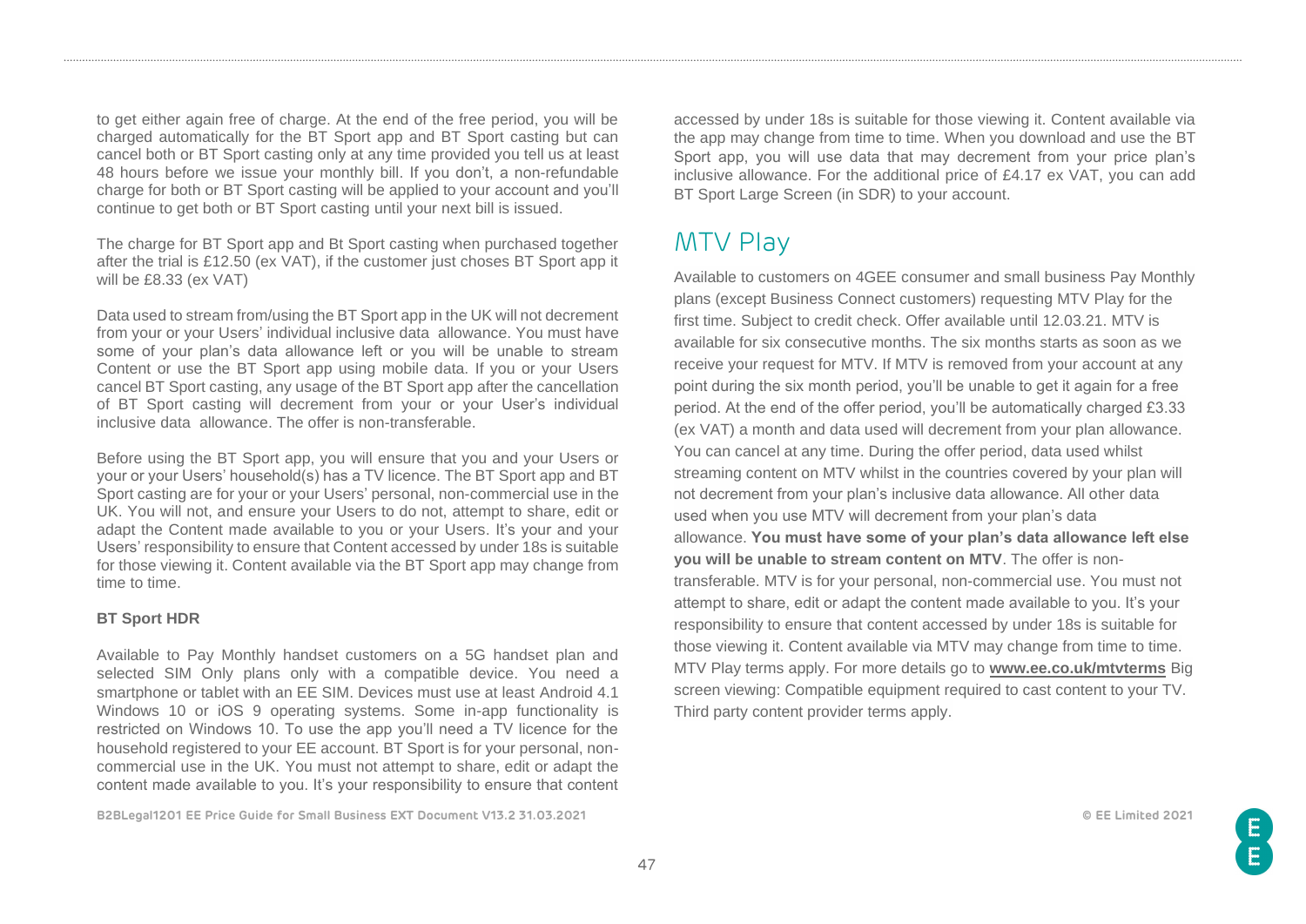to get either again free of charge. At the end of the free period, you will be charged automatically for the BT Sport app and BT Sport casting but can cancel both or BT Sport casting only at any time provided you tell us at least 48 hours before we issue your monthly bill. If you don't, a non-refundable charge for both or BT Sport casting will be applied to your account and you'll continue to get both or BT Sport casting until your next bill is issued.

The charge for BT Sport app and Bt Sport casting when purchased together after the trial is £12.50 (ex VAT), if the customer just choses BT Sport app it will be £8.33 (ex VAT)

Data used to stream from/using the BT Sport app in the UK will not decrement from your or your Users' individual inclusive data allowance. You must have some of your plan's data allowance left or you will be unable to stream Content or use the BT Sport app using mobile data. If you or your Users cancel BT Sport casting, any usage of the BT Sport app after the cancellation of BT Sport casting will decrement from your or your User's individual inclusive data allowance. The offer is non-transferable.

Before using the BT Sport app, you will ensure that you and your Users or your or your Users' household(s) has a TV licence. The BT Sport app and BT Sport casting are for your or your Users' personal, non-commercial use in the UK. You will not, and ensure your Users to do not, attempt to share, edit or adapt the Content made available to you or your Users. It's your and your Users' responsibility to ensure that Content accessed by under 18s is suitable for those viewing it. Content available via the BT Sport app may change from time to time.

**BT Sport HDR**

Available to Pay Monthly handset customers on a 5G handset plan and selected SIM Only plans only with a compatible device. You need a smartphone or tablet with an EE SIM. Devices must use at least Android 4.1 Windows 10 or iOS 9 operating systems. Some in-app functionality is restricted on Windows 10. To use the app you'll need a TV licence for the household registered to your EE account. BT Sport is for your personal, non-commercial use in the UK. You must not attempt to share, edit or adapt the content made available to you. It's your responsibility to ensure that content accessed by under 18s is suitable for those viewing it. Content available via the app may change from time to time. When you download and use the BT Sport app, you will use data that may decrement from your price plan's inclusive allowance. For the additional price of £4.17 ex VAT, you can add BT Sport Large Screen (in SDR) to your account.

## MTV Play

Available to customers on 4GEE consumer and small business Pay Monthly plans (except Business Connect customers) requesting MTV Play for the first time. Subject to credit check. Offer available until 12.03.21. MTV is available for six consecutive months. The six months starts as soon as we receive your request for MTV. If MTV is removed from your account at any point during the six month period, you'll be unable to get it again for a free period. At the end of the offer period, you'll be automatically charged £3.33 (ex VAT) a month and data used will decrement from your plan allowance. You can cancel at any time. During the offer period, data used whilst streaming content on MTV whilst in the countries covered by your plan will not decrement from your plan's inclusive data allowance. All other data used when you use MTV will decrement from your plan's data allowance. **You must have some of your plan's data allowance left else you will be unable to stream content on MTV**. The offer is non-transferable. MTV is for your personal, non-commercial use. You must not attempt to share, edit or adapt the content made available to you. It's your responsibility to ensure that content accessed by under 18s is suitable for those viewing it. Content available via MTV may change from time to time. MTV Play terms apply. For more details go to **www.ee.co.uk/mtvterms** Big screen viewing: Compatible equipment required to cast content to your TV. Third party content provider terms apply.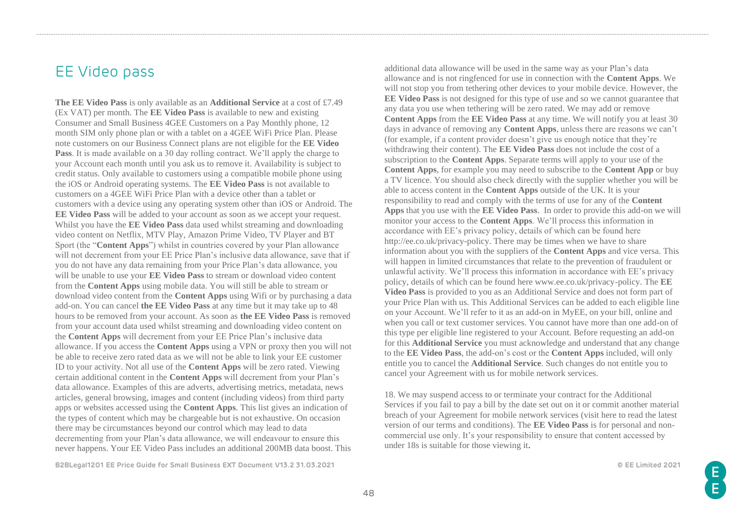## EE Video pass

**The EE Video Pass** is only available as an **Additional Service** at a cost of £7.49 (Ex VAT) per month. The **EE Video Pass** is available to new and existing Consumer and Small Business 4GEE Customers on a Pay Monthly phone, 12 month SIM only phone plan or with a tablet on a 4GEE WiFi Price Plan. Please note customers on our Business Connect plans are not eligible for the **EE Video Pass**. It is made available on a 30 day rolling contract. We'll apply the charge to your Account each month until you ask us to remove it. Availability is subject to credit status. Only available to customers using a compatible mobile phone using the iOS or Android operating systems. The **EE Video Pass** is not available to customers on a 4GEE WiFi Price Plan with a device other than a tablet or customers with a device using any operating system other than iOS or Android. The **EE Video Pass** will be added to your account as soon as we accept your request. Whilst you have the **EE Video Pass** data used whilst streaming and downloading video content on Netflix, MTV Play, Amazon Prime Video, TV Player and BT Sport (the "**Content Apps**") whilst in countries covered by your Plan allowance will not decrement from your EE Price Plan's inclusive data allowance, save that if you do not have any data remaining from your Price Plan's data allowance, you will be unable to use your **EE Video Pass** to stream or download video content from the **Content Apps** using mobile data. You will still be able to stream or download video content from the **Content Apps** using Wifi or by purchasing a data add-on. You can cancel **the EE Video Pass** at any time but it may take up to 48 hours to be removed from your account. As soon as **the EE Video Pass** is removed from your account data used whilst streaming and downloading video content on the **Content Apps** will decrement from your EE Price Plan's inclusive data allowance. If you access the **Content Apps** using a VPN or proxy then you will not be able to receive zero rated data as we will not be able to link your EE customer ID to your activity. Not all use of the **Content Apps** will be zero rated. Viewing certain additional content in the **Content Apps** will decrement from your Plan's data allowance. Examples of this are adverts, advertising metrics, metadata, news articles, general browsing, images and content (including videos) from third party apps or websites accessed using the **Content Apps**. This list gives an indication of the types of content which may be chargeable but is not exhaustive. On occasion there may be circumstances beyond our control which may lead to data decrementing from your Plan's data allowance, we will endeavour to ensure this never happens. Your EE Video Pass includes an additional 200MB data boost. This additional data allowance will be used in the same way as your Plan's data allowance and is not ringfenced for use in connection with the **Content Apps**. We will not stop you from tethering other devices to your mobile device. However, the **EE Video Pass** is not designed for this type of use and so we cannot guarantee that any data you use when tethering will be zero rated. We may add or remove **Content Apps** from the **EE Video Pass** at any time. We will notify you at least 30 days in advance of removing any **Content Apps**, unless there are reasons we can't (for example, if a content provider doesn't give us enough notice that they're withdrawing their content). The **EE Video Pass** does not include the cost of a subscription to the **Content Apps**. Separate terms will apply to your use of the **Content Apps**, for example you may need to subscribe to the **Content App** or buy a TV licence. You should also check directly with the supplier whether you will be able to access content in the **Content Apps** outside of the UK. It is your responsibility to read and comply with the terms of use for any of the **Content Apps** that you use with the **EE Video Pass**. In order to provide this add-on we will monitor your access to the **Content Apps**. We'll process this information in accordance with EE's privacy policy, details of which can be found here http://ee.co.uk/privacy-policy. There may be times when we have to share information about you with the suppliers of the **Content Apps** and vice versa. This will happen in limited circumstances that relate to the prevention of fraudulent or unlawful activity. We'll process this information in accordance with EE's privacy policy, details of which can be found here www.ee.co.uk/privacy-policy. The **EE Video Pass** is provided to you as an Additional Service and does not form part of your Price Plan with us. This Additional Services can be added to each eligible line on your Account. We'll refer to it as an add-on in MyEE, on your bill, online and when you call or text customer services. You cannot have more than one add-on of this type per eligible line registered to your Account. Before requesting an add-on for this **Additional Service** you must acknowledge and understand that any change to the **EE Video Pass**, the add-on's cost or the **Content Apps** included, will only entitle you to cancel the **Additional Service**. Such changes do not entitle you to cancel your Agreement with us for mobile network services.

18. We may suspend access to or terminate your contract for the Additional Services if you fail to pay a bill by the date set out on it or commit another material breach of your Agreement for mobile network services (visit here to read the latest version of our terms and conditions). The **EE Video Pass** is for personal and non-commercial use only. It's your responsibility to ensure that content accessed by under 18s is suitable for those viewing it.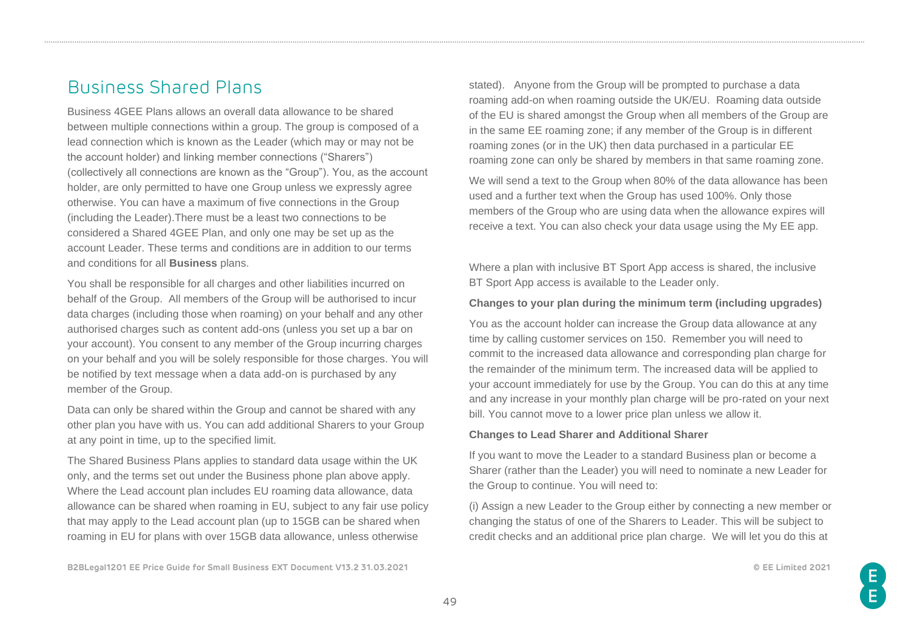## Business Shared Plans

Business 4GEE Plans allows an overall data allowance to be shared between multiple connections within a group. The group is composed of a lead connection which is known as the Leader (which may or may not be the account holder) and linking member connections ("Sharers") (collectively all connections are known as the "Group"). You, as the account holder, are only permitted to have one Group unless we expressly agree otherwise. You can have a maximum of five connections in the Group (including the Leader).There must be a least two connections to be considered a Shared 4GEE Plan, and only one may be set up as the account Leader. These terms and conditions are in addition to our terms and conditions for all **Business** plans.

You shall be responsible for all charges and other liabilities incurred on behalf of the Group. All members of the Group will be authorised to incur data charges (including those when roaming) on your behalf and any other authorised charges such as content add-ons (unless you set up a bar on your account). You consent to any member of the Group incurring charges on your behalf and you will be solely responsible for those charges. You will be notified by text message when a data add-on is purchased by any member of the Group.

Data can only be shared within the Group and cannot be shared with any other plan you have with us. You can add additional Sharers to your Group at any point in time, up to the specified limit.

The Shared Business Plans applies to standard data usage within the UK only, and the terms set out under the Business phone plan above apply. Where the Lead account plan includes EU roaming data allowance, data allowance can be shared when roaming in EU, subject to any fair use policy that may apply to the Lead account plan (up to 15GB can be shared when roaming in EU for plans with over 15GB data allowance, unless otherwise stated). Anyone from the Group will be prompted to purchase a data roaming add-on when roaming outside the UK/EU. Roaming data outside of the EU is shared amongst the Group when all members of the Group are in the same EE roaming zone; if any member of the Group is in different roaming zones (or in the UK) then data purchased in a particular EE roaming zone can only be shared by members in that same roaming zone.

We will send a text to the Group when 80% of the data allowance has been used and a further text when the Group has used 100%. Only those members of the Group who are using data when the allowance expires will receive a text. You can also check your data usage using the My EE app.

Where a plan with inclusive BT Sport App access is shared, the inclusive BT Sport App access is available to the Leader only.

**Changes to your plan during the minimum term (including upgrades)**

You as the account holder can increase the Group data allowance at any time by calling customer services on 150. Remember you will need to commit to the increased data allowance and corresponding plan charge for the remainder of the minimum term. The increased data will be applied to your account immediately for use by the Group. You can do this at any time and any increase in your monthly plan charge will be pro-rated on your next bill. You cannot move to a lower price plan unless we allow it.

**Changes to Lead Sharer and Additional Sharer**

If you want to move the Leader to a standard Business plan or become a Sharer (rather than the Leader) you will need to nominate a new Leader for the Group to continue. You will need to:

(i) Assign a new Leader to the Group either by connecting a new member or changing the status of one of the Sharers to Leader. This will be subject to credit checks and an additional price plan charge. We will let you do this at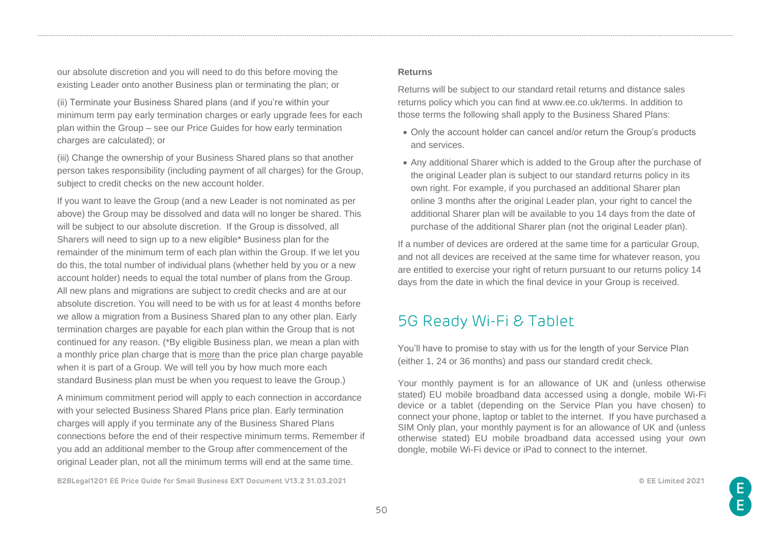our absolute discretion and you will need to do this before moving the existing Leader onto another Business plan or terminating the plan; or

(ii) Terminate your Business Shared plans (and if you're within your minimum term pay early termination charges or early upgrade fees for each plan within the Group – see our Price Guides for how early termination charges are calculated); or

(iii) Change the ownership of your Business Shared plans so that another person takes responsibility (including payment of all charges) for the Group, subject to credit checks on the new account holder.

If you want to leave the Group (and a new Leader is not nominated as per above) the Group may be dissolved and data will no longer be shared. This will be subject to our absolute discretion. If the Group is dissolved, all Sharers will need to sign up to a new eligible* Business plan for the remainder of the minimum term of each plan within the Group. If we let you do this, the total number of individual plans (whether held by you or a new account holder) needs to equal the total number of plans from the Group. All new plans and migrations are subject to credit checks and are at our absolute discretion. You will need to be with us for at least 4 months before we allow a migration from a Business Shared plan to any other plan. Early termination charges are payable for each plan within the Group that is not continued for any reason. (*By eligible Business plan, we mean a plan with a monthly price plan charge that is more than the price plan charge payable when it is part of a Group. We will tell you by how much more each standard Business plan must be when you request to leave the Group.)

A minimum commitment period will apply to each connection in accordance with your selected Business Shared Plans price plan. Early termination charges will apply if you terminate any of the Business Shared Plans connections before the end of their respective minimum terms. Remember if you add an additional member to the Group after commencement of the original Leader plan, not all the minimum terms will end at the same time.

**Returns**

Returns will be subject to our standard retail returns and distance sales returns policy which you can find at www.ee.co.uk/terms. In addition to those terms the following shall apply to the Business Shared Plans:

- Only the account holder can cancel and/or return the Group's products and services.
- Any additional Sharer which is added to the Group after the purchase of the original Leader plan is subject to our standard returns policy in its own right. For example, if you purchased an additional Sharer plan online 3 months after the original Leader plan, your right to cancel the additional Sharer plan will be available to you 14 days from the date of purchase of the additional Sharer plan (not the original Leader plan).

If a number of devices are ordered at the same time for a particular Group, and not all devices are received at the same time for whatever reason, you are entitled to exercise your right of return pursuant to our returns policy 14 days from the date in which the final device in your Group is received.

## 5G Ready Wi-Fi & Tablet

You'll have to promise to stay with us for the length of your Service Plan (either 1, 24 or 36 months) and pass our standard credit check.

Your monthly payment is for an allowance of UK and (unless otherwise stated) EU mobile broadband data accessed using a dongle, mobile Wi-Fi device or a tablet (depending on the Service Plan you have chosen) to connect your phone, laptop or tablet to the internet. If you have purchased a SIM Only plan, your monthly payment is for an allowance of UK and (unless otherwise stated) EU mobile broadband data accessed using your own dongle, mobile Wi-Fi device or iPad to connect to the internet.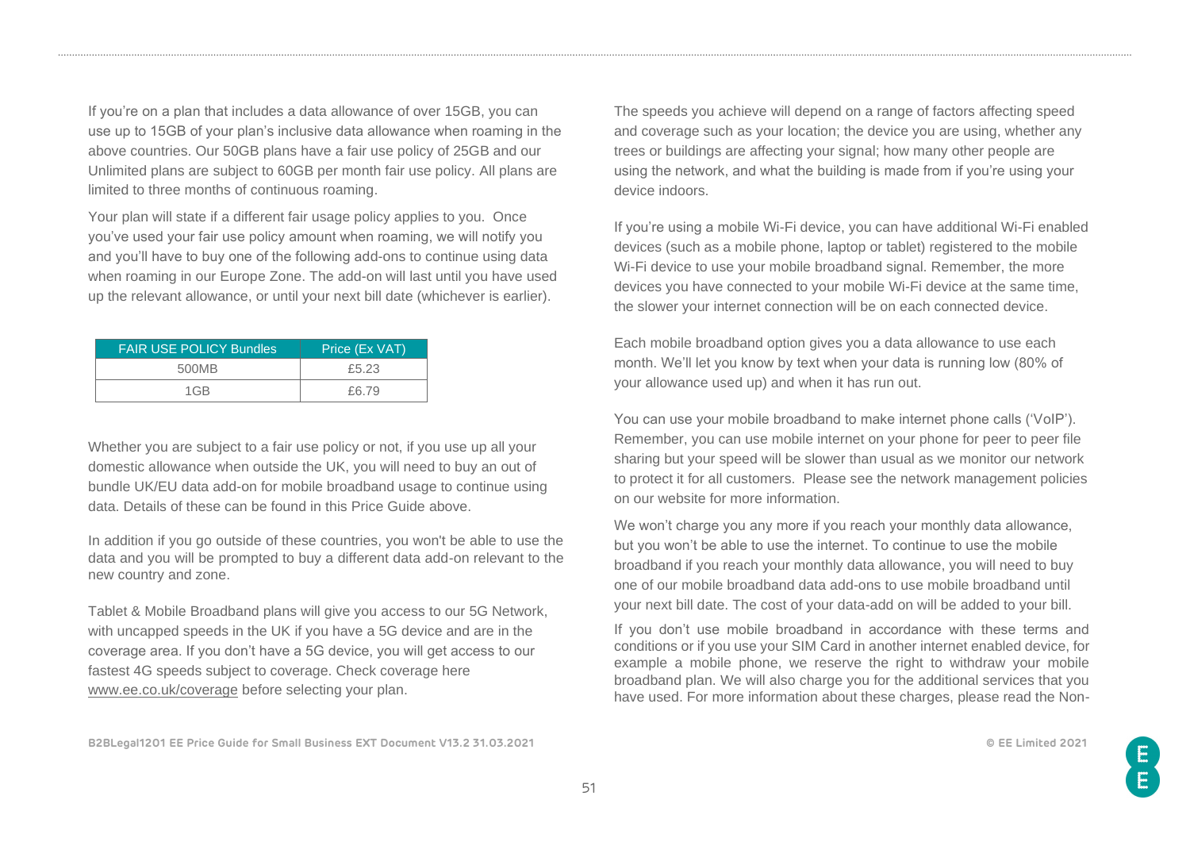If you're on a plan that includes a data allowance of over 15GB, you can use up to 15GB of your plan's inclusive data allowance when roaming in the above countries. Our 50GB plans have a fair use policy of 25GB and our Unlimited plans are subject to 60GB per month fair use policy. All plans are limited to three months of continuous roaming.

Your plan will state if a different fair usage policy applies to you. Once you've used your fair use policy amount when roaming, we will notify you and you'll have to buy one of the following add-ons to continue using data when roaming in our Europe Zone. The add-on will last until you have used up the relevant allowance, or until your next bill date (whichever is earlier).

| FAIR USE POLICY Bundles | Price (Ex VAT) |
|---|---|
| 500MB | £5.23 |
| 1GB | £6.79 |

Whether you are subject to a fair use policy or not, if you use up all your domestic allowance when outside the UK, you will need to buy an out of bundle UK/EU data add-on for mobile broadband usage to continue using data. Details of these can be found in this Price Guide above.

In addition if you go outside of these countries, you won't be able to use the data and you will be prompted to buy a different data add-on relevant to the new country and zone.

Tablet & Mobile Broadband plans will give you access to our 5G Network, with uncapped speeds in the UK if you have a 5G device and are in the coverage area. If you don't have a 5G device, you will get access to our fastest 4G speeds subject to coverage. Check coverage here www.ee.co.uk/coverage before selecting your plan.

The speeds you achieve will depend on a range of factors affecting speed and coverage such as your location; the device you are using, whether any trees or buildings are affecting your signal; how many other people are using the network, and what the building is made from if you're using your device indoors.

If you're using a mobile Wi-Fi device, you can have additional Wi-Fi enabled devices (such as a mobile phone, laptop or tablet) registered to the mobile Wi-Fi device to use your mobile broadband signal. Remember, the more devices you have connected to your mobile Wi-Fi device at the same time, the slower your internet connection will be on each connected device.

Each mobile broadband option gives you a data allowance to use each month. We'll let you know by text when your data is running low (80% of your allowance used up) and when it has run out.

You can use your mobile broadband to make internet phone calls ('VoIP'). Remember, you can use mobile internet on your phone for peer to peer file sharing but your speed will be slower than usual as we monitor our network to protect it for all customers. Please see the network management policies on our website for more information.

We won't charge you any more if you reach your monthly data allowance, but you won't be able to use the internet. To continue to use the mobile broadband if you reach your monthly data allowance, you will need to buy one of our mobile broadband data add-ons to use mobile broadband until your next bill date. The cost of your data-add on will be added to your bill.

If you don't use mobile broadband in accordance with these terms and conditions or if you use your SIM Card in another internet enabled device, for example a mobile phone, we reserve the right to withdraw your mobile broadband plan. We will also charge you for the additional services that you have used. For more information about these charges, please read the Non-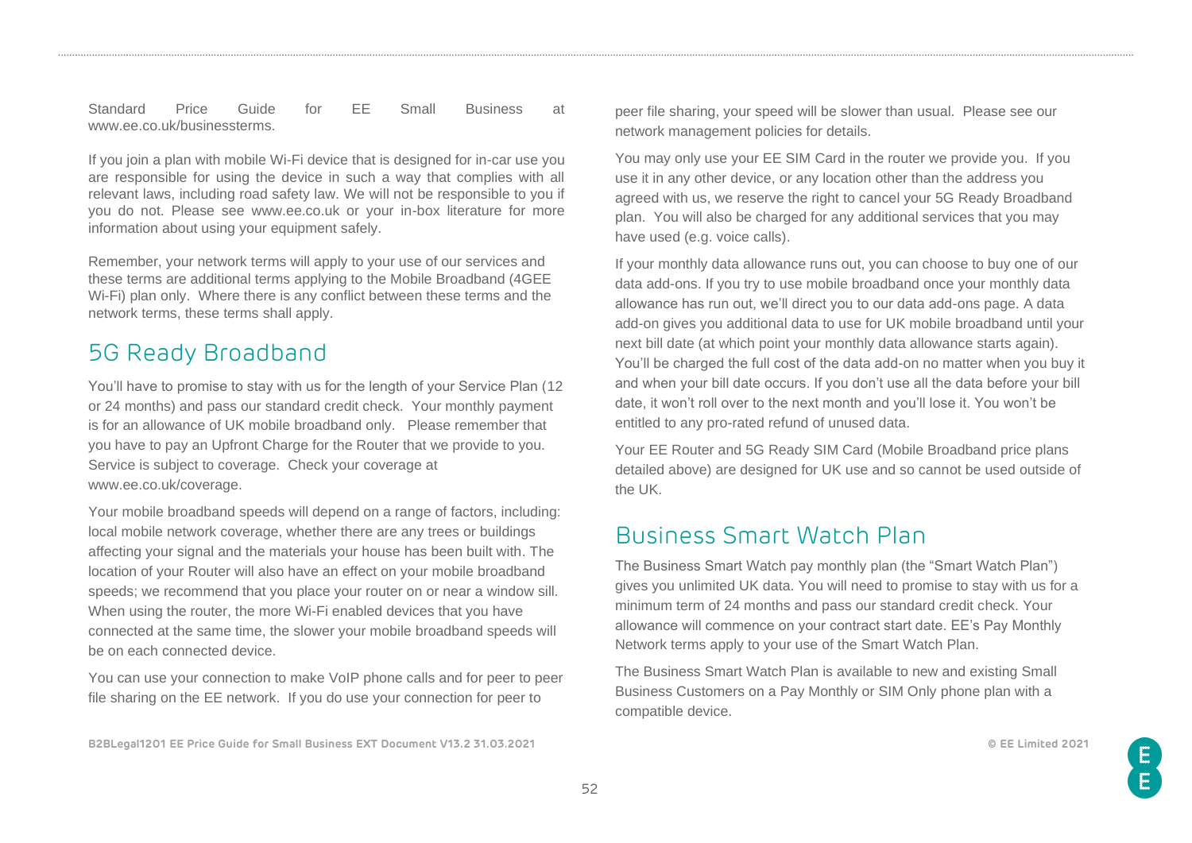Standard Price Guide for EE Small Business at www.ee.co.uk/businessterms.

If you join a plan with mobile Wi-Fi device that is designed for in-car use you are responsible for using the device in such a way that complies with all relevant laws, including road safety law. We will not be responsible to you if you do not. Please see www.ee.co.uk or your in-box literature for more information about using your equipment safely.

Remember, your network terms will apply to your use of our services and these terms are additional terms applying to the Mobile Broadband (4GEE Wi-Fi) plan only. Where there is any conflict between these terms and the network terms, these terms shall apply.

## 5G Ready Broadband

You'll have to promise to stay with us for the length of your Service Plan (12 or 24 months) and pass our standard credit check. Your monthly payment is for an allowance of UK mobile broadband only. Please remember that you have to pay an Upfront Charge for the Router that we provide to you. Service is subject to coverage. Check your coverage at www.ee.co.uk/coverage.

Your mobile broadband speeds will depend on a range of factors, including: local mobile network coverage, whether there are any trees or buildings affecting your signal and the materials your house has been built with. The location of your Router will also have an effect on your mobile broadband speeds; we recommend that you place your router on or near a window sill. When using the router, the more Wi-Fi enabled devices that you have connected at the same time, the slower your mobile broadband speeds will be on each connected device.

You can use your connection to make VoIP phone calls and for peer to peer file sharing on the EE network. If you do use your connection for peer to peer file sharing, your speed will be slower than usual. Please see our network management policies for details.

You may only use your EE SIM Card in the router we provide you. If you use it in any other device, or any location other than the address you agreed with us, we reserve the right to cancel your 5G Ready Broadband plan. You will also be charged for any additional services that you may have used (e.g. voice calls).

If your monthly data allowance runs out, you can choose to buy one of our data add-ons. If you try to use mobile broadband once your monthly data allowance has run out, we'll direct you to our data add-ons page. A data add-on gives you additional data to use for UK mobile broadband until your next bill date (at which point your monthly data allowance starts again). You'll be charged the full cost of the data add-on no matter when you buy it and when your bill date occurs. If you don't use all the data before your bill date, it won't roll over to the next month and you'll lose it. You won't be entitled to any pro-rated refund of unused data.

Your EE Router and 5G Ready SIM Card (Mobile Broadband price plans detailed above) are designed for UK use and so cannot be used outside of the UK.

## Business Smart Watch Plan

The Business Smart Watch pay monthly plan (the "Smart Watch Plan") gives you unlimited UK data. You will need to promise to stay with us for a minimum term of 24 months and pass our standard credit check. Your allowance will commence on your contract start date. EE's Pay Monthly Network terms apply to your use of the Smart Watch Plan.

The Business Smart Watch Plan is available to new and existing Small Business Customers on a Pay Monthly or SIM Only phone plan with a compatible device.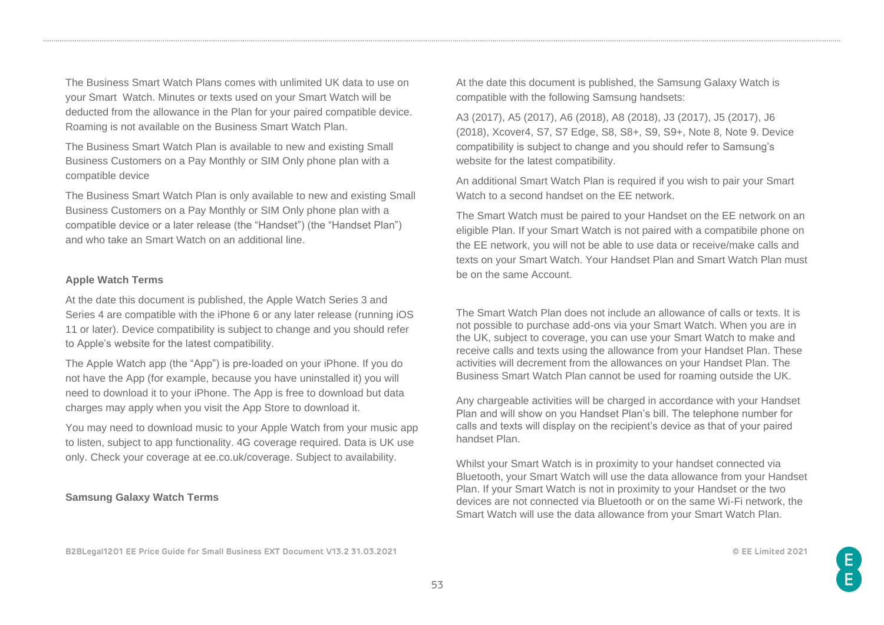The Business Smart Watch Plans comes with unlimited UK data to use on your Smart Watch. Minutes or texts used on your Smart Watch will be deducted from the allowance in the Plan for your paired compatible device. Roaming is not available on the Business Smart Watch Plan.

The Business Smart Watch Plan is available to new and existing Small Business Customers on a Pay Monthly or SIM Only phone plan with a compatible device

The Business Smart Watch Plan is only available to new and existing Small Business Customers on a Pay Monthly or SIM Only phone plan with a compatible device or a later release (the "Handset") (the "Handset Plan") and who take an Smart Watch on an additional line.

### Apple Watch Terms

At the date this document is published, the Apple Watch Series 3 and Series 4 are compatible with the iPhone 6 or any later release (running iOS 11 or later). Device compatibility is subject to change and you should refer to Apple's website for the latest compatibility.

The Apple Watch app (the "App") is pre-loaded on your iPhone. If you do not have the App (for example, because you have uninstalled it) you will need to download it to your iPhone. The App is free to download but data charges may apply when you visit the App Store to download it.

You may need to download music to your Apple Watch from your music app to listen, subject to app functionality. 4G coverage required. Data is UK use only. Check your coverage at ee.co.uk/coverage. Subject to availability.

### Samsung Galaxy Watch Terms

At the date this document is published, the Samsung Galaxy Watch is compatible with the following Samsung handsets:

A3 (2017), A5 (2017), A6 (2018), A8 (2018), J3 (2017), J5 (2017), J6 (2018), Xcover4, S7, S7 Edge, S8, S8+, S9, S9+, Note 8, Note 9. Device compatibility is subject to change and you should refer to Samsung's website for the latest compatibility.

An additional Smart Watch Plan is required if you wish to pair your Smart Watch to a second handset on the EE network.

The Smart Watch must be paired to your Handset on the EE network on an eligible Plan. If your Smart Watch is not paired with a compatibile phone on the EE network, you will not be able to use data or receive/make calls and texts on your Smart Watch. Your Handset Plan and Smart Watch Plan must be on the same Account.

The Smart Watch Plan does not include an allowance of calls or texts. It is not possible to purchase add-ons via your Smart Watch. When you are in the UK, subject to coverage, you can use your Smart Watch to make and receive calls and texts using the allowance from your Handset Plan. These activities will decrement from the allowances on your Handset Plan. The Business Smart Watch Plan cannot be used for roaming outside the UK.

Any chargeable activities will be charged in accordance with your Handset Plan and will show on you Handset Plan's bill. The telephone number for calls and texts will display on the recipient's device as that of your paired handset Plan.

Whilst your Smart Watch is in proximity to your handset connected via Bluetooth, your Smart Watch will use the data allowance from your Handset Plan. If your Smart Watch is not in proximity to your Handset or the two devices are not connected via Bluetooth or on the same Wi-Fi network, the Smart Watch will use the data allowance from your Smart Watch Plan.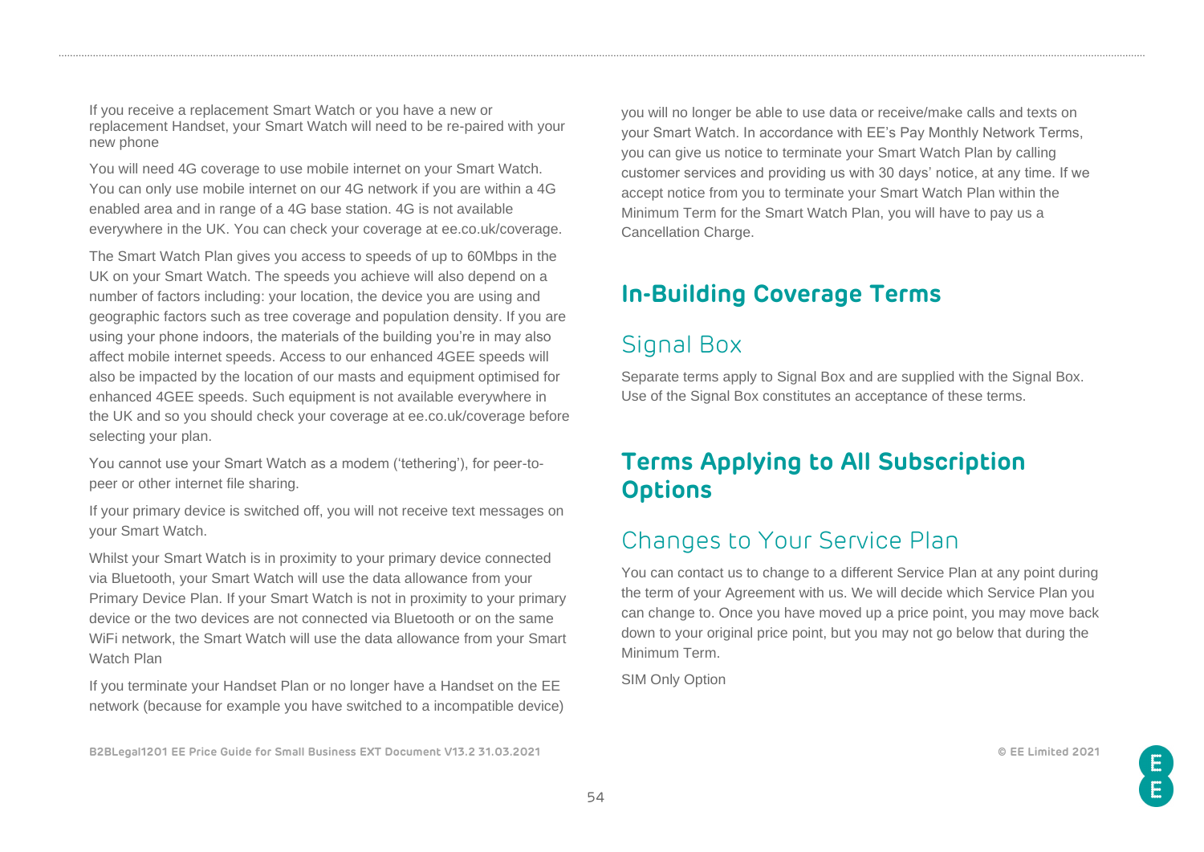If you receive a replacement Smart Watch or you have a new or replacement Handset, your Smart Watch will need to be re-paired with your new phone

You will need 4G coverage to use mobile internet on your Smart Watch. You can only use mobile internet on our 4G network if you are within a 4G enabled area and in range of a 4G base station. 4G is not available everywhere in the UK. You can check your coverage at ee.co.uk/coverage.

The Smart Watch Plan gives you access to speeds of up to 60Mbps in the UK on your Smart Watch. The speeds you achieve will also depend on a number of factors including: your location, the device you are using and geographic factors such as tree coverage and population density. If you are using your phone indoors, the materials of the building you're in may also affect mobile internet speeds. Access to our enhanced 4GEE speeds will also be impacted by the location of our masts and equipment optimised for enhanced 4GEE speeds. Such equipment is not available everywhere in the UK and so you should check your coverage at ee.co.uk/coverage before selecting your plan.

You cannot use your Smart Watch as a modem ('tethering'), for peer-to-peer or other internet file sharing.

If your primary device is switched off, you will not receive text messages on your Smart Watch.

Whilst your Smart Watch is in proximity to your primary device connected via Bluetooth, your Smart Watch will use the data allowance from your Primary Device Plan. If your Smart Watch is not in proximity to your primary device or the two devices are not connected via Bluetooth or on the same WiFi network, the Smart Watch will use the data allowance from your Smart Watch Plan

If you terminate your Handset Plan or no longer have a Handset on the EE network (because for example you have switched to a incompatible device) you will no longer be able to use data or receive/make calls and texts on your Smart Watch. In accordance with EE's Pay Monthly Network Terms, you can give us notice to terminate your Smart Watch Plan by calling customer services and providing us with 30 days' notice, at any time. If we accept notice from you to terminate your Smart Watch Plan within the Minimum Term for the Smart Watch Plan, you will have to pay us a Cancellation Charge.

## In-Building Coverage Terms

### Signal Box

Separate terms apply to Signal Box and are supplied with the Signal Box. Use of the Signal Box constitutes an acceptance of these terms.

## Terms Applying to All Subscription Options

### Changes to Your Service Plan

You can contact us to change to a different Service Plan at any point during the term of your Agreement with us. We will decide which Service Plan you can change to. Once you have moved up a price point, you may move back down to your original price point, but you may not go below that during the Minimum Term.

SIM Only Option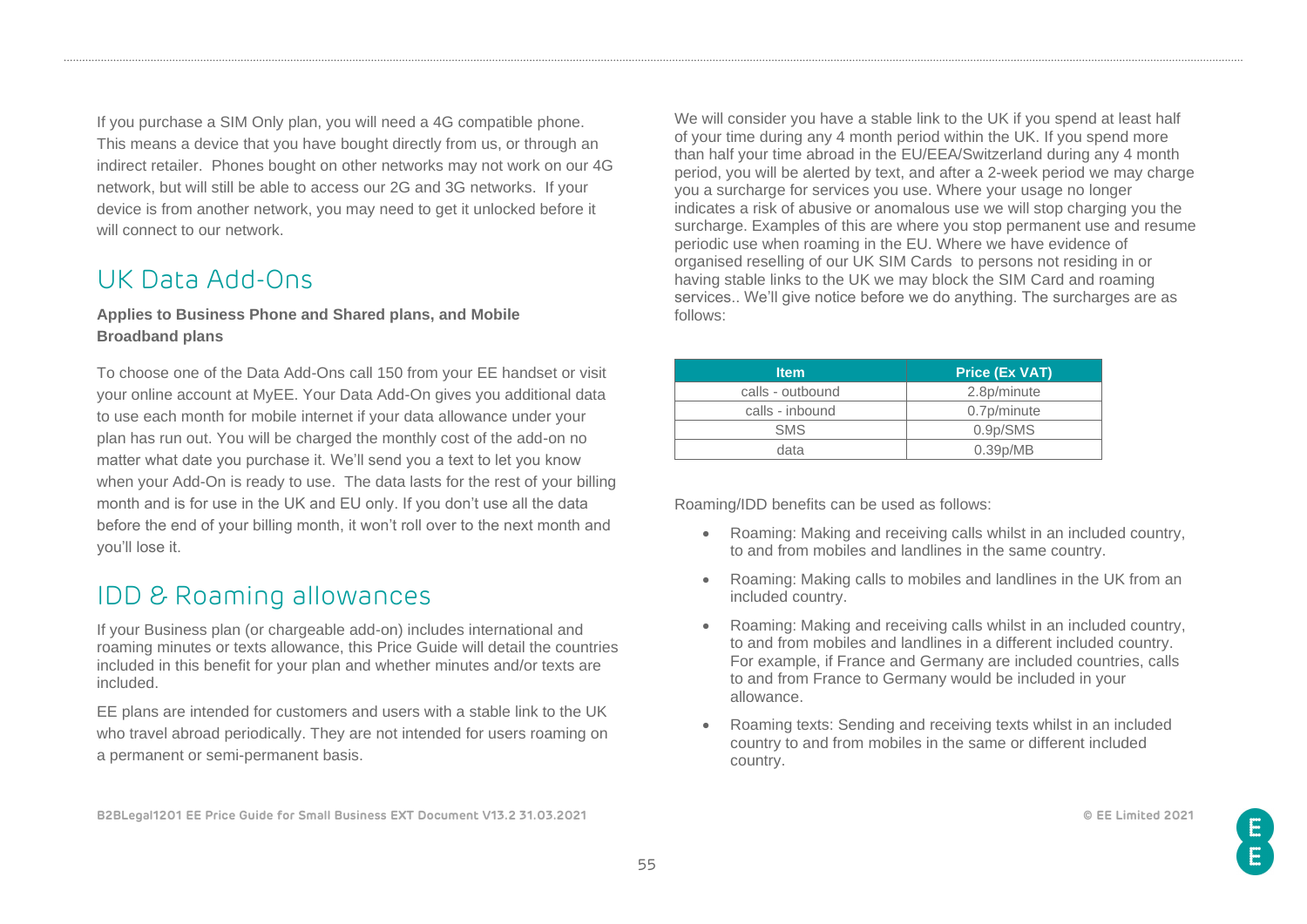If you purchase a SIM Only plan, you will need a 4G compatible phone. This means a device that you have bought directly from us, or through an indirect retailer. Phones bought on other networks may not work on our 4G network, but will still be able to access our 2G and 3G networks. If your device is from another network, you may need to get it unlocked before it will connect to our network.

## UK Data Add-Ons

**Applies to Business Phone and Shared plans, and Mobile Broadband plans**

To choose one of the Data Add-Ons call 150 from your EE handset or visit your online account at MyEE. Your Data Add-On gives you additional data to use each month for mobile internet if your data allowance under your plan has run out. You will be charged the monthly cost of the add-on no matter what date you purchase it. We'll send you a text to let you know when your Add-On is ready to use. The data lasts for the rest of your billing month and is for use in the UK and EU only. If you don't use all the data before the end of your billing month, it won't roll over to the next month and you'll lose it.

## IDD & Roaming allowances

If your Business plan (or chargeable add-on) includes international and roaming minutes or texts allowance, this Price Guide will detail the countries included in this benefit for your plan and whether minutes and/or texts are included.

EE plans are intended for customers and users with a stable link to the UK who travel abroad periodically. They are not intended for users roaming on a permanent or semi-permanent basis.

We will consider you have a stable link to the UK if you spend at least half of your time during any 4 month period within the UK. If you spend more than half your time abroad in the EU/EEA/Switzerland during any 4 month period, you will be alerted by text, and after a 2-week period we may charge you a surcharge for services you use. Where your usage no longer indicates a risk of abusive or anomalous use we will stop charging you the surcharge. Examples of this are where you stop permanent use and resume periodic use when roaming in the EU. Where we have evidence of organised reselling of our UK SIM Cards to persons not residing in or having stable links to the UK we may block the SIM Card and roaming services.. We'll give notice before we do anything. The surcharges are as follows:

| Item | Price (Ex VAT) |
|---|---|
| calls - outbound | 2.8p/minute |
| calls - inbound | 0.7p/minute |
| SMS | 0.9p/SMS |
| data | 0.39p/MB |

Roaming/IDD benefits can be used as follows:

- Roaming: Making and receiving calls whilst in an included country, to and from mobiles and landlines in the same country.
- Roaming: Making calls to mobiles and landlines in the UK from an included country.
- Roaming: Making and receiving calls whilst in an included country, to and from mobiles and landlines in a different included country. For example, if France and Germany are included countries, calls to and from France to Germany would be included in your allowance.
- Roaming texts: Sending and receiving texts whilst in an included country to and from mobiles in the same or different included country.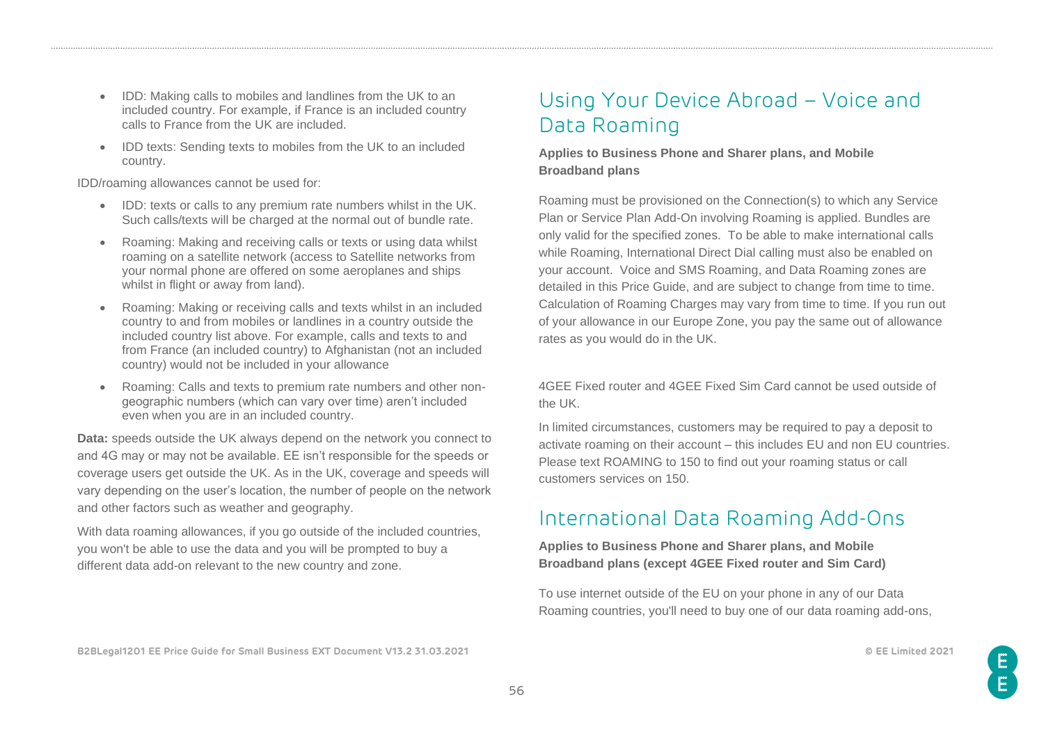- IDD: Making calls to mobiles and landlines from the UK to an included country. For example, if France is an included country calls to France from the UK are included.
- IDD texts: Sending texts to mobiles from the UK to an included country.

IDD/roaming allowances cannot be used for:

- IDD: texts or calls to any premium rate numbers whilst in the UK. Such calls/texts will be charged at the normal out of bundle rate.
- Roaming: Making and receiving calls or texts or using data whilst roaming on a satellite network (access to Satellite networks from your normal phone are offered on some aeroplanes and ships whilst in flight or away from land).
- Roaming: Making or receiving calls and texts whilst in an included country to and from mobiles or landlines in a country outside the included country list above. For example, calls and texts to and from France (an included country) to Afghanistan (not an included country) would not be included in your allowance
- Roaming: Calls and texts to premium rate numbers and other non-geographic numbers (which can vary over time) aren't included even when you are in an included country.

**Data:** speeds outside the UK always depend on the network you connect to and 4G may or may not be available. EE isn't responsible for the speeds or coverage users get outside the UK. As in the UK, coverage and speeds will vary depending on the user's location, the number of people on the network and other factors such as weather and geography.

With data roaming allowances, if you go outside of the included countries, you won't be able to use the data and you will be prompted to buy a different data add-on relevant to the new country and zone.

## Using Your Device Abroad – Voice and Data Roaming

**Applies to Business Phone and Sharer plans, and Mobile Broadband plans**

Roaming must be provisioned on the Connection(s) to which any Service Plan or Service Plan Add-On involving Roaming is applied. Bundles are only valid for the specified zones. To be able to make international calls while Roaming, International Direct Dial calling must also be enabled on your account. Voice and SMS Roaming, and Data Roaming zones are detailed in this Price Guide, and are subject to change from time to time. Calculation of Roaming Charges may vary from time to time. If you run out of your allowance in our Europe Zone, you pay the same out of allowance rates as you would do in the UK.

4GEE Fixed router and 4GEE Fixed Sim Card cannot be used outside of the UK.

In limited circumstances, customers may be required to pay a deposit to activate roaming on their account – this includes EU and non EU countries. Please text ROAMING to 150 to find out your roaming status or call customers services on 150.

## International Data Roaming Add-Ons

**Applies to Business Phone and Sharer plans, and Mobile Broadband plans (except 4GEE Fixed router and Sim Card)**

To use internet outside of the EU on your phone in any of our Data Roaming countries, you'll need to buy one of our data roaming add-ons,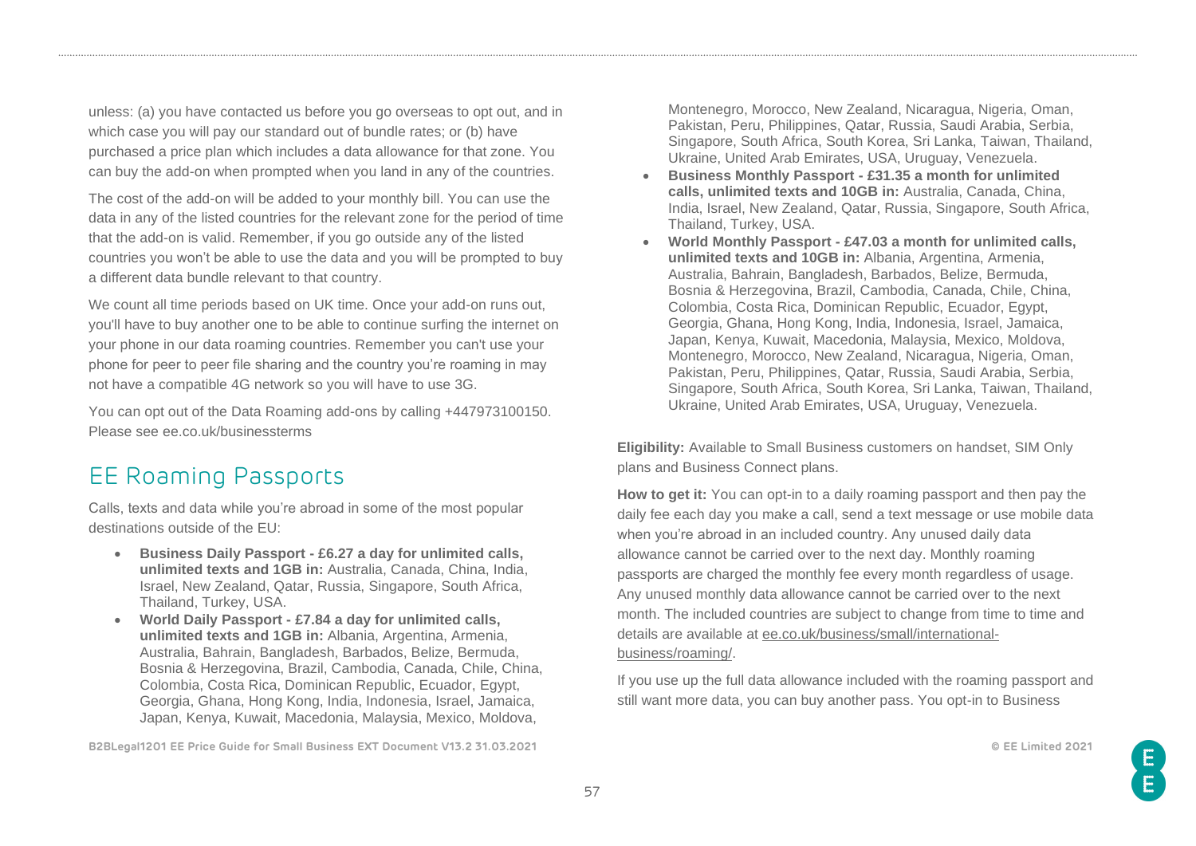unless: (a) you have contacted us before you go overseas to opt out, and in which case you will pay our standard out of bundle rates; or (b) have purchased a price plan which includes a data allowance for that zone. You can buy the add-on when prompted when you land in any of the countries.

The cost of the add-on will be added to your monthly bill. You can use the data in any of the listed countries for the relevant zone for the period of time that the add-on is valid. Remember, if you go outside any of the listed countries you won't be able to use the data and you will be prompted to buy a different data bundle relevant to that country.

We count all time periods based on UK time. Once your add-on runs out, you'll have to buy another one to be able to continue surfing the internet on your phone in our data roaming countries. Remember you can't use your phone for peer to peer file sharing and the country you're roaming in may not have a compatible 4G network so you will have to use 3G.

You can opt out of the Data Roaming add-ons by calling +447973100150. Please see ee.co.uk/businessterms

## EE Roaming Passports

Calls, texts and data while you're abroad in some of the most popular destinations outside of the EU:

- **Business Daily Passport - £6.27 a day for unlimited calls, unlimited texts and 1GB in:** Australia, Canada, China, India, Israel, New Zealand, Qatar, Russia, Singapore, South Africa, Thailand, Turkey, USA.
- **World Daily Passport - £7.84 a day for unlimited calls, unlimited texts and 1GB in:** Albania, Argentina, Armenia, Australia, Bahrain, Bangladesh, Barbados, Belize, Bermuda, Bosnia & Herzegovina, Brazil, Cambodia, Canada, Chile, China, Colombia, Costa Rica, Dominican Republic, Ecuador, Egypt, Georgia, Ghana, Hong Kong, India, Indonesia, Israel, Jamaica, Japan, Kenya, Kuwait, Macedonia, Malaysia, Mexico, Moldova, Montenegro, Morocco, New Zealand, Nicaragua, Nigeria, Oman, Pakistan, Peru, Philippines, Qatar, Russia, Saudi Arabia, Serbia, Singapore, South Africa, South Korea, Sri Lanka, Taiwan, Thailand, Ukraine, United Arab Emirates, USA, Uruguay, Venezuela.
- **Business Monthly Passport - £31.35 a month for unlimited calls, unlimited texts and 10GB in:** Australia, Canada, China, India, Israel, New Zealand, Qatar, Russia, Singapore, South Africa, Thailand, Turkey, USA.
- **World Monthly Passport - £47.03 a month for unlimited calls, unlimited texts and 10GB in:** Albania, Argentina, Armenia, Australia, Bahrain, Bangladesh, Barbados, Belize, Bermuda, Bosnia & Herzegovina, Brazil, Cambodia, Canada, Chile, China, Colombia, Costa Rica, Dominican Republic, Ecuador, Egypt, Georgia, Ghana, Hong Kong, India, Indonesia, Israel, Jamaica, Japan, Kenya, Kuwait, Macedonia, Malaysia, Mexico, Moldova, Montenegro, Morocco, New Zealand, Nicaragua, Nigeria, Oman, Pakistan, Peru, Philippines, Qatar, Russia, Saudi Arabia, Serbia, Singapore, South Africa, South Korea, Sri Lanka, Taiwan, Thailand, Ukraine, United Arab Emirates, USA, Uruguay, Venezuela.

**Eligibility:** Available to Small Business customers on handset, SIM Only plans and Business Connect plans.

**How to get it:** You can opt-in to a daily roaming passport and then pay the daily fee each day you make a call, send a text message or use mobile data when you're abroad in an included country. Any unused daily data allowance cannot be carried over to the next day. Monthly roaming passports are charged the monthly fee every month regardless of usage. Any unused monthly data allowance cannot be carried over to the next month. The included countries are subject to change from time to time and details are available at ee.co.uk/business/small/international-business/roaming/.

If you use up the full data allowance included with the roaming passport and still want more data, you can buy another pass. You opt-in to Business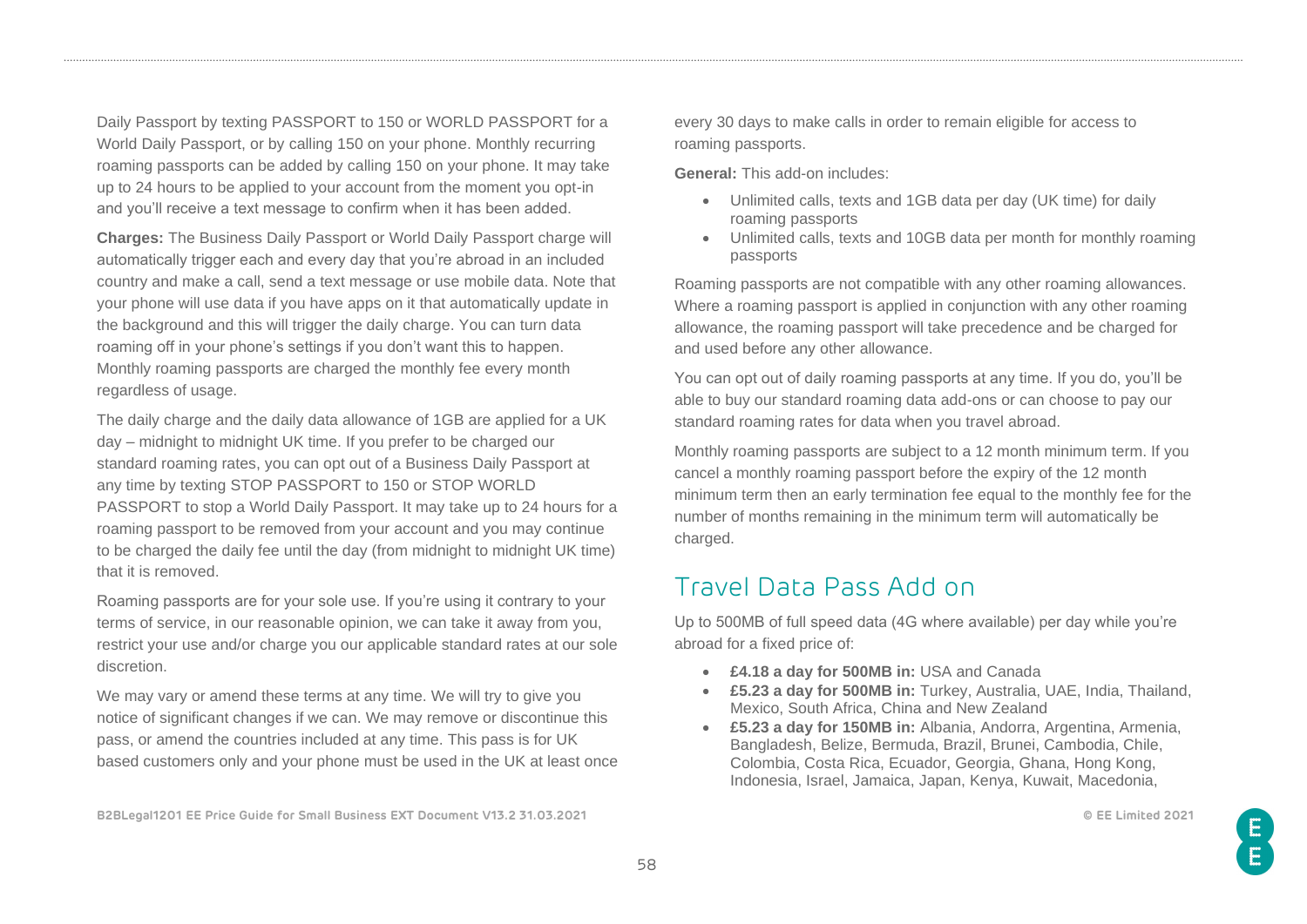Daily Passport by texting PASSPORT to 150 or WORLD PASSPORT for a World Daily Passport, or by calling 150 on your phone. Monthly recurring roaming passports can be added by calling 150 on your phone. It may take up to 24 hours to be applied to your account from the moment you opt-in and you'll receive a text message to confirm when it has been added.

**Charges:** The Business Daily Passport or World Daily Passport charge will automatically trigger each and every day that you're abroad in an included country and make a call, send a text message or use mobile data. Note that your phone will use data if you have apps on it that automatically update in the background and this will trigger the daily charge. You can turn data roaming off in your phone's settings if you don't want this to happen. Monthly roaming passports are charged the monthly fee every month regardless of usage.

The daily charge and the daily data allowance of 1GB are applied for a UK day – midnight to midnight UK time. If you prefer to be charged our standard roaming rates, you can opt out of a Business Daily Passport at any time by texting STOP PASSPORT to 150 or STOP WORLD PASSPORT to stop a World Daily Passport. It may take up to 24 hours for a roaming passport to be removed from your account and you may continue to be charged the daily fee until the day (from midnight to midnight UK time) that it is removed.

Roaming passports are for your sole use. If you're using it contrary to your terms of service, in our reasonable opinion, we can take it away from you, restrict your use and/or charge you our applicable standard rates at our sole discretion.

We may vary or amend these terms at any time. We will try to give you notice of significant changes if we can. We may remove or discontinue this pass, or amend the countries included at any time. This pass is for UK based customers only and your phone must be used in the UK at least once every 30 days to make calls in order to remain eligible for access to roaming passports.

**General:** This add-on includes:

- Unlimited calls, texts and 1GB data per day (UK time) for daily roaming passports
- Unlimited calls, texts and 10GB data per month for monthly roaming passports

Roaming passports are not compatible with any other roaming allowances. Where a roaming passport is applied in conjunction with any other roaming allowance, the roaming passport will take precedence and be charged for and used before any other allowance.

You can opt out of daily roaming passports at any time. If you do, you'll be able to buy our standard roaming data add-ons or can choose to pay our standard roaming rates for data when you travel abroad.

Monthly roaming passports are subject to a 12 month minimum term. If you cancel a monthly roaming passport before the expiry of the 12 month minimum term then an early termination fee equal to the monthly fee for the number of months remaining in the minimum term will automatically be charged.

## Travel Data Pass Add on

Up to 500MB of full speed data (4G where available) per day while you're abroad for a fixed price of:

- **£4.18 a day for 500MB in:** USA and Canada
- **£5.23 a day for 500MB in:** Turkey, Australia, UAE, India, Thailand, Mexico, South Africa, China and New Zealand
- **£5.23 a day for 150MB in:** Albania, Andorra, Argentina, Armenia, Bangladesh, Belize, Bermuda, Brazil, Brunei, Cambodia, Chile, Colombia, Costa Rica, Ecuador, Georgia, Ghana, Hong Kong, Indonesia, Israel, Jamaica, Japan, Kenya, Kuwait, Macedonia,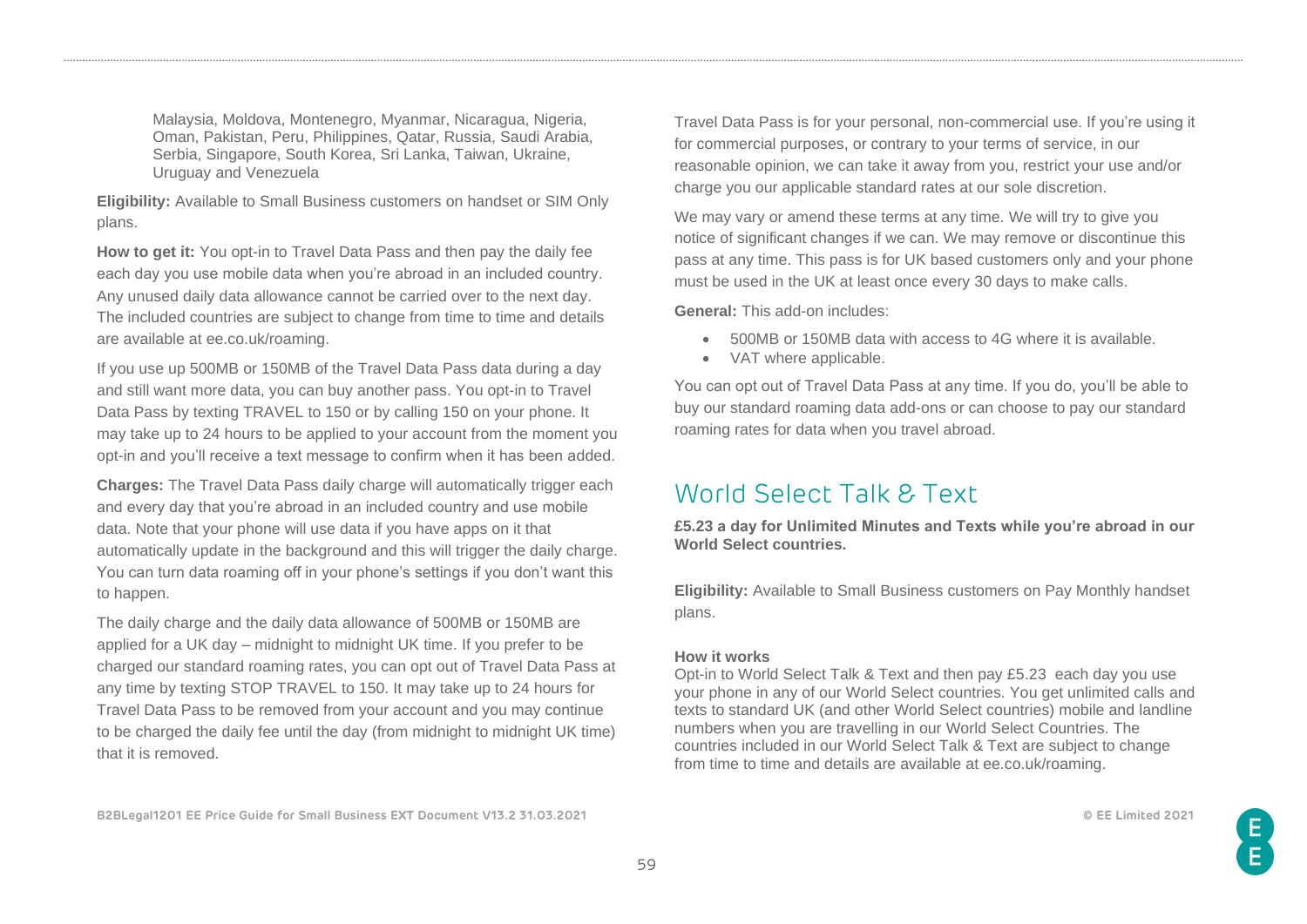Malaysia, Moldova, Montenegro, Myanmar, Nicaragua, Nigeria, Oman, Pakistan, Peru, Philippines, Qatar, Russia, Saudi Arabia, Serbia, Singapore, South Korea, Sri Lanka, Taiwan, Ukraine, Uruguay and Venezuela

**Eligibility:** Available to Small Business customers on handset or SIM Only plans.

**How to get it:** You opt-in to Travel Data Pass and then pay the daily fee each day you use mobile data when you're abroad in an included country. Any unused daily data allowance cannot be carried over to the next day. The included countries are subject to change from time to time and details are available at ee.co.uk/roaming.

If you use up 500MB or 150MB of the Travel Data Pass data during a day and still want more data, you can buy another pass. You opt-in to Travel Data Pass by texting TRAVEL to 150 or by calling 150 on your phone. It may take up to 24 hours to be applied to your account from the moment you opt-in and you'll receive a text message to confirm when it has been added.

**Charges:** The Travel Data Pass daily charge will automatically trigger each and every day that you're abroad in an included country and use mobile data. Note that your phone will use data if you have apps on it that automatically update in the background and this will trigger the daily charge. You can turn data roaming off in your phone's settings if you don't want this to happen.

The daily charge and the daily data allowance of 500MB or 150MB are applied for a UK day – midnight to midnight UK time. If you prefer to be charged our standard roaming rates, you can opt out of Travel Data Pass at any time by texting STOP TRAVEL to 150. It may take up to 24 hours for Travel Data Pass to be removed from your account and you may continue to be charged the daily fee until the day (from midnight to midnight UK time) that it is removed.

Travel Data Pass is for your personal, non-commercial use. If you're using it for commercial purposes, or contrary to your terms of service, in our reasonable opinion, we can take it away from you, restrict your use and/or charge you our applicable standard rates at our sole discretion.

We may vary or amend these terms at any time. We will try to give you notice of significant changes if we can. We may remove or discontinue this pass at any time. This pass is for UK based customers only and your phone must be used in the UK at least once every 30 days to make calls.

**General:** This add-on includes:

- 500MB or 150MB data with access to 4G where it is available.
- VAT where applicable.

You can opt out of Travel Data Pass at any time. If you do, you'll be able to buy our standard roaming data add-ons or can choose to pay our standard roaming rates for data when you travel abroad.

## World Select Talk & Text

**£5.23 a day for Unlimited Minutes and Texts while you're abroad in our World Select countries.**

**Eligibility:** Available to Small Business customers on Pay Monthly handset plans.

**How it works**

Opt-in to World Select Talk & Text and then pay £5.23 each day you use your phone in any of our World Select countries. You get unlimited calls and texts to standard UK (and other World Select countries) mobile and landline numbers when you are travelling in our World Select Countries. The countries included in our World Select Talk & Text are subject to change from time to time and details are available at ee.co.uk/roaming.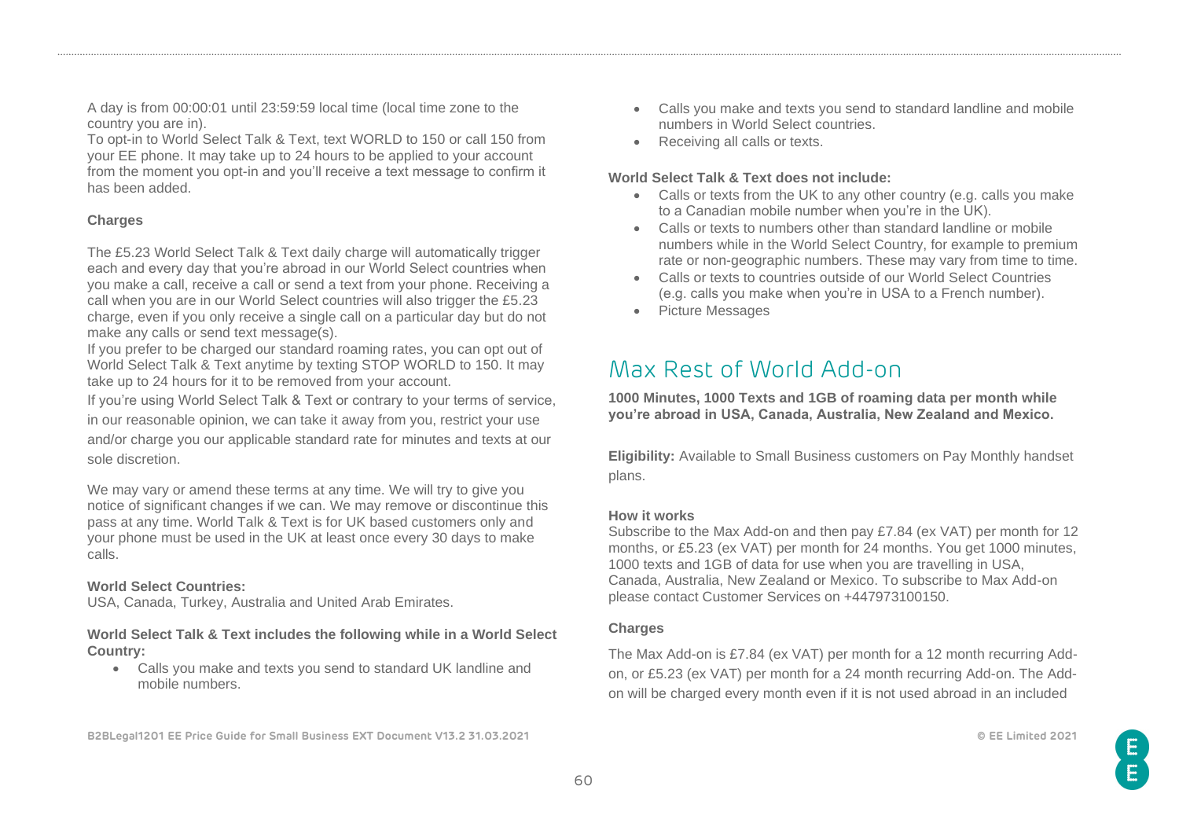A day is from 00:00:01 until 23:59:59 local time (local time zone to the country you are in).
To opt-in to World Select Talk & Text, text WORLD to 150 or call 150 from your EE phone. It may take up to 24 hours to be applied to your account from the moment you opt-in and you'll receive a text message to confirm it has been added.

**Charges**

The £5.23 World Select Talk & Text daily charge will automatically trigger each and every day that you're abroad in our World Select countries when you make a call, receive a call or send a text from your phone. Receiving a call when you are in our World Select countries will also trigger the £5.23 charge, even if you only receive a single call on a particular day but do not make any calls or send text message(s).
If you prefer to be charged our standard roaming rates, you can opt out of World Select Talk & Text anytime by texting STOP WORLD to 150. It may take up to 24 hours for it to be removed from your account.
If you're using World Select Talk & Text or contrary to your terms of service, in our reasonable opinion, we can take it away from you, restrict your use and/or charge you our applicable standard rate for minutes and texts at our sole discretion.

We may vary or amend these terms at any time. We will try to give you notice of significant changes if we can. We may remove or discontinue this pass at any time. World Talk & Text is for UK based customers only and your phone must be used in the UK at least once every 30 days to make calls.

**World Select Countries:**
USA, Canada, Turkey, Australia and United Arab Emirates.

**World Select Talk & Text includes the following while in a World Select Country:**

- Calls you make and texts you send to standard UK landline and mobile numbers.
- Calls you make and texts you send to standard landline and mobile numbers in World Select countries.
- Receiving all calls or texts.

**World Select Talk & Text does not include:**

- Calls or texts from the UK to any other country (e.g. calls you make to a Canadian mobile number when you're in the UK).
- Calls or texts to numbers other than standard landline or mobile numbers while in the World Select Country, for example to premium rate or non-geographic numbers. These may vary from time to time.
- Calls or texts to countries outside of our World Select Countries (e.g. calls you make when you're in USA to a French number).
- Picture Messages

## Max Rest of World Add-on

**1000 Minutes, 1000 Texts and 1GB of roaming data per month while you're abroad in USA, Canada, Australia, New Zealand and Mexico.**

**Eligibility:** Available to Small Business customers on Pay Monthly handset plans.

**How it works**
Subscribe to the Max Add-on and then pay £7.84 (ex VAT) per month for 12 months, or £5.23 (ex VAT) per month for 24 months. You get 1000 minutes, 1000 texts and 1GB of data for use when you are travelling in USA, Canada, Australia, New Zealand or Mexico. To subscribe to Max Add-on please contact Customer Services on +447973100150.

**Charges**

The Max Add-on is £7.84 (ex VAT) per month for a 12 month recurring Add-on, or £5.23 (ex VAT) per month for a 24 month recurring Add-on. The Add-on will be charged every month even if it is not used abroad in an included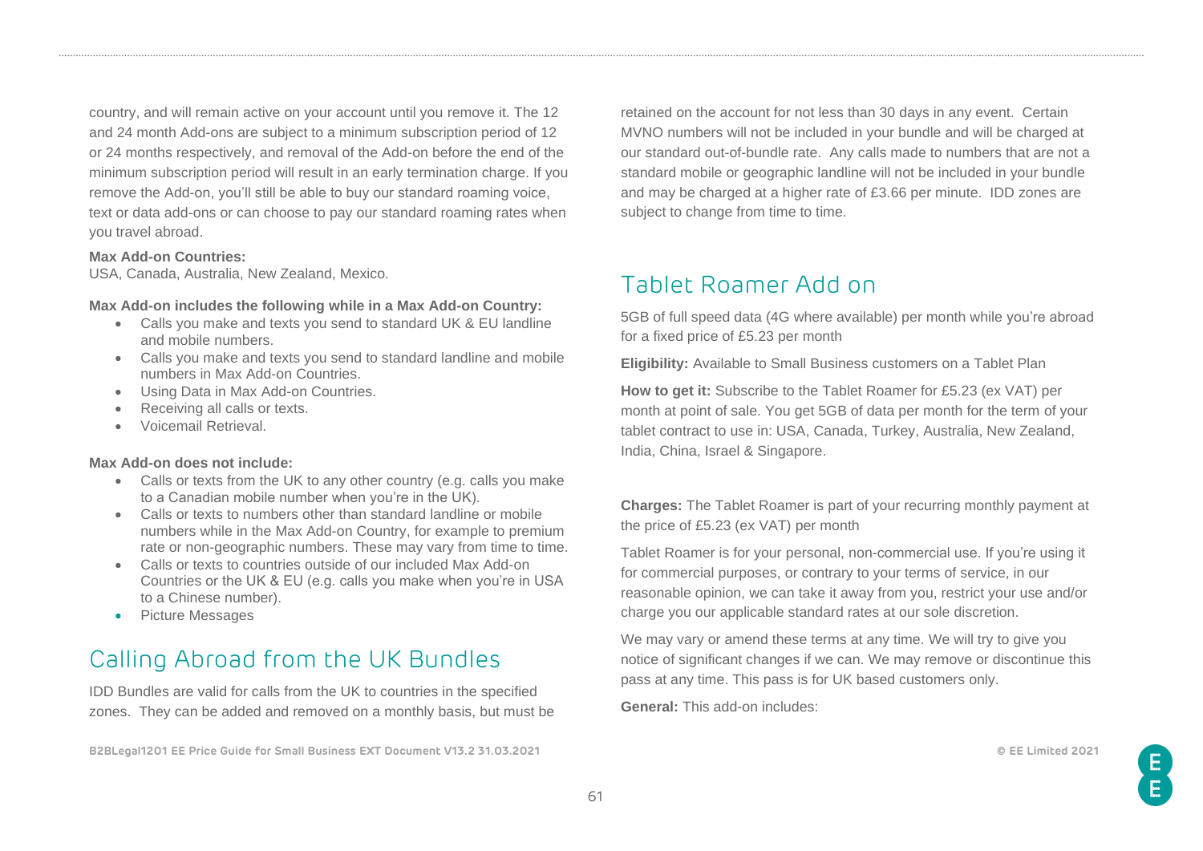country, and will remain active on your account until you remove it. The 12 and 24 month Add-ons are subject to a minimum subscription period of 12 or 24 months respectively, and removal of the Add-on before the end of the minimum subscription period will result in an early termination charge. If you remove the Add-on, you'll still be able to buy our standard roaming voice, text or data add-ons or can choose to pay our standard roaming rates when you travel abroad.

**Max Add-on Countries:**
USA, Canada, Australia, New Zealand, Mexico.

**Max Add-on includes the following while in a Max Add-on Country:**

- Calls you make and texts you send to standard UK & EU landline and mobile numbers.
- Calls you make and texts you send to standard landline and mobile numbers in Max Add-on Countries.
- Using Data in Max Add-on Countries.
- Receiving all calls or texts.
- Voicemail Retrieval.

**Max Add-on does not include:**

- Calls or texts from the UK to any other country (e.g. calls you make to a Canadian mobile number when you're in the UK).
- Calls or texts to numbers other than standard landline or mobile numbers while in the Max Add-on Country, for example to premium rate or non-geographic numbers. These may vary from time to time.
- Calls or texts to countries outside of our included Max Add-on Countries or the UK & EU (e.g. calls you make when you're in USA to a Chinese number).
- Picture Messages

## Calling Abroad from the UK Bundles

IDD Bundles are valid for calls from the UK to countries in the specified zones. They can be added and removed on a monthly basis, but must be retained on the account for not less than 30 days in any event. Certain MVNO numbers will not be included in your bundle and will be charged at our standard out-of-bundle rate. Any calls made to numbers that are not a standard mobile or geographic landline will not be included in your bundle and may be charged at a higher rate of £3.66 per minute. IDD zones are subject to change from time to time.

## Tablet Roamer Add on

5GB of full speed data (4G where available) per month while you're abroad for a fixed price of £5.23 per month

**Eligibility:** Available to Small Business customers on a Tablet Plan

**How to get it:** Subscribe to the Tablet Roamer for £5.23 (ex VAT) per month at point of sale. You get 5GB of data per month for the term of your tablet contract to use in: USA, Canada, Turkey, Australia, New Zealand, India, China, Israel & Singapore.

**Charges:** The Tablet Roamer is part of your recurring monthly payment at the price of £5.23 (ex VAT) per month

Tablet Roamer is for your personal, non-commercial use. If you're using it for commercial purposes, or contrary to your terms of service, in our reasonable opinion, we can take it away from you, restrict your use and/or charge you our applicable standard rates at our sole discretion.

We may vary or amend these terms at any time. We will try to give you notice of significant changes if we can. We may remove or discontinue this pass at any time. This pass is for UK based customers only.

**General:** This add-on includes: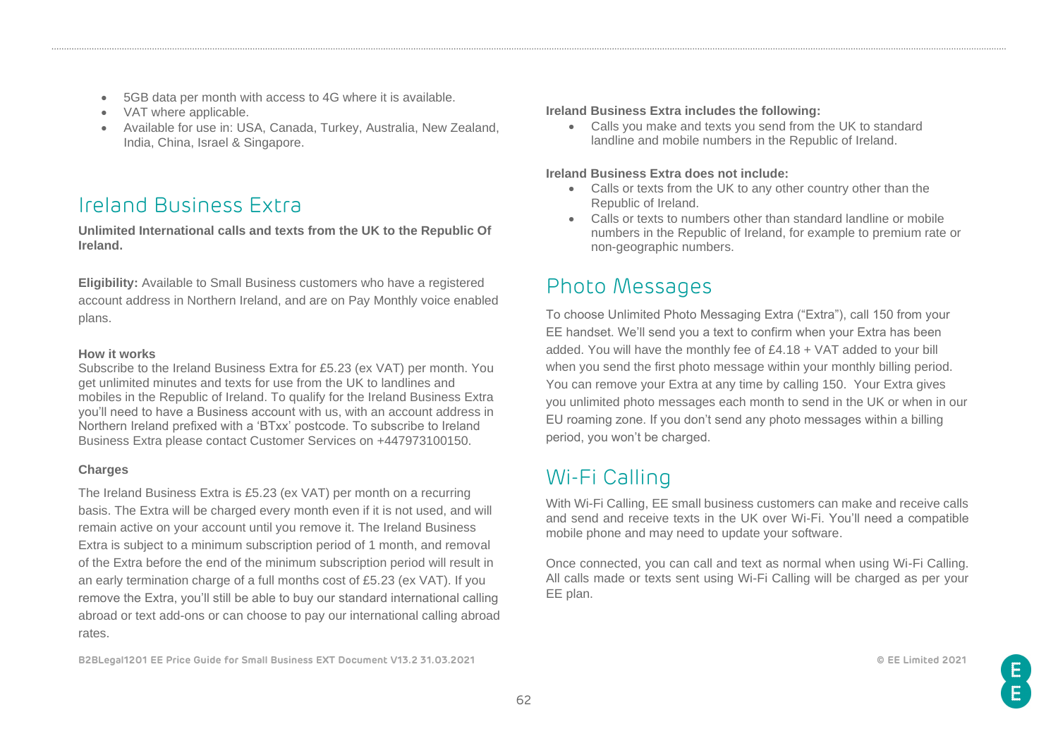- 5GB data per month with access to 4G where it is available.
- VAT where applicable.
- Available for use in: USA, Canada, Turkey, Australia, New Zealand, India, China, Israel & Singapore.

## Ireland Business Extra

**Unlimited International calls and texts from the UK to the Republic Of Ireland.**

**Eligibility:** Available to Small Business customers who have a registered account address in Northern Ireland, and are on Pay Monthly voice enabled plans.

**How it works**

Subscribe to the Ireland Business Extra for £5.23 (ex VAT) per month. You get unlimited minutes and texts for use from the UK to landlines and mobiles in the Republic of Ireland. To qualify for the Ireland Business Extra you'll need to have a Business account with us, with an account address in Northern Ireland prefixed with a 'BTxx' postcode. To subscribe to Ireland Business Extra please contact Customer Services on +447973100150.

**Charges**

The Ireland Business Extra is £5.23 (ex VAT) per month on a recurring basis. The Extra will be charged every month even if it is not used, and will remain active on your account until you remove it. The Ireland Business Extra is subject to a minimum subscription period of 1 month, and removal of the Extra before the end of the minimum subscription period will result in an early termination charge of a full months cost of £5.23 (ex VAT). If you remove the Extra, you'll still be able to buy our standard international calling abroad or text add-ons or can choose to pay our international calling abroad rates.

**Ireland Business Extra includes the following:**

- Calls you make and texts you send from the UK to standard landline and mobile numbers in the Republic of Ireland.

**Ireland Business Extra does not include:**

- Calls or texts from the UK to any other country other than the Republic of Ireland.
- Calls or texts to numbers other than standard landline or mobile numbers in the Republic of Ireland, for example to premium rate or non-geographic numbers.

## Photo Messages

To choose Unlimited Photo Messaging Extra ("Extra"), call 150 from your EE handset. We'll send you a text to confirm when your Extra has been added. You will have the monthly fee of £4.18 + VAT added to your bill when you send the first photo message within your monthly billing period. You can remove your Extra at any time by calling 150. Your Extra gives you unlimited photo messages each month to send in the UK or when in our EU roaming zone. If you don't send any photo messages within a billing period, you won't be charged.

## Wi-Fi Calling

With Wi-Fi Calling, EE small business customers can make and receive calls and send and receive texts in the UK over Wi-Fi. You'll need a compatible mobile phone and may need to update your software.

Once connected, you can call and text as normal when using Wi-Fi Calling. All calls made or texts sent using Wi-Fi Calling will be charged as per your EE plan.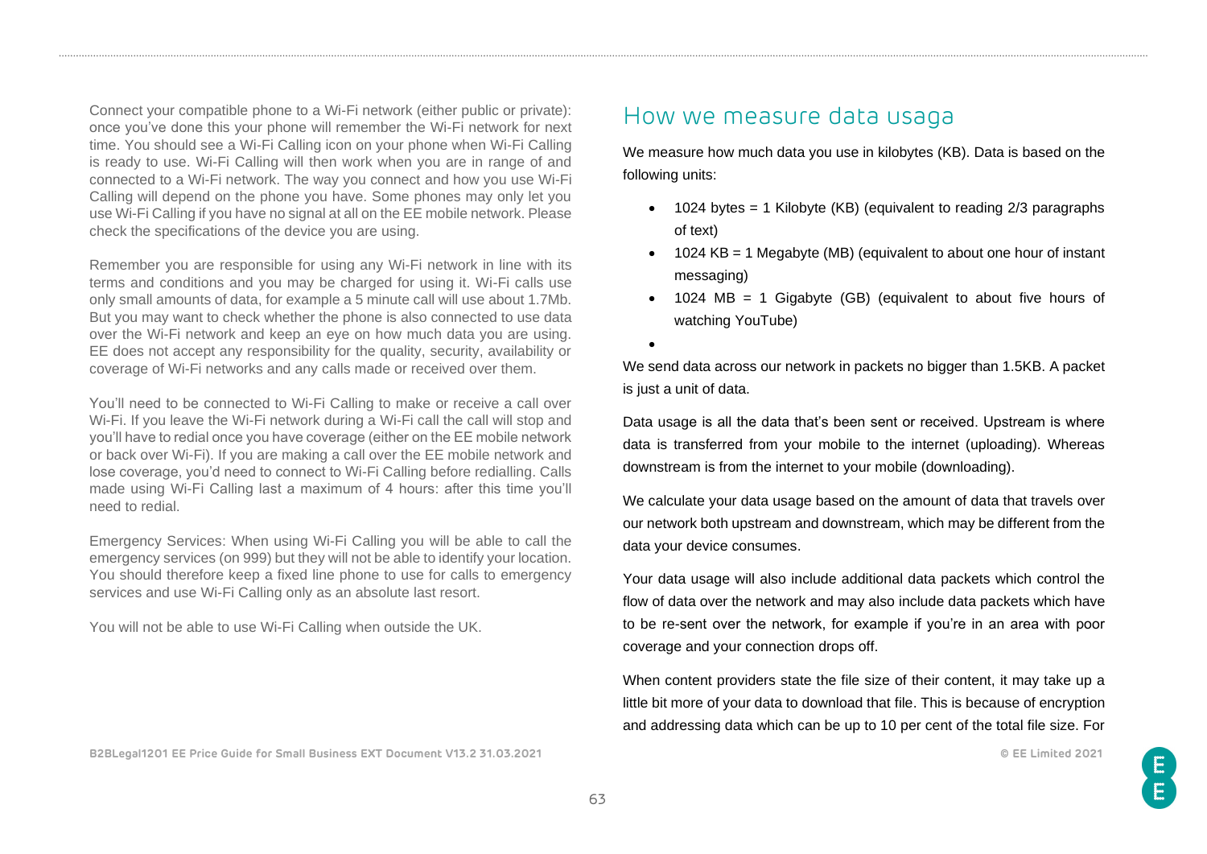Connect your compatible phone to a Wi-Fi network (either public or private): once you've done this your phone will remember the Wi-Fi network for next time. You should see a Wi-Fi Calling icon on your phone when Wi-Fi Calling is ready to use. Wi-Fi Calling will then work when you are in range of and connected to a Wi-Fi network. The way you connect and how you use Wi-Fi Calling will depend on the phone you have. Some phones may only let you use Wi-Fi Calling if you have no signal at all on the EE mobile network. Please check the specifications of the device you are using.

Remember you are responsible for using any Wi-Fi network in line with its terms and conditions and you may be charged for using it. Wi-Fi calls use only small amounts of data, for example a 5 minute call will use about 1.7Mb. But you may want to check whether the phone is also connected to use data over the Wi-Fi network and keep an eye on how much data you are using. EE does not accept any responsibility for the quality, security, availability or coverage of Wi-Fi networks and any calls made or received over them.

You'll need to be connected to Wi-Fi Calling to make or receive a call over Wi-Fi. If you leave the Wi-Fi network during a Wi-Fi call the call will stop and you'll have to redial once you have coverage (either on the EE mobile network or back over Wi-Fi). If you are making a call over the EE mobile network and lose coverage, you'd need to connect to Wi-Fi Calling before redialling. Calls made using Wi-Fi Calling last a maximum of 4 hours: after this time you'll need to redial.

Emergency Services: When using Wi-Fi Calling you will be able to call the emergency services (on 999) but they will not be able to identify your location. You should therefore keep a fixed line phone to use for calls to emergency services and use Wi-Fi Calling only as an absolute last resort.

You will not be able to use Wi-Fi Calling when outside the UK.

## How we measure data usaga

We measure how much data you use in kilobytes (KB). Data is based on the following units:

- 1024 bytes = 1 Kilobyte (KB) (equivalent to reading 2/3 paragraphs of text)
- 1024 KB = 1 Megabyte (MB) (equivalent to about one hour of instant messaging)
- 1024 MB = 1 Gigabyte (GB) (equivalent to about five hours of watching YouTube)

We send data across our network in packets no bigger than 1.5KB. A packet is just a unit of data.

Data usage is all the data that's been sent or received. Upstream is where data is transferred from your mobile to the internet (uploading). Whereas downstream is from the internet to your mobile (downloading).

We calculate your data usage based on the amount of data that travels over our network both upstream and downstream, which may be different from the data your device consumes.

Your data usage will also include additional data packets which control the flow of data over the network and may also include data packets which have to be re-sent over the network, for example if you're in an area with poor coverage and your connection drops off.

When content providers state the file size of their content, it may take up a little bit more of your data to download that file. This is because of encryption and addressing data which can be up to 10 per cent of the total file size. For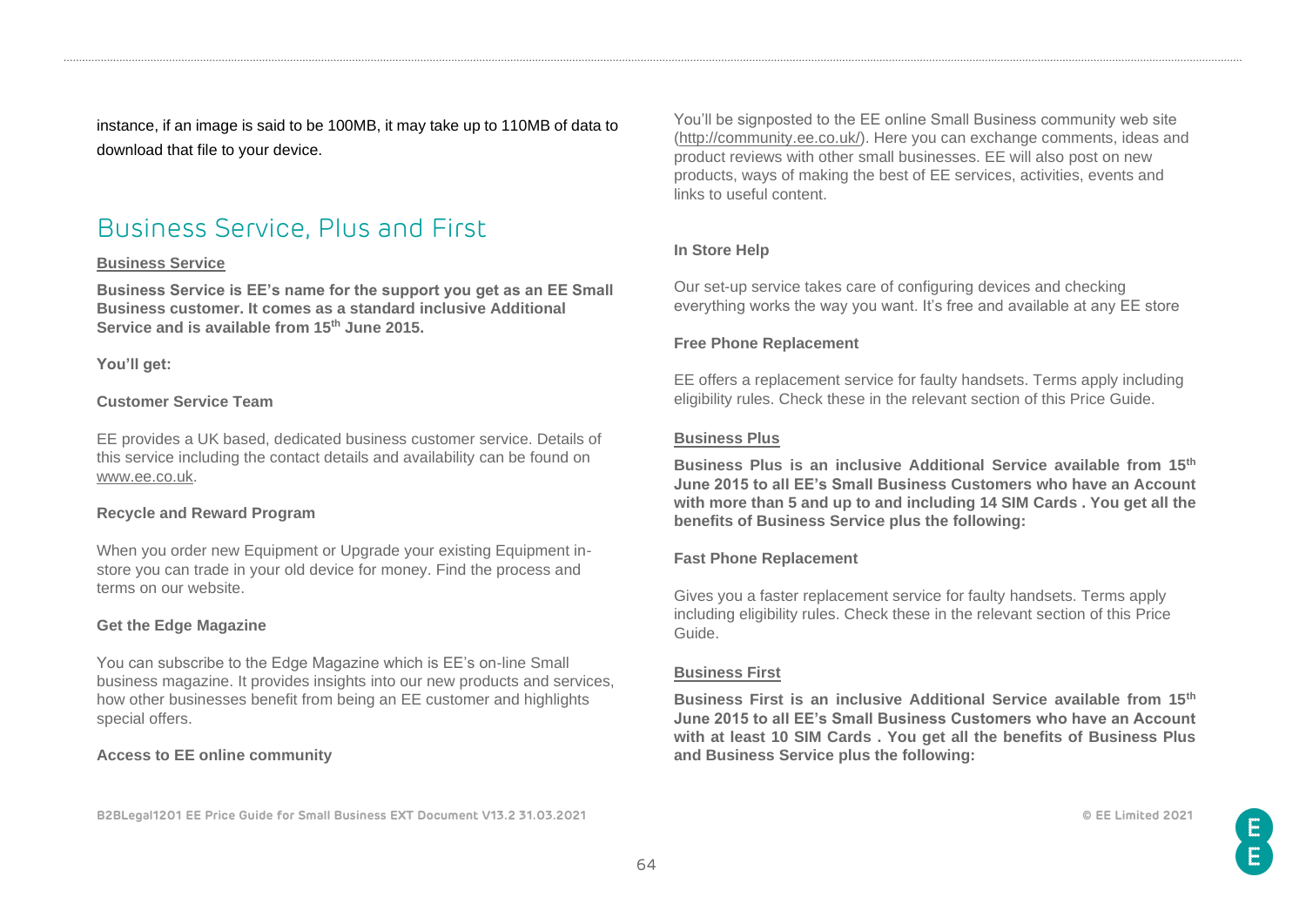instance, if an image is said to be 100MB, it may take up to 110MB of data to download that file to your device.

## Business Service, Plus and First

**Business Service**

**Business Service is EE's name for the support you get as an EE Small Business customer. It comes as a standard inclusive Additional Service and is available from 15th June 2015.**

**You'll get:**

**Customer Service Team**

EE provides a UK based, dedicated business customer service. Details of this service including the contact details and availability can be found on www.ee.co.uk.

**Recycle and Reward Program**

When you order new Equipment or Upgrade your existing Equipment in-store you can trade in your old device for money. Find the process and terms on our website.

**Get the Edge Magazine**

You can subscribe to the Edge Magazine which is EE's on-line Small business magazine. It provides insights into our new products and services, how other businesses benefit from being an EE customer and highlights special offers.

**Access to EE online community**

You'll be signposted to the EE online Small Business community web site (http://community.ee.co.uk/). Here you can exchange comments, ideas and product reviews with other small businesses. EE will also post on new products, ways of making the best of EE services, activities, events and links to useful content.

**In Store Help**

Our set-up service takes care of configuring devices and checking everything works the way you want. It's free and available at any EE store

**Free Phone Replacement**

EE offers a replacement service for faulty handsets. Terms apply including eligibility rules. Check these in the relevant section of this Price Guide.

**Business Plus**

**Business Plus is an inclusive Additional Service available from 15th June 2015 to all EE's Small Business Customers who have an Account with more than 5 and up to and including 14 SIM Cards . You get all the benefits of Business Service plus the following:**

**Fast Phone Replacement**

Gives you a faster replacement service for faulty handsets. Terms apply including eligibility rules. Check these in the relevant section of this Price Guide.

**Business First**

**Business First is an inclusive Additional Service available from 15th June 2015 to all EE's Small Business Customers who have an Account with at least 10 SIM Cards . You get all the benefits of Business Plus and Business Service plus the following:**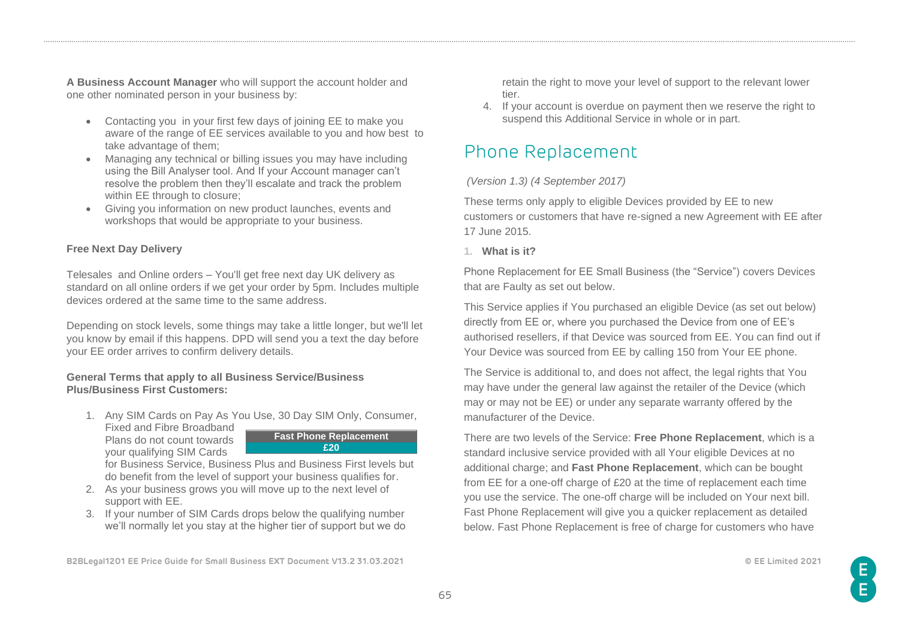**A Business Account Manager** who will support the account holder and one other nominated person in your business by:

- Contacting you in your first few days of joining EE to make you aware of the range of EE services available to you and how best to take advantage of them;
- Managing any technical or billing issues you may have including using the Bill Analyser tool. And If your Account manager can't resolve the problem then they'll escalate and track the problem within EE through to closure;
- Giving you information on new product launches, events and workshops that would be appropriate to your business.

**Free Next Day Delivery**

Telesales and Online orders – You'll get free next day UK delivery as standard on all online orders if we get your order by 5pm. Includes multiple devices ordered at the same time to the same address.

Depending on stock levels, some things may take a little longer, but we'll let you know by email if this happens. DPD will send you a text the day before your EE order arrives to confirm delivery details.

**General Terms that apply to all Business Service/Business Plus/Business First Customers:**

1. Any SIM Cards on Pay As You Use, 30 Day SIM Only, Consumer, Fixed and Fibre Broadband Plans do not count towards your qualifying SIM Cards for Business Service, Business Plus and Business First levels but do benefit from the level of support your business qualifies for.
2. As your business grows you will move up to the next level of support with EE.
3. If your number of SIM Cards drops below the qualifying number we'll normally let you stay at the higher tier of support but we do retain the right to move your level of support to the relevant lower tier.
4. If your account is overdue on payment then we reserve the right to suspend this Additional Service in whole or in part.

| Fast Phone Replacement |
| --- |
| £20 |

# Phone Replacement

*(Version 1.3) (4 September 2017)*

These terms only apply to eligible Devices provided by EE to new customers or customers that have re-signed a new Agreement with EE after 17 June 2015.

1. **What is it?**

Phone Replacement for EE Small Business (the "Service") covers Devices that are Faulty as set out below.

This Service applies if You purchased an eligible Device (as set out below) directly from EE or, where you purchased the Device from one of EE's authorised resellers, if that Device was sourced from EE. You can find out if Your Device was sourced from EE by calling 150 from Your EE phone.

The Service is additional to, and does not affect, the legal rights that You may have under the general law against the retailer of the Device (which may or may not be EE) or under any separate warranty offered by the manufacturer of the Device.

There are two levels of the Service: **Free Phone Replacement**, which is a standard inclusive service provided with all Your eligible Devices at no additional charge; and **Fast Phone Replacement**, which can be bought from EE for a one-off charge of £20 at the time of replacement each time you use the service. The one-off charge will be included on Your next bill. Fast Phone Replacement will give you a quicker replacement as detailed below. Fast Phone Replacement is free of charge for customers who have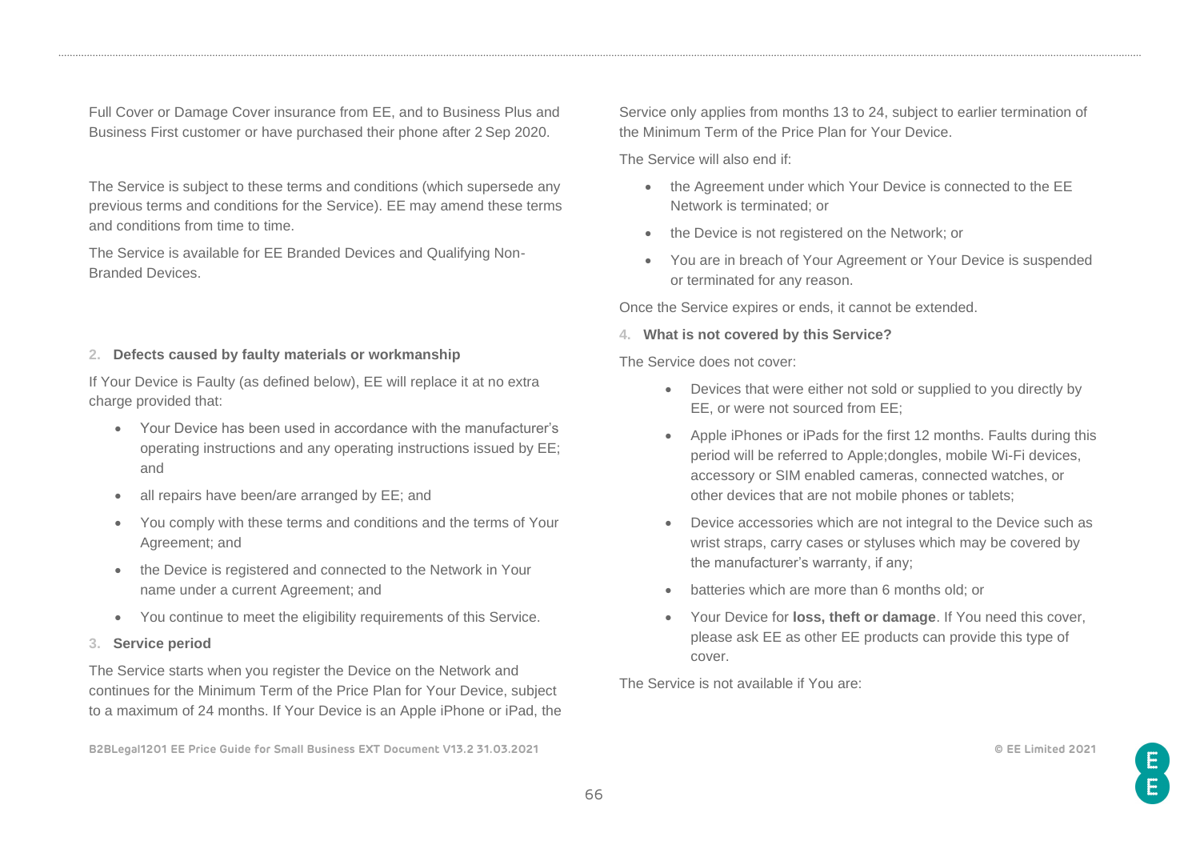Full Cover or Damage Cover insurance from EE, and to Business Plus and Business First customer or have purchased their phone after 2 Sep 2020.

The Service is subject to these terms and conditions (which supersede any previous terms and conditions for the Service). EE may amend these terms and conditions from time to time.

The Service is available for EE Branded Devices and Qualifying Non-Branded Devices.

**2. Defects caused by faulty materials or workmanship**

If Your Device is Faulty (as defined below), EE will replace it at no extra charge provided that:

- Your Device has been used in accordance with the manufacturer's operating instructions and any operating instructions issued by EE; and
- all repairs have been/are arranged by EE; and
- You comply with these terms and conditions and the terms of Your Agreement; and
- the Device is registered and connected to the Network in Your name under a current Agreement; and
- You continue to meet the eligibility requirements of this Service.

**3. Service period**

The Service starts when you register the Device on the Network and continues for the Minimum Term of the Price Plan for Your Device, subject to a maximum of 24 months. If Your Device is an Apple iPhone or iPad, the Service only applies from months 13 to 24, subject to earlier termination of the Minimum Term of the Price Plan for Your Device.

The Service will also end if:

- the Agreement under which Your Device is connected to the EE Network is terminated; or
- the Device is not registered on the Network; or
- You are in breach of Your Agreement or Your Device is suspended or terminated for any reason.

Once the Service expires or ends, it cannot be extended.

**4. What is not covered by this Service?**

The Service does not cover:

- Devices that were either not sold or supplied to you directly by EE, or were not sourced from EE;
- Apple iPhones or iPads for the first 12 months. Faults during this period will be referred to Apple;dongles, mobile Wi-Fi devices, accessory or SIM enabled cameras, connected watches, or other devices that are not mobile phones or tablets;
- Device accessories which are not integral to the Device such as wrist straps, carry cases or styluses which may be covered by the manufacturer's warranty, if any;
- batteries which are more than 6 months old; or
- Your Device for **loss, theft or damage**. If You need this cover, please ask EE as other EE products can provide this type of cover.

The Service is not available if You are: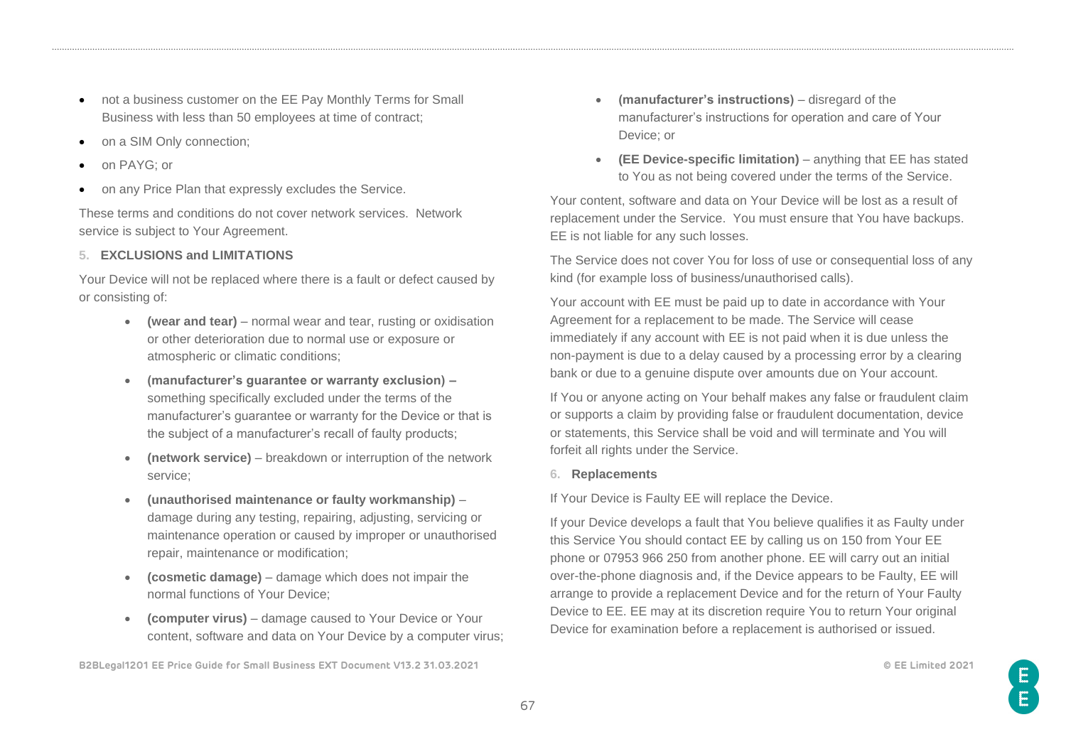- not a business customer on the EE Pay Monthly Terms for Small Business with less than 50 employees at time of contract;
- on a SIM Only connection;
- on PAYG; or
- on any Price Plan that expressly excludes the Service.

These terms and conditions do not cover network services. Network service is subject to Your Agreement.

### 5. EXCLUSIONS and LIMITATIONS

Your Device will not be replaced where there is a fault or defect caused by or consisting of:

- **(wear and tear)** – normal wear and tear, rusting or oxidisation or other deterioration due to normal use or exposure or atmospheric or climatic conditions;
- **(manufacturer's guarantee or warranty exclusion) –** something specifically excluded under the terms of the manufacturer's guarantee or warranty for the Device or that is the subject of a manufacturer's recall of faulty products;
- **(network service)** – breakdown or interruption of the network service;
- **(unauthorised maintenance or faulty workmanship)** – damage during any testing, repairing, adjusting, servicing or maintenance operation or caused by improper or unauthorised repair, maintenance or modification;
- **(cosmetic damage)** – damage which does not impair the normal functions of Your Device;
- **(computer virus)** – damage caused to Your Device or Your content, software and data on Your Device by a computer virus;
- **(manufacturer's instructions)** – disregard of the manufacturer's instructions for operation and care of Your Device; or
- **(EE Device-specific limitation)** – anything that EE has stated to You as not being covered under the terms of the Service.

Your content, software and data on Your Device will be lost as a result of replacement under the Service. You must ensure that You have backups. EE is not liable for any such losses.

The Service does not cover You for loss of use or consequential loss of any kind (for example loss of business/unauthorised calls).

Your account with EE must be paid up to date in accordance with Your Agreement for a replacement to be made. The Service will cease immediately if any account with EE is not paid when it is due unless the non-payment is due to a delay caused by a processing error by a clearing bank or due to a genuine dispute over amounts due on Your account.

If You or anyone acting on Your behalf makes any false or fraudulent claim or supports a claim by providing false or fraudulent documentation, device or statements, this Service shall be void and will terminate and You will forfeit all rights under the Service.

### 6. Replacements

If Your Device is Faulty EE will replace the Device.

If your Device develops a fault that You believe qualifies it as Faulty under this Service You should contact EE by calling us on 150 from Your EE phone or 07953 966 250 from another phone. EE will carry out an initial over-the-phone diagnosis and, if the Device appears to be Faulty, EE will arrange to provide a replacement Device and for the return of Your Faulty Device to EE. EE may at its discretion require You to return Your original Device for examination before a replacement is authorised or issued.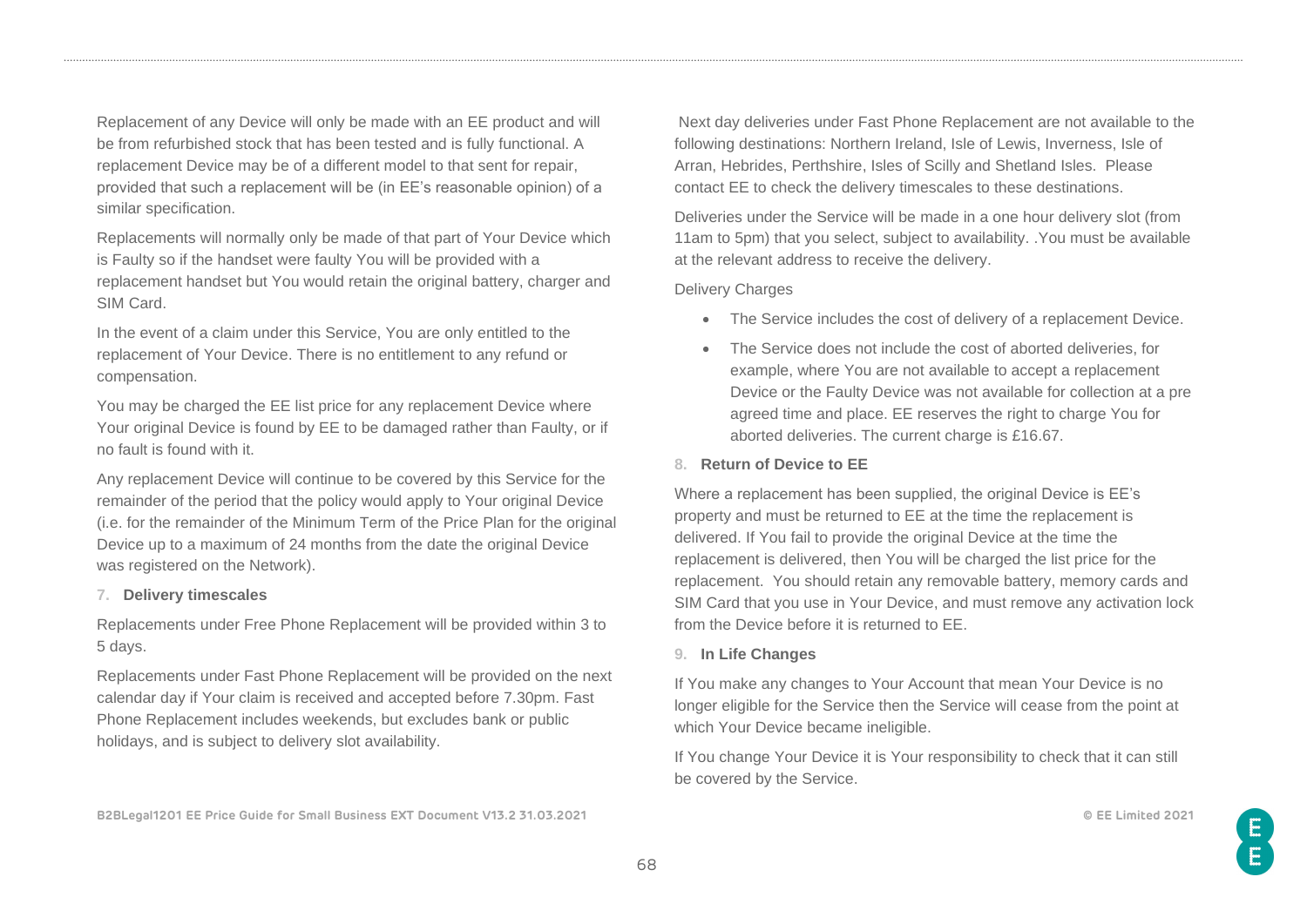Replacement of any Device will only be made with an EE product and will be from refurbished stock that has been tested and is fully functional. A replacement Device may be of a different model to that sent for repair, provided that such a replacement will be (in EE's reasonable opinion) of a similar specification.

Replacements will normally only be made of that part of Your Device which is Faulty so if the handset were faulty You will be provided with a replacement handset but You would retain the original battery, charger and SIM Card.

In the event of a claim under this Service, You are only entitled to the replacement of Your Device. There is no entitlement to any refund or compensation.

You may be charged the EE list price for any replacement Device where Your original Device is found by EE to be damaged rather than Faulty, or if no fault is found with it.

Any replacement Device will continue to be covered by this Service for the remainder of the period that the policy would apply to Your original Device (i.e. for the remainder of the Minimum Term of the Price Plan for the original Device up to a maximum of 24 months from the date the original Device was registered on the Network).

### 7. Delivery timescales

Replacements under Free Phone Replacement will be provided within 3 to 5 days.

Replacements under Fast Phone Replacement will be provided on the next calendar day if Your claim is received and accepted before 7.30pm. Fast Phone Replacement includes weekends, but excludes bank or public holidays, and is subject to delivery slot availability.

Next day deliveries under Fast Phone Replacement are not available to the following destinations: Northern Ireland, Isle of Lewis, Inverness, Isle of Arran, Hebrides, Perthshire, Isles of Scilly and Shetland Isles. Please contact EE to check the delivery timescales to these destinations.

Deliveries under the Service will be made in a one hour delivery slot (from 11am to 5pm) that you select, subject to availability. .You must be available at the relevant address to receive the delivery.

Delivery Charges

- The Service includes the cost of delivery of a replacement Device.
- The Service does not include the cost of aborted deliveries, for example, where You are not available to accept a replacement Device or the Faulty Device was not available for collection at a pre agreed time and place. EE reserves the right to charge You for aborted deliveries. The current charge is £16.67.

### 8. Return of Device to EE

Where a replacement has been supplied, the original Device is EE's property and must be returned to EE at the time the replacement is delivered. If You fail to provide the original Device at the time the replacement is delivered, then You will be charged the list price for the replacement. You should retain any removable battery, memory cards and SIM Card that you use in Your Device, and must remove any activation lock from the Device before it is returned to EE.

### 9. In Life Changes

If You make any changes to Your Account that mean Your Device is no longer eligible for the Service then the Service will cease from the point at which Your Device became ineligible.

If You change Your Device it is Your responsibility to check that it can still be covered by the Service.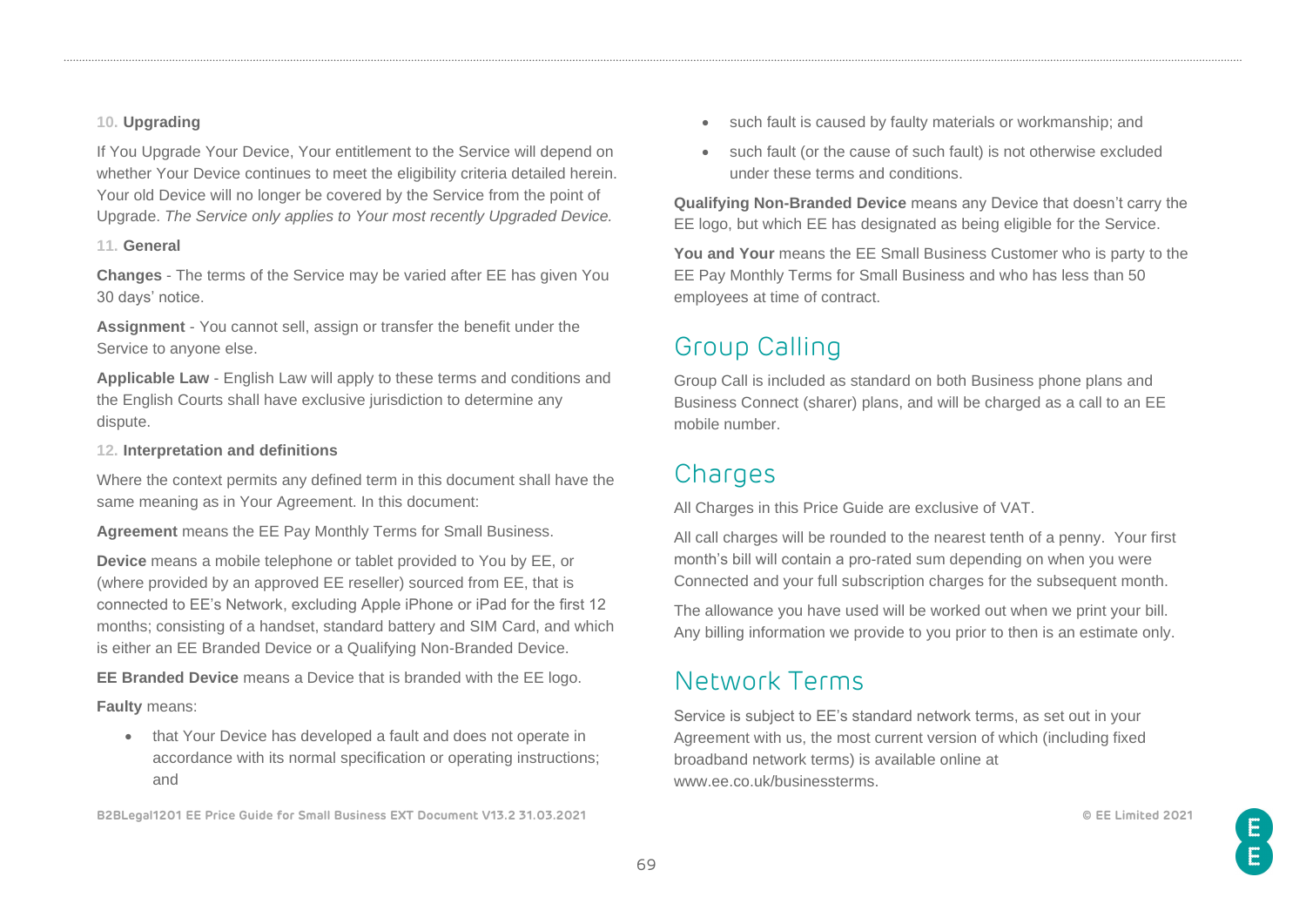**10. Upgrading**

If You Upgrade Your Device, Your entitlement to the Service will depend on whether Your Device continues to meet the eligibility criteria detailed herein. Your old Device will no longer be covered by the Service from the point of Upgrade. *The Service only applies to Your most recently Upgraded Device.*

**11. General**

**Changes** - The terms of the Service may be varied after EE has given You 30 days' notice.

**Assignment** - You cannot sell, assign or transfer the benefit under the Service to anyone else.

**Applicable Law** - English Law will apply to these terms and conditions and the English Courts shall have exclusive jurisdiction to determine any dispute.

**12. Interpretation and definitions**

Where the context permits any defined term in this document shall have the same meaning as in Your Agreement. In this document:

**Agreement** means the EE Pay Monthly Terms for Small Business.

**Device** means a mobile telephone or tablet provided to You by EE, or (where provided by an approved EE reseller) sourced from EE, that is connected to EE's Network, excluding Apple iPhone or iPad for the first 12 months; consisting of a handset, standard battery and SIM Card, and which is either an EE Branded Device or a Qualifying Non-Branded Device.

**EE Branded Device** means a Device that is branded with the EE logo.

**Faulty** means:

- that Your Device has developed a fault and does not operate in accordance with its normal specification or operating instructions; and
- such fault is caused by faulty materials or workmanship; and
- such fault (or the cause of such fault) is not otherwise excluded under these terms and conditions.

**Qualifying Non-Branded Device** means any Device that doesn't carry the EE logo, but which EE has designated as being eligible for the Service.

**You and Your** means the EE Small Business Customer who is party to the EE Pay Monthly Terms for Small Business and who has less than 50 employees at time of contract.

# Group Calling

Group Call is included as standard on both Business phone plans and Business Connect (sharer) plans, and will be charged as a call to an EE mobile number.

# Charges

All Charges in this Price Guide are exclusive of VAT.

All call charges will be rounded to the nearest tenth of a penny. Your first month's bill will contain a pro-rated sum depending on when you were Connected and your full subscription charges for the subsequent month.

The allowance you have used will be worked out when we print your bill. Any billing information we provide to you prior to then is an estimate only.

# Network Terms

Service is subject to EE's standard network terms, as set out in your Agreement with us, the most current version of which (including fixed broadband network terms) is available online at www.ee.co.uk/businessterms.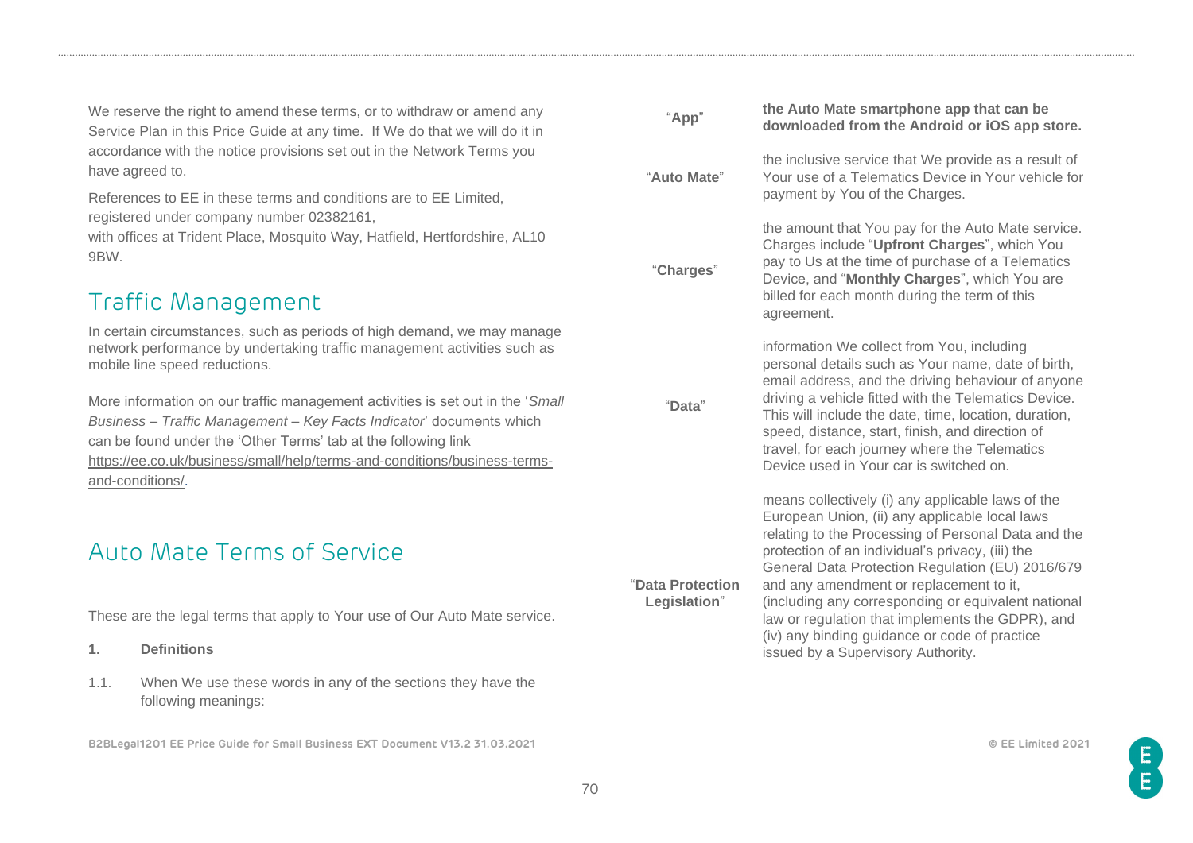We reserve the right to amend these terms, or to withdraw or amend any Service Plan in this Price Guide at any time. If We do that we will do it in accordance with the notice provisions set out in the Network Terms you have agreed to.

References to EE in these terms and conditions are to EE Limited, registered under company number 02382161,
with offices at Trident Place, Mosquito Way, Hatfield, Hertfordshire, AL10 9BW.

## Traffic Management

In certain circumstances, such as periods of high demand, we may manage network performance by undertaking traffic management activities such as mobile line speed reductions.

More information on our traffic management activities is set out in the '*Small Business – Traffic Management – Key Facts Indicator*' documents which can be found under the 'Other Terms' tab at the following link https://ee.co.uk/business/small/help/terms-and-conditions/business-terms-and-conditions/.

## Auto Mate Terms of Service

These are the legal terms that apply to Your use of Our Auto Mate service.

**1. Definitions**

1.1. When We use these words in any of the sections they have the following meanings:

| | |
|---|---|
| "**App**" | **the Auto Mate smartphone app that can be downloaded from the Android or iOS app store.** |
| "**Auto Mate**" | the inclusive service that We provide as a result of Your use of a Telematics Device in Your vehicle for payment by You of the Charges. |
| "**Charges**" | the amount that You pay for the Auto Mate service. Charges include "**Upfront Charges**", which You pay to Us at the time of purchase of a Telematics Device, and "**Monthly Charges**", which You are billed for each month during the term of this agreement. |
| "**Data**" | information We collect from You, including personal details such as Your name, date of birth, email address, and the driving behaviour of anyone driving a vehicle fitted with the Telematics Device. This will include the date, time, location, duration, speed, distance, start, finish, and direction of travel, for each journey where the Telematics Device used in Your car is switched on. |
| "**Data Protection Legislation**" | means collectively (i) any applicable laws of the European Union, (ii) any applicable local laws relating to the Processing of Personal Data and the protection of an individual's privacy, (iii) the General Data Protection Regulation (EU) 2016/679 and any amendment or replacement to it, (including any corresponding or equivalent national law or regulation that implements the GDPR), and (iv) any binding guidance or code of practice issued by a Supervisory Authority. |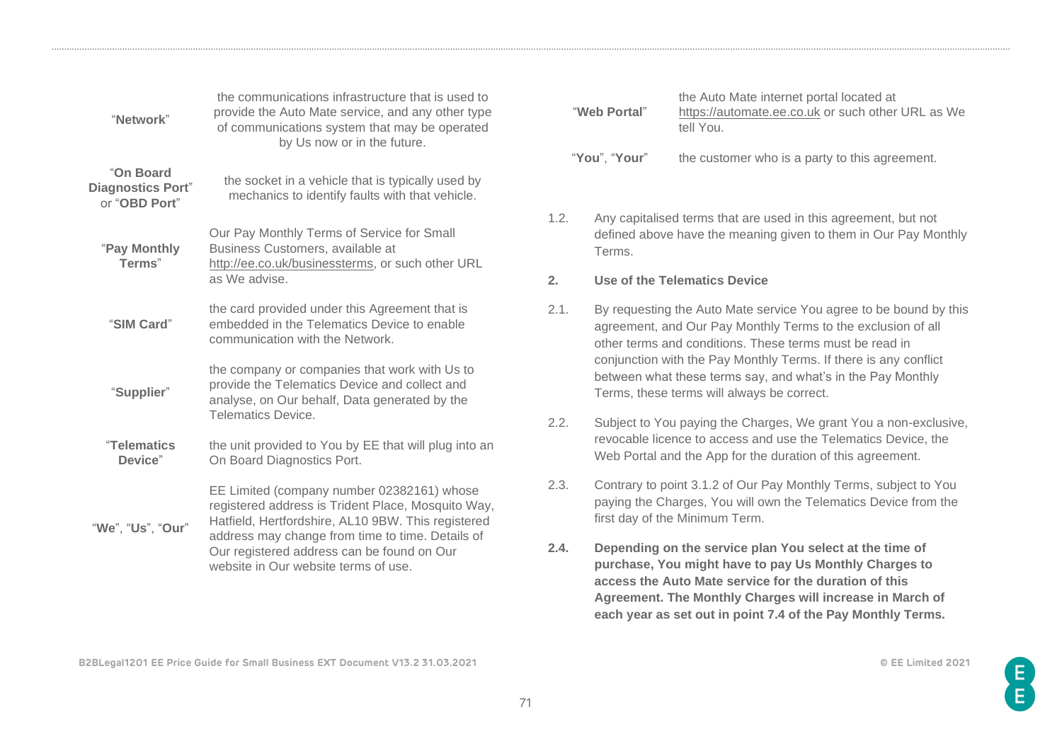| | |
|---|---|
| "**Network**" | the communications infrastructure that is used to provide the Auto Mate service, and any other type of communications system that may be operated by Us now or in the future. |
| "**On Board Diagnostics Port**" or "**OBD Port**" | the socket in a vehicle that is typically used by mechanics to identify faults with that vehicle. |
| "**Pay Monthly Terms**" | Our Pay Monthly Terms of Service for Small Business Customers, available at http://ee.co.uk/businessterms, or such other URL as We advise. |
| "**SIM Card**" | the card provided under this Agreement that is embedded in the Telematics Device to enable communication with the Network. |
| "**Supplier**" | the company or companies that work with Us to provide the Telematics Device and collect and analyse, on Our behalf, Data generated by the Telematics Device. |
| "**Telematics Device**" | the unit provided to You by EE that will plug into an On Board Diagnostics Port. |
| "**We**", "**Us**", "**Our**" | EE Limited (company number 02382161) whose registered address is Trident Place, Mosquito Way, Hatfield, Hertfordshire, AL10 9BW. This registered address may change from time to time. Details of Our registered address can be found on Our website in Our website terms of use. |
| "**Web Portal**" | the Auto Mate internet portal located at https://automate.ee.co.uk or such other URL as We tell You. |
| "**You**", "**Your**" | the customer who is a party to this agreement. |

1.2. Any capitalised terms that are used in this agreement, but not defined above have the meaning given to them in Our Pay Monthly Terms.

**2. Use of the Telematics Device**

2.1. By requesting the Auto Mate service You agree to be bound by this agreement, and Our Pay Monthly Terms to the exclusion of all other terms and conditions. These terms must be read in conjunction with the Pay Monthly Terms. If there is any conflict between what these terms say, and what's in the Pay Monthly Terms, these terms will always be correct.

2.2. Subject to You paying the Charges, We grant You a non-exclusive, revocable licence to access and use the Telematics Device, the Web Portal and the App for the duration of this agreement.

2.3. Contrary to point 3.1.2 of Our Pay Monthly Terms, subject to You paying the Charges, You will own the Telematics Device from the first day of the Minimum Term.

**2.4. Depending on the service plan You select at the time of purchase, You might have to pay Us Monthly Charges to access the Auto Mate service for the duration of this Agreement. The Monthly Charges will increase in March of each year as set out in point 7.4 of the Pay Monthly Terms.**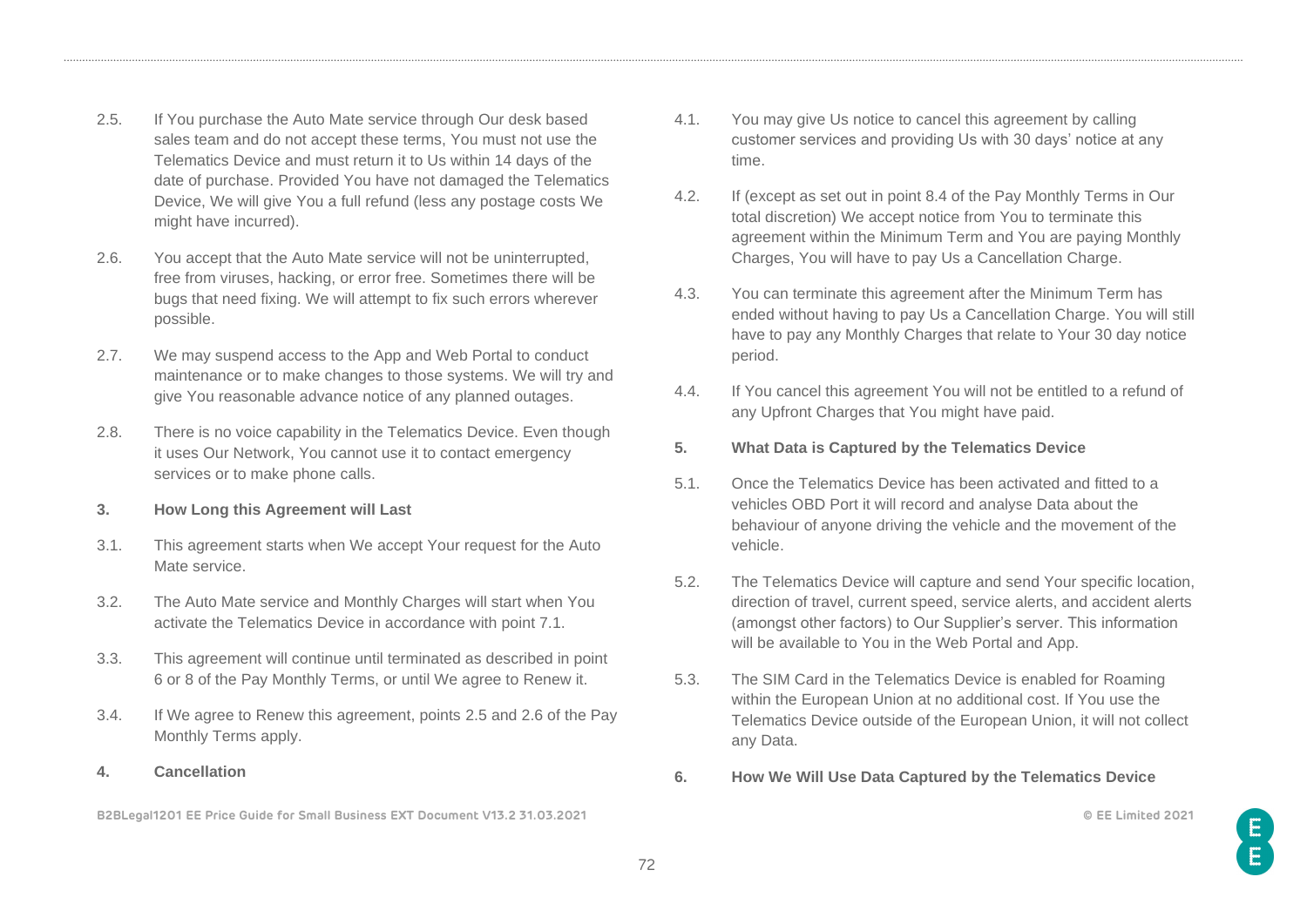2.5. If You purchase the Auto Mate service through Our desk based sales team and do not accept these terms, You must not use the Telematics Device and must return it to Us within 14 days of the date of purchase. Provided You have not damaged the Telematics Device, We will give You a full refund (less any postage costs We might have incurred).

2.6. You accept that the Auto Mate service will not be uninterrupted, free from viruses, hacking, or error free. Sometimes there will be bugs that need fixing. We will attempt to fix such errors wherever possible.

2.7. We may suspend access to the App and Web Portal to conduct maintenance or to make changes to those systems. We will try and give You reasonable advance notice of any planned outages.

2.8. There is no voice capability in the Telematics Device. Even though it uses Our Network, You cannot use it to contact emergency services or to make phone calls.

### 3. How Long this Agreement will Last

3.1. This agreement starts when We accept Your request for the Auto Mate service.

3.2. The Auto Mate service and Monthly Charges will start when You activate the Telematics Device in accordance with point 7.1.

3.3. This agreement will continue until terminated as described in point 6 or 8 of the Pay Monthly Terms, or until We agree to Renew it.

3.4. If We agree to Renew this agreement, points 2.5 and 2.6 of the Pay Monthly Terms apply.

### 4. Cancellation

4.1. You may give Us notice to cancel this agreement by calling customer services and providing Us with 30 days' notice at any time.

4.2. If (except as set out in point 8.4 of the Pay Monthly Terms in Our total discretion) We accept notice from You to terminate this agreement within the Minimum Term and You are paying Monthly Charges, You will have to pay Us a Cancellation Charge.

4.3. You can terminate this agreement after the Minimum Term has ended without having to pay Us a Cancellation Charge. You will still have to pay any Monthly Charges that relate to Your 30 day notice period.

4.4. If You cancel this agreement You will not be entitled to a refund of any Upfront Charges that You might have paid.

### 5. What Data is Captured by the Telematics Device

5.1. Once the Telematics Device has been activated and fitted to a vehicles OBD Port it will record and analyse Data about the behaviour of anyone driving the vehicle and the movement of the vehicle.

5.2. The Telematics Device will capture and send Your specific location, direction of travel, current speed, service alerts, and accident alerts (amongst other factors) to Our Supplier's server. This information will be available to You in the Web Portal and App.

5.3. The SIM Card in the Telematics Device is enabled for Roaming within the European Union at no additional cost. If You use the Telematics Device outside of the European Union, it will not collect any Data.

### 6. How We Will Use Data Captured by the Telematics Device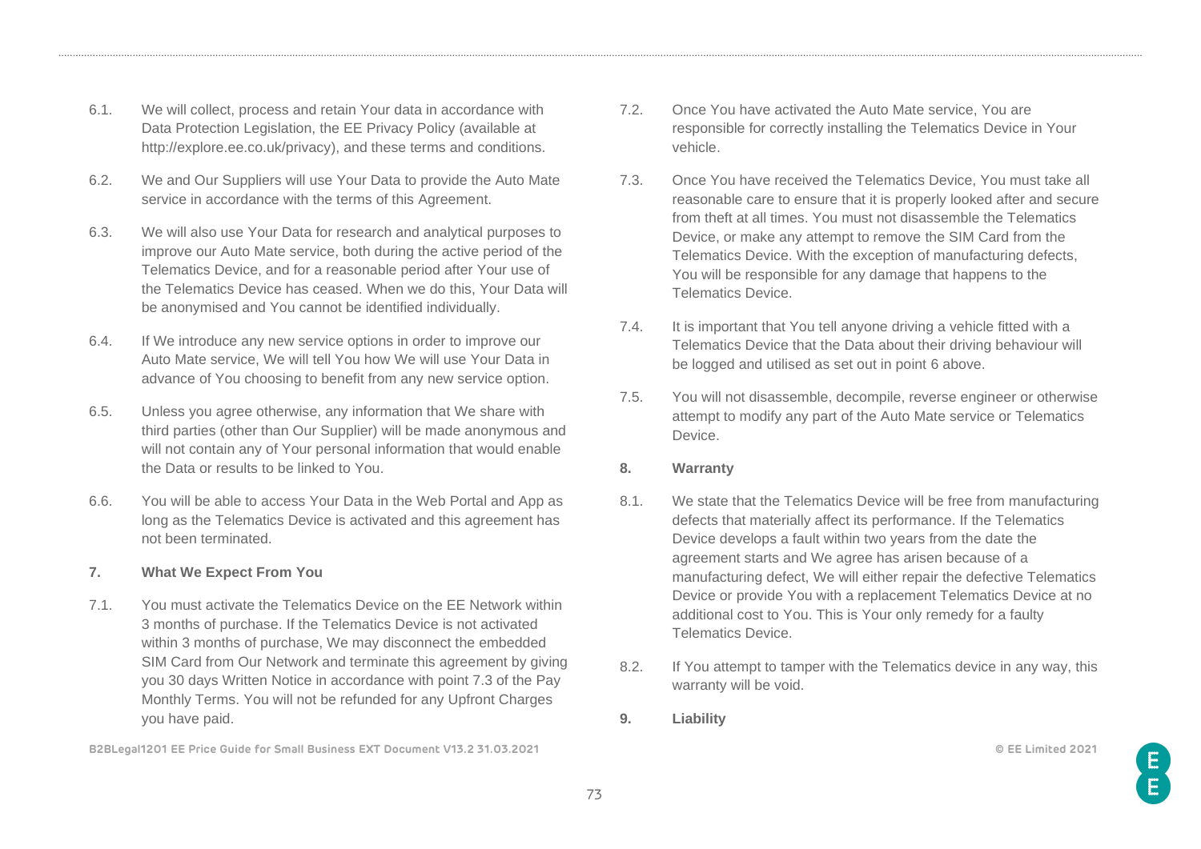6.1. We will collect, process and retain Your data in accordance with Data Protection Legislation, the EE Privacy Policy (available at http://explore.ee.co.uk/privacy), and these terms and conditions.

6.2. We and Our Suppliers will use Your Data to provide the Auto Mate service in accordance with the terms of this Agreement.

6.3. We will also use Your Data for research and analytical purposes to improve our Auto Mate service, both during the active period of the Telematics Device, and for a reasonable period after Your use of the Telematics Device has ceased. When we do this, Your Data will be anonymised and You cannot be identified individually.

6.4. If We introduce any new service options in order to improve our Auto Mate service, We will tell You how We will use Your Data in advance of You choosing to benefit from any new service option.

6.5. Unless you agree otherwise, any information that We share with third parties (other than Our Supplier) will be made anonymous and will not contain any of Your personal information that would enable the Data or results to be linked to You.

6.6. You will be able to access Your Data in the Web Portal and App as long as the Telematics Device is activated and this agreement has not been terminated.

**7. What We Expect From You**

7.1. You must activate the Telematics Device on the EE Network within 3 months of purchase. If the Telematics Device is not activated within 3 months of purchase, We may disconnect the embedded SIM Card from Our Network and terminate this agreement by giving you 30 days Written Notice in accordance with point 7.3 of the Pay Monthly Terms. You will not be refunded for any Upfront Charges you have paid.

7.2. Once You have activated the Auto Mate service, You are responsible for correctly installing the Telematics Device in Your vehicle.

7.3. Once You have received the Telematics Device, You must take all reasonable care to ensure that it is properly looked after and secure from theft at all times. You must not disassemble the Telematics Device, or make any attempt to remove the SIM Card from the Telematics Device. With the exception of manufacturing defects, You will be responsible for any damage that happens to the Telematics Device.

7.4. It is important that You tell anyone driving a vehicle fitted with a Telematics Device that the Data about their driving behaviour will be logged and utilised as set out in point 6 above.

7.5. You will not disassemble, decompile, reverse engineer or otherwise attempt to modify any part of the Auto Mate service or Telematics Device.

**8. Warranty**

8.1. We state that the Telematics Device will be free from manufacturing defects that materially affect its performance. If the Telematics Device develops a fault within two years from the date the agreement starts and We agree has arisen because of a manufacturing defect, We will either repair the defective Telematics Device or provide You with a replacement Telematics Device at no additional cost to You. This is Your only remedy for a faulty Telematics Device.

8.2. If You attempt to tamper with the Telematics device in any way, this warranty will be void.

**9. Liability**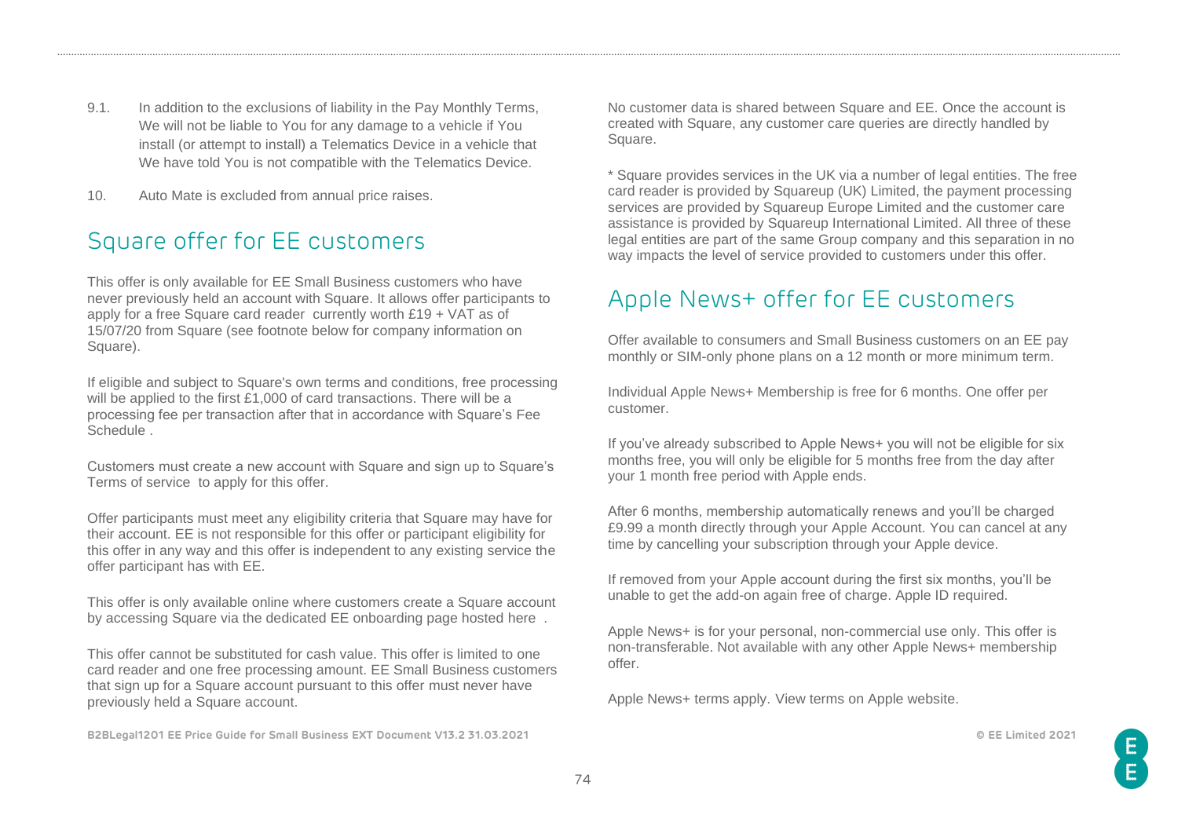9.1. In addition to the exclusions of liability in the Pay Monthly Terms, We will not be liable to You for any damage to a vehicle if You install (or attempt to install) a Telematics Device in a vehicle that We have told You is not compatible with the Telematics Device.

10. Auto Mate is excluded from annual price raises.

## Square offer for EE customers

This offer is only available for EE Small Business customers who have never previously held an account with Square. It allows offer participants to apply for a free Square card reader currently worth £19 + VAT as of 15/07/20 from Square (see footnote below for company information on Square).

If eligible and subject to Square's own terms and conditions, free processing will be applied to the first £1,000 of card transactions. There will be a processing fee per transaction after that in accordance with Square's Fee Schedule .

Customers must create a new account with Square and sign up to Square's Terms of service to apply for this offer.

Offer participants must meet any eligibility criteria that Square may have for their account. EE is not responsible for this offer or participant eligibility for this offer in any way and this offer is independent to any existing service the offer participant has with EE.

This offer is only available online where customers create a Square account by accessing Square via the dedicated EE onboarding page hosted here .

This offer cannot be substituted for cash value. This offer is limited to one card reader and one free processing amount. EE Small Business customers that sign up for a Square account pursuant to this offer must never have previously held a Square account.

No customer data is shared between Square and EE. Once the account is created with Square, any customer care queries are directly handled by Square.

* Square provides services in the UK via a number of legal entities. The free card reader is provided by Squareup (UK) Limited, the payment processing services are provided by Squareup Europe Limited and the customer care assistance is provided by Squareup International Limited. All three of these legal entities are part of the same Group company and this separation in no way impacts the level of service provided to customers under this offer.

## Apple News+ offer for EE customers

Offer available to consumers and Small Business customers on an EE pay monthly or SIM-only phone plans on a 12 month or more minimum term.

Individual Apple News+ Membership is free for 6 months. One offer per customer.

If you've already subscribed to Apple News+ you will not be eligible for six months free, you will only be eligible for 5 months free from the day after your 1 month free period with Apple ends.

After 6 months, membership automatically renews and you'll be charged £9.99 a month directly through your Apple Account. You can cancel at any time by cancelling your subscription through your Apple device.

If removed from your Apple account during the first six months, you'll be unable to get the add-on again free of charge. Apple ID required.

Apple News+ is for your personal, non-commercial use only. This offer is non-transferable. Not available with any other Apple News+ membership offer.

Apple News+ terms apply. View terms on Apple website.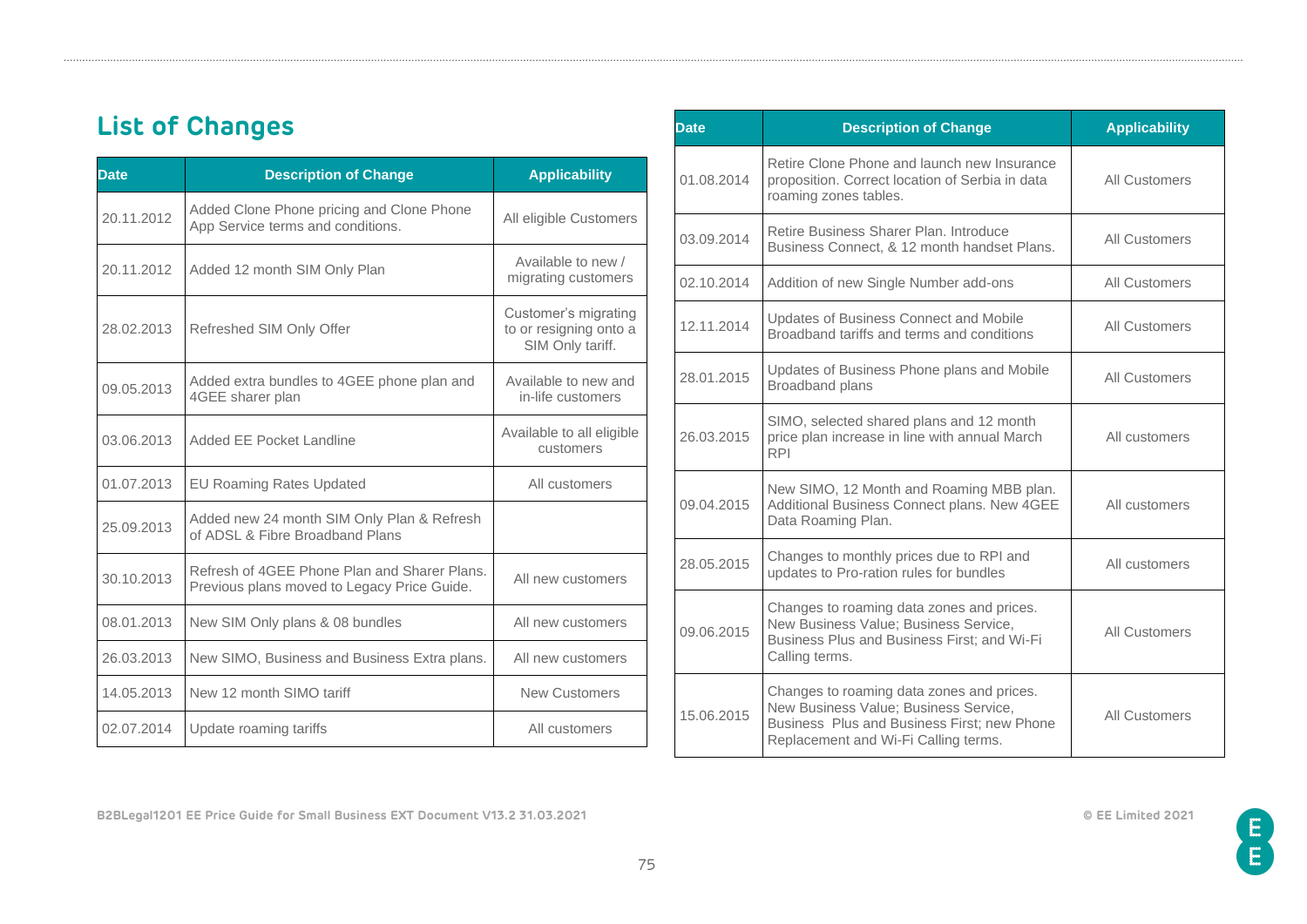## List of Changes

| Date | Description of Change | Applicability |
|---|---|---|
| 20.11.2012 | Added Clone Phone pricing and Clone Phone App Service terms and conditions. | All eligible Customers |
| 20.11.2012 | Added 12 month SIM Only Plan | Available to new / migrating customers |
| 28.02.2013 | Refreshed SIM Only Offer | Customer's migrating to or resigning onto a SIM Only tariff. |
| 09.05.2013 | Added extra bundles to 4GEE phone plan and 4GEE sharer plan | Available to new and in-life customers |
| 03.06.2013 | Added EE Pocket Landline | Available to all eligible customers |
| 01.07.2013 | EU Roaming Rates Updated | All customers |
| 25.09.2013 | Added new 24 month SIM Only Plan & Refresh of ADSL & Fibre Broadband Plans | |
| 30.10.2013 | Refresh of 4GEE Phone Plan and Sharer Plans. Previous plans moved to Legacy Price Guide. | All new customers |
| 08.01.2013 | New SIM Only plans & 08 bundles | All new customers |
| 26.03.2013 | New SIMO, Business and Business Extra plans. | All new customers |
| 14.05.2013 | New 12 month SIMO tariff | New Customers |
| 02.07.2014 | Update roaming tariffs | All customers |
| 01.08.2014 | Retire Clone Phone and launch new Insurance proposition. Correct location of Serbia in data roaming zones tables. | All Customers |
| 03.09.2014 | Retire Business Sharer Plan. Introduce Business Connect, & 12 month handset Plans. | All Customers |
| 02.10.2014 | Addition of new Single Number add-ons | All Customers |
| 12.11.2014 | Updates of Business Connect and Mobile Broadband tariffs and terms and conditions | All Customers |
| 28.01.2015 | Updates of Business Phone plans and Mobile Broadband plans | All Customers |
| 26.03.2015 | SIMO, selected shared plans and 12 month price plan increase in line with annual March RPI | All customers |
| 09.04.2015 | New SIMO, 12 Month and Roaming MBB plan. Additional Business Connect plans. New 4GEE Data Roaming Plan. | All customers |
| 28.05.2015 | Changes to monthly prices due to RPI and updates to Pro-ration rules for bundles | All customers |
| 09.06.2015 | Changes to roaming data zones and prices. New Business Value; Business Service, Business Plus and Business First; and Wi-Fi Calling terms. | All Customers |
| 15.06.2015 | Changes to roaming data zones and prices. New Business Value; Business Service, Business Plus and Business First; new Phone Replacement and Wi-Fi Calling terms. | All Customers |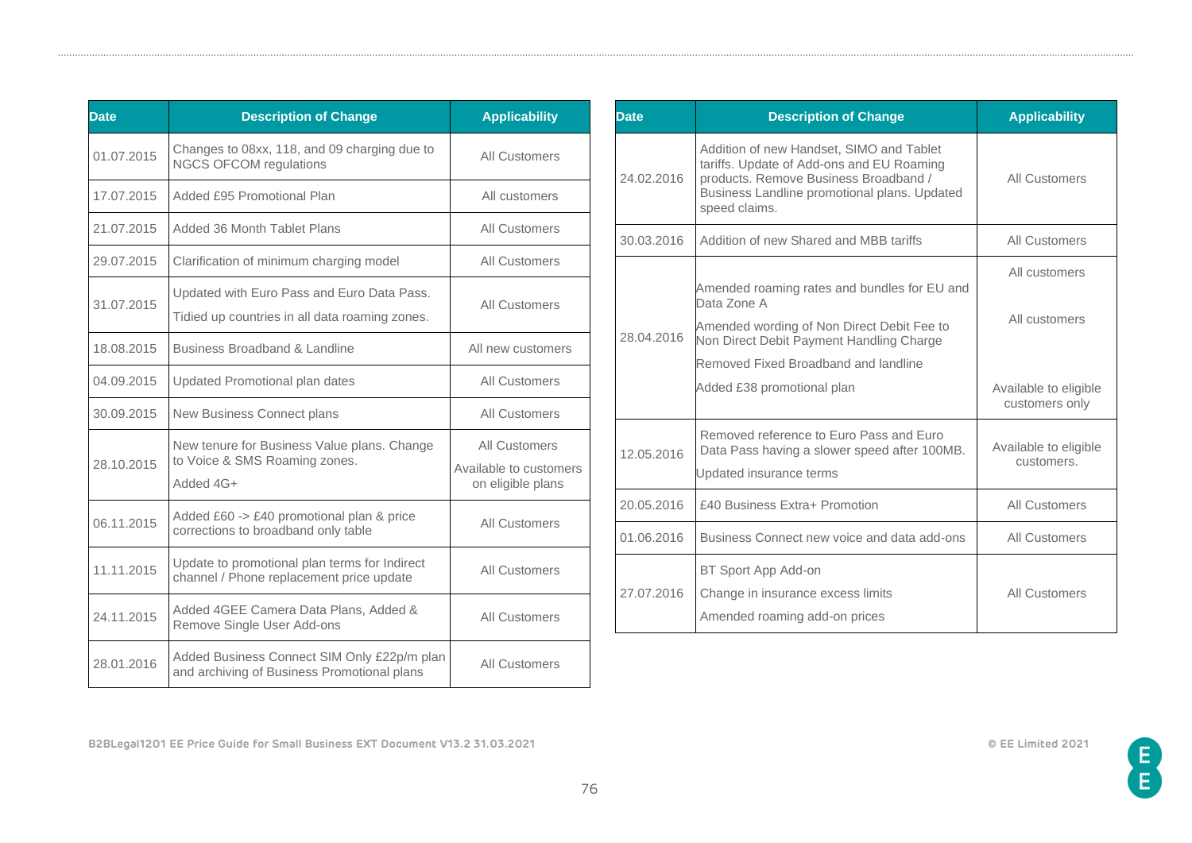| Date | Description of Change | Applicability |
|---|---|---|
| 01.07.2015 | Changes to 08xx, 118, and 09 charging due to NGCS OFCOM regulations | All Customers |
| 17.07.2015 | Added £95 Promotional Plan | All customers |
| 21.07.2015 | Added 36 Month Tablet Plans | All Customers |
| 29.07.2015 | Clarification of minimum charging model | All Customers |
| 31.07.2015 | Updated with Euro Pass and Euro Data Pass. Tidied up countries in all data roaming zones. | All Customers |
| 18.08.2015 | Business Broadband & Landline | All new customers |
| 04.09.2015 | Updated Promotional plan dates | All Customers |
| 30.09.2015 | New Business Connect plans | All Customers |
| 28.10.2015 | New tenure for Business Value plans. Change to Voice & SMS Roaming zones. Added 4G+ | All Customers Available to customers on eligible plans |
| 06.11.2015 | Added £60 -> £40 promotional plan & price corrections to broadband only table | All Customers |
| 11.11.2015 | Update to promotional plan terms for Indirect channel / Phone replacement price update | All Customers |
| 24.11.2015 | Added 4GEE Camera Data Plans, Added & Remove Single User Add-ons | All Customers |
| 28.01.2016 | Added Business Connect SIM Only £22p/m plan and archiving of Business Promotional plans | All Customers |
| 24.02.2016 | Addition of new Handset, SIMO and Tablet tariffs. Update of Add-ons and EU Roaming products. Remove Business Broadband / Business Landline promotional plans. Updated speed claims. | All Customers |
| 30.03.2016 | Addition of new Shared and MBB tariffs | All Customers |
| 28.04.2016 | Amended roaming rates and bundles for EU and Data Zone A | All customers |
| | Amended wording of Non Direct Debit Fee to Non Direct Debit Payment Handling Charge | All customers |
| | Removed Fixed Broadband and landline | |
| | Added £38 promotional plan | Available to eligible customers only |
| 12.05.2016 | Removed reference to Euro Pass and Euro Data Pass having a slower speed after 100MB. Updated insurance terms | Available to eligible customers. |
| 20.05.2016 | £40 Business Extra+ Promotion | All Customers |
| 01.06.2016 | Business Connect new voice and data add-ons | All Customers |
| 27.07.2016 | BT Sport App Add-on Change in insurance excess limits Amended roaming add-on prices | All Customers |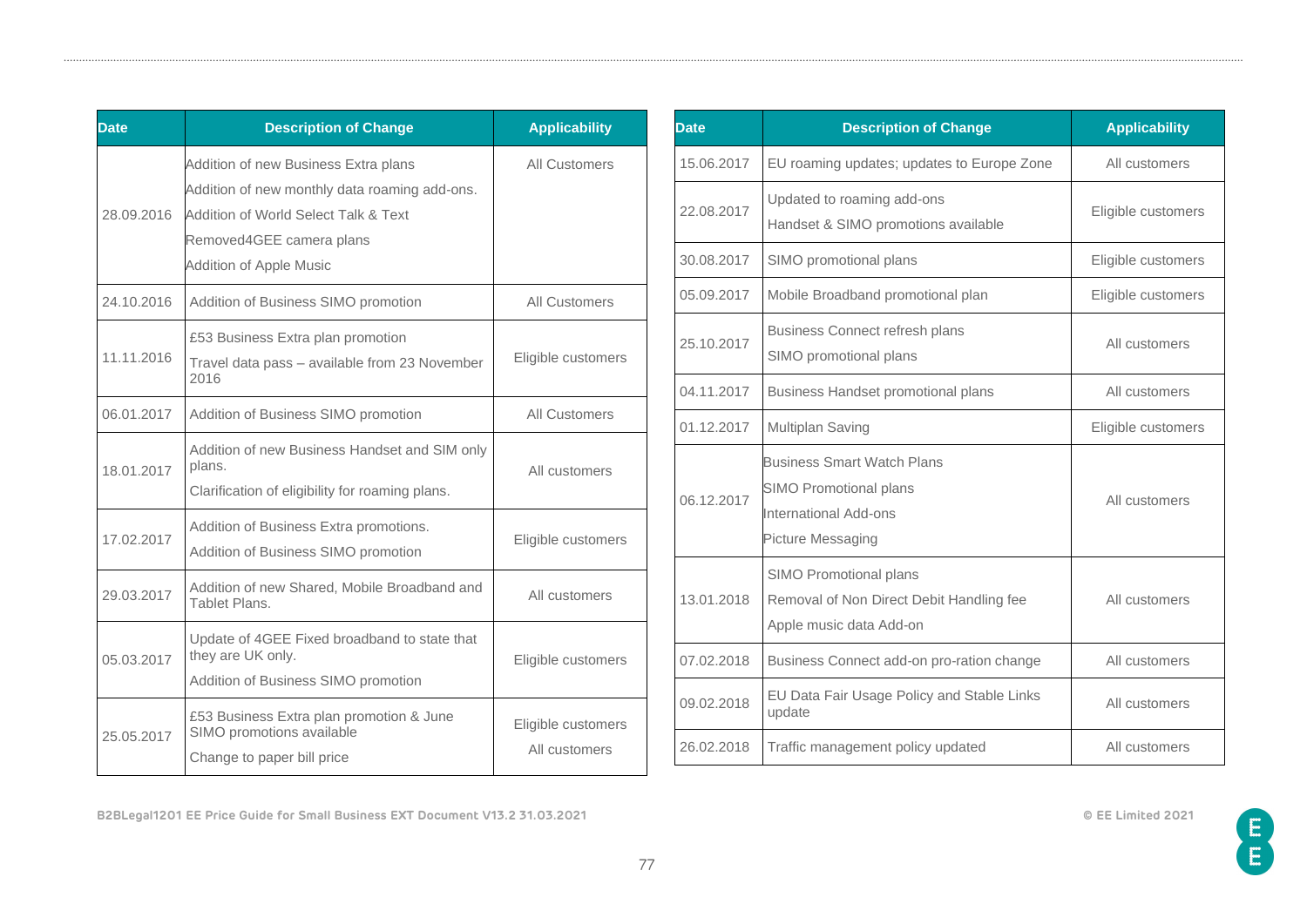| Date | Description of Change | Applicability |
|---|---|---|
| 28.09.2016 | Addition of new Business Extra plans<br>Addition of new monthly data roaming add-ons.<br>Addition of World Select Talk & Text<br>Removed4GEE camera plans<br>Addition of Apple Music | All Customers |
| 24.10.2016 | Addition of Business SIMO promotion | All Customers |
| 11.11.2016 | £53 Business Extra plan promotion<br>Travel data pass – available from 23 November 2016 | Eligible customers |
| 06.01.2017 | Addition of Business SIMO promotion | All Customers |
| 18.01.2017 | Addition of new Business Handset and SIM only plans.<br>Clarification of eligibility for roaming plans. | All customers |
| 17.02.2017 | Addition of Business Extra promotions.<br>Addition of Business SIMO promotion | Eligible customers |
| 29.03.2017 | Addition of new Shared, Mobile Broadband and Tablet Plans. | All customers |
| 05.03.2017 | Update of 4GEE Fixed broadband to state that they are UK only.<br>Addition of Business SIMO promotion | Eligible customers |
| 25.05.2017 | £53 Business Extra plan promotion & June SIMO promotions available<br>Change to paper bill price | Eligible customers<br>All customers |

| Date | Description of Change | Applicability |
|---|---|---|
| 15.06.2017 | EU roaming updates; updates to Europe Zone | All customers |
| 22.08.2017 | Updated to roaming add-ons<br>Handset & SIMO promotions available | Eligible customers |
| 30.08.2017 | SIMO promotional plans | Eligible customers |
| 05.09.2017 | Mobile Broadband promotional plan | Eligible customers |
| 25.10.2017 | Business Connect refresh plans<br>SIMO promotional plans | All customers |
| 04.11.2017 | Business Handset promotional plans | All customers |
| 01.12.2017 | Multiplan Saving | Eligible customers |
| 06.12.2017 | Business Smart Watch Plans<br>SIMO Promotional plans<br>International Add-ons<br>Picture Messaging | All customers |
| 13.01.2018 | SIMO Promotional plans<br>Removal of Non Direct Debit Handling fee<br>Apple music data Add-on | All customers |
| 07.02.2018 | Business Connect add-on pro-ration change | All customers |
| 09.02.2018 | EU Data Fair Usage Policy and Stable Links update | All customers |
| 26.02.2018 | Traffic management policy updated | All customers |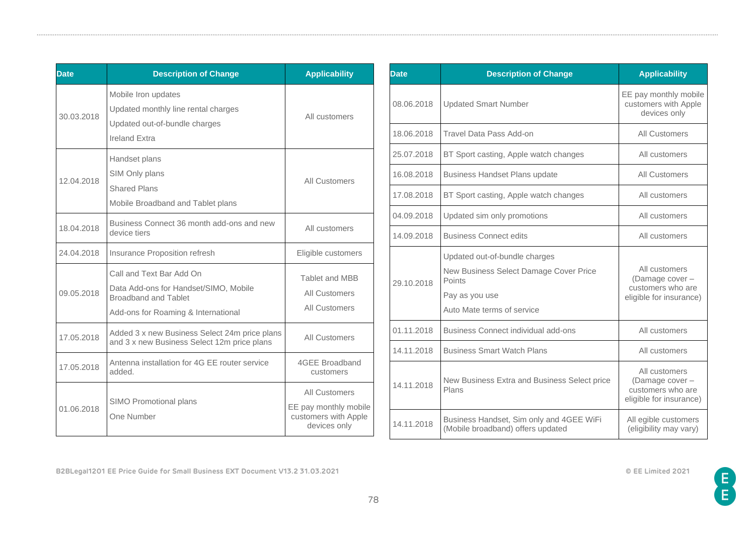| Date | Description of Change | Applicability |
|---|---|---|
| 30.03.2018 | Mobile Iron updates<br>Updated monthly line rental charges<br>Updated out-of-bundle charges<br>Ireland Extra | All customers |
| 12.04.2018 | Handset plans<br>SIM Only plans<br>Shared Plans<br>Mobile Broadband and Tablet plans | All Customers |
| 18.04.2018 | Business Connect 36 month add-ons and new device tiers | All customers |
| 24.04.2018 | Insurance Proposition refresh | Eligible customers |
| 09.05.2018 | Call and Text Bar Add On<br>Data Add-ons for Handset/SIMO, Mobile Broadband and Tablet<br>Add-ons for Roaming & International | Tablet and MBB<br>All Customers<br>All Customers |
| 17.05.2018 | Added 3 x new Business Select 24m price plans and 3 x new Business Select 12m price plans | All Customers |
| 17.05.2018 | Antenna installation for 4G EE router service added. | 4GEE Broadband customers |
| 01.06.2018 | SIMO Promotional plans<br>One Number | All Customers<br>EE pay monthly mobile customers with Apple devices only |
| 08.06.2018 | Updated Smart Number | EE pay monthly mobile customers with Apple devices only |
| 18.06.2018 | Travel Data Pass Add-on | All Customers |
| 25.07.2018 | BT Sport casting, Apple watch changes | All customers |
| 16.08.2018 | Business Handset Plans update | All Customers |
| 17.08.2018 | BT Sport casting, Apple watch changes | All customers |
| 04.09.2018 | Updated sim only promotions | All customers |
| 14.09.2018 | Business Connect edits | All customers |
| 29.10.2018 | Updated out-of-bundle charges<br>New Business Select Damage Cover Price Points<br>Pay as you use<br>Auto Mate terms of service | All customers (Damage cover – customers who are eligible for insurance) |
| 01.11.2018 | Business Connect individual add-ons | All customers |
| 14.11.2018 | Business Smart Watch Plans | All customers |
| 14.11.2018 | New Business Extra and Business Select price Plans | All customers (Damage cover – customers who are eligible for insurance) |
| 14.11.2018 | Business Handset, Sim only and 4GEE WiFi (Mobile broadband) offers updated | All egible customers (eligibility may vary) |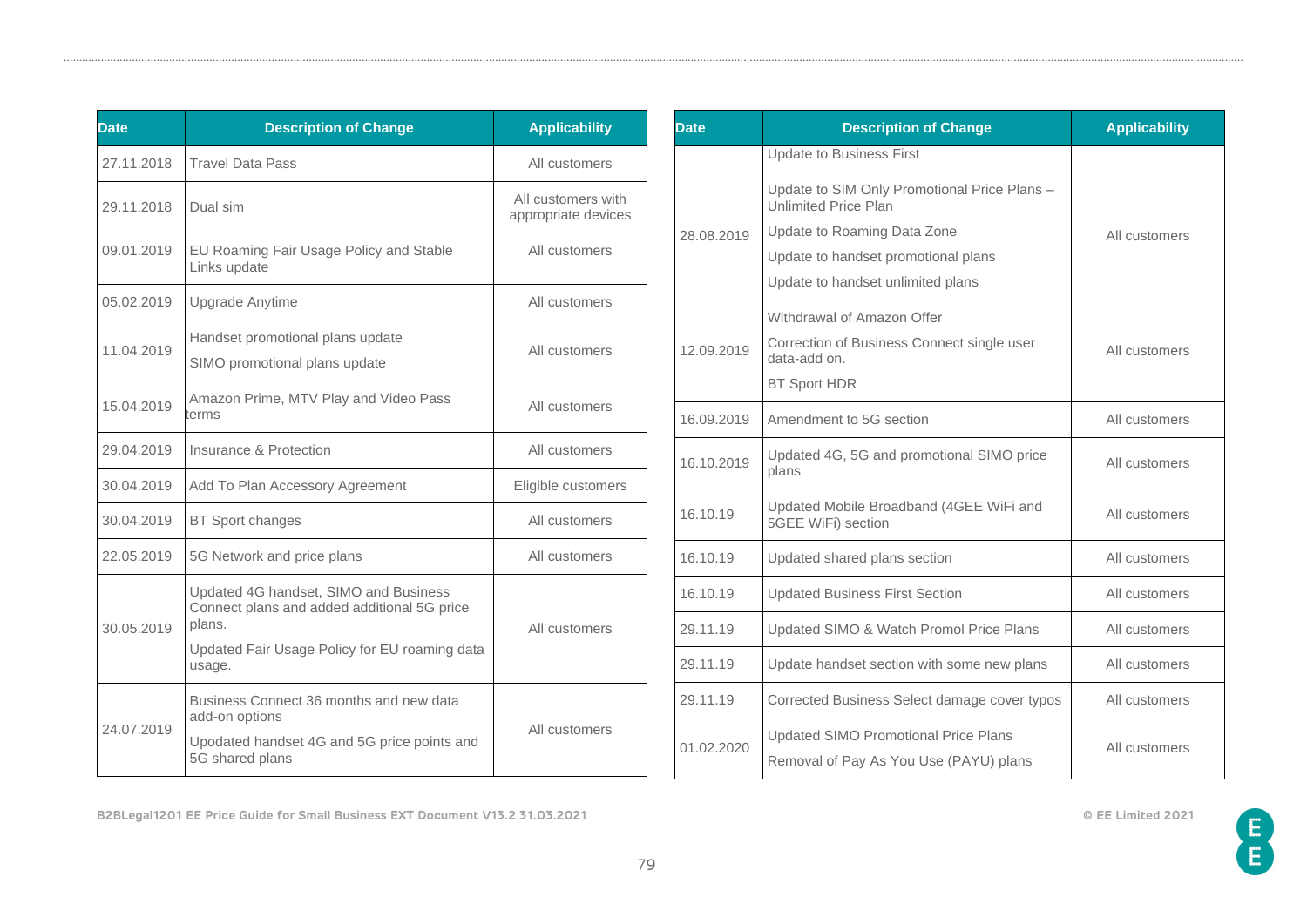| Date | Description of Change | Applicability |
|---|---|---|
| 27.11.2018 | Travel Data Pass | All customers |
| 29.11.2018 | Dual sim | All customers with appropriate devices |
| 09.01.2019 | EU Roaming Fair Usage Policy and Stable Links update | All customers |
| 05.02.2019 | Upgrade Anytime | All customers |
| 11.04.2019 | Handset promotional plans update<br>SIMO promotional plans update | All customers |
| 15.04.2019 | Amazon Prime, MTV Play and Video Pass terms | All customers |
| 29.04.2019 | Insurance & Protection | All customers |
| 30.04.2019 | Add To Plan Accessory Agreement | Eligible customers |
| 30.04.2019 | BT Sport changes | All customers |
| 22.05.2019 | 5G Network and price plans | All customers |
| 30.05.2019 | Updated 4G handset, SIMO and Business Connect plans and added additional 5G price plans.<br>Updated Fair Usage Policy for EU roaming data usage. | All customers |
| 24.07.2019 | Business Connect 36 months and new data add-on options<br>Upodated handset 4G and 5G price points and 5G shared plans | All customers |

| Date | Description of Change | Applicability |
|---|---|---|
| | Update to Business First | |
| 28.08.2019 | Update to SIM Only Promotional Price Plans – Unlimited Price Plan<br>Update to Roaming Data Zone<br>Update to handset promotional plans<br>Update to handset unlimited plans | All customers |
| 12.09.2019 | Withdrawal of Amazon Offer<br>Correction of Business Connect single user data-add on.<br>BT Sport HDR | All customers |
| 16.09.2019 | Amendment to 5G section | All customers |
| 16.10.2019 | Updated 4G, 5G and promotional SIMO price plans | All customers |
| 16.10.19 | Updated Mobile Broadband (4GEE WiFi and 5GEE WiFi) section | All customers |
| 16.10.19 | Updated shared plans section | All customers |
| 16.10.19 | Updated Business First Section | All customers |
| 29.11.19 | Updated SIMO & Watch Promol Price Plans | All customers |
| 29.11.19 | Update handset section with some new plans | All customers |
| 29.11.19 | Corrected Business Select damage cover typos | All customers |
| 01.02.2020 | Updated SIMO Promotional Price Plans<br>Removal of Pay As You Use (PAYU) plans | All customers |

B2BLegal1201 EE Price Guide for Small Business EXT Document V13.2 31.03.2021

© EE Limited 2021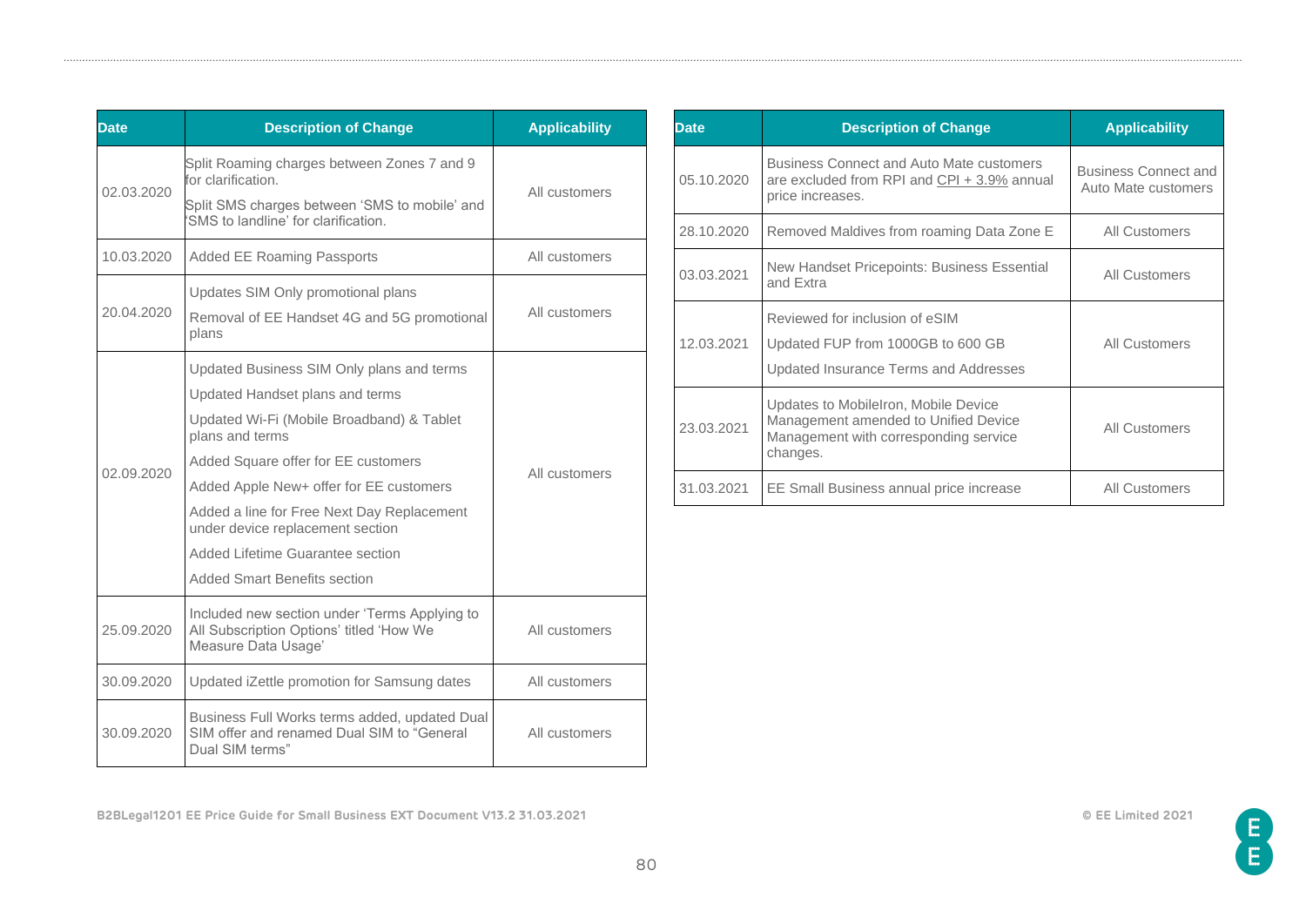| Date | Description of Change | Applicability |
|---|---|---|
| 02.03.2020 | Split Roaming charges between Zones 7 and 9 for clarification.<br>Split SMS charges between 'SMS to mobile' and 'SMS to landline' for clarification. | All customers |
| 10.03.2020 | Added EE Roaming Passports | All customers |
| 20.04.2020 | Updates SIM Only promotional plans<br>Removal of EE Handset 4G and 5G promotional plans | All customers |
| 02.09.2020 | Updated Business SIM Only plans and terms<br>Updated Handset plans and terms<br>Updated Wi-Fi (Mobile Broadband) & Tablet plans and terms<br>Added Square offer for EE customers<br>Added Apple New+ offer for EE customers<br>Added a line for Free Next Day Replacement under device replacement section<br>Added Lifetime Guarantee section<br>Added Smart Benefits section | All customers |
| 25.09.2020 | Included new section under 'Terms Applying to All Subscription Options' titled 'How We Measure Data Usage' | All customers |
| 30.09.2020 | Updated iZettle promotion for Samsung dates | All customers |
| 30.09.2020 | Business Full Works terms added, updated Dual SIM offer and renamed Dual SIM to "General Dual SIM terms" | All customers |
| 05.10.2020 | Business Connect and Auto Mate customers are excluded from RPI and CPI + 3.9% annual price increases. | Business Connect and Auto Mate customers |
| 28.10.2020 | Removed Maldives from roaming Data Zone E | All Customers |
| 03.03.2021 | New Handset Pricepoints: Business Essential and Extra | All Customers |
| 12.03.2021 | Reviewed for inclusion of eSIM<br>Updated FUP from 1000GB to 600 GB<br>Updated Insurance Terms and Addresses | All Customers |
| 23.03.2021 | Updates to MobileIron, Mobile Device Management amended to Unified Device Management with corresponding service changes. | All Customers |
| 31.03.2021 | EE Small Business annual price increase | All Customers |

B2BLegal1201 EE Price Guide for Small Business EXT Document V13.2 31.03.2021

© EE Limited 2021